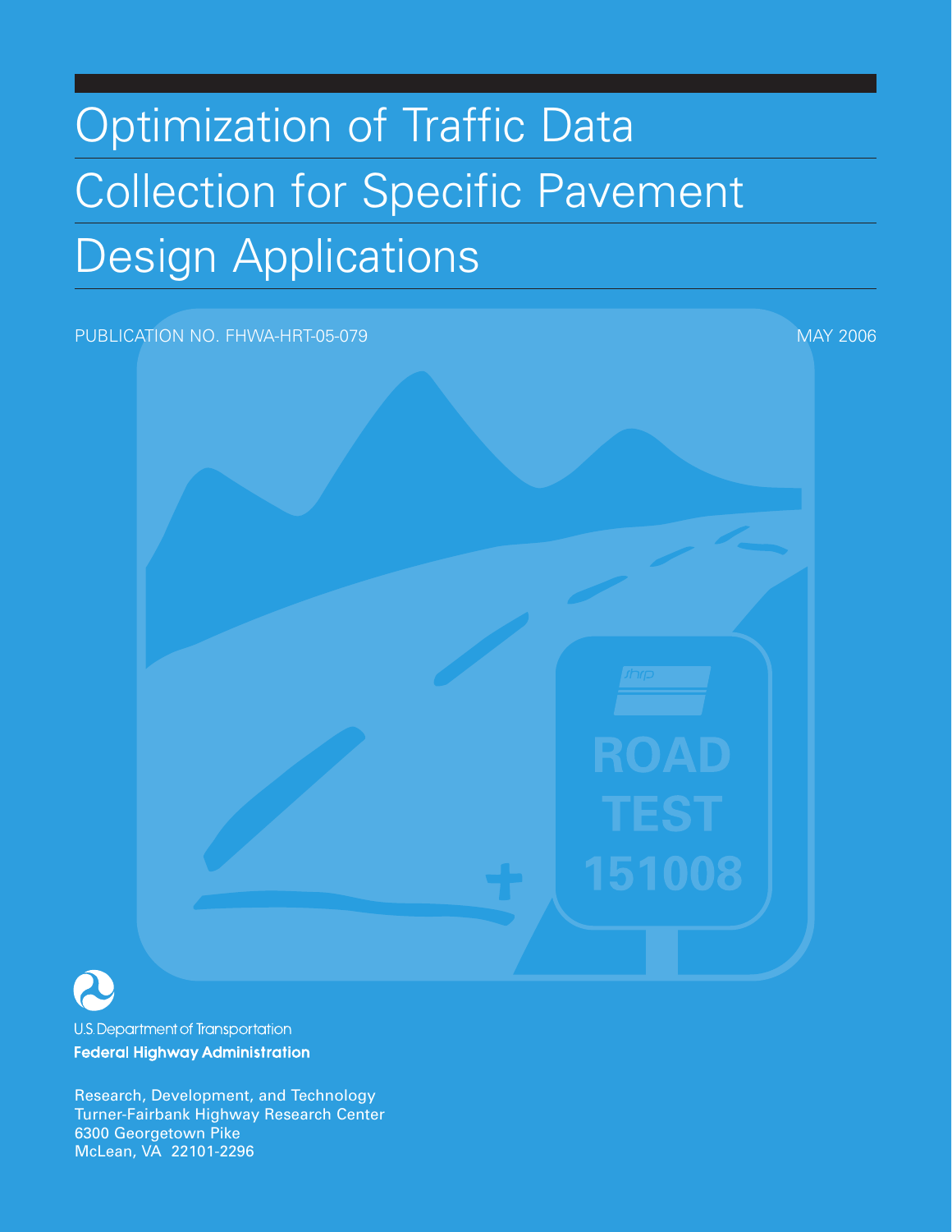# Optimization of Traffic Data Collection for Specific Pavement Design Applications

PUBLICATION NO. FHWA-HRT-05-079

MAY 2006

U.S. Department of Transportation

**Federal Highway Administration**

Research, Development, and Technology
Turner-Fairbank Highway Research Center
6300 Georgetown Pike
McLean, VA 22101-2296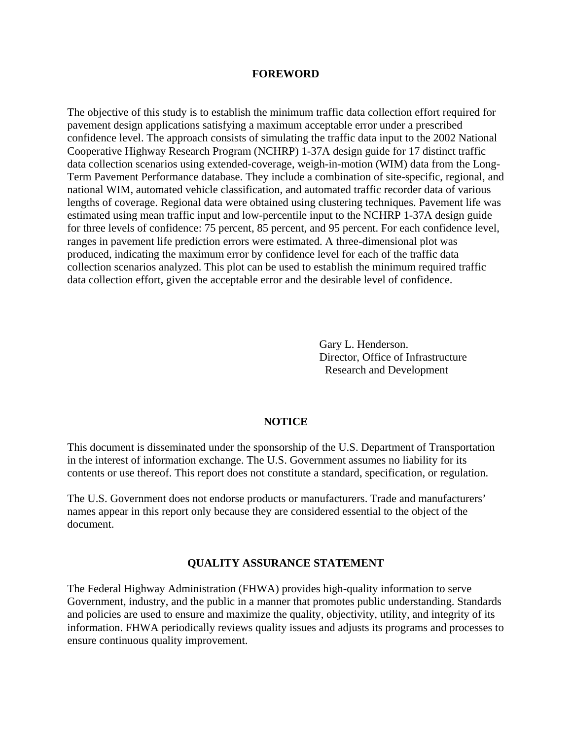## FOREWORD

The objective of this study is to establish the minimum traffic data collection effort required for pavement design applications satisfying a maximum acceptable error under a prescribed confidence level. The approach consists of simulating the traffic data input to the 2002 National Cooperative Highway Research Program (NCHRP) 1-37A design guide for 17 distinct traffic data collection scenarios using extended-coverage, weigh-in-motion (WIM) data from the Long-Term Pavement Performance database. They include a combination of site-specific, regional, and national WIM, automated vehicle classification, and automated traffic recorder data of various lengths of coverage. Regional data were obtained using clustering techniques. Pavement life was estimated using mean traffic input and low-percentile input to the NCHRP 1-37A design guide for three levels of confidence: 75 percent, 85 percent, and 95 percent. For each confidence level, ranges in pavement life prediction errors were estimated. A three-dimensional plot was produced, indicating the maximum error by confidence level for each of the traffic data collection scenarios analyzed. This plot can be used to establish the minimum required traffic data collection effort, given the acceptable error and the desirable level of confidence.

Gary L. Henderson.
Director, Office of Infrastructure
Research and Development

## NOTICE

This document is disseminated under the sponsorship of the U.S. Department of Transportation in the interest of information exchange. The U.S. Government assumes no liability for its contents or use thereof. This report does not constitute a standard, specification, or regulation.

The U.S. Government does not endorse products or manufacturers. Trade and manufacturers' names appear in this report only because they are considered essential to the object of the document.

## QUALITY ASSURANCE STATEMENT

The Federal Highway Administration (FHWA) provides high-quality information to serve Government, industry, and the public in a manner that promotes public understanding. Standards and policies are used to ensure and maximize the quality, objectivity, utility, and integrity of its information. FHWA periodically reviews quality issues and adjusts its programs and processes to ensure continuous quality improvement.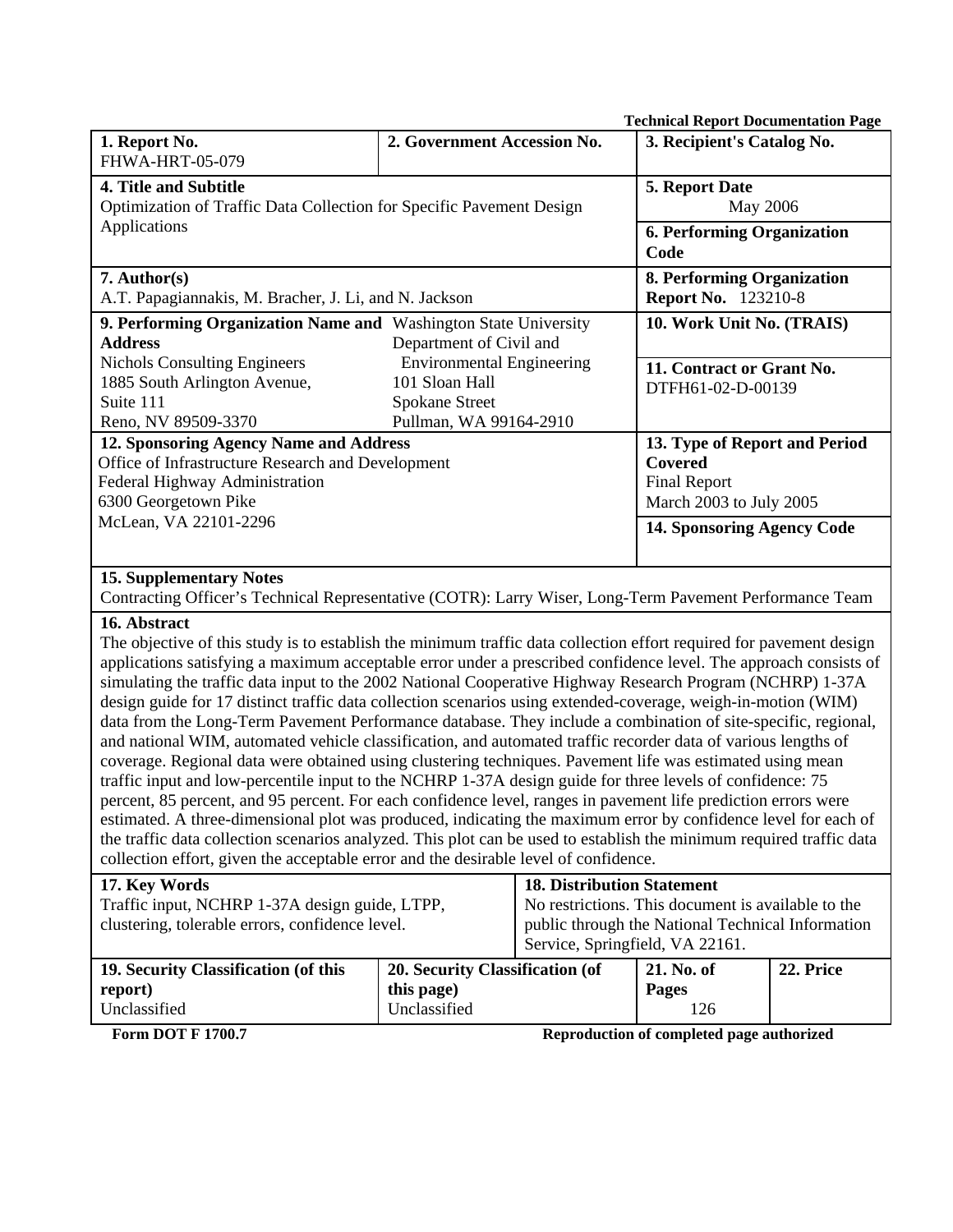**Technical Report Documentation Page**

| 1. Report No.<br>FHWA-HRT-05-079 | 2. Government Accession No. | 3. Recipient's Catalog No. |
|---|---|---|
| **4. Title and Subtitle**<br>Optimization of Traffic Data Collection for Specific Pavement Design Applications | | **5. Report Date**<br>May 2006 |
| | | **6. Performing Organization Code** |
| **7. Author(s)**<br>A.T. Papagiannakis, M. Bracher, J. Li, and N. Jackson | | **8. Performing Organization Report No.** 123210-8 |
| **9. Performing Organization Name and Address**<br>Nichols Consulting Engineers<br>1885 South Arlington Avenue, Suite 111<br>Reno, NV 89509-3370 | Washington State University<br>Department of Civil and Environmental Engineering<br>101 Sloan Hall<br>Spokane Street<br>Pullman, WA 99164-2910 | **10. Work Unit No. (TRAIS)** |
| | | **11. Contract or Grant No.**<br>DTFH61-02-D-00139 |
| **12. Sponsoring Agency Name and Address**<br>Office of Infrastructure Research and Development<br>Federal Highway Administration<br>6300 Georgetown Pike<br>McLean, VA 22101-2296 | | **13. Type of Report and Period Covered**<br>Final Report<br>March 2003 to July 2005 |
| | | **14. Sponsoring Agency Code** |

**15. Supplementary Notes**

Contracting Officer's Technical Representative (COTR): Larry Wiser, Long-Term Pavement Performance Team

**16. Abstract**

The objective of this study is to establish the minimum traffic data collection effort required for pavement design applications satisfying a maximum acceptable error under a prescribed confidence level. The approach consists of simulating the traffic data input to the 2002 National Cooperative Highway Research Program (NCHRP) 1-37A design guide for 17 distinct traffic data collection scenarios using extended-coverage, weigh-in-motion (WIM) data from the Long-Term Pavement Performance database. They include a combination of site-specific, regional, and national WIM, automated vehicle classification, and automated traffic recorder data of various lengths of coverage. Regional data were obtained using clustering techniques. Pavement life was estimated using mean traffic input and low-percentile input to the NCHRP 1-37A design guide for three levels of confidence: 75 percent, 85 percent, and 95 percent. For each confidence level, ranges in pavement life prediction errors were estimated. A three-dimensional plot was produced, indicating the maximum error by confidence level for each of the traffic data collection scenarios analyzed. This plot can be used to establish the minimum required traffic data collection effort, given the acceptable error and the desirable level of confidence.

| **17. Key Words**<br>Traffic input, NCHRP 1-37A design guide, LTPP, clustering, tolerable errors, confidence level. | | **18. Distribution Statement**<br>No restrictions. This document is available to the public through the National Technical Information Service, Springfield, VA 22161. | |
|---|---|---|---|
| **19. Security Classification (of this report)**<br>Unclassified | **20. Security Classification (of this page)**<br>Unclassified | **21. No. of Pages**<br>126 | **22. Price** |

**Form DOT F 1700.7** **Reproduction of completed page authorized**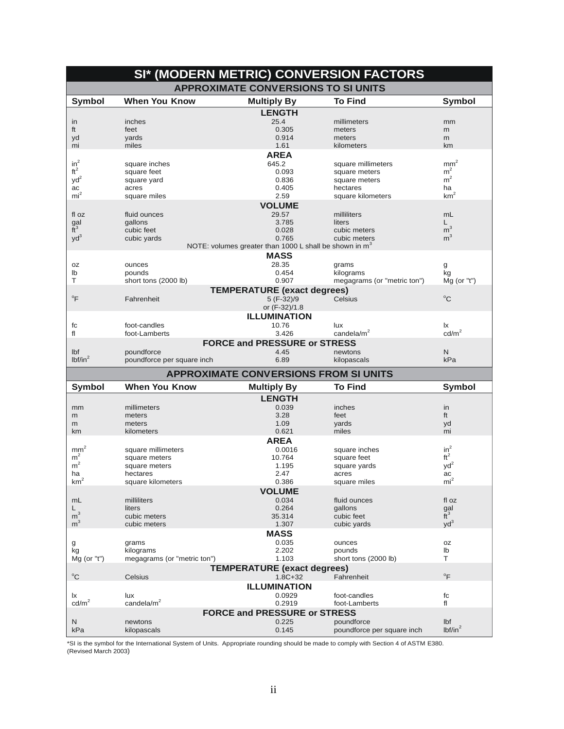# SI* (MODERN METRIC) CONVERSION FACTORS

## APPROXIMATE CONVERSIONS TO SI UNITS

| Symbol | When You Know | Multiply By | To Find | Symbol |
|---|---|---|---|---|
| | | **LENGTH** | | |
| in | inches | 25.4 | millimeters | mm |
| ft | feet | 0.305 | meters | m |
| yd | yards | 0.914 | meters | m |
| mi | miles | 1.61 | kilometers | km |
| | | **AREA** | | |
| $in^2$ | square inches | 645.2 | square millimeters | $mm^2$ |
| $ft^2$ | square feet | 0.093 | square meters | $m^2$ |
| $yd^2$ | square yard | 0.836 | square meters | $m^2$ |
| ac | acres | 0.405 | hectares | ha |
| $mi^2$ | square miles | 2.59 | square kilometers | $km^2$ |
| | | **VOLUME** | | |
| fl oz | fluid ounces | 29.57 | milliliters | mL |
| gal | gallons | 3.785 | liters | L |
| $ft^3$ | cubic feet | 0.028 | cubic meters | $m^3$ |
| $yd^3$ | cubic yards | 0.765 | cubic meters | $m^3$ |
| | | NOTE: volumes greater than 1000 L shall be shown in $m^3$ | | |
| | | **MASS** | | |
| oz | ounces | 28.35 | grams | g |
| lb | pounds | 0.454 | kilograms | kg |
| T | short tons (2000 lb) | 0.907 | megagrams (or "metric ton") | Mg (or "t") |
| | | **TEMPERATURE (exact degrees)** | | |
| °F | Fahrenheit | 5 (F-32)/9 or (F-32)/1.8 | Celsius | °C |
| | | **ILLUMINATION** | | |
| fc | foot-candles | 10.76 | lux | lx |
| fl | foot-Lamberts | 3.426 | candela/$m^2$ | cd/$m^2$ |
| | | **FORCE and PRESSURE or STRESS** | | |
| lbf | poundforce | 4.45 | newtons | N |
| lbf/$in^2$ | poundforce per square inch | 6.89 | kilopascals | kPa |

## APPROXIMATE CONVERSIONS FROM SI UNITS

| Symbol | When You Know | Multiply By | To Find | Symbol |
|---|---|---|---|---|
| | | **LENGTH** | | |
| mm | millimeters | 0.039 | inches | in |
| m | meters | 3.28 | feet | ft |
| m | meters | 1.09 | yards | yd |
| km | kilometers | 0.621 | miles | mi |
| | | **AREA** | | |
| $mm^2$ | square millimeters | 0.0016 | square inches | $in^2$ |
| $m^2$ | square meters | 10.764 | square feet | $ft^2$ |
| $m^2$ | square meters | 1.195 | square yards | $yd^2$ |
| ha | hectares | 2.47 | acres | ac |
| $km^2$ | square kilometers | 0.386 | square miles | $mi^2$ |
| | | **VOLUME** | | |
| mL | milliliters | 0.034 | fluid ounces | fl oz |
| L | liters | 0.264 | gallons | gal |
| $m^3$ | cubic meters | 35.314 | cubic feet | $ft^3$ |
| $m^3$ | cubic meters | 1.307 | cubic yards | $yd^3$ |
| | | **MASS** | | |
| g | grams | 0.035 | ounces | oz |
| kg | kilograms | 2.202 | pounds | lb |
| Mg (or "t") | megagrams (or "metric ton") | 1.103 | short tons (2000 lb) | T |
| | | **TEMPERATURE (exact degrees)** | | |
| °C | Celsius | 1.8C+32 | Fahrenheit | °F |
| | | **ILLUMINATION** | | |
| lx | lux | 0.0929 | foot-candles | fc |
| cd/$m^2$ | candela/$m^2$ | 0.2919 | foot-Lamberts | fl |
| | | **FORCE and PRESSURE or STRESS** | | |
| N | newtons | 0.225 | poundforce | lbf |
| kPa | kilopascals | 0.145 | poundforce per square inch | lbf/$in^2$ |

*SI is the symbol for the International System of Units. Appropriate rounding should be made to comply with Section 4 of ASTM E380.
(Revised March 2003)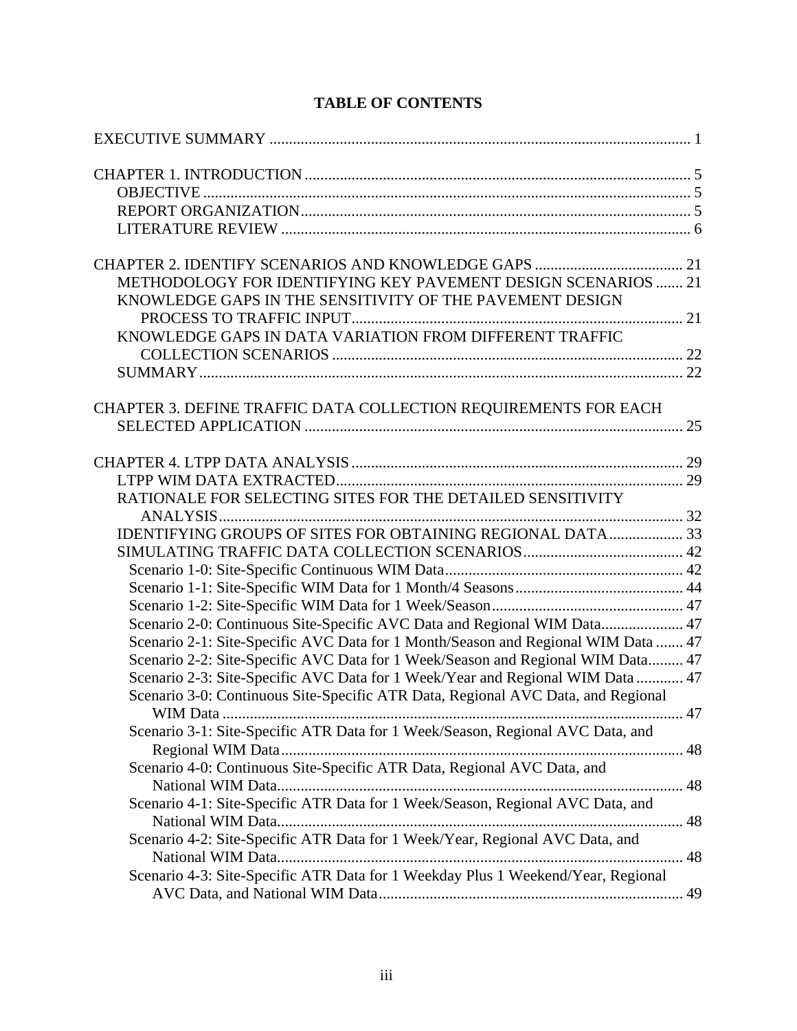# TABLE OF CONTENTS

EXECUTIVE SUMMARY ........................................................................................................ 1

CHAPTER 1. INTRODUCTION ............................................................................................ 5
- OBJECTIVE ................................................................................................................ 5
- REPORT ORGANIZATION ........................................................................................ 5
- LITERATURE REVIEW ............................................................................................. 6

CHAPTER 2. IDENTIFY SCENARIOS AND KNOWLEDGE GAPS ..................................... 21
- METHODOLOGY FOR IDENTIFYING KEY PAVEMENT DESIGN SCENARIOS ....... 21
- KNOWLEDGE GAPS IN THE SENSITIVITY OF THE PAVEMENT DESIGN PROCESS TO TRAFFIC INPUT ........................................................................ 21
- KNOWLEDGE GAPS IN DATA VARIATION FROM DIFFERENT TRAFFIC COLLECTION SCENARIOS ................................................................................ 22
- SUMMARY ................................................................................................................ 22

CHAPTER 3. DEFINE TRAFFIC DATA COLLECTION REQUIREMENTS FOR EACH SELECTED APPLICATION ........................................................................................ 25

CHAPTER 4. LTPP DATA ANALYSIS ................................................................................ 29
- LTPP WIM DATA EXTRACTED ................................................................................ 29
- RATIONALE FOR SELECTING SITES FOR THE DETAILED SENSITIVITY ANALYSIS ................................................................................................................ 32
- IDENTIFYING GROUPS OF SITES FOR OBTAINING REGIONAL DATA .................. 33
- SIMULATING TRAFFIC DATA COLLECTION SCENARIOS ....................................... 42
  - Scenario 1-0: Site-Specific Continuous WIM Data ................................................. 42
  - Scenario 1-1: Site-Specific WIM Data for 1 Month/4 Seasons ................................ 44
  - Scenario 1-2: Site-Specific WIM Data for 1 Week/Season ..................................... 47
  - Scenario 2-0: Continuous Site-Specific AVC Data and Regional WIM Data .............. 47
  - Scenario 2-1: Site-Specific AVC Data for 1 Month/Season and Regional WIM Data ....... 47
  - Scenario 2-2: Site-Specific AVC Data for 1 Week/Season and Regional WIM Data ......... 47
  - Scenario 2-3: Site-Specific AVC Data for 1 Week/Year and Regional WIM Data ............ 47
  - Scenario 3-0: Continuous Site-Specific ATR Data, Regional AVC Data, and Regional WIM Data ........................................................................................................ 47
  - Scenario 3-1: Site-Specific ATR Data for 1 Week/Season, Regional AVC Data, and Regional WIM Data ........................................................................................... 48
  - Scenario 4-0: Continuous Site-Specific ATR Data, Regional AVC Data, and National WIM Data ............................................................................................ 48
  - Scenario 4-1: Site-Specific ATR Data for 1 Week/Season, Regional AVC Data, and National WIM Data ............................................................................................ 48
  - Scenario 4-2: Site-Specific ATR Data for 1 Week/Year, Regional AVC Data, and National WIM Data ............................................................................................ 48
  - Scenario 4-3: Site-Specific ATR Data for 1 Weekday Plus 1 Weekend/Year, Regional AVC Data, and National WIM Data .............................................................. 49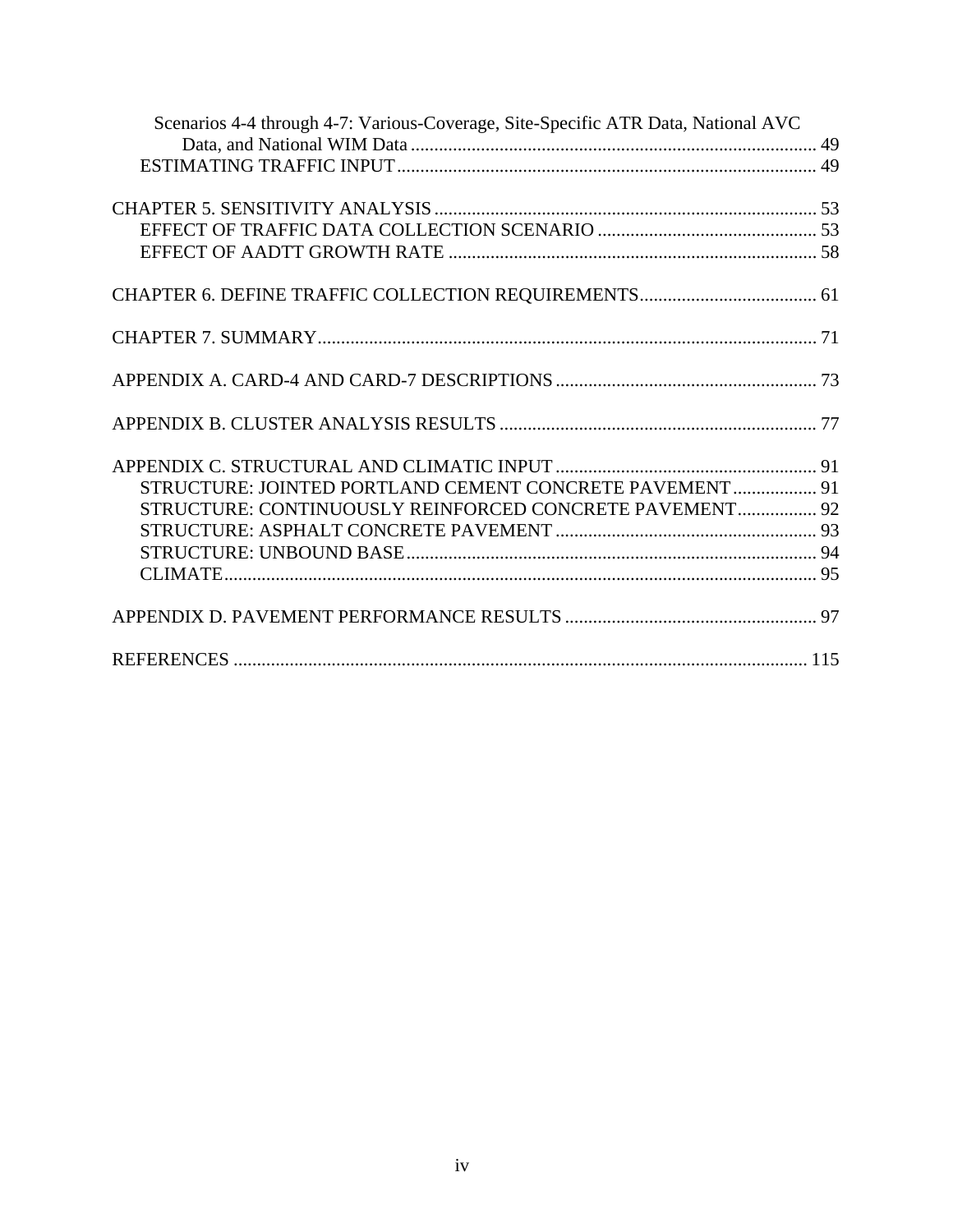Scenarios 4-4 through 4-7: Various-Coverage, Site-Specific ATR Data, National AVC Data, and National WIM Data ........................................................................................ 49
ESTIMATING TRAFFIC INPUT .......................................................................................... 49

CHAPTER 5. SENSITIVITY ANALYSIS .................................................................................. 53
EFFECT OF TRAFFIC DATA COLLECTION SCENARIO ............................................... 53
EFFECT OF AADTT GROWTH RATE ............................................................................... 58

CHAPTER 6. DEFINE TRAFFIC COLLECTION REQUIREMENTS...................................... 61

CHAPTER 7. SUMMARY........................................................................................................... 71

APPENDIX A. CARD-4 AND CARD-7 DESCRIPTIONS ........................................................ 73

APPENDIX B. CLUSTER ANALYSIS RESULTS .................................................................... 77

APPENDIX C. STRUCTURAL AND CLIMATIC INPUT ......................................................... 91
STRUCTURE: JOINTED PORTLAND CEMENT CONCRETE PAVEMENT .................. 91
STRUCTURE: CONTINUOUSLY REINFORCED CONCRETE PAVEMENT................. 92
STRUCTURE: ASPHALT CONCRETE PAVEMENT ........................................................ 93
STRUCTURE: UNBOUND BASE ....................................................................................... 94
CLIMATE .............................................................................................................................. 95

APPENDIX D. PAVEMENT PERFORMANCE RESULTS ...................................................... 97

REFERENCES ........................................................................................................................... 115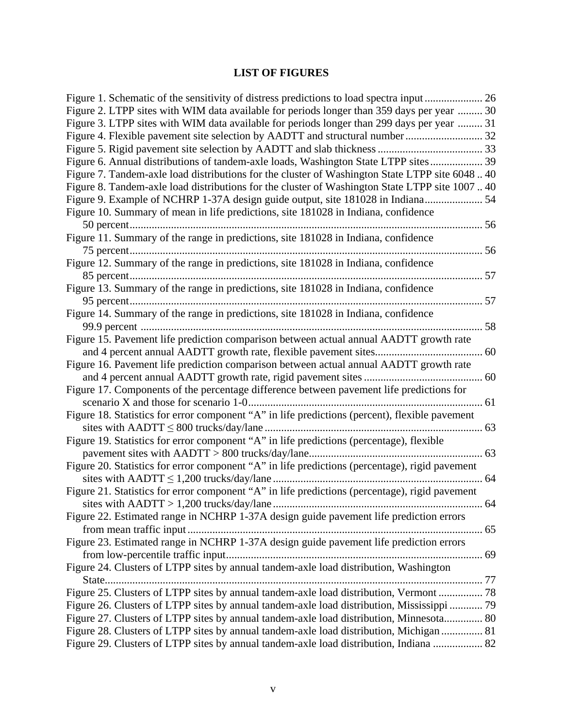# LIST OF FIGURES

Figure 1. Schematic of the sensitivity of distress predictions to load spectra input ..................... 26
Figure 2. LTPP sites with WIM data available for periods longer than 359 days per year ......... 30
Figure 3. LTPP sites with WIM data available for periods longer than 299 days per year ......... 31
Figure 4. Flexible pavement site selection by AADTT and structural number ............................ 32
Figure 5. Rigid pavement site selection by AADTT and slab thickness ...................................... 33
Figure 6. Annual distributions of tandem-axle loads, Washington State LTPP sites ................... 39
Figure 7. Tandem-axle load distributions for the cluster of Washington State LTPP site 6048 .. 40
Figure 8. Tandem-axle load distributions for the cluster of Washington State LTPP site 1007 .. 40
Figure 9. Example of NCHRP 1-37A design guide output, site 181028 in Indiana ..................... 54
Figure 10. Summary of mean in life predictions, site 181028 in Indiana, confidence 50 percent ................................................................................................................ 56
Figure 11. Summary of the range in predictions, site 181028 in Indiana, confidence 75 percent ................................................................................................................ 56
Figure 12. Summary of the range in predictions, site 181028 in Indiana, confidence 85 percent ................................................................................................................ 57
Figure 13. Summary of the range in predictions, site 181028 in Indiana, confidence 95 percent ................................................................................................................ 57
Figure 14. Summary of the range in predictions, site 181028 in Indiana, confidence 99.9 percent ............................................................................................................ 58
Figure 15. Pavement life prediction comparison between actual annual AADTT growth rate and 4 percent annual AADTT growth rate, flexible pavement sites ....................................... 60
Figure 16. Pavement life prediction comparison between actual annual AADTT growth rate and 4 percent annual AADTT growth rate, rigid pavement sites ........................................... 60
Figure 17. Components of the percentage difference between pavement life predictions for scenario X and those for scenario 1-0 ..................................................................................... 61
Figure 18. Statistics for error component "A" in life predictions (percent), flexible pavement sites with AADTT ≤ 800 trucks/day/lane ............................................................................... 63
Figure 19. Statistics for error component "A" in life predictions (percentage), flexible pavement sites with AADTT > 800 trucks/day/lane ............................................................... 63
Figure 20. Statistics for error component "A" in life predictions (percentage), rigid pavement sites with AADTT ≤ 1,200 trucks/day/lane ............................................................................ 64
Figure 21. Statistics for error component "A" in life predictions (percentage), rigid pavement sites with AADTT > 1,200 trucks/day/lane ............................................................................ 64
Figure 22. Estimated range in NCHRP 1-37A design guide pavement life prediction errors from mean traffic input ........................................................................................................... 65
Figure 23. Estimated range in NCHRP 1-37A design guide pavement life prediction errors from low-percentile traffic input ............................................................................................. 69
Figure 24. Clusters of LTPP sites by annual tandem-axle load distribution, Washington State .......................................................................................................................................... 77
Figure 25. Clusters of LTPP sites by annual tandem-axle load distribution, Vermont ................ 78
Figure 26. Clusters of LTPP sites by annual tandem-axle load distribution, Mississippi ............ 79
Figure 27. Clusters of LTPP sites by annual tandem-axle load distribution, Minnesota .............. 80
Figure 28. Clusters of LTPP sites by annual tandem-axle load distribution, Michigan ............... 81
Figure 29. Clusters of LTPP sites by annual tandem-axle load distribution, Indiana .................. 82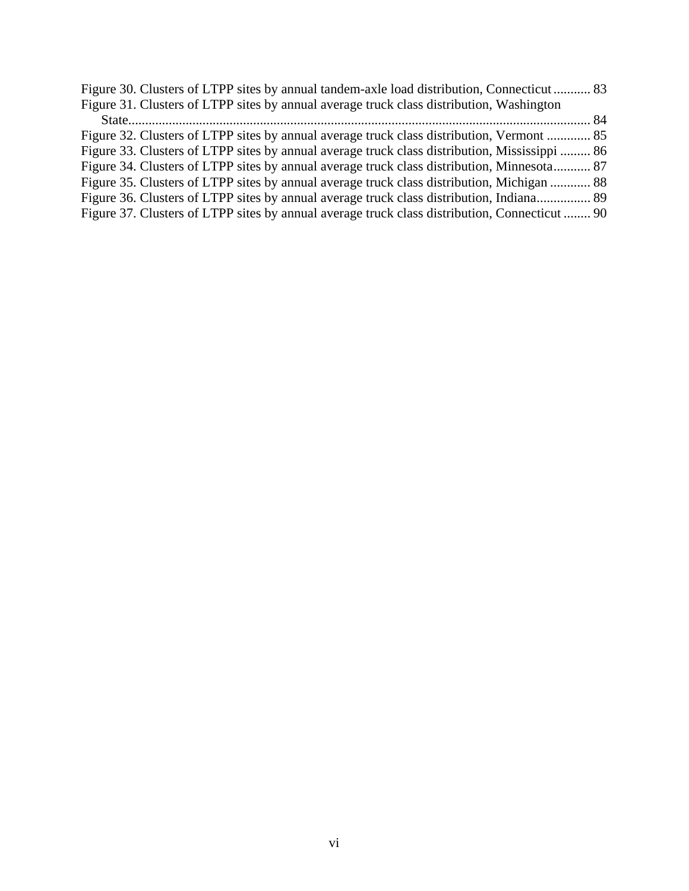Figure 30. Clusters of LTPP sites by annual tandem-axle load distribution, Connecticut ........... 83
Figure 31. Clusters of LTPP sites by annual average truck class distribution, Washington State.......................................................................................................................... 84
Figure 32. Clusters of LTPP sites by annual average truck class distribution, Vermont ............. 85
Figure 33. Clusters of LTPP sites by annual average truck class distribution, Mississippi ......... 86
Figure 34. Clusters of LTPP sites by annual average truck class distribution, Minnesota........... 87
Figure 35. Clusters of LTPP sites by annual average truck class distribution, Michigan ............ 88
Figure 36. Clusters of LTPP sites by annual average truck class distribution, Indiana................ 89
Figure 37. Clusters of LTPP sites by annual average truck class distribution, Connecticut ........ 90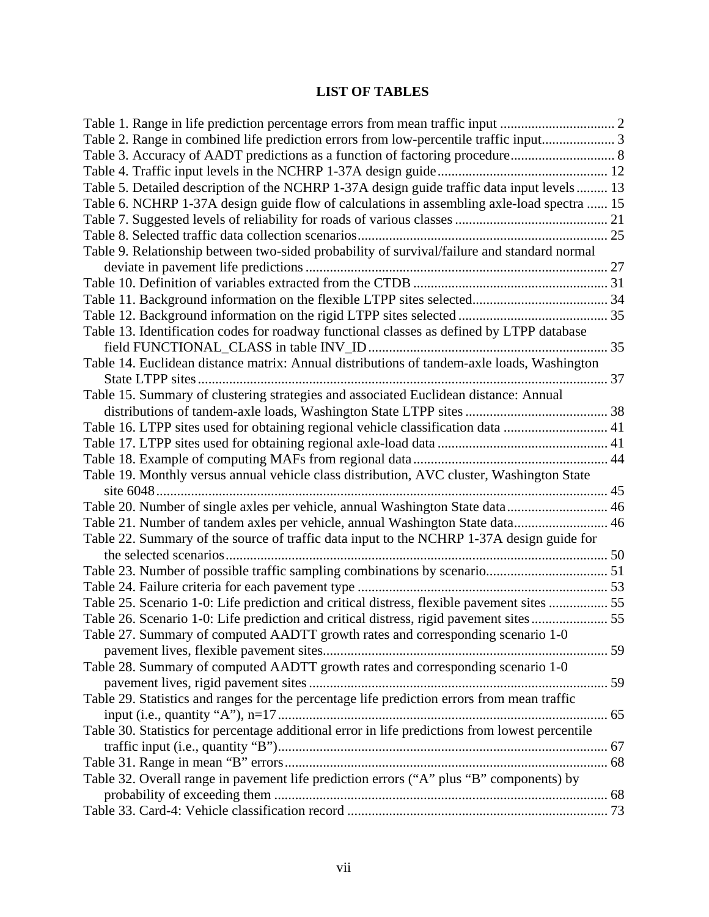# LIST OF TABLES

Table 1. Range in life prediction percentage errors from mean traffic input ................................. 2
Table 2. Range in combined life prediction errors from low-percentile traffic input..................... 3
Table 3. Accuracy of AADT predictions as a function of factoring procedure.............................. 8
Table 4. Traffic input levels in the NCHRP 1-37A design guide................................................. 12
Table 5. Detailed description of the NCHRP 1-37A design guide traffic data input levels......... 13
Table 6. NCHRP 1-37A design guide flow of calculations in assembling axle-load spectra ...... 15
Table 7. Suggested levels of reliability for roads of various classes ............................................ 21
Table 8. Selected traffic data collection scenarios........................................................................ 25
Table 9. Relationship between two-sided probability of survival/failure and standard normal deviate in pavement life predictions ....................................................................................... 27
Table 10. Definition of variables extracted from the CTDB ........................................................ 31
Table 11. Background information on the flexible LTPP sites selected....................................... 34
Table 12. Background information on the rigid LTPP sites selected ........................................... 35
Table 13. Identification codes for roadway functional classes as defined by LTPP database field FUNCTIONAL_CLASS in table INV_ID..................................................................... 35
Table 14. Euclidean distance matrix: Annual distributions of tandem-axle loads, Washington State LTPP sites....................................................................................................................... 37
Table 15. Summary of clustering strategies and associated Euclidean distance: Annual distributions of tandem-axle loads, Washington State LTPP sites ......................................... 38
Table 16. LTPP sites used for obtaining regional vehicle classification data .............................. 41
Table 17. LTPP sites used for obtaining regional axle-load data ................................................. 41
Table 18. Example of computing MAFs from regional data........................................................ 44
Table 19. Monthly versus annual vehicle class distribution, AVC cluster, Washington State site 6048.................................................................................................................................. 45
Table 20. Number of single axles per vehicle, annual Washington State data............................. 46
Table 21. Number of tandem axles per vehicle, annual Washington State data........................... 46
Table 22. Summary of the source of traffic data input to the NCHRP 1-37A design guide for the selected scenarios.............................................................................................................. 50
Table 23. Number of possible traffic sampling combinations by scenario................................... 51
Table 24. Failure criteria for each pavement type ........................................................................ 53
Table 25. Scenario 1-0: Life prediction and critical distress, flexible pavement sites ................. 55
Table 26. Scenario 1-0: Life prediction and critical distress, rigid pavement sites...................... 55
Table 27. Summary of computed AADTT growth rates and corresponding scenario 1-0 pavement lives, flexible pavement sites.................................................................................. 59
Table 28. Summary of computed AADTT growth rates and corresponding scenario 1-0 pavement lives, rigid pavement sites ...................................................................................... 59
Table 29. Statistics and ranges for the percentage life prediction errors from mean traffic input (i.e., quantity "A"), n=17............................................................................................... 65
Table 30. Statistics for percentage additional error in life predictions from lowest percentile traffic input (i.e., quantity "B")............................................................................................... 67
Table 31. Range in mean "B" errors............................................................................................. 68
Table 32. Overall range in pavement life prediction errors ("A" plus "B" components) by probability of exceeding them ................................................................................................ 68
Table 33. Card-4: Vehicle classification record ........................................................................... 73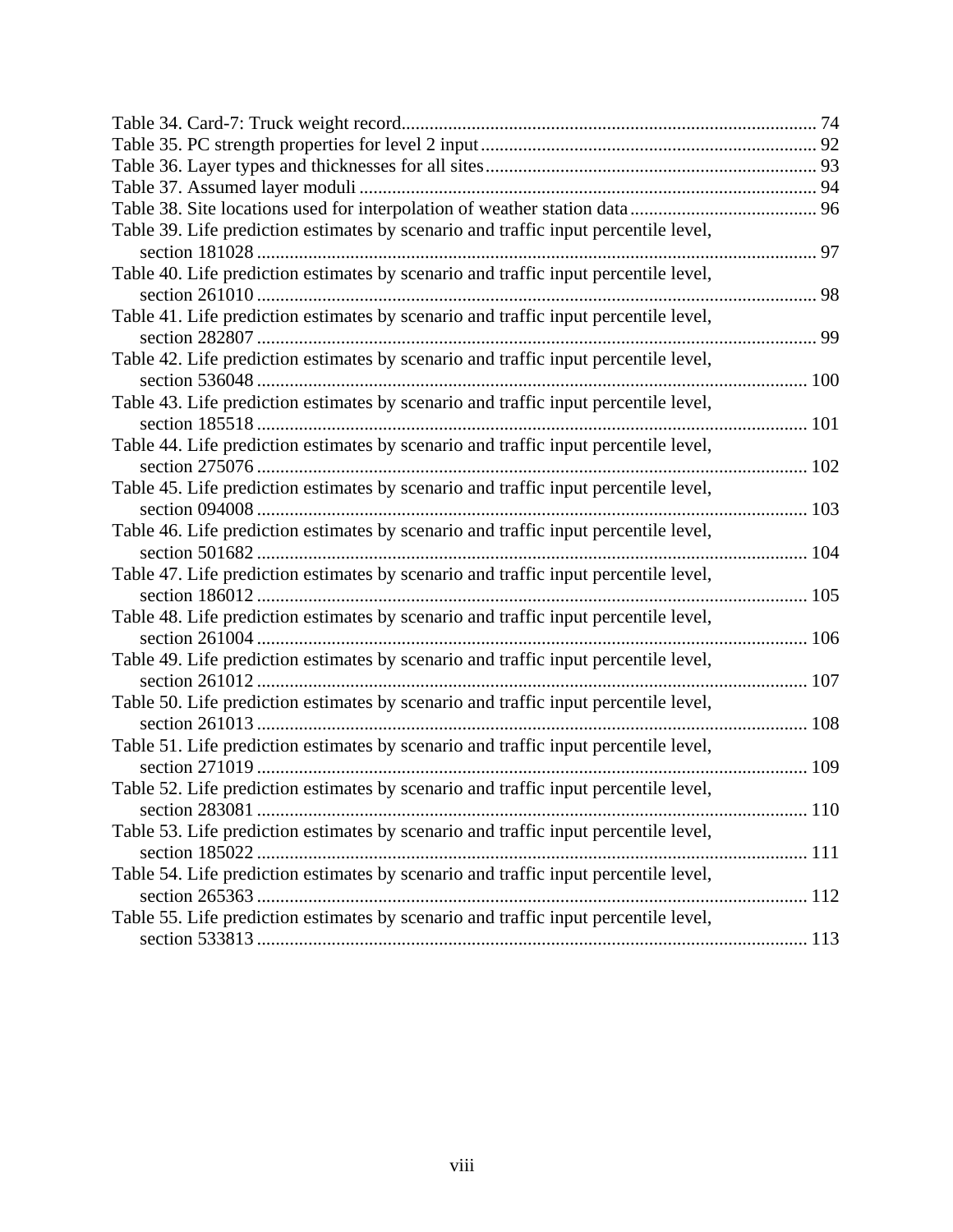Table 34. Card-7: Truck weight record ........................................................................................ 74
Table 35. PC strength properties for level 2 input ....................................................................... 92
Table 36. Layer types and thicknesses for all sites ...................................................................... 93
Table 37. Assumed layer moduli ................................................................................................. 94
Table 38. Site locations used for interpolation of weather station data ........................................ 96
Table 39. Life prediction estimates by scenario and traffic input percentile level, section 181028 ........................................................................................................................ 97
Table 40. Life prediction estimates by scenario and traffic input percentile level, section 261010 ........................................................................................................................ 98
Table 41. Life prediction estimates by scenario and traffic input percentile level, section 282807 ........................................................................................................................ 99
Table 42. Life prediction estimates by scenario and traffic input percentile level, section 536048 ...................................................................................................................... 100
Table 43. Life prediction estimates by scenario and traffic input percentile level, section 185518 ...................................................................................................................... 101
Table 44. Life prediction estimates by scenario and traffic input percentile level, section 275076 ...................................................................................................................... 102
Table 45. Life prediction estimates by scenario and traffic input percentile level, section 094008 ...................................................................................................................... 103
Table 46. Life prediction estimates by scenario and traffic input percentile level, section 501682 ...................................................................................................................... 104
Table 47. Life prediction estimates by scenario and traffic input percentile level, section 186012 ...................................................................................................................... 105
Table 48. Life prediction estimates by scenario and traffic input percentile level, section 261004 ...................................................................................................................... 106
Table 49. Life prediction estimates by scenario and traffic input percentile level, section 261012 ...................................................................................................................... 107
Table 50. Life prediction estimates by scenario and traffic input percentile level, section 261013 ...................................................................................................................... 108
Table 51. Life prediction estimates by scenario and traffic input percentile level, section 271019 ...................................................................................................................... 109
Table 52. Life prediction estimates by scenario and traffic input percentile level, section 283081 ...................................................................................................................... 110
Table 53. Life prediction estimates by scenario and traffic input percentile level, section 185022 ...................................................................................................................... 111
Table 54. Life prediction estimates by scenario and traffic input percentile level, section 265363 ...................................................................................................................... 112
Table 55. Life prediction estimates by scenario and traffic input percentile level, section 533813 ...................................................................................................................... 113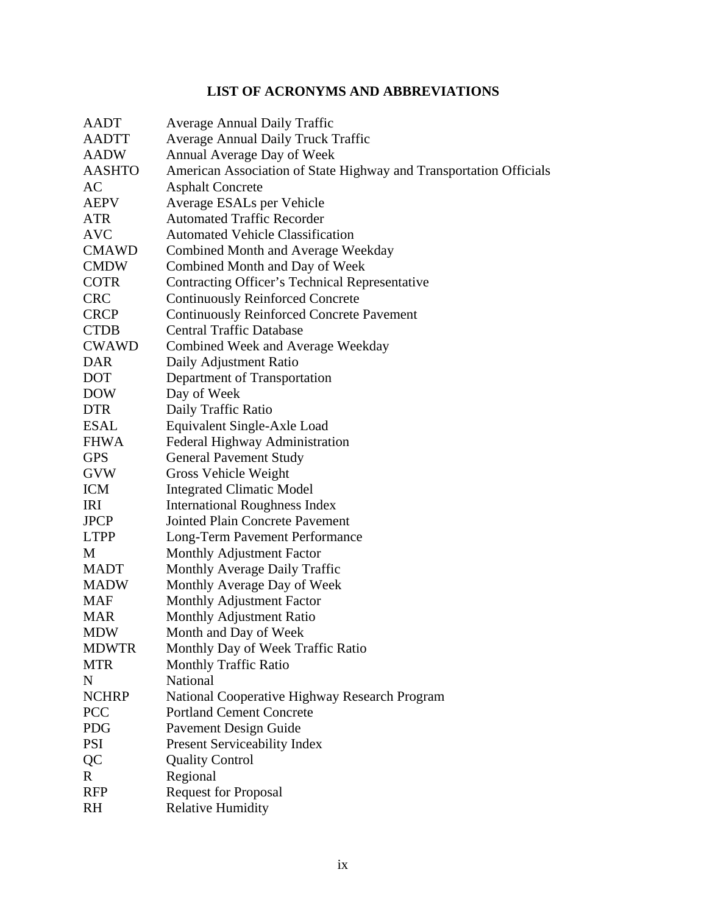## LIST OF ACRONYMS AND ABBREVIATIONS

| | |
|---|---|
| AADT | Average Annual Daily Traffic |
| AADTT | Average Annual Daily Truck Traffic |
| AADW | Annual Average Day of Week |
| AASHTO | American Association of State Highway and Transportation Officials |
| AC | Asphalt Concrete |
| AEPV | Average ESALs per Vehicle |
| ATR | Automated Traffic Recorder |
| AVC | Automated Vehicle Classification |
| CMAWD | Combined Month and Average Weekday |
| CMDW | Combined Month and Day of Week |
| COTR | Contracting Officer's Technical Representative |
| CRC | Continuously Reinforced Concrete |
| CRCP | Continuously Reinforced Concrete Pavement |
| CTDB | Central Traffic Database |
| CWAWD | Combined Week and Average Weekday |
| DAR | Daily Adjustment Ratio |
| DOT | Department of Transportation |
| DOW | Day of Week |
| DTR | Daily Traffic Ratio |
| ESAL | Equivalent Single-Axle Load |
| FHWA | Federal Highway Administration |
| GPS | General Pavement Study |
| GVW | Gross Vehicle Weight |
| ICM | Integrated Climatic Model |
| IRI | International Roughness Index |
| JPCP | Jointed Plain Concrete Pavement |
| LTPP | Long-Term Pavement Performance |
| M | Monthly Adjustment Factor |
| MADT | Monthly Average Daily Traffic |
| MADW | Monthly Average Day of Week |
| MAF | Monthly Adjustment Factor |
| MAR | Monthly Adjustment Ratio |
| MDW | Month and Day of Week |
| MDWTR | Monthly Day of Week Traffic Ratio |
| MTR | Monthly Traffic Ratio |
| N | National |
| NCHRP | National Cooperative Highway Research Program |
| PCC | Portland Cement Concrete |
| PDG | Pavement Design Guide |
| PSI | Present Serviceability Index |
| QC | Quality Control |
| R | Regional |
| RFP | Request for Proposal |
| RH | Relative Humidity |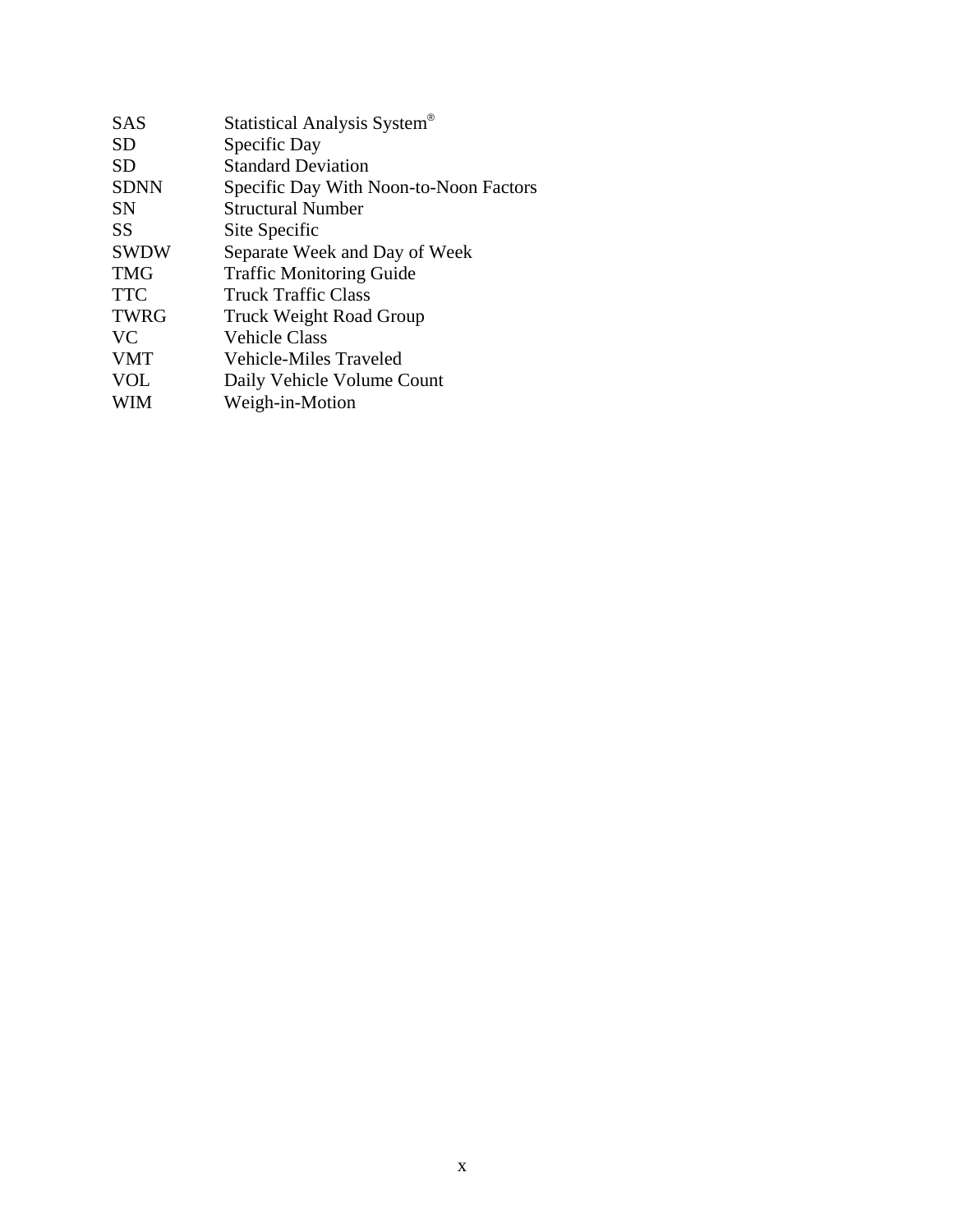| | |
|---|---|
| SAS | Statistical Analysis System® |
| SD | Specific Day |
| SD | Standard Deviation |
| SDNN | Specific Day With Noon-to-Noon Factors |
| SN | Structural Number |
| SS | Site Specific |
| SWDW | Separate Week and Day of Week |
| TMG | Traffic Monitoring Guide |
| TTC | Truck Traffic Class |
| TWRG | Truck Weight Road Group |
| VC | Vehicle Class |
| VMT | Vehicle-Miles Traveled |
| VOL | Daily Vehicle Volume Count |
| WIM | Weigh-in-Motion |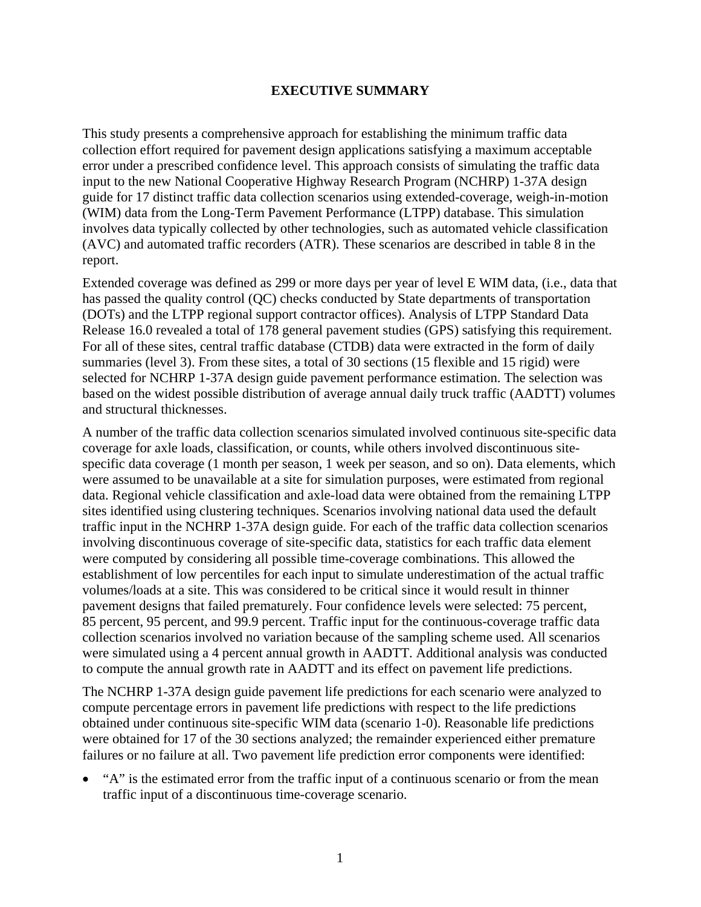# EXECUTIVE SUMMARY

This study presents a comprehensive approach for establishing the minimum traffic data collection effort required for pavement design applications satisfying a maximum acceptable error under a prescribed confidence level. This approach consists of simulating the traffic data input to the new National Cooperative Highway Research Program (NCHRP) 1-37A design guide for 17 distinct traffic data collection scenarios using extended-coverage, weigh-in-motion (WIM) data from the Long-Term Pavement Performance (LTPP) database. This simulation involves data typically collected by other technologies, such as automated vehicle classification (AVC) and automated traffic recorders (ATR). These scenarios are described in table 8 in the report.

Extended coverage was defined as 299 or more days per year of level E WIM data, (i.e., data that has passed the quality control (QC) checks conducted by State departments of transportation (DOTs) and the LTPP regional support contractor offices). Analysis of LTPP Standard Data Release 16.0 revealed a total of 178 general pavement studies (GPS) satisfying this requirement. For all of these sites, central traffic database (CTDB) data were extracted in the form of daily summaries (level 3). From these sites, a total of 30 sections (15 flexible and 15 rigid) were selected for NCHRP 1-37A design guide pavement performance estimation. The selection was based on the widest possible distribution of average annual daily truck traffic (AADTT) volumes and structural thicknesses.

A number of the traffic data collection scenarios simulated involved continuous site-specific data coverage for axle loads, classification, or counts, while others involved discontinuous site-specific data coverage (1 month per season, 1 week per season, and so on). Data elements, which were assumed to be unavailable at a site for simulation purposes, were estimated from regional data. Regional vehicle classification and axle-load data were obtained from the remaining LTPP sites identified using clustering techniques. Scenarios involving national data used the default traffic input in the NCHRP 1-37A design guide. For each of the traffic data collection scenarios involving discontinuous coverage of site-specific data, statistics for each traffic data element were computed by considering all possible time-coverage combinations. This allowed the establishment of low percentiles for each input to simulate underestimation of the actual traffic volumes/loads at a site. This was considered to be critical since it would result in thinner pavement designs that failed prematurely. Four confidence levels were selected: 75 percent, 85 percent, 95 percent, and 99.9 percent. Traffic input for the continuous-coverage traffic data collection scenarios involved no variation because of the sampling scheme used. All scenarios were simulated using a 4 percent annual growth in AADTT. Additional analysis was conducted to compute the annual growth rate in AADTT and its effect on pavement life predictions.

The NCHRP 1-37A design guide pavement life predictions for each scenario were analyzed to compute percentage errors in pavement life predictions with respect to the life predictions obtained under continuous site-specific WIM data (scenario 1-0). Reasonable life predictions were obtained for 17 of the 30 sections analyzed; the remainder experienced either premature failures or no failure at all. Two pavement life prediction error components were identified:

- "A" is the estimated error from the traffic input of a continuous scenario or from the mean traffic input of a discontinuous time-coverage scenario.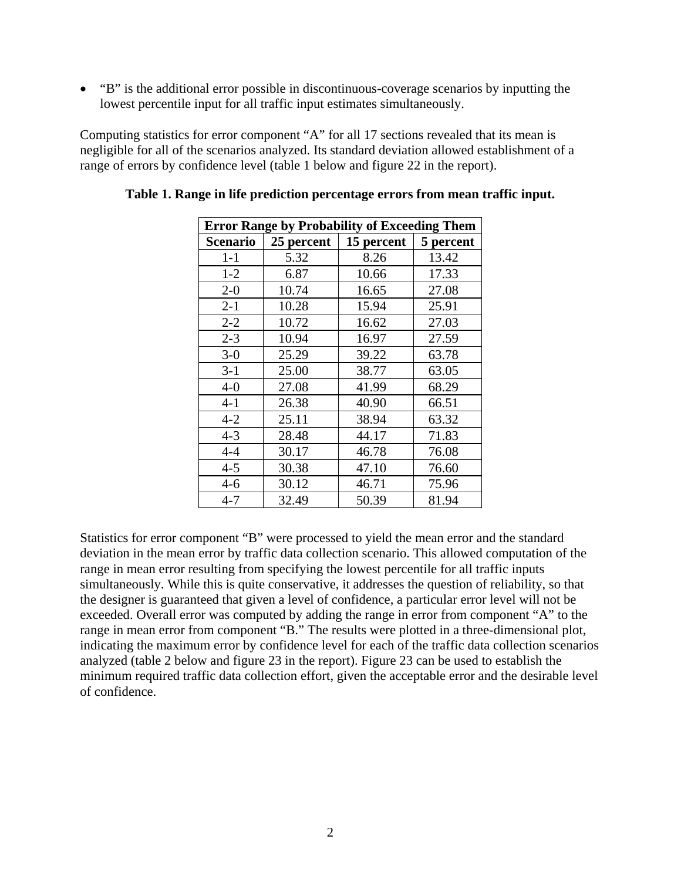- "B" is the additional error possible in discontinuous-coverage scenarios by inputting the lowest percentile input for all traffic input estimates simultaneously.

Computing statistics for error component "A" for all 17 sections revealed that its mean is negligible for all of the scenarios analyzed. Its standard deviation allowed establishment of a range of errors by confidence level (table 1 below and figure 22 in the report).

**Table 1. Range in life prediction percentage errors from mean traffic input.**

| Error Range by Probability of Exceeding Them | | | |
|---|---|---|---|
| **Scenario** | **25 percent** | **15 percent** | **5 percent** |
| 1-1 | 5.32 | 8.26 | 13.42 |
| 1-2 | 6.87 | 10.66 | 17.33 |
| 2-0 | 10.74 | 16.65 | 27.08 |
| 2-1 | 10.28 | 15.94 | 25.91 |
| 2-2 | 10.72 | 16.62 | 27.03 |
| 2-3 | 10.94 | 16.97 | 27.59 |
| 3-0 | 25.29 | 39.22 | 63.78 |
| 3-1 | 25.00 | 38.77 | 63.05 |
| 4-0 | 27.08 | 41.99 | 68.29 |
| 4-1 | 26.38 | 40.90 | 66.51 |
| 4-2 | 25.11 | 38.94 | 63.32 |
| 4-3 | 28.48 | 44.17 | 71.83 |
| 4-4 | 30.17 | 46.78 | 76.08 |
| 4-5 | 30.38 | 47.10 | 76.60 |
| 4-6 | 30.12 | 46.71 | 75.96 |
| 4-7 | 32.49 | 50.39 | 81.94 |

Statistics for error component "B" were processed to yield the mean error and the standard deviation in the mean error by traffic data collection scenario. This allowed computation of the range in mean error resulting from specifying the lowest percentile for all traffic inputs simultaneously. While this is quite conservative, it addresses the question of reliability, so that the designer is guaranteed that given a level of confidence, a particular error level will not be exceeded. Overall error was computed by adding the range in error from component "A" to the range in mean error from component "B." The results were plotted in a three-dimensional plot, indicating the maximum error by confidence level for each of the traffic data collection scenarios analyzed (table 2 below and figure 23 in the report). Figure 23 can be used to establish the minimum required traffic data collection effort, given the acceptable error and the desirable level of confidence.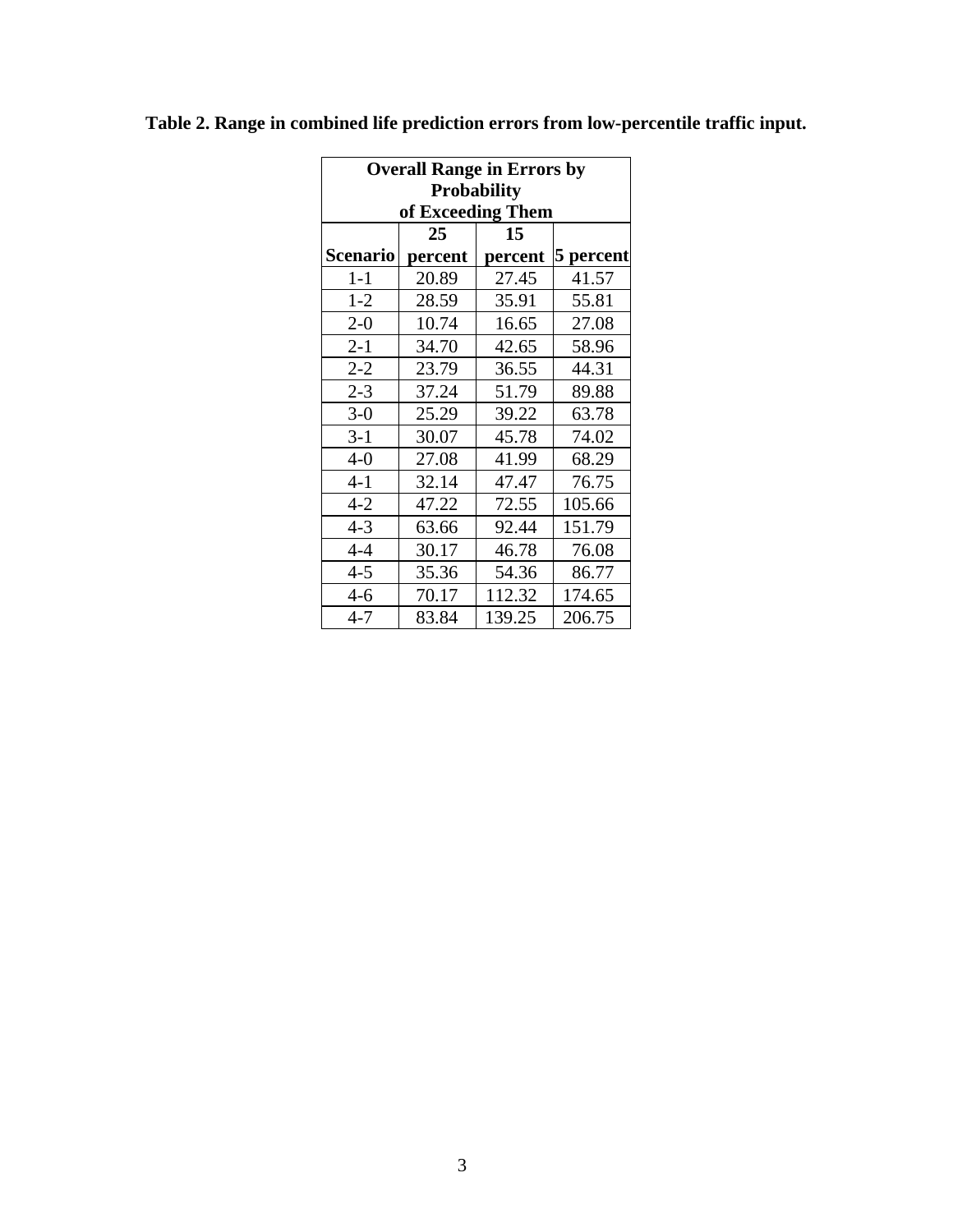**Table 2. Range in combined life prediction errors from low-percentile traffic input.**

| | Overall Range in Errors by Probability of Exceeding Them | | |
|---|---|---|---|
| Scenario | 25 percent | 15 percent | 5 percent |
| 1-1 | 20.89 | 27.45 | 41.57 |
| 1-2 | 28.59 | 35.91 | 55.81 |
| 2-0 | 10.74 | 16.65 | 27.08 |
| 2-1 | 34.70 | 42.65 | 58.96 |
| 2-2 | 23.79 | 36.55 | 44.31 |
| 2-3 | 37.24 | 51.79 | 89.88 |
| 3-0 | 25.29 | 39.22 | 63.78 |
| 3-1 | 30.07 | 45.78 | 74.02 |
| 4-0 | 27.08 | 41.99 | 68.29 |
| 4-1 | 32.14 | 47.47 | 76.75 |
| 4-2 | 47.22 | 72.55 | 105.66 |
| 4-3 | 63.66 | 92.44 | 151.79 |
| 4-4 | 30.17 | 46.78 | 76.08 |
| 4-5 | 35.36 | 54.36 | 86.77 |
| 4-6 | 70.17 | 112.32 | 174.65 |
| 4-7 | 83.84 | 139.25 | 206.75 |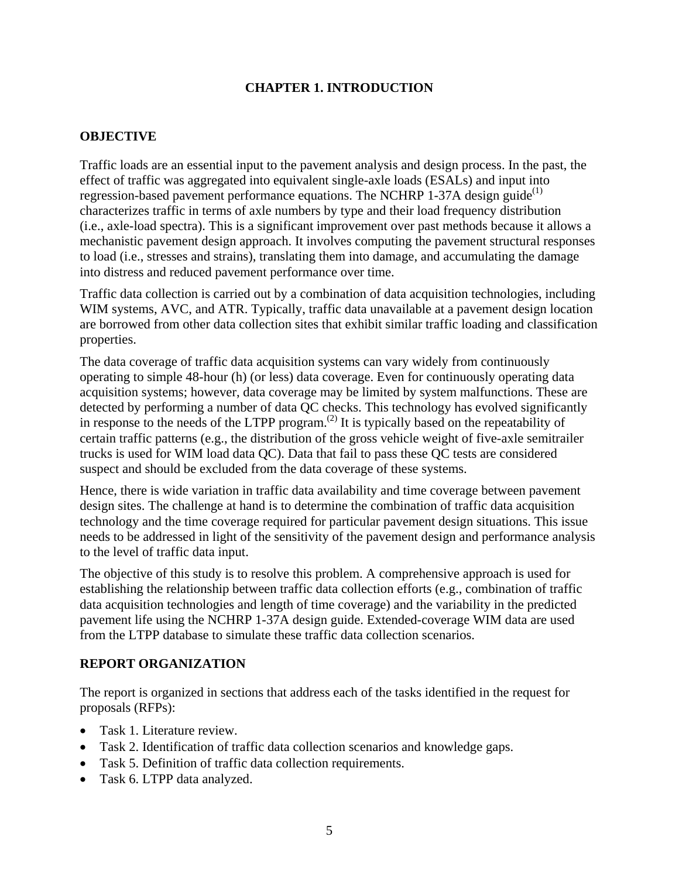# CHAPTER 1. INTRODUCTION

## OBJECTIVE

Traffic loads are an essential input to the pavement analysis and design process. In the past, the effect of traffic was aggregated into equivalent single-axle loads (ESALs) and input into regression-based pavement performance equations. The NCHRP 1-37A design guide[(1)] characterizes traffic in terms of axle numbers by type and their load frequency distribution (i.e., axle-load spectra). This is a significant improvement over past methods because it allows a mechanistic pavement design approach. It involves computing the pavement structural responses to load (i.e., stresses and strains), translating them into damage, and accumulating the damage into distress and reduced pavement performance over time.

Traffic data collection is carried out by a combination of data acquisition technologies, including WIM systems, AVC, and ATR. Typically, traffic data unavailable at a pavement design location are borrowed from other data collection sites that exhibit similar traffic loading and classification properties.

The data coverage of traffic data acquisition systems can vary widely from continuously operating to simple 48-hour (h) (or less) data coverage. Even for continuously operating data acquisition systems; however, data coverage may be limited by system malfunctions. These are detected by performing a number of data QC checks. This technology has evolved significantly in response to the needs of the LTPP program.[(2)] It is typically based on the repeatability of certain traffic patterns (e.g., the distribution of the gross vehicle weight of five-axle semitrailer trucks is used for WIM load data QC). Data that fail to pass these QC tests are considered suspect and should be excluded from the data coverage of these systems.

Hence, there is wide variation in traffic data availability and time coverage between pavement design sites. The challenge at hand is to determine the combination of traffic data acquisition technology and the time coverage required for particular pavement design situations. This issue needs to be addressed in light of the sensitivity of the pavement design and performance analysis to the level of traffic data input.

The objective of this study is to resolve this problem. A comprehensive approach is used for establishing the relationship between traffic data collection efforts (e.g., combination of traffic data acquisition technologies and length of time coverage) and the variability in the predicted pavement life using the NCHRP 1-37A design guide. Extended-coverage WIM data are used from the LTPP database to simulate these traffic data collection scenarios.

## REPORT ORGANIZATION

The report is organized in sections that address each of the tasks identified in the request for proposals (RFPs):

- Task 1. Literature review.
- Task 2. Identification of traffic data collection scenarios and knowledge gaps.
- Task 5. Definition of traffic data collection requirements.
- Task 6. LTPP data analyzed.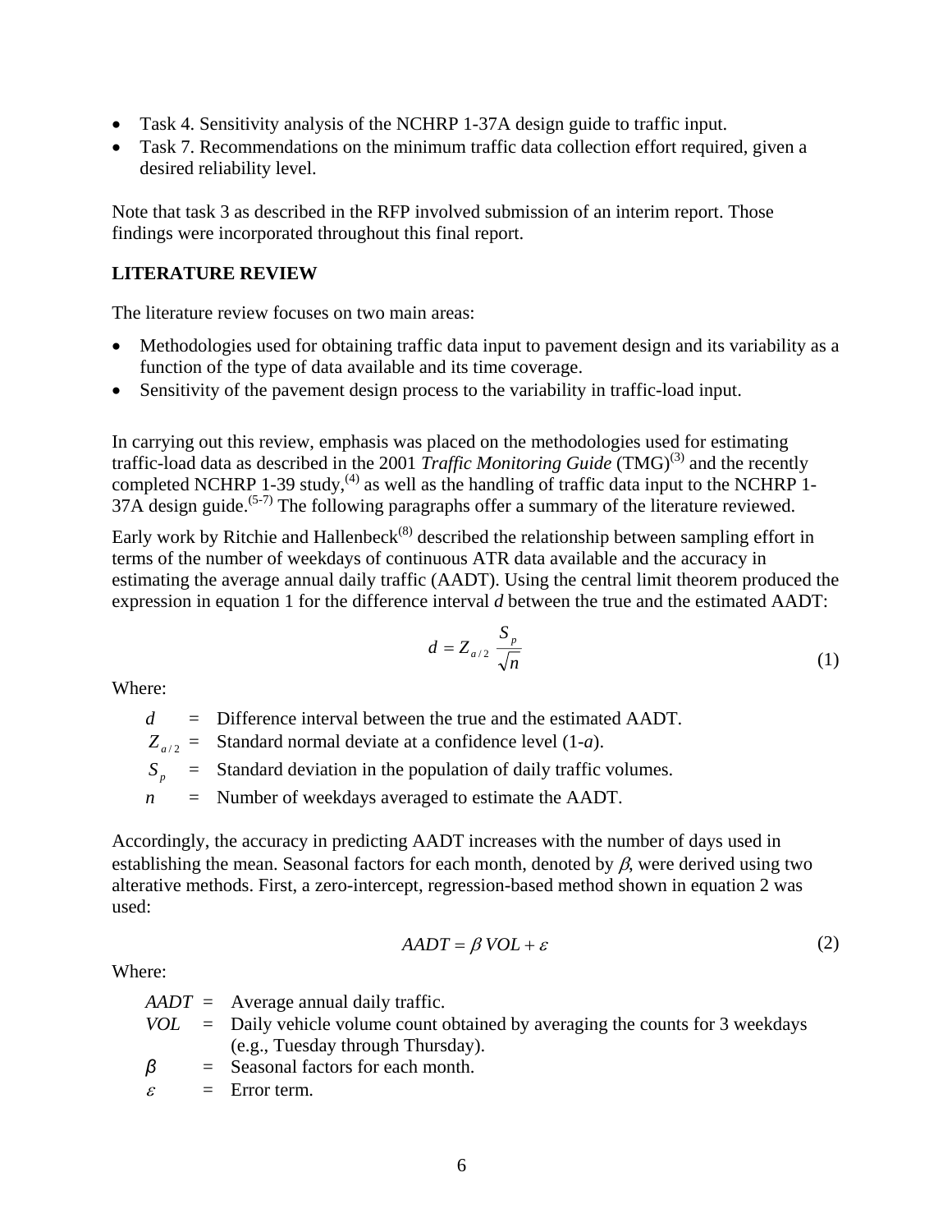- Task 4. Sensitivity analysis of the NCHRP 1-37A design guide to traffic input.
- Task 7. Recommendations on the minimum traffic data collection effort required, given a desired reliability level.

Note that task 3 as described in the RFP involved submission of an interim report. Those findings were incorporated throughout this final report.

## LITERATURE REVIEW

The literature review focuses on two main areas:

- Methodologies used for obtaining traffic data input to pavement design and its variability as a function of the type of data available and its time coverage.
- Sensitivity of the pavement design process to the variability in traffic-load input.

In carrying out this review, emphasis was placed on the methodologies used for estimating traffic-load data as described in the 2001 *Traffic Monitoring Guide* (TMG)(3) and the recently completed NCHRP 1-39 study,(4) as well as the handling of traffic data input to the NCHRP 1-37A design guide.(5-7) The following paragraphs offer a summary of the literature reviewed.

Early work by Ritchie and Hallenbeck(8) described the relationship between sampling effort in terms of the number of weekdays of continuous ATR data available and the accuracy in estimating the average annual daily traffic (AADT). Using the central limit theorem produced the expression in equation 1 for the difference interval *d* between the true and the estimated AADT:

$$d = Z_{a/2} \frac{S_p}{\sqrt{n}} \tag{1}$$

Where:

$d$ = Difference interval between the true and the estimated AADT.
$Z_{a/2}$ = Standard normal deviate at a confidence level (1-*a*).
$S_p$ = Standard deviation in the population of daily traffic volumes.
$n$ = Number of weekdays averaged to estimate the AADT.

Accordingly, the accuracy in predicting AADT increases with the number of days used in establishing the mean. Seasonal factors for each month, denoted by $\beta$, were derived using two alterative methods. First, a zero-intercept, regression-based method shown in equation 2 was used:

$$AADT = \beta \, VOL + \varepsilon \tag{2}$$

Where:

$AADT$ = Average annual daily traffic.
$VOL$ = Daily vehicle volume count obtained by averaging the counts for 3 weekdays (e.g., Tuesday through Thursday).
$\beta$ = Seasonal factors for each month.
$\varepsilon$ = Error term.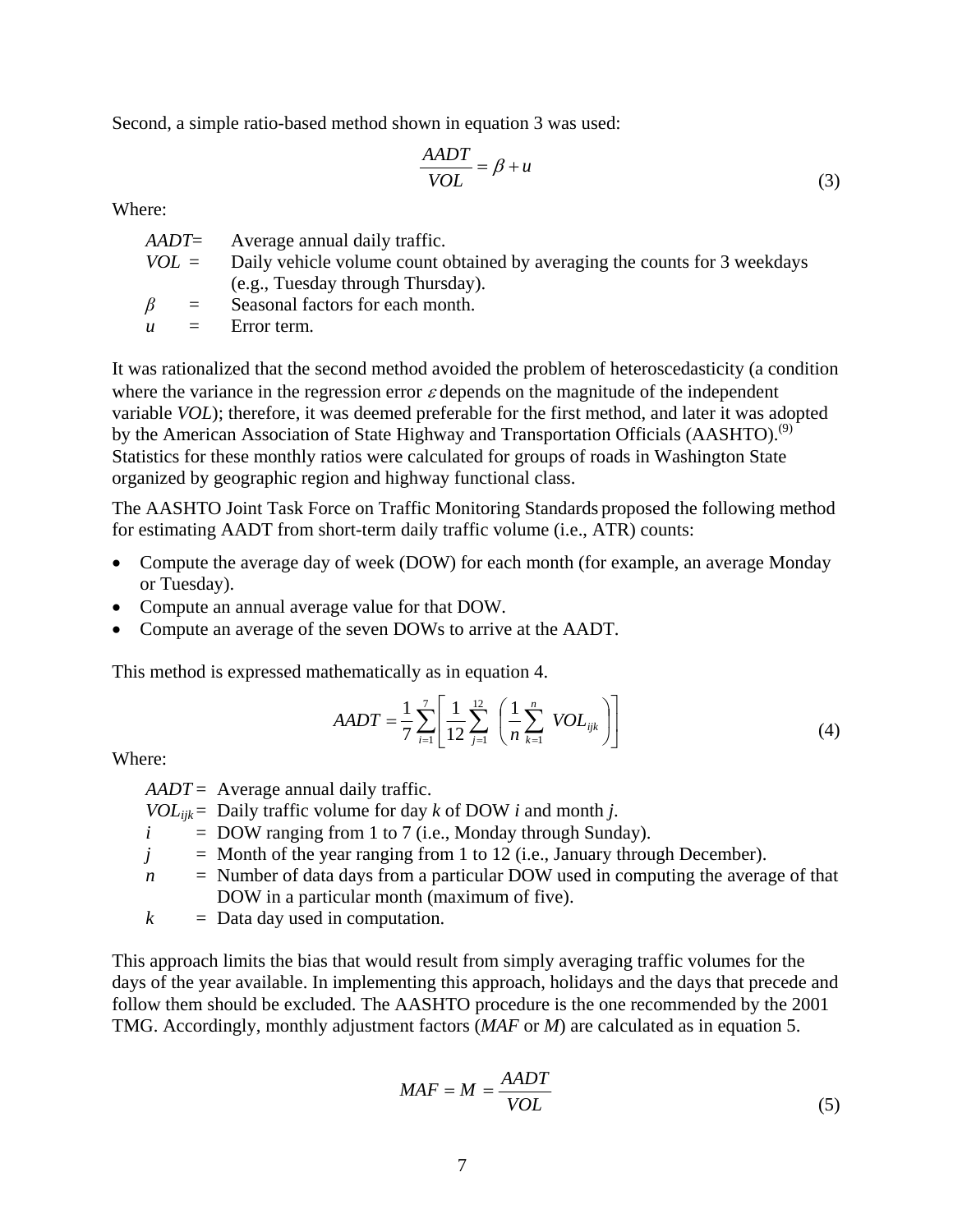Second, a simple ratio-based method shown in equation 3 was used:

$$\frac{AADT}{VOL} = \beta + u \tag{3}$$

Where:

- $AADT$ = Average annual daily traffic.
- $VOL$ = Daily vehicle volume count obtained by averaging the counts for 3 weekdays (e.g., Tuesday through Thursday).
- $\beta$ = Seasonal factors for each month.
- $u$ = Error term.

It was rationalized that the second method avoided the problem of heteroscedasticity (a condition where the variance in the regression error $\varepsilon$ depends on the magnitude of the independent variable $VOL$); therefore, it was deemed preferable for the first method, and later it was adopted by the American Association of State Highway and Transportation Officials (AASHTO).(9) Statistics for these monthly ratios were calculated for groups of roads in Washington State organized by geographic region and highway functional class.

The AASHTO Joint Task Force on Traffic Monitoring Standards proposed the following method for estimating AADT from short-term daily traffic volume (i.e., ATR) counts:

- Compute the average day of week (DOW) for each month (for example, an average Monday or Tuesday).
- Compute an annual average value for that DOW.
- Compute an average of the seven DOWs to arrive at the AADT.

This method is expressed mathematically as in equation 4.

$$AADT = \frac{1}{7}\sum_{i=1}^{7}\left[\frac{1}{12}\sum_{j=1}^{12}\left(\frac{1}{n}\sum_{k=1}^{n} VOL_{ijk}\right)\right] \tag{4}$$

Where:

- $AADT$ = Average annual daily traffic.
- $VOL_{ijk}$ = Daily traffic volume for day $k$ of DOW $i$ and month $j$.
- $i$ = DOW ranging from 1 to 7 (i.e., Monday through Sunday).
- $j$ = Month of the year ranging from 1 to 12 (i.e., January through December).
- $n$ = Number of data days from a particular DOW used in computing the average of that DOW in a particular month (maximum of five).
- $k$ = Data day used in computation.

This approach limits the bias that would result from simply averaging traffic volumes for the days of the year available. In implementing this approach, holidays and the days that precede and follow them should be excluded. The AASHTO procedure is the one recommended by the 2001 TMG. Accordingly, monthly adjustment factors ($MAF$ or $M$) are calculated as in equation 5.

$$MAF = M = \frac{AADT}{VOL} \tag{5}$$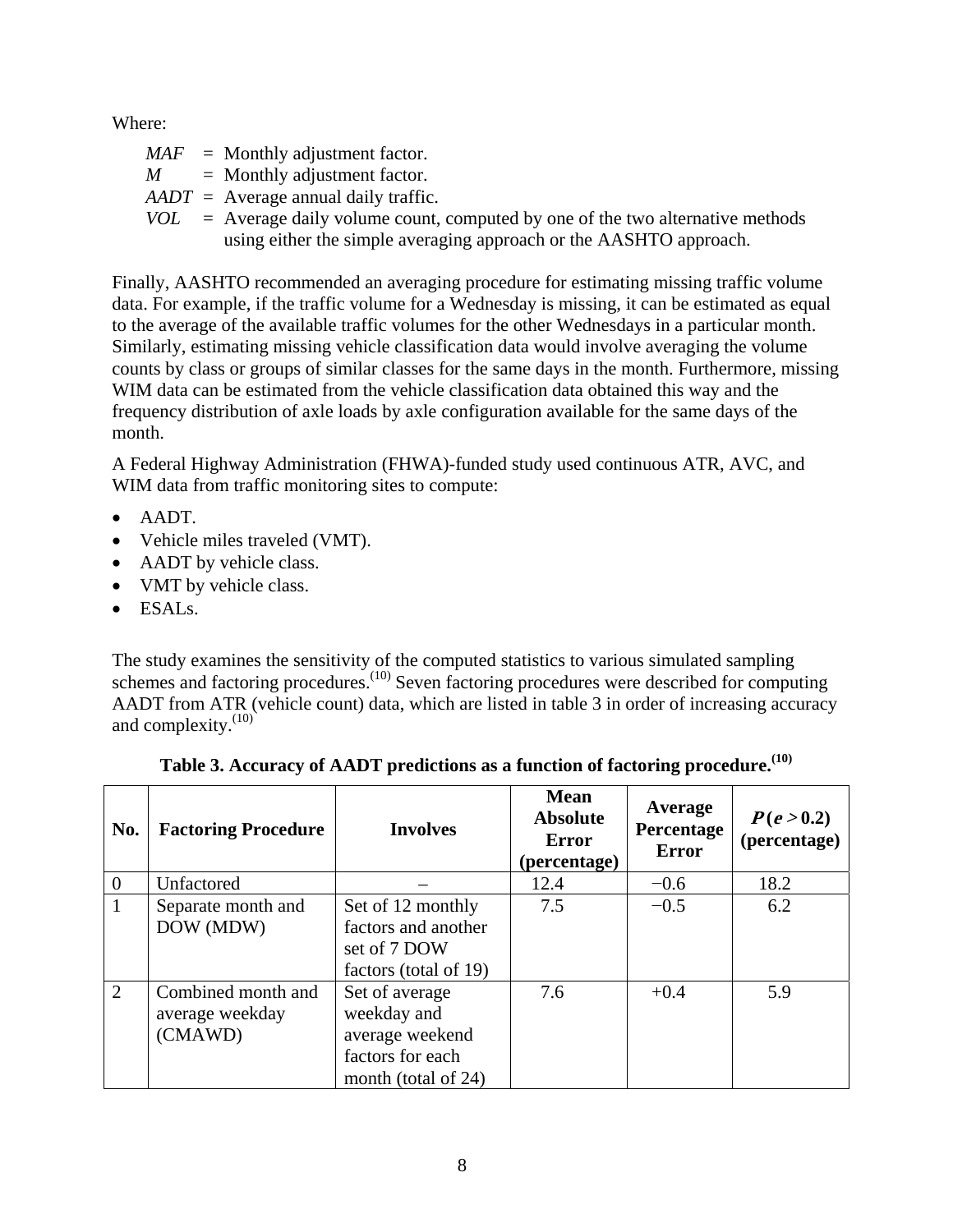Where:

$MAF$ = Monthly adjustment factor.
$M$ = Monthly adjustment factor.
$AADT$ = Average annual daily traffic.
$VOL$ = Average daily volume count, computed by one of the two alternative methods using either the simple averaging approach or the AASHTO approach.

Finally, AASHTO recommended an averaging procedure for estimating missing traffic volume data. For example, if the traffic volume for a Wednesday is missing, it can be estimated as equal to the average of the available traffic volumes for the other Wednesdays in a particular month. Similarly, estimating missing vehicle classification data would involve averaging the volume counts by class or groups of similar classes for the same days in the month. Furthermore, missing WIM data can be estimated from the vehicle classification data obtained this way and the frequency distribution of axle loads by axle configuration available for the same days of the month.

A Federal Highway Administration (FHWA)-funded study used continuous ATR, AVC, and WIM data from traffic monitoring sites to compute:

- AADT.
- Vehicle miles traveled (VMT).
- AADT by vehicle class.
- VMT by vehicle class.
- ESALs.

The study examines the sensitivity of the computed statistics to various simulated sampling schemes and factoring procedures.(10) Seven factoring procedures were described for computing AADT from ATR (vehicle count) data, which are listed in table 3 in order of increasing accuracy and complexity.(10)

**Table 3. Accuracy of AADT predictions as a function of factoring procedure.(10)**

| No. | Factoring Procedure | Involves | Mean Absolute Error (percentage) | Average Percentage Error | $P(e > 0.2)$ (percentage) |
|---|---|---|---|---|---|
| 0 | Unfactored | – | 12.4 | −0.6 | 18.2 |
| 1 | Separate month and DOW (MDW) | Set of 12 monthly factors and another set of 7 DOW factors (total of 19) | 7.5 | −0.5 | 6.2 |
| 2 | Combined month and average weekday (CMAWD) | Set of average weekday and average weekend factors for each month (total of 24) | 7.6 | +0.4 | 5.9 |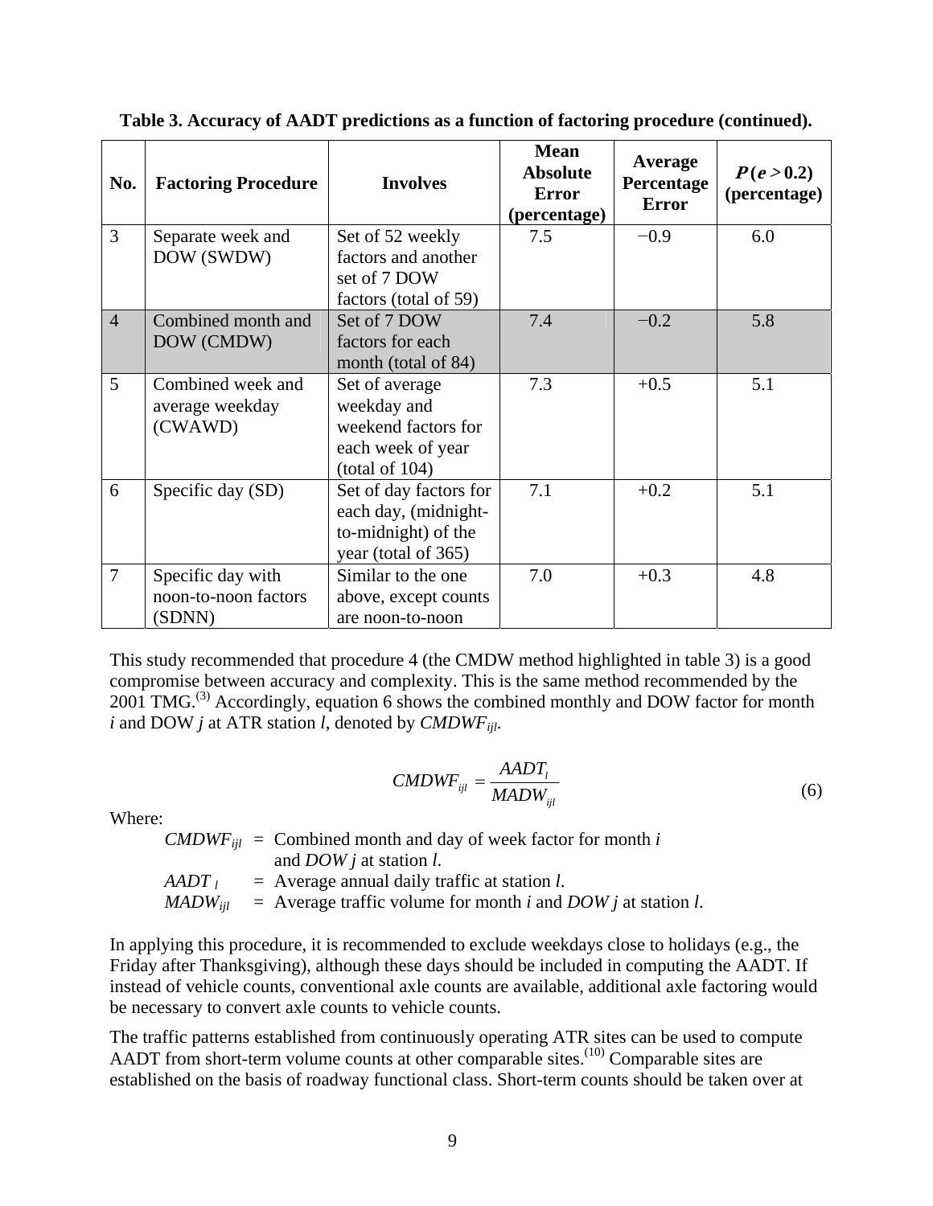**Table 3. Accuracy of AADT predictions as a function of factoring procedure (continued).**

| No. | Factoring Procedure | Involves | Mean Absolute Error (percentage) | Average Percentage Error | $P(e > 0.2)$ (percentage) |
|---|---|---|---|---|---|
| 3 | Separate week and DOW (SWDW) | Set of 52 weekly factors and another set of 7 DOW factors (total of 59) | 7.5 | −0.9 | 6.0 |
| 4 | Combined month and DOW (CMDW) | Set of 7 DOW factors for each month (total of 84) | 7.4 | −0.2 | 5.8 |
| 5 | Combined week and average weekday (CWAWD) | Set of average weekday and weekend factors for each week of year (total of 104) | 7.3 | +0.5 | 5.1 |
| 6 | Specific day (SD) | Set of day factors for each day, (midnight-to-midnight) of the year (total of 365) | 7.1 | +0.2 | 5.1 |
| 7 | Specific day with noon-to-noon factors (SDNN) | Similar to the one above, except counts are noon-to-noon | 7.0 | +0.3 | 4.8 |

This study recommended that procedure 4 (the CMDW method highlighted in table 3) is a good compromise between accuracy and complexity. This is the same method recommended by the 2001 TMG.[3] Accordingly, equation 6 shows the combined monthly and DOW factor for month *i* and DOW *j* at ATR station *l*, denoted by $CMDWF_{ijl}$.

$$CMDWF_{ijl} = \frac{AADT_l}{MADW_{ijl}} \tag{6}$$

Where:

- $CMDWF_{ijl}$ = Combined month and day of week factor for month *i* and *DOW j* at station *l*.
- $AADT_l$ = Average annual daily traffic at station *l*.
- $MADW_{ijl}$ = Average traffic volume for month *i* and *DOW j* at station *l*.

In applying this procedure, it is recommended to exclude weekdays close to holidays (e.g., the Friday after Thanksgiving), although these days should be included in computing the AADT. If instead of vehicle counts, conventional axle counts are available, additional axle factoring would be necessary to convert axle counts to vehicle counts.

The traffic patterns established from continuously operating ATR sites can be used to compute AADT from short-term volume counts at other comparable sites.[10] Comparable sites are established on the basis of roadway functional class. Short-term counts should be taken over at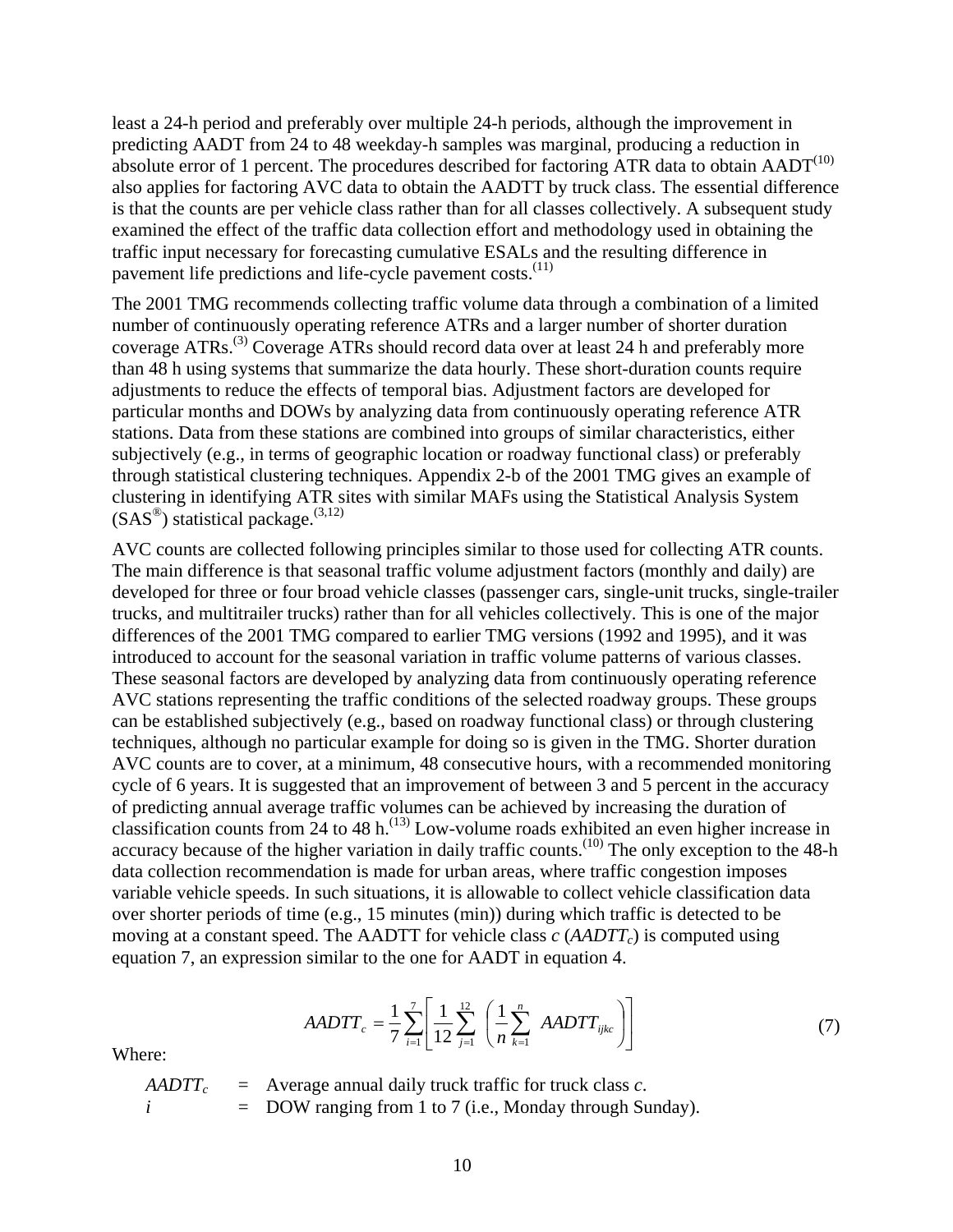least a 24-h period and preferably over multiple 24-h periods, although the improvement in predicting AADT from 24 to 48 weekday-h samples was marginal, producing a reduction in absolute error of 1 percent. The procedures described for factoring ATR data to obtain AADT[10] also applies for factoring AVC data to obtain the AADTT by truck class. The essential difference is that the counts are per vehicle class rather than for all classes collectively. A subsequent study examined the effect of the traffic data collection effort and methodology used in obtaining the traffic input necessary for forecasting cumulative ESALs and the resulting difference in pavement life predictions and life-cycle pavement costs.[11]

The 2001 TMG recommends collecting traffic volume data through a combination of a limited number of continuously operating reference ATRs and a larger number of shorter duration coverage ATRs.[3] Coverage ATRs should record data over at least 24 h and preferably more than 48 h using systems that summarize the data hourly. These short-duration counts require adjustments to reduce the effects of temporal bias. Adjustment factors are developed for particular months and DOWs by analyzing data from continuously operating reference ATR stations. Data from these stations are combined into groups of similar characteristics, either subjectively (e.g., in terms of geographic location or roadway functional class) or preferably through statistical clustering techniques. Appendix 2-b of the 2001 TMG gives an example of clustering in identifying ATR sites with similar MAFs using the Statistical Analysis System (SAS®) statistical package.[3,12]

AVC counts are collected following principles similar to those used for collecting ATR counts. The main difference is that seasonal traffic volume adjustment factors (monthly and daily) are developed for three or four broad vehicle classes (passenger cars, single-unit trucks, single-trailer trucks, and multitrailer trucks) rather than for all vehicles collectively. This is one of the major differences of the 2001 TMG compared to earlier TMG versions (1992 and 1995), and it was introduced to account for the seasonal variation in traffic volume patterns of various classes. These seasonal factors are developed by analyzing data from continuously operating reference AVC stations representing the traffic conditions of the selected roadway groups. These groups can be established subjectively (e.g., based on roadway functional class) or through clustering techniques, although no particular example for doing so is given in the TMG. Shorter duration AVC counts are to cover, at a minimum, 48 consecutive hours, with a recommended monitoring cycle of 6 years. It is suggested that an improvement of between 3 and 5 percent in the accuracy of predicting annual average traffic volumes can be achieved by increasing the duration of classification counts from 24 to 48 h.[13] Low-volume roads exhibited an even higher increase in accuracy because of the higher variation in daily traffic counts.[10] The only exception to the 48-h data collection recommendation is made for urban areas, where traffic congestion imposes variable vehicle speeds. In such situations, it is allowable to collect vehicle classification data over shorter periods of time (e.g., 15 minutes (min)) during which traffic is detected to be moving at a constant speed. The AADTT for vehicle class $c$ ($AADTT_c$) is computed using equation 7, an expression similar to the one for AADT in equation 4.

$$AADTT_c = \frac{1}{7}\sum_{i=1}^{7}\left[\frac{1}{12}\sum_{j=1}^{12}\left(\frac{1}{n}\sum_{k=1}^{n} AADTT_{ijkc}\right)\right] \tag{7}$$

Where:

$AADTT_c$ = Average annual daily truck traffic for truck class $c$.  
$i$ = DOW ranging from 1 to 7 (i.e., Monday through Sunday).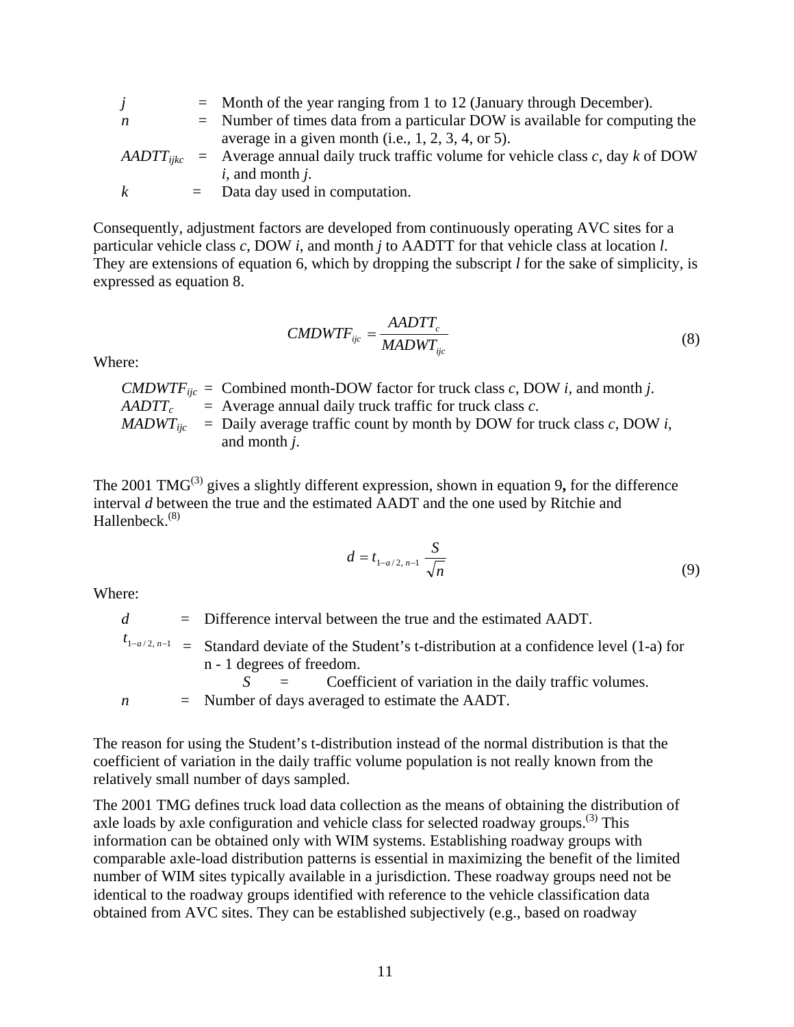| | | |
|---|---|---|
| $j$ | = | Month of the year ranging from 1 to 12 (January through December). |
| $n$ | = | Number of times data from a particular DOW is available for computing the average in a given month (i.e., 1, 2, 3, 4, or 5). |
| $AADTT_{ijkc}$ | = | Average annual daily truck traffic volume for vehicle class *c*, day *k* of DOW *i*, and month *j*. |
| $k$ | = | Data day used in computation. |

Consequently, adjustment factors are developed from continuously operating AVC sites for a particular vehicle class *c*, DOW *i*, and month *j* to AADTT for that vehicle class at location *l*. They are extensions of equation 6, which by dropping the subscript *l* for the sake of simplicity, is expressed as equation 8.

$$CMDWTF_{ijc} = \frac{AADTT_c}{MADWT_{ijc}} \tag{8}$$

Where:

| | | |
|---|---|---|
| $CMDWTF_{ijc}$ | = | Combined month-DOW factor for truck class *c*, DOW *i*, and month *j*. |
| $AADTT_c$ | = | Average annual daily truck traffic for truck class *c*. |
| $MADWT_{ijc}$ | = | Daily average traffic count by month by DOW for truck class *c*, DOW *i*, and month *j*. |

The 2001 TMG[3] gives a slightly different expression, shown in equation 9**,** for the difference interval *d* between the true and the estimated AADT and the one used by Ritchie and Hallenbeck.[8]

$$d = t_{1-a/2,\, n-1} \, \frac{S}{\sqrt{n}} \tag{9}$$

Where:

| | | |
|---|---|---|
| $d$ | = | Difference interval between the true and the estimated AADT. |
| $t_{1-a/2,\, n-1}$ | = | Standard deviate of the Student's t-distribution at a confidence level (1-a) for n - 1 degrees of freedom. |
| $S$ | = | Coefficient of variation in the daily traffic volumes. |
| $n$ | = | Number of days averaged to estimate the AADT. |

The reason for using the Student's t-distribution instead of the normal distribution is that the coefficient of variation in the daily traffic volume population is not really known from the relatively small number of days sampled.

The 2001 TMG defines truck load data collection as the means of obtaining the distribution of axle loads by axle configuration and vehicle class for selected roadway groups.[3] This information can be obtained only with WIM systems. Establishing roadway groups with comparable axle-load distribution patterns is essential in maximizing the benefit of the limited number of WIM sites typically available in a jurisdiction. These roadway groups need not be identical to the roadway groups identified with reference to the vehicle classification data obtained from AVC sites. They can be established subjectively (e.g., based on roadway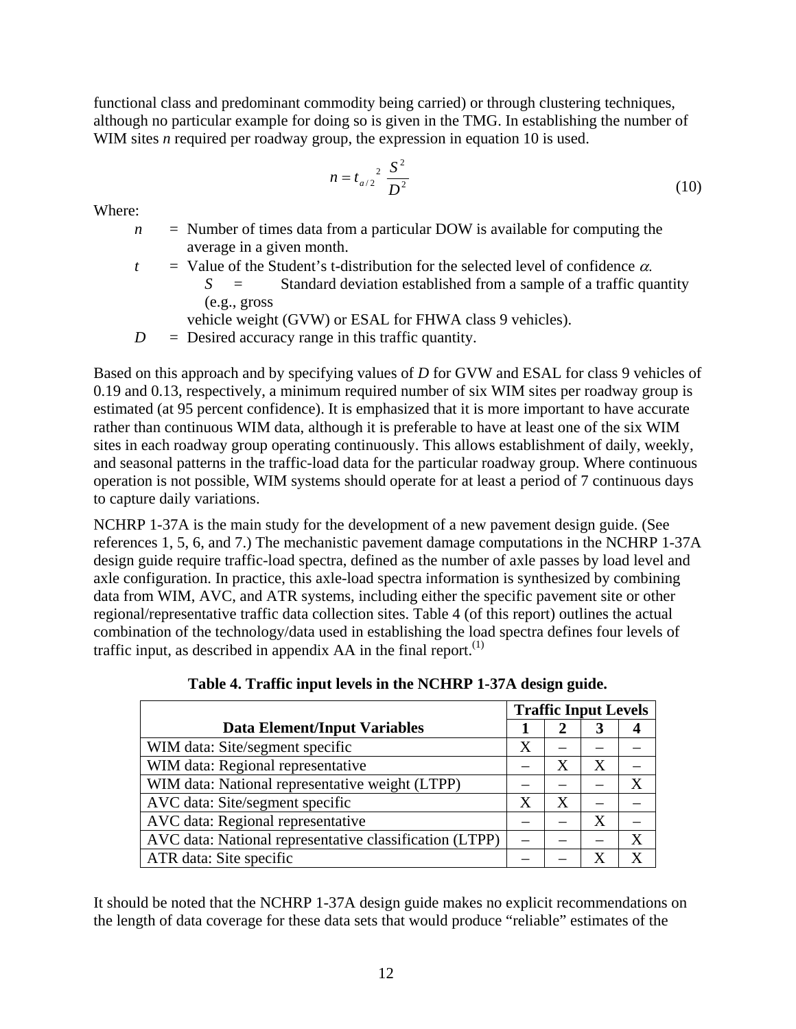functional class and predominant commodity being carried) or through clustering techniques, although no particular example for doing so is given in the TMG. In establishing the number of WIM sites *n* required per roadway group, the expression in equation 10 is used.

$$n = t_{a/2}{}^{2} \; \frac{S^2}{D^2} \tag{10}$$

Where:

- $n$ = Number of times data from a particular DOW is available for computing the average in a given month.
- $t$ = Value of the Student's t-distribution for the selected level of confidence $\alpha$.
- $S$ = Standard deviation established from a sample of a traffic quantity (e.g., gross vehicle weight (GVW) or ESAL for FHWA class 9 vehicles).
- $D$ = Desired accuracy range in this traffic quantity.

Based on this approach and by specifying values of *D* for GVW and ESAL for class 9 vehicles of 0.19 and 0.13, respectively, a minimum required number of six WIM sites per roadway group is estimated (at 95 percent confidence). It is emphasized that it is more important to have accurate rather than continuous WIM data, although it is preferable to have at least one of the six WIM sites in each roadway group operating continuously. This allows establishment of daily, weekly, and seasonal patterns in the traffic-load data for the particular roadway group. Where continuous operation is not possible, WIM systems should operate for at least a period of 7 continuous days to capture daily variations.

NCHRP 1-37A is the main study for the development of a new pavement design guide. (See references 1, 5, 6, and 7.) The mechanistic pavement damage computations in the NCHRP 1-37A design guide require traffic-load spectra, defined as the number of axle passes by load level and axle configuration. In practice, this axle-load spectra information is synthesized by combining data from WIM, AVC, and ATR systems, including either the specific pavement site or other regional/representative traffic data collection sites. Table 4 (of this report) outlines the actual combination of the technology/data used in establishing the load spectra defines four levels of traffic input, as described in appendix AA in the final report.[1]

**Table 4. Traffic input levels in the NCHRP 1-37A design guide.**

| Data Element/Input Variables | Traffic Input Levels | | | |
|---|---|---|---|---|
| | 1 | 2 | 3 | 4 |
| WIM data: Site/segment specific | X | – | – | – |
| WIM data: Regional representative | – | X | X | – |
| WIM data: National representative weight (LTPP) | – | – | – | X |
| AVC data: Site/segment specific | X | X | – | – |
| AVC data: Regional representative | – | – | X | – |
| AVC data: National representative classification (LTPP) | – | – | – | X |
| ATR data: Site specific | – | – | X | X |

It should be noted that the NCHRP 1-37A design guide makes no explicit recommendations on the length of data coverage for these data sets that would produce "reliable" estimates of the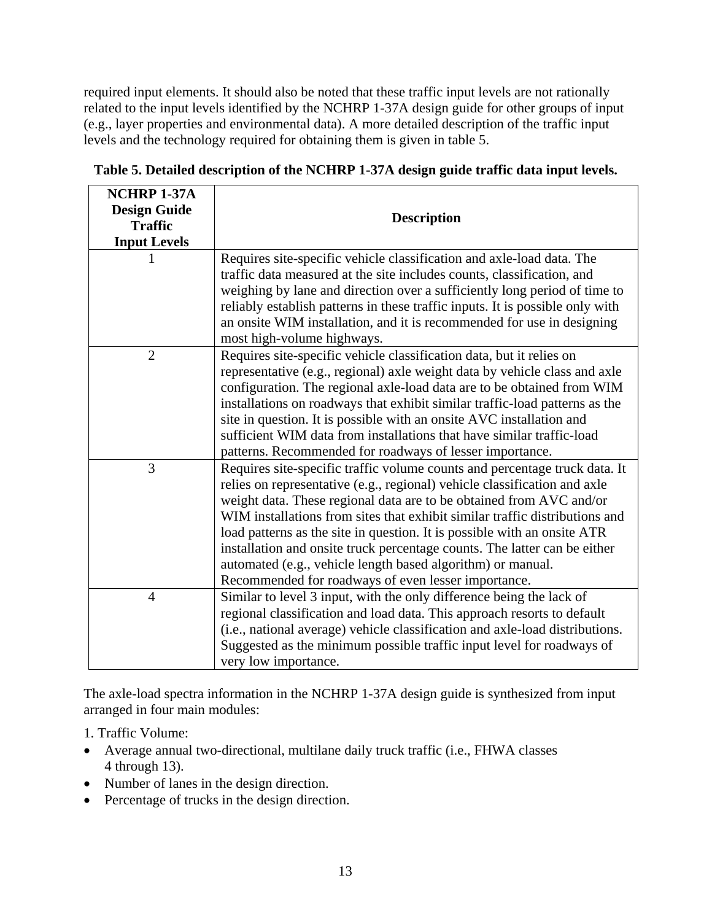required input elements. It should also be noted that these traffic input levels are not rationally related to the input levels identified by the NCHRP 1-37A design guide for other groups of input (e.g., layer properties and environmental data). A more detailed description of the traffic input levels and the technology required for obtaining them is given in table 5.

**Table 5. Detailed description of the NCHRP 1-37A design guide traffic data input levels.**

| NCHRP 1-37A Design Guide Traffic Input Levels | Description |
|---|---|
| 1 | Requires site-specific vehicle classification and axle-load data. The traffic data measured at the site includes counts, classification, and weighing by lane and direction over a sufficiently long period of time to reliably establish patterns in these traffic inputs. It is possible only with an onsite WIM installation, and it is recommended for use in designing most high-volume highways. |
| 2 | Requires site-specific vehicle classification data, but it relies on representative (e.g., regional) axle weight data by vehicle class and axle configuration. The regional axle-load data are to be obtained from WIM installations on roadways that exhibit similar traffic-load patterns as the site in question. It is possible with an onsite AVC installation and sufficient WIM data from installations that have similar traffic-load patterns. Recommended for roadways of lesser importance. |
| 3 | Requires site-specific traffic volume counts and percentage truck data. It relies on representative (e.g., regional) vehicle classification and axle weight data. These regional data are to be obtained from AVC and/or WIM installations from sites that exhibit similar traffic distributions and load patterns as the site in question. It is possible with an onsite ATR installation and onsite truck percentage counts. The latter can be either automated (e.g., vehicle length based algorithm) or manual. Recommended for roadways of even lesser importance. |
| 4 | Similar to level 3 input, with the only difference being the lack of regional classification and load data. This approach resorts to default (i.e., national average) vehicle classification and axle-load distributions. Suggested as the minimum possible traffic input level for roadways of very low importance. |

The axle-load spectra information in the NCHRP 1-37A design guide is synthesized from input arranged in four main modules:

1. Traffic Volume:

- Average annual two-directional, multilane daily truck traffic (i.e., FHWA classes 4 through 13).
- Number of lanes in the design direction.
- Percentage of trucks in the design direction.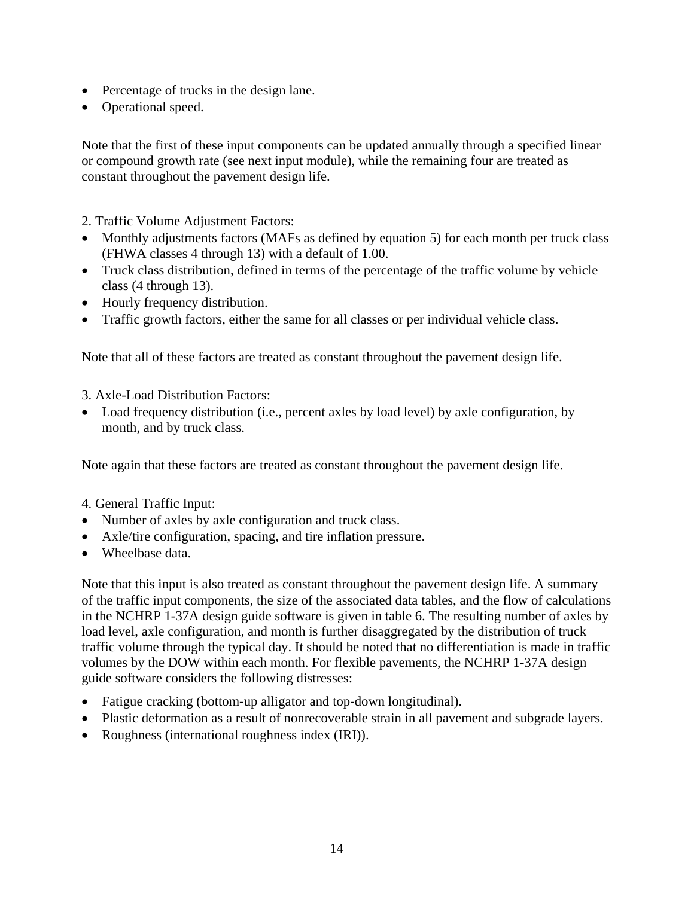- Percentage of trucks in the design lane.
- Operational speed.

Note that the first of these input components can be updated annually through a specified linear or compound growth rate (see next input module), while the remaining four are treated as constant throughout the pavement design life.

2. Traffic Volume Adjustment Factors:

- Monthly adjustments factors (MAFs as defined by equation 5) for each month per truck class (FHWA classes 4 through 13) with a default of 1.00.
- Truck class distribution, defined in terms of the percentage of the traffic volume by vehicle class (4 through 13).
- Hourly frequency distribution.
- Traffic growth factors, either the same for all classes or per individual vehicle class.

Note that all of these factors are treated as constant throughout the pavement design life.

3. Axle-Load Distribution Factors:

- Load frequency distribution (i.e., percent axles by load level) by axle configuration, by month, and by truck class.

Note again that these factors are treated as constant throughout the pavement design life.

4. General Traffic Input:

- Number of axles by axle configuration and truck class.
- Axle/tire configuration, spacing, and tire inflation pressure.
- Wheelbase data.

Note that this input is also treated as constant throughout the pavement design life. A summary of the traffic input components, the size of the associated data tables, and the flow of calculations in the NCHRP 1-37A design guide software is given in table 6. The resulting number of axles by load level, axle configuration, and month is further disaggregated by the distribution of truck traffic volume through the typical day. It should be noted that no differentiation is made in traffic volumes by the DOW within each month. For flexible pavements, the NCHRP 1-37A design guide software considers the following distresses:

- Fatigue cracking (bottom-up alligator and top-down longitudinal).
- Plastic deformation as a result of nonrecoverable strain in all pavement and subgrade layers.
- Roughness (international roughness index (IRI)).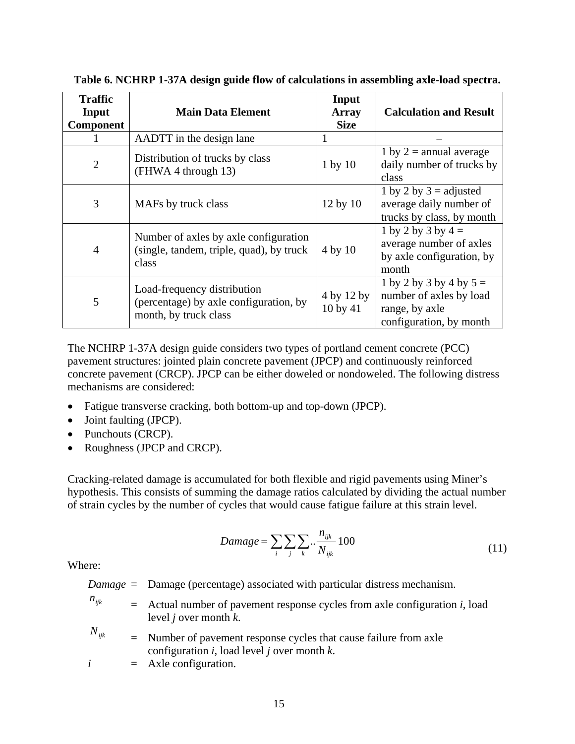**Table 6. NCHRP 1-37A design guide flow of calculations in assembling axle-load spectra.**

| Traffic Input Component | Main Data Element | Input Array Size | Calculation and Result |
|---|---|---|---|
| 1 | AADTT in the design lane | 1 | – |
| 2 | Distribution of trucks by class (FHWA 4 through 13) | 1 by 10 | 1 by 2 = annual average daily number of trucks by class |
| 3 | MAFs by truck class | 12 by 10 | 1 by 2 by 3 = adjusted average daily number of trucks by class, by month |
| 4 | Number of axles by axle configuration (single, tandem, triple, quad), by truck class | 4 by 10 | 1 by 2 by 3 by 4 = average number of axles by axle configuration, by month |
| 5 | Load-frequency distribution (percentage) by axle configuration, by month, by truck class | 4 by 12 by 10 by 41 | 1 by 2 by 3 by 4 by 5 = number of axles by load range, by axle configuration, by month |

The NCHRP 1-37A design guide considers two types of portland cement concrete (PCC) pavement structures: jointed plain concrete pavement (JPCP) and continuously reinforced concrete pavement (CRCP). JPCP can be either doweled or nondoweled. The following distress mechanisms are considered:

- Fatigue transverse cracking, both bottom-up and top-down (JPCP).
- Joint faulting (JPCP).
- Punchouts (CRCP).
- Roughness (JPCP and CRCP).

Cracking-related damage is accumulated for both flexible and rigid pavements using Miner's hypothesis. This consists of summing the damage ratios calculated by dividing the actual number of strain cycles by the number of cycles that would cause fatigue failure at this strain level.

$$Damage = \sum_i \sum_j \sum_k .. \frac{n_{ijk}}{N_{ijk}} 100 \tag{11}$$

Where:

*Damage* = Damage (percentage) associated with particular distress mechanism.

$n_{ijk}$ = Actual number of pavement response cycles from axle configuration *i*, load level *j* over month *k*.

$N_{ijk}$ = Number of pavement response cycles that cause failure from axle configuration *i*, load level *j* over month *k*.

*i* = Axle configuration.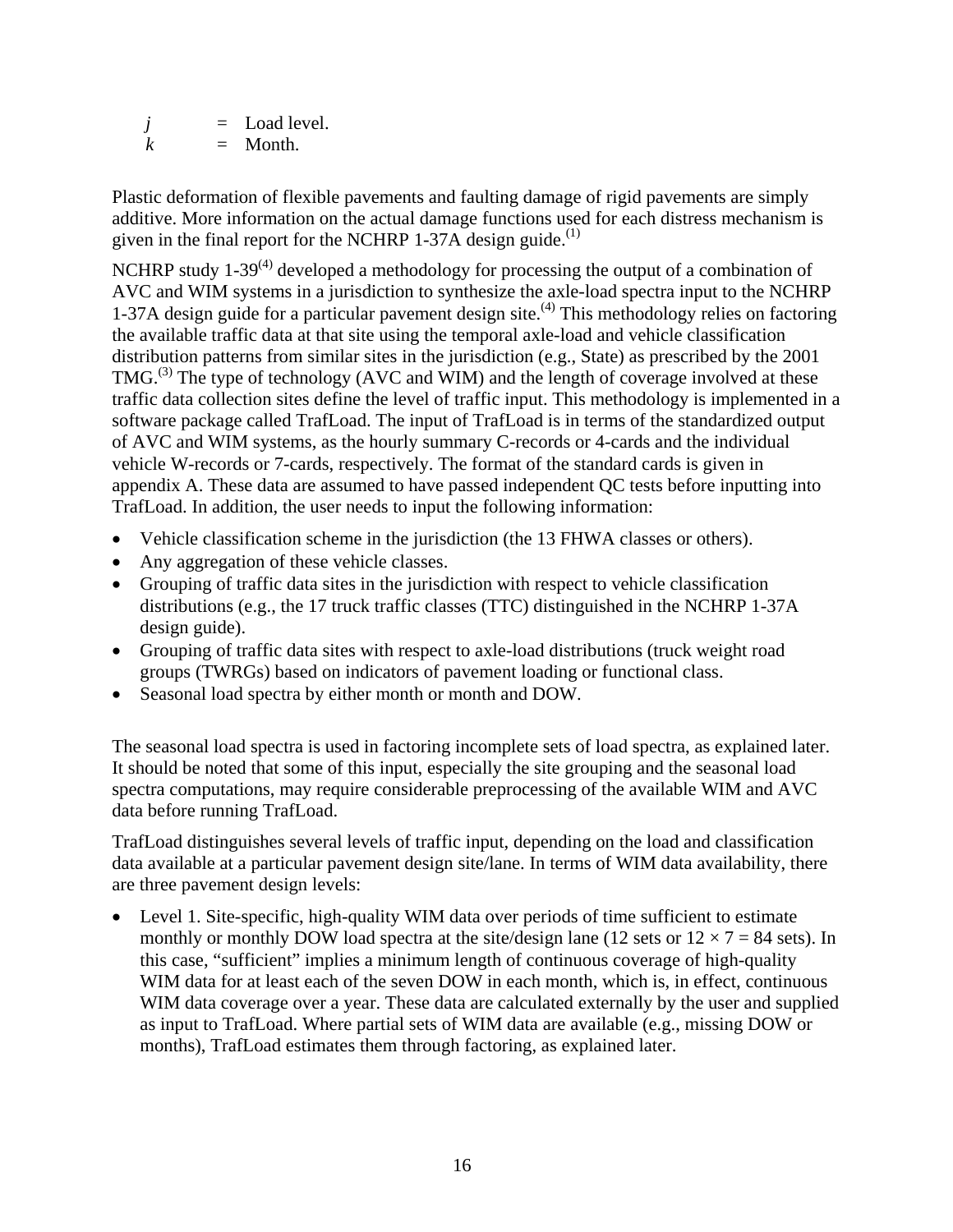$j$ = Load level.
$k$ = Month.

Plastic deformation of flexible pavements and faulting damage of rigid pavements are simply additive. More information on the actual damage functions used for each distress mechanism is given in the final report for the NCHRP 1-37A design guide.[1]

NCHRP study 1-39[4] developed a methodology for processing the output of a combination of AVC and WIM systems in a jurisdiction to synthesize the axle-load spectra input to the NCHRP 1-37A design guide for a particular pavement design site.[4] This methodology relies on factoring the available traffic data at that site using the temporal axle-load and vehicle classification distribution patterns from similar sites in the jurisdiction (e.g., State) as prescribed by the 2001 TMG.[3] The type of technology (AVC and WIM) and the length of coverage involved at these traffic data collection sites define the level of traffic input. This methodology is implemented in a software package called TrafLoad. The input of TrafLoad is in terms of the standardized output of AVC and WIM systems, as the hourly summary C-records or 4-cards and the individual vehicle W-records or 7-cards, respectively. The format of the standard cards is given in appendix A. These data are assumed to have passed independent QC tests before inputting into TrafLoad. In addition, the user needs to input the following information:

- Vehicle classification scheme in the jurisdiction (the 13 FHWA classes or others).
- Any aggregation of these vehicle classes.
- Grouping of traffic data sites in the jurisdiction with respect to vehicle classification distributions (e.g., the 17 truck traffic classes (TTC) distinguished in the NCHRP 1-37A design guide).
- Grouping of traffic data sites with respect to axle-load distributions (truck weight road groups (TWRGs) based on indicators of pavement loading or functional class.
- Seasonal load spectra by either month or month and DOW.

The seasonal load spectra is used in factoring incomplete sets of load spectra, as explained later. It should be noted that some of this input, especially the site grouping and the seasonal load spectra computations, may require considerable preprocessing of the available WIM and AVC data before running TrafLoad.

TrafLoad distinguishes several levels of traffic input, depending on the load and classification data available at a particular pavement design site/lane. In terms of WIM data availability, there are three pavement design levels:

- Level 1. Site-specific, high-quality WIM data over periods of time sufficient to estimate monthly or monthly DOW load spectra at the site/design lane (12 sets or $12 \times 7 = 84$ sets). In this case, "sufficient" implies a minimum length of continuous coverage of high-quality WIM data for at least each of the seven DOW in each month, which is, in effect, continuous WIM data coverage over a year. These data are calculated externally by the user and supplied as input to TrafLoad. Where partial sets of WIM data are available (e.g., missing DOW or months), TrafLoad estimates them through factoring, as explained later.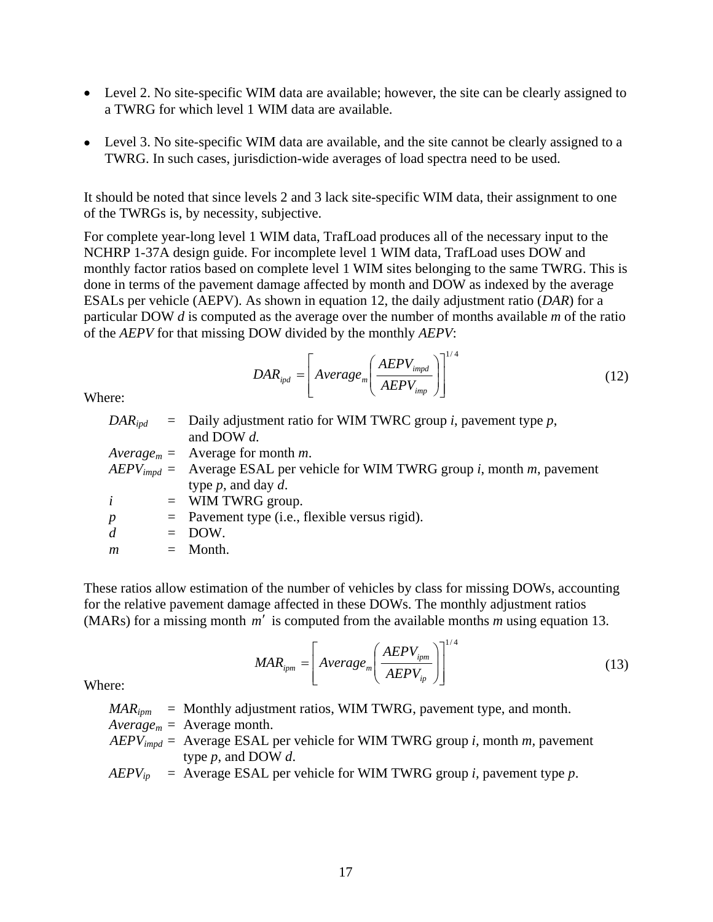- Level 2. No site-specific WIM data are available; however, the site can be clearly assigned to a TWRG for which level 1 WIM data are available.

- Level 3. No site-specific WIM data are available, and the site cannot be clearly assigned to a TWRG. In such cases, jurisdiction-wide averages of load spectra need to be used.

It should be noted that since levels 2 and 3 lack site-specific WIM data, their assignment to one of the TWRGs is, by necessity, subjective.

For complete year-long level 1 WIM data, TrafLoad produces all of the necessary input to the NCHRP 1-37A design guide. For incomplete level 1 WIM data, TrafLoad uses DOW and monthly factor ratios based on complete level 1 WIM sites belonging to the same TWRG. This is done in terms of the pavement damage affected by month and DOW as indexed by the average ESALs per vehicle (AEPV). As shown in equation 12, the daily adjustment ratio (*DAR*) for a particular DOW *d* is computed as the average over the number of months available *m* of the ratio of the *AEPV* for that missing DOW divided by the monthly *AEPV*:

$$DAR_{ipd} = \left[ Average_m \left( \frac{AEPV_{impd}}{AEPV_{imp}} \right) \right]^{1/4} \tag{12}$$

Where:

$DAR_{ipd}$ = Daily adjustment ratio for WIM TWRC group *i*, pavement type *p*, and DOW *d*.
$Average_m$ = Average for month *m*.
$AEPV_{impd}$ = Average ESAL per vehicle for WIM TWRG group *i*, month *m*, pavement type *p*, and day *d*.
*i* = WIM TWRG group.
*p* = Pavement type (i.e., flexible versus rigid).
*d* = DOW.
*m* = Month.

These ratios allow estimation of the number of vehicles by class for missing DOWs, accounting for the relative pavement damage affected in these DOWs. The monthly adjustment ratios (MARs) for a missing month $m'$ is computed from the available months *m* using equation 13.

$$MAR_{ipm} = \left[ Average_m \left( \frac{AEPV_{ipm}}{AEPV_{ip}} \right) \right]^{1/4} \tag{13}$$

Where:

$MAR_{ipm}$ = Monthly adjustment ratios, WIM TWRG, pavement type, and month.
$Average_m$ = Average month.
$AEPV_{impd}$ = Average ESAL per vehicle for WIM TWRG group *i*, month *m*, pavement type *p*, and DOW *d*.
$AEPV_{ip}$ = Average ESAL per vehicle for WIM TWRG group *i*, pavement type *p*.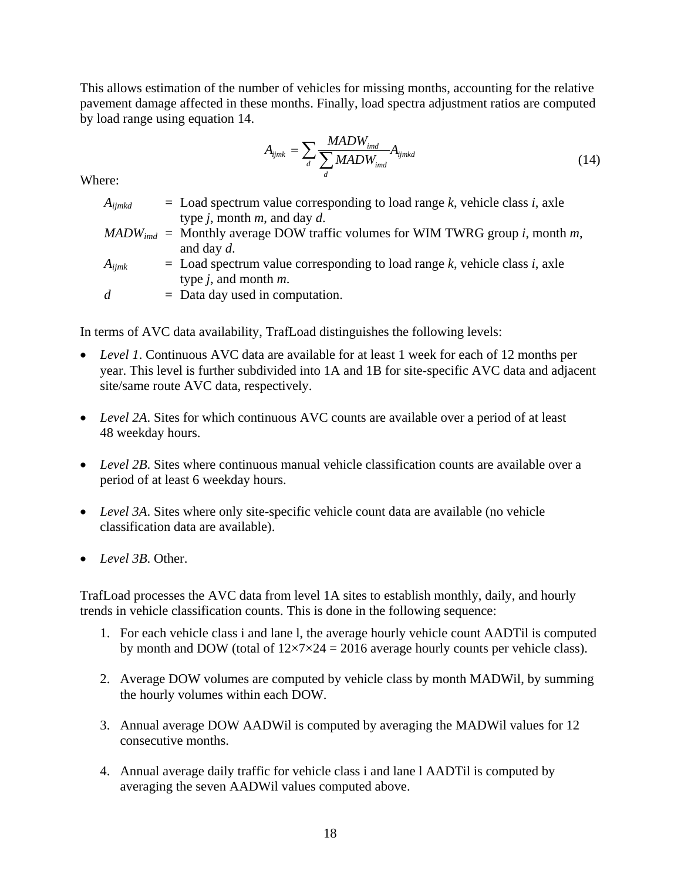This allows estimation of the number of vehicles for missing months, accounting for the relative pavement damage affected in these months. Finally, load spectra adjustment ratios are computed by load range using equation 14.

$$A_{ijmk} = \sum_{d} \frac{MADW_{imd}}{\sum_{d} MADW_{imd}} A_{ijmkd} \tag{14}$$

Where:

| | | |
|---|---|---|
| $A_{ijmkd}$ | = | Load spectrum value corresponding to load range *k*, vehicle class *i*, axle type *j*, month *m*, and day *d*. |
| $MADW_{imd}$ | = | Monthly average DOW traffic volumes for WIM TWRG group *i*, month *m*, and day *d*. |
| $A_{ijmk}$ | = | Load spectrum value corresponding to load range *k*, vehicle class *i*, axle type *j*, and month *m*. |
| *d* | = | Data day used in computation. |

In terms of AVC data availability, TrafLoad distinguishes the following levels:

- *Level 1*. Continuous AVC data are available for at least 1 week for each of 12 months per year. This level is further subdivided into 1A and 1B for site-specific AVC data and adjacent site/same route AVC data, respectively.
- *Level 2A.* Sites for which continuous AVC counts are available over a period of at least 48 weekday hours.
- *Level 2B.* Sites where continuous manual vehicle classification counts are available over a period of at least 6 weekday hours.
- *Level 3A.* Sites where only site-specific vehicle count data are available (no vehicle classification data are available).
- *Level 3B.* Other.

TrafLoad processes the AVC data from level 1A sites to establish monthly, daily, and hourly trends in vehicle classification counts. This is done in the following sequence:

1. For each vehicle class i and lane l, the average hourly vehicle count AADTil is computed by month and DOW (total of 12×7×24 = 2016 average hourly counts per vehicle class).
2. Average DOW volumes are computed by vehicle class by month MADWil, by summing the hourly volumes within each DOW.
3. Annual average DOW AADWil is computed by averaging the MADWil values for 12 consecutive months.
4. Annual average daily traffic for vehicle class i and lane l AADTil is computed by averaging the seven AADWil values computed above.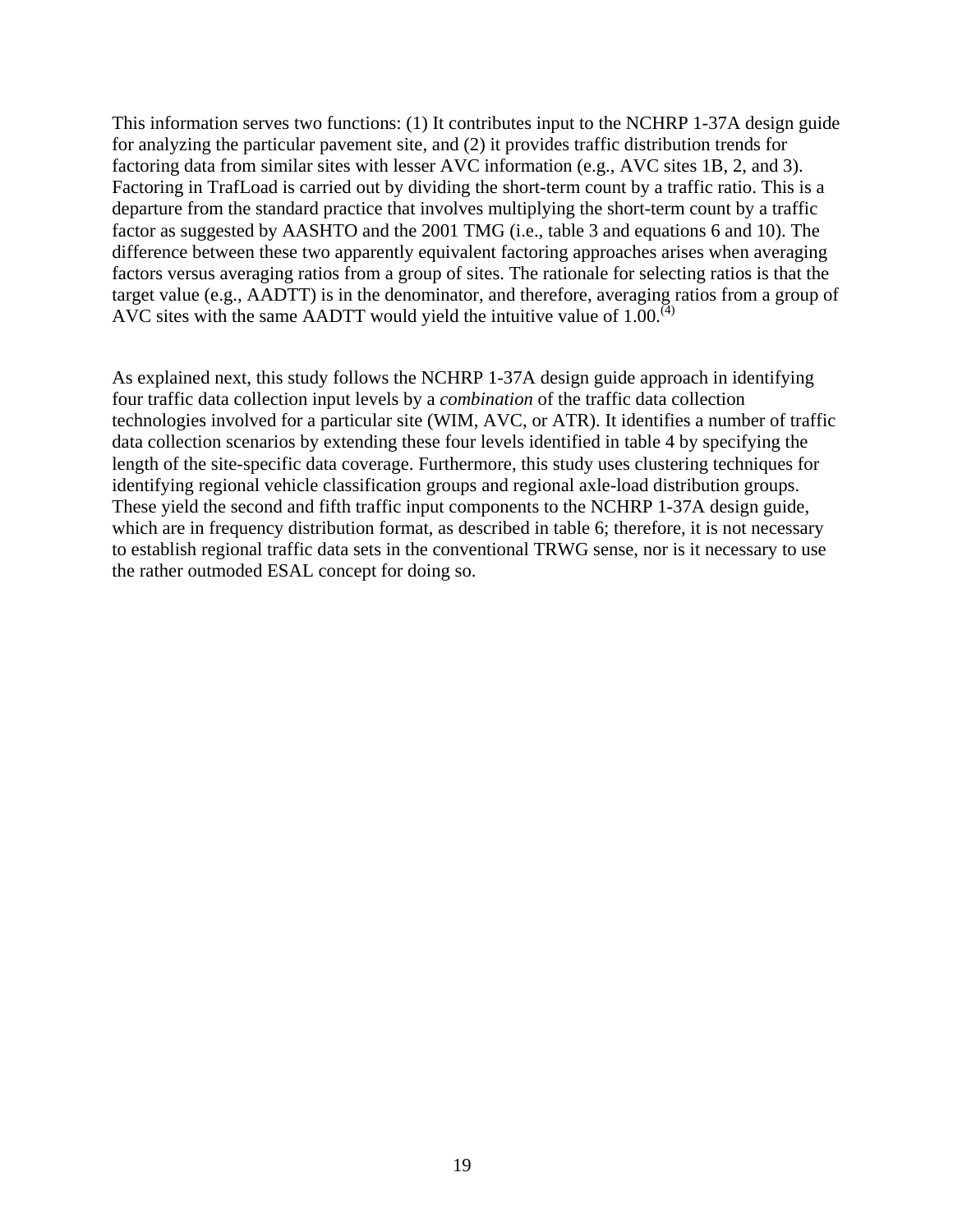This information serves two functions: (1) It contributes input to the NCHRP 1-37A design guide for analyzing the particular pavement site, and (2) it provides traffic distribution trends for factoring data from similar sites with lesser AVC information (e.g., AVC sites 1B, 2, and 3). Factoring in TrafLoad is carried out by dividing the short-term count by a traffic ratio. This is a departure from the standard practice that involves multiplying the short-term count by a traffic factor as suggested by AASHTO and the 2001 TMG (i.e., table 3 and equations 6 and 10). The difference between these two apparently equivalent factoring approaches arises when averaging factors versus averaging ratios from a group of sites. The rationale for selecting ratios is that the target value (e.g., AADTT) is in the denominator, and therefore, averaging ratios from a group of AVC sites with the same AADTT would yield the intuitive value of 1.00.[4]

As explained next, this study follows the NCHRP 1-37A design guide approach in identifying four traffic data collection input levels by a *combination* of the traffic data collection technologies involved for a particular site (WIM, AVC, or ATR). It identifies a number of traffic data collection scenarios by extending these four levels identified in table 4 by specifying the length of the site-specific data coverage. Furthermore, this study uses clustering techniques for identifying regional vehicle classification groups and regional axle-load distribution groups. These yield the second and fifth traffic input components to the NCHRP 1-37A design guide, which are in frequency distribution format, as described in table 6; therefore, it is not necessary to establish regional traffic data sets in the conventional TRWG sense, nor is it necessary to use the rather outmoded ESAL concept for doing so.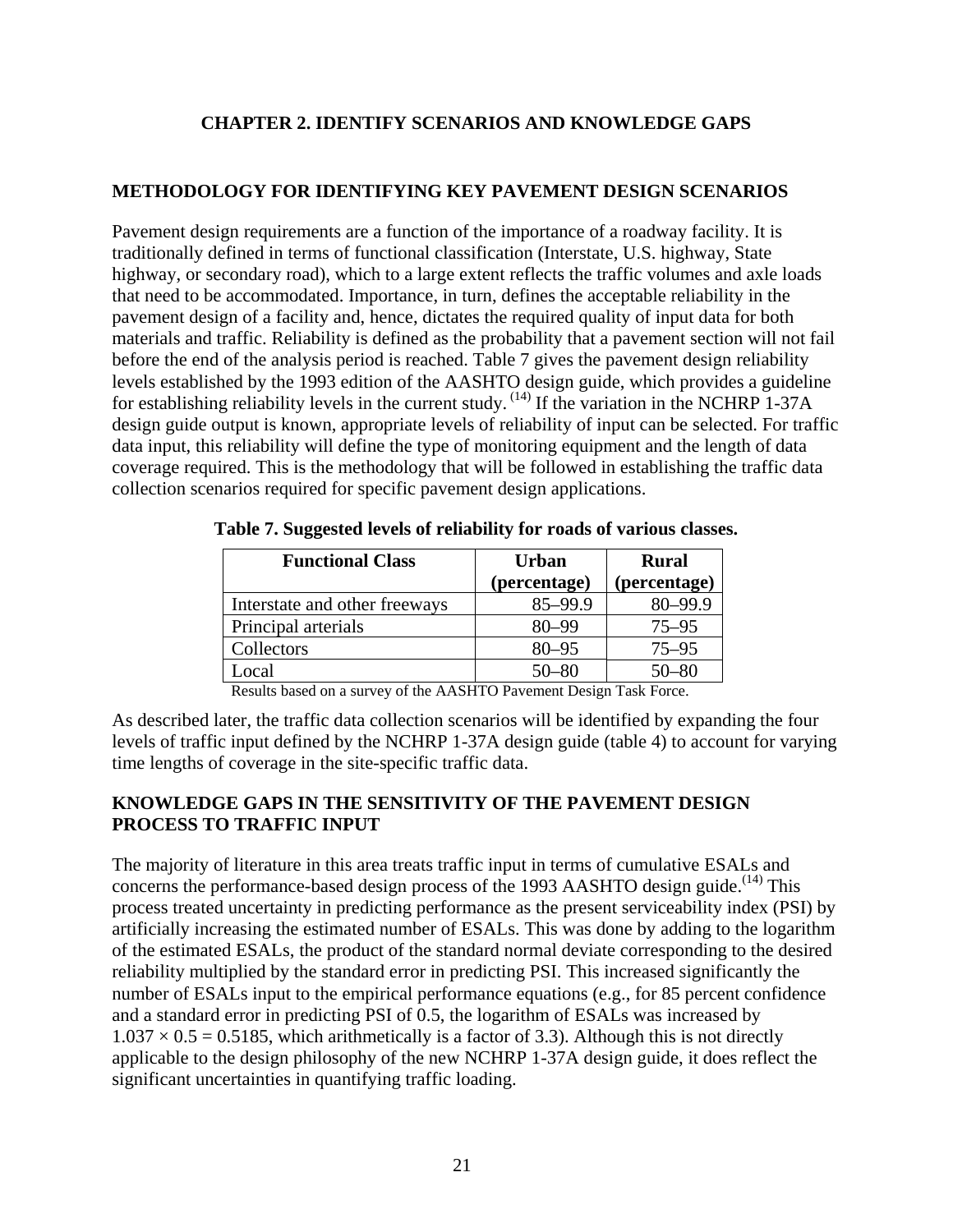# CHAPTER 2. IDENTIFY SCENARIOS AND KNOWLEDGE GAPS

## METHODOLOGY FOR IDENTIFYING KEY PAVEMENT DESIGN SCENARIOS

Pavement design requirements are a function of the importance of a roadway facility. It is traditionally defined in terms of functional classification (Interstate, U.S. highway, State highway, or secondary road), which to a large extent reflects the traffic volumes and axle loads that need to be accommodated. Importance, in turn, defines the acceptable reliability in the pavement design of a facility and, hence, dictates the required quality of input data for both materials and traffic. Reliability is defined as the probability that a pavement section will not fail before the end of the analysis period is reached. Table 7 gives the pavement design reliability levels established by the 1993 edition of the AASHTO design guide, which provides a guideline for establishing reliability levels in the current study. (14) If the variation in the NCHRP 1-37A design guide output is known, appropriate levels of reliability of input can be selected. For traffic data input, this reliability will define the type of monitoring equipment and the length of data coverage required. This is the methodology that will be followed in establishing the traffic data collection scenarios required for specific pavement design applications.

**Table 7. Suggested levels of reliability for roads of various classes.**

| Functional Class | Urban (percentage) | Rural (percentage) |
|---|---|---|
| Interstate and other freeways | 85–99.9 | 80–99.9 |
| Principal arterials | 80–99 | 75–95 |
| Collectors | 80–95 | 75–95 |
| Local | 50–80 | 50–80 |

Results based on a survey of the AASHTO Pavement Design Task Force.

As described later, the traffic data collection scenarios will be identified by expanding the four levels of traffic input defined by the NCHRP 1-37A design guide (table 4) to account for varying time lengths of coverage in the site-specific traffic data.

## KNOWLEDGE GAPS IN THE SENSITIVITY OF THE PAVEMENT DESIGN PROCESS TO TRAFFIC INPUT

The majority of literature in this area treats traffic input in terms of cumulative ESALs and concerns the performance-based design process of the 1993 AASHTO design guide.(14) This process treated uncertainty in predicting performance as the present serviceability index (PSI) by artificially increasing the estimated number of ESALs. This was done by adding to the logarithm of the estimated ESALs, the product of the standard normal deviate corresponding to the desired reliability multiplied by the standard error in predicting PSI. This increased significantly the number of ESALs input to the empirical performance equations (e.g., for 85 percent confidence and a standard error in predicting PSI of 0.5, the logarithm of ESALs was increased by $1.037 \times 0.5 = 0.5185$, which arithmetically is a factor of 3.3). Although this is not directly applicable to the design philosophy of the new NCHRP 1-37A design guide, it does reflect the significant uncertainties in quantifying traffic loading.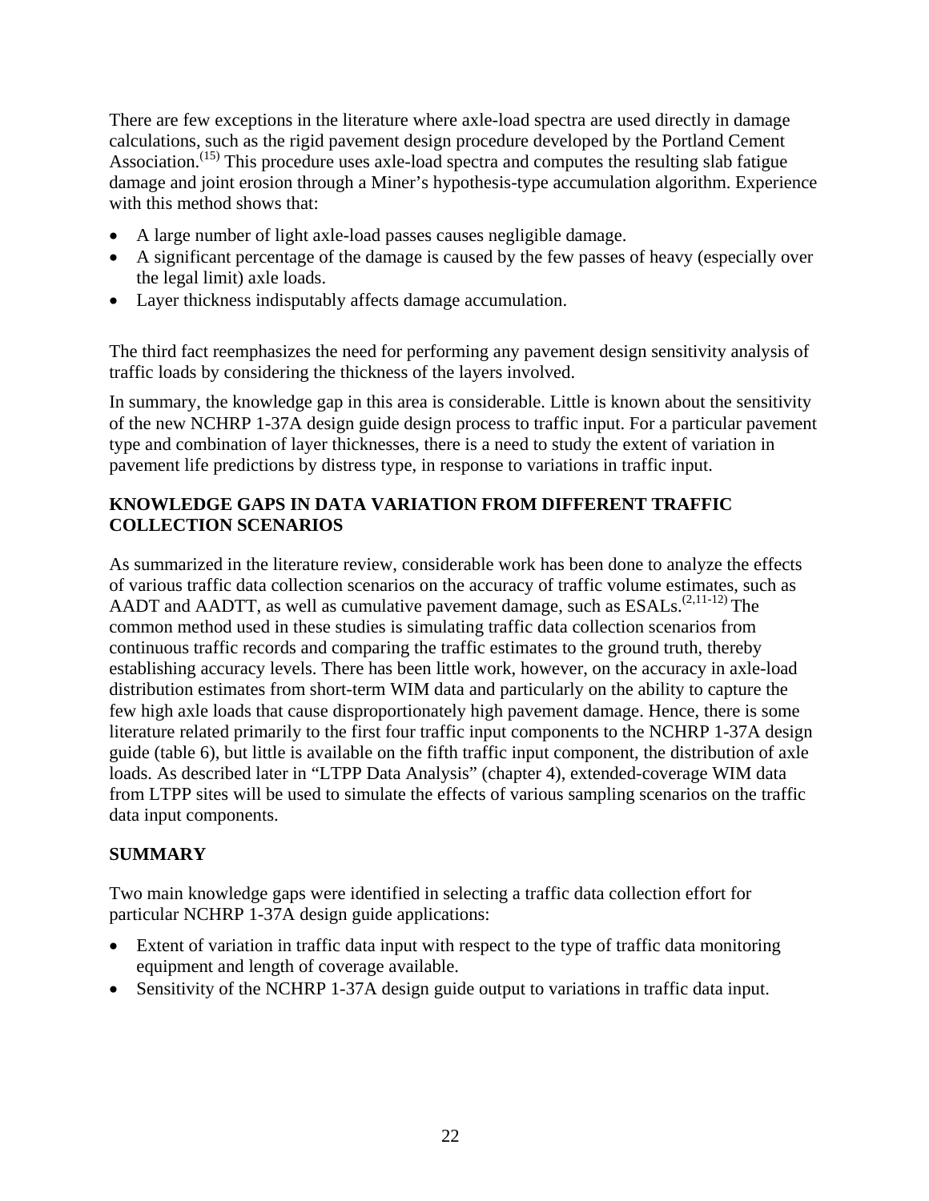There are few exceptions in the literature where axle-load spectra are used directly in damage calculations, such as the rigid pavement design procedure developed by the Portland Cement Association.[15] This procedure uses axle-load spectra and computes the resulting slab fatigue damage and joint erosion through a Miner's hypothesis-type accumulation algorithm. Experience with this method shows that:

- A large number of light axle-load passes causes negligible damage.
- A significant percentage of the damage is caused by the few passes of heavy (especially over the legal limit) axle loads.
- Layer thickness indisputably affects damage accumulation.

The third fact reemphasizes the need for performing any pavement design sensitivity analysis of traffic loads by considering the thickness of the layers involved.

In summary, the knowledge gap in this area is considerable. Little is known about the sensitivity of the new NCHRP 1-37A design guide design process to traffic input. For a particular pavement type and combination of layer thicknesses, there is a need to study the extent of variation in pavement life predictions by distress type, in response to variations in traffic input.

## KNOWLEDGE GAPS IN DATA VARIATION FROM DIFFERENT TRAFFIC COLLECTION SCENARIOS

As summarized in the literature review, considerable work has been done to analyze the effects of various traffic data collection scenarios on the accuracy of traffic volume estimates, such as AADT and AADTT, as well as cumulative pavement damage, such as ESALs.[2,11-12] The common method used in these studies is simulating traffic data collection scenarios from continuous traffic records and comparing the traffic estimates to the ground truth, thereby establishing accuracy levels. There has been little work, however, on the accuracy in axle-load distribution estimates from short-term WIM data and particularly on the ability to capture the few high axle loads that cause disproportionately high pavement damage. Hence, there is some literature related primarily to the first four traffic input components to the NCHRP 1-37A design guide (table 6), but little is available on the fifth traffic input component, the distribution of axle loads. As described later in "LTPP Data Analysis" (chapter 4), extended-coverage WIM data from LTPP sites will be used to simulate the effects of various sampling scenarios on the traffic data input components.

## SUMMARY

Two main knowledge gaps were identified in selecting a traffic data collection effort for particular NCHRP 1-37A design guide applications:

- Extent of variation in traffic data input with respect to the type of traffic data monitoring equipment and length of coverage available.
- Sensitivity of the NCHRP 1-37A design guide output to variations in traffic data input.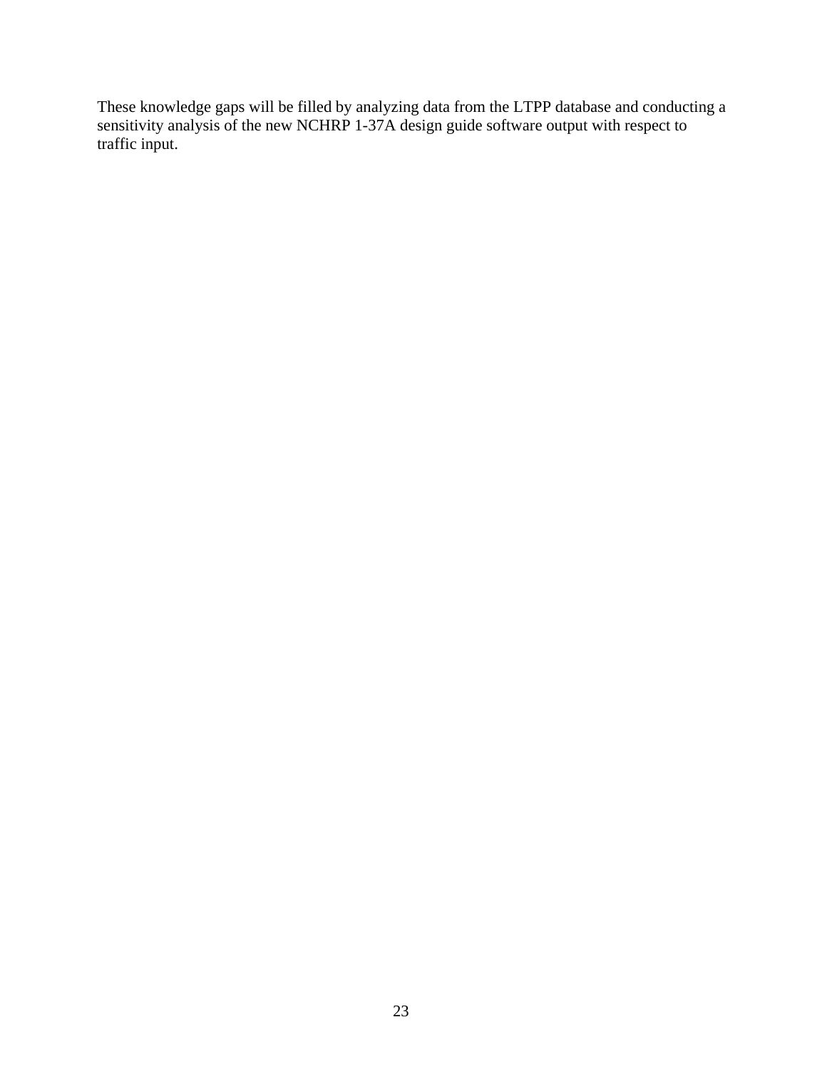These knowledge gaps will be filled by analyzing data from the LTPP database and conducting a sensitivity analysis of the new NCHRP 1-37A design guide software output with respect to traffic input.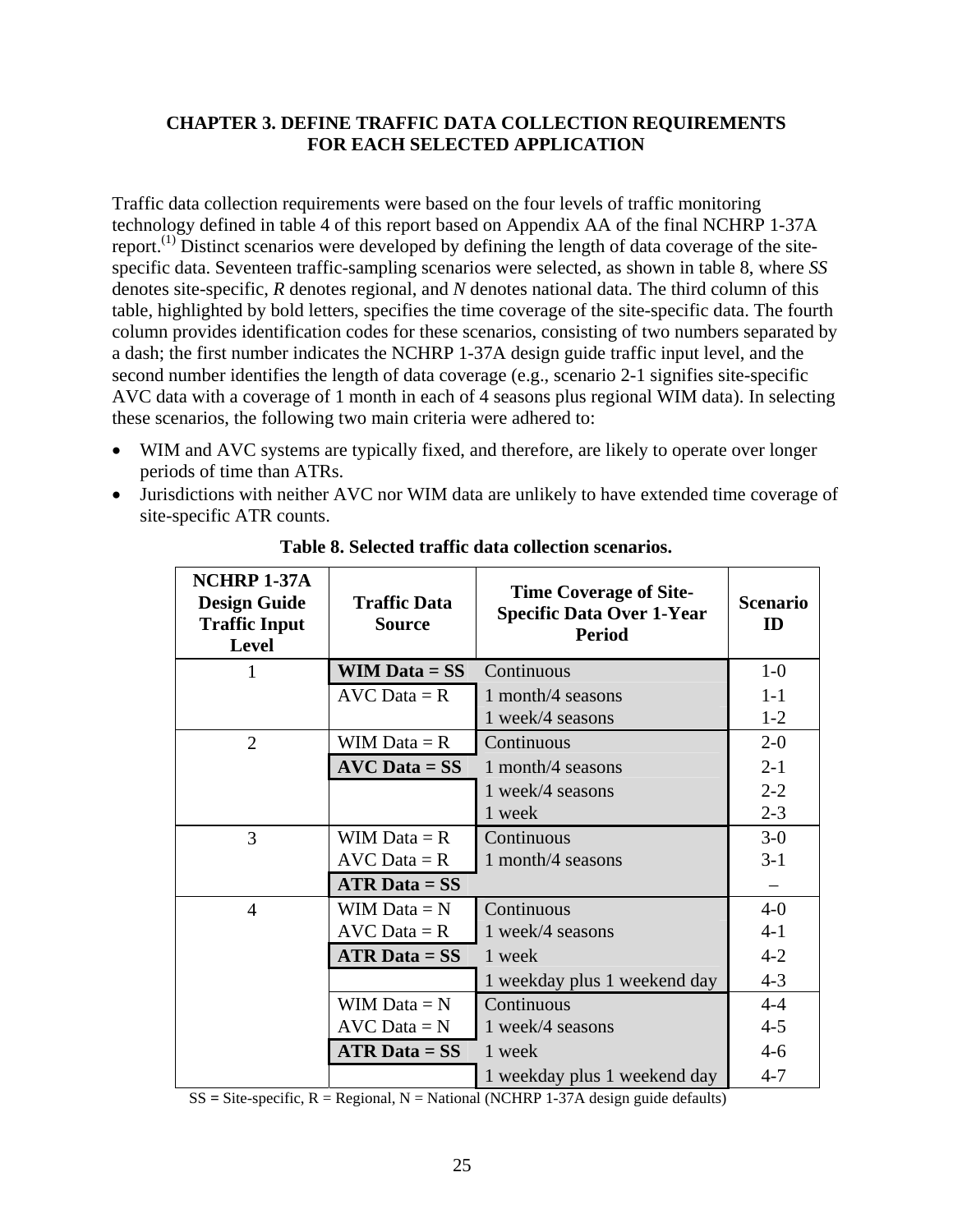## CHAPTER 3. DEFINE TRAFFIC DATA COLLECTION REQUIREMENTS FOR EACH SELECTED APPLICATION

Traffic data collection requirements were based on the four levels of traffic monitoring technology defined in table 4 of this report based on Appendix AA of the final NCHRP 1-37A report.[1] Distinct scenarios were developed by defining the length of data coverage of the site-specific data. Seventeen traffic-sampling scenarios were selected, as shown in table 8, where *SS* denotes site-specific, *R* denotes regional, and *N* denotes national data. The third column of this table, highlighted by bold letters, specifies the time coverage of the site-specific data. The fourth column provides identification codes for these scenarios, consisting of two numbers separated by a dash; the first number indicates the NCHRP 1-37A design guide traffic input level, and the second number identifies the length of data coverage (e.g., scenario 2-1 signifies site-specific AVC data with a coverage of 1 month in each of 4 seasons plus regional WIM data). In selecting these scenarios, the following two main criteria were adhered to:

- WIM and AVC systems are typically fixed, and therefore, are likely to operate over longer periods of time than ATRs.
- Jurisdictions with neither AVC nor WIM data are unlikely to have extended time coverage of site-specific ATR counts.

**Table 8. Selected traffic data collection scenarios.**

| NCHRP 1-37A Design Guide Traffic Input Level | Traffic Data Source | Time Coverage of Site-Specific Data Over 1-Year Period | Scenario ID |
|---|---|---|---|
| 1 | **WIM Data = SS** | Continuous | 1-0 |
| | AVC Data = R | 1 month/4 seasons | 1-1 |
| | | 1 week/4 seasons | 1-2 |
| 2 | WIM Data = R | Continuous | 2-0 |
| | **AVC Data = SS** | 1 month/4 seasons | 2-1 |
| | | 1 week/4 seasons | 2-2 |
| | | 1 week | 2-3 |
| 3 | WIM Data = R | Continuous | 3-0 |
| | AVC Data = R | 1 month/4 seasons | 3-1 |
| | **ATR Data = SS** | | – |
| 4 | WIM Data = N | Continuous | 4-0 |
| | AVC Data = R | 1 week/4 seasons | 4-1 |
| | **ATR Data = SS** | 1 week | 4-2 |
| | | 1 weekday plus 1 weekend day | 4-3 |
| | WIM Data = N | Continuous | 4-4 |
| | AVC Data = N | 1 week/4 seasons | 4-5 |
| | **ATR Data = SS** | 1 week | 4-6 |
| | | 1 weekday plus 1 weekend day | 4-7 |

SS = Site-specific, R = Regional, N = National (NCHRP 1-37A design guide defaults)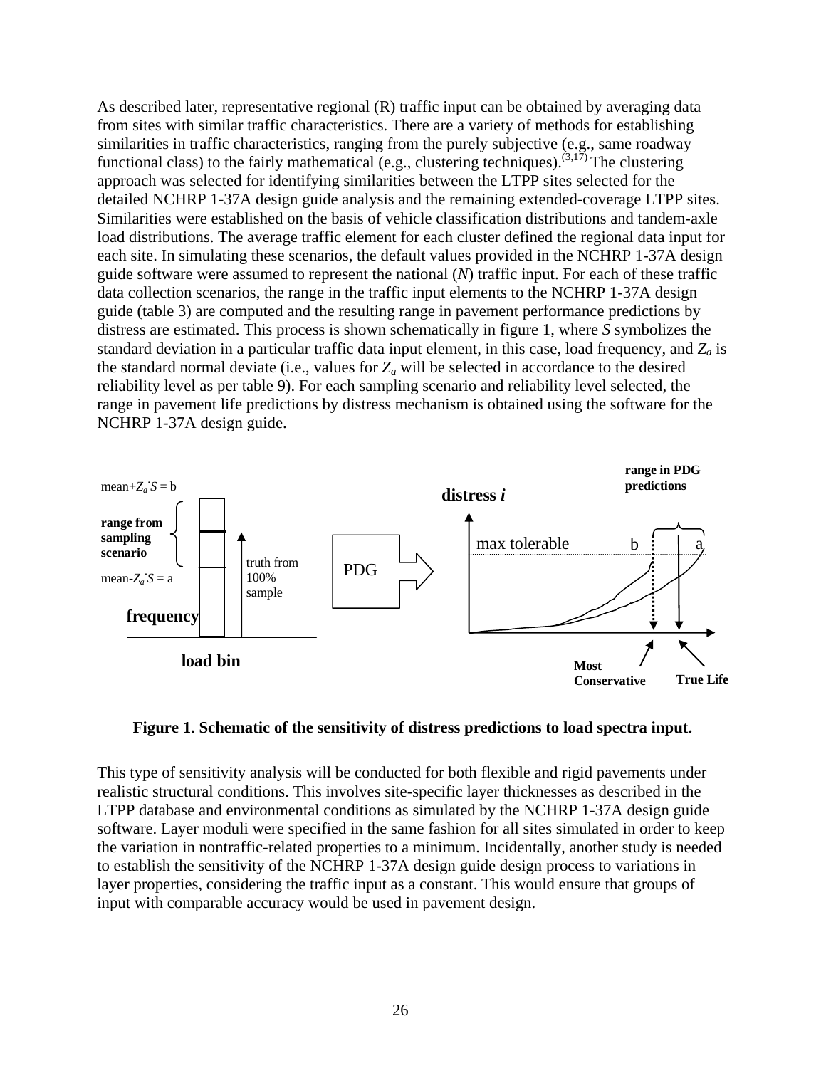As described later, representative regional (R) traffic input can be obtained by averaging data from sites with similar traffic characteristics. There are a variety of methods for establishing similarities in traffic characteristics, ranging from the purely subjective (e.g., same roadway functional class) to the fairly mathematical (e.g., clustering techniques).[3,17] The clustering approach was selected for identifying similarities between the LTPP sites selected for the detailed NCHRP 1-37A design guide analysis and the remaining extended-coverage LTPP sites. Similarities were established on the basis of vehicle classification distributions and tandem-axle load distributions. The average traffic element for each cluster defined the regional data input for each site. In simulating these scenarios, the default values provided in the NCHRP 1-37A design guide software were assumed to represent the national (*N*) traffic input. For each of these traffic data collection scenarios, the range in the traffic input elements to the NCHRP 1-37A design guide (table 3) are computed and the resulting range in pavement performance predictions by distress are estimated. This process is shown schematically in figure 1, where *S* symbolizes the standard deviation in a particular traffic data input element, in this case, load frequency, and $Z_a$ is the standard normal deviate (i.e., values for $Z_a$ will be selected in accordance to the desired reliability level as per table 9). For each sampling scenario and reliability level selected, the range in pavement life predictions by distress mechanism is obtained using the software for the NCHRP 1-37A design guide.

**Figure 1. Schematic of the sensitivity of distress predictions to load spectra input.**

This type of sensitivity analysis will be conducted for both flexible and rigid pavements under realistic structural conditions. This involves site-specific layer thicknesses as described in the LTPP database and environmental conditions as simulated by the NCHRP 1-37A design guide software. Layer moduli were specified in the same fashion for all sites simulated in order to keep the variation in nontraffic-related properties to a minimum. Incidentally, another study is needed to establish the sensitivity of the NCHRP 1-37A design guide design process to variations in layer properties, considering the traffic input as a constant. This would ensure that groups of input with comparable accuracy would be used in pavement design.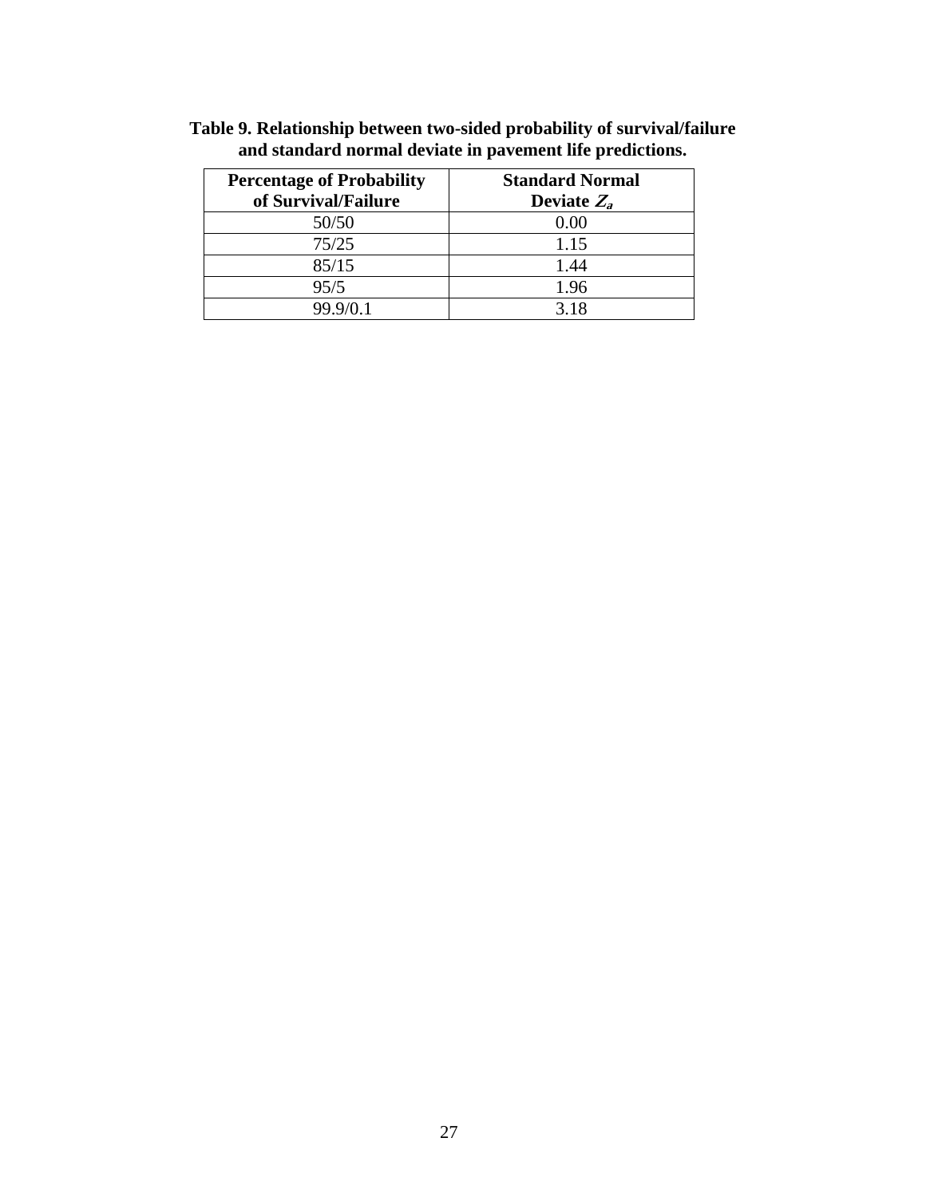**Table 9. Relationship between two-sided probability of survival/failure and standard normal deviate in pavement life predictions.**

| Percentage of Probability of Survival/Failure | Standard Normal Deviate $Z_a$ |
|---|---|
| 50/50 | 0.00 |
| 75/25 | 1.15 |
| 85/15 | 1.44 |
| 95/5 | 1.96 |
| 99.9/0.1 | 3.18 |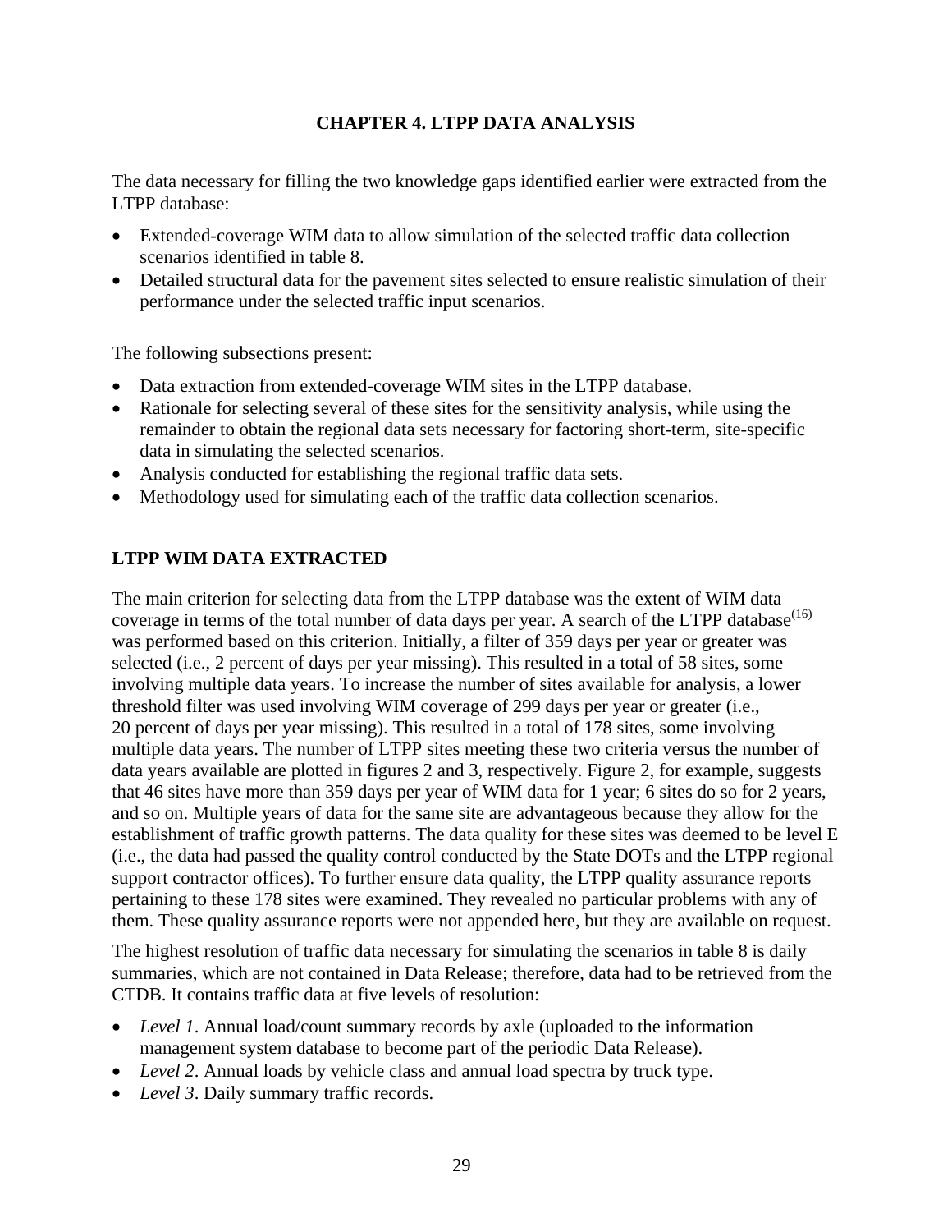# CHAPTER 4. LTPP DATA ANALYSIS

The data necessary for filling the two knowledge gaps identified earlier were extracted from the LTPP database:

- Extended-coverage WIM data to allow simulation of the selected traffic data collection scenarios identified in table 8.
- Detailed structural data for the pavement sites selected to ensure realistic simulation of their performance under the selected traffic input scenarios.

The following subsections present:

- Data extraction from extended-coverage WIM sites in the LTPP database.
- Rationale for selecting several of these sites for the sensitivity analysis, while using the remainder to obtain the regional data sets necessary for factoring short-term, site-specific data in simulating the selected scenarios.
- Analysis conducted for establishing the regional traffic data sets.
- Methodology used for simulating each of the traffic data collection scenarios.

## LTPP WIM DATA EXTRACTED

The main criterion for selecting data from the LTPP database was the extent of WIM data coverage in terms of the total number of data days per year. A search of the LTPP database(16) was performed based on this criterion. Initially, a filter of 359 days per year or greater was selected (i.e., 2 percent of days per year missing). This resulted in a total of 58 sites, some involving multiple data years. To increase the number of sites available for analysis, a lower threshold filter was used involving WIM coverage of 299 days per year or greater (i.e., 20 percent of days per year missing). This resulted in a total of 178 sites, some involving multiple data years. The number of LTPP sites meeting these two criteria versus the number of data years available are plotted in figures 2 and 3, respectively. Figure 2, for example, suggests that 46 sites have more than 359 days per year of WIM data for 1 year; 6 sites do so for 2 years, and so on. Multiple years of data for the same site are advantageous because they allow for the establishment of traffic growth patterns. The data quality for these sites was deemed to be level E (i.e., the data had passed the quality control conducted by the State DOTs and the LTPP regional support contractor offices). To further ensure data quality, the LTPP quality assurance reports pertaining to these 178 sites were examined. They revealed no particular problems with any of them. These quality assurance reports were not appended here, but they are available on request.

The highest resolution of traffic data necessary for simulating the scenarios in table 8 is daily summaries, which are not contained in Data Release; therefore, data had to be retrieved from the CTDB. It contains traffic data at five levels of resolution:

- *Level 1*. Annual load/count summary records by axle (uploaded to the information management system database to become part of the periodic Data Release).
- *Level 2*. Annual loads by vehicle class and annual load spectra by truck type.
- *Level 3*. Daily summary traffic records.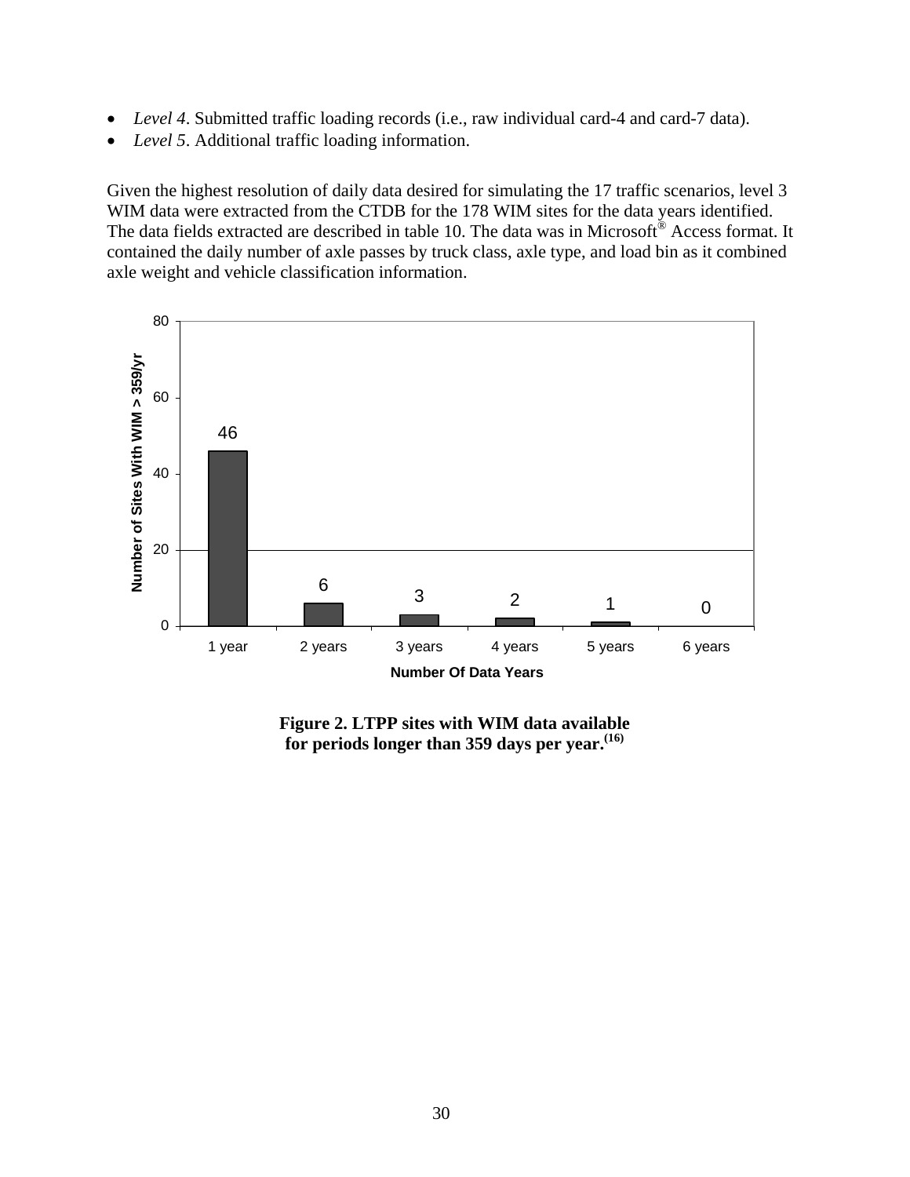- *Level 4*. Submitted traffic loading records (i.e., raw individual card-4 and card-7 data).
- *Level 5*. Additional traffic loading information.

Given the highest resolution of daily data desired for simulating the 17 traffic scenarios, level 3 WIM data were extracted from the CTDB for the 178 WIM sites for the data years identified. The data fields extracted are described in table 10. The data was in Microsoft® Access format. It contained the daily number of axle passes by truck class, axle type, and load bin as it combined axle weight and vehicle classification information.

| Number Of Data Years | Number of Sites With WIM > 359/yr |
|---|---|
| 1 year | 46 |
| 2 years | 6 |
| 3 years | 3 |
| 4 years | 2 |
| 5 years | 1 |
| 6 years | 0 |

**Figure 2. LTPP sites with WIM data available for periods longer than 359 days per year.**[16]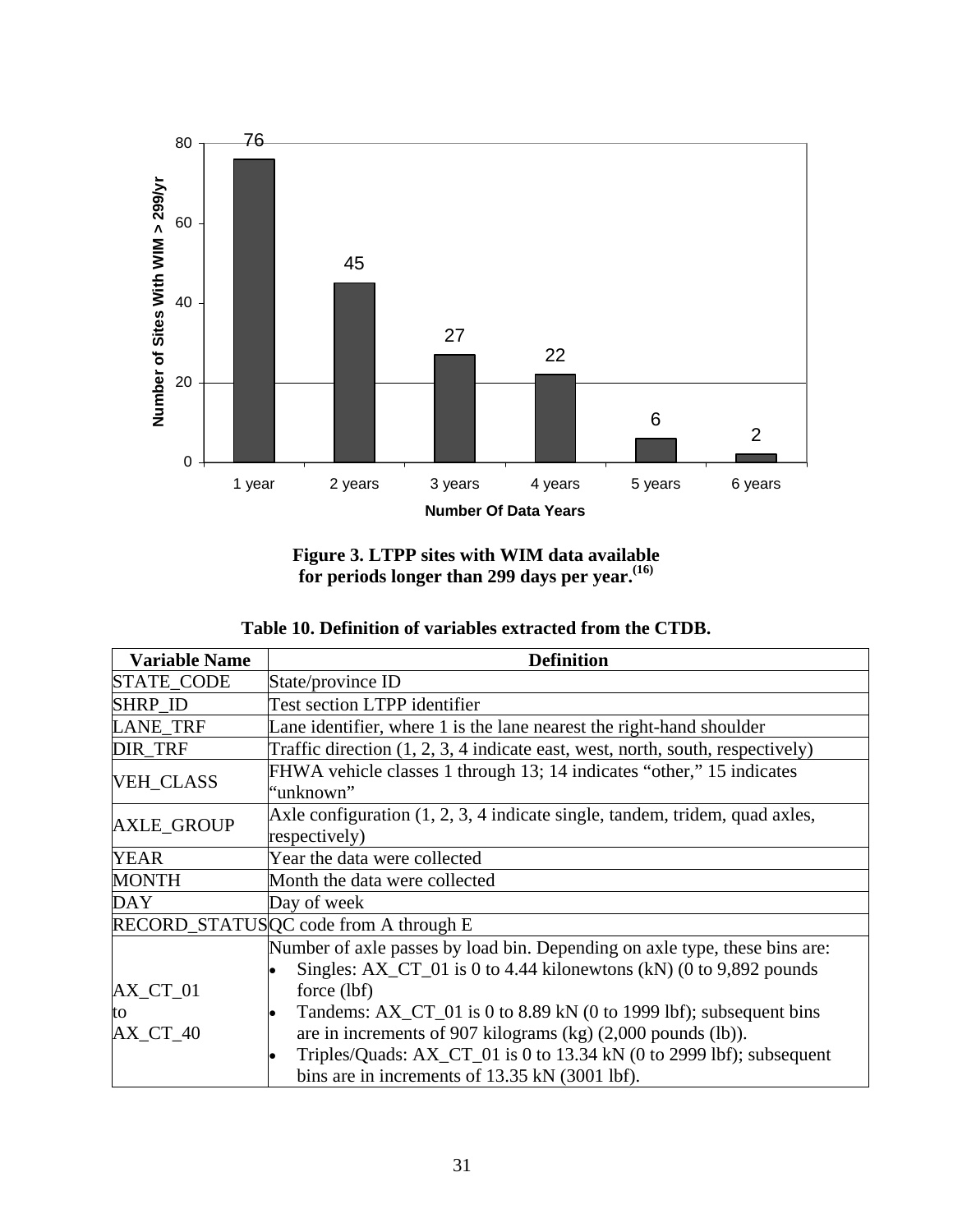**Figure 3. LTPP sites with WIM data available for periods longer than 299 days per year.[(16)]**

**Table 10. Definition of variables extracted from the CTDB.**

| Variable Name | Definition |
|---|---|
| STATE_CODE | State/province ID |
| SHRP_ID | Test section LTPP identifier |
| LANE_TRF | Lane identifier, where 1 is the lane nearest the right-hand shoulder |
| DIR_TRF | Traffic direction (1, 2, 3, 4 indicate east, west, north, south, respectively) |
| VEH_CLASS | FHWA vehicle classes 1 through 13; 14 indicates "other," 15 indicates "unknown" |
| AXLE_GROUP | Axle configuration (1, 2, 3, 4 indicate single, tandem, tridem, quad axles, respectively) |
| YEAR | Year the data were collected |
| MONTH | Month the data were collected |
| DAY | Day of week |
| RECORD_STATUS | QC code from A through E |
| AX_CT_01 to AX_CT_40 | Number of axle passes by load bin. Depending on axle type, these bins are: <br>• Singles: AX_CT_01 is 0 to 4.44 kilonewtons (kN) (0 to 9,892 pounds force (lbf) <br>• Tandems: AX_CT_01 is 0 to 8.89 kN (0 to 1999 lbf); subsequent bins are in increments of 907 kilograms (kg) (2,000 pounds (lb)). <br>• Triples/Quads: AX_CT_01 is 0 to 13.34 kN (0 to 2999 lbf); subsequent bins are in increments of 13.35 kN (3001 lbf). |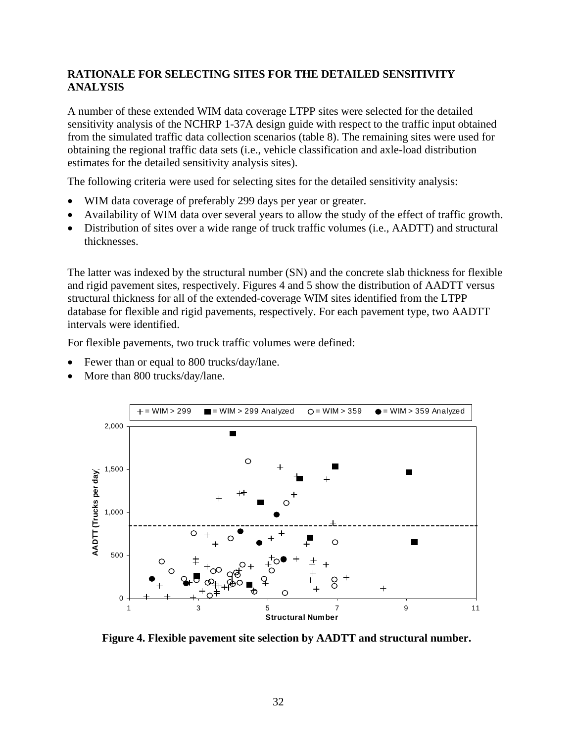## RATIONALE FOR SELECTING SITES FOR THE DETAILED SENSITIVITY ANALYSIS

A number of these extended WIM data coverage LTPP sites were selected for the detailed sensitivity analysis of the NCHRP 1-37A design guide with respect to the traffic input obtained from the simulated traffic data collection scenarios (table 8). The remaining sites were used for obtaining the regional traffic data sets (i.e., vehicle classification and axle-load distribution estimates for the detailed sensitivity analysis sites).

The following criteria were used for selecting sites for the detailed sensitivity analysis:

- WIM data coverage of preferably 299 days per year or greater.
- Availability of WIM data over several years to allow the study of the effect of traffic growth.
- Distribution of sites over a wide range of truck traffic volumes (i.e., AADTT) and structural thicknesses.

The latter was indexed by the structural number (SN) and the concrete slab thickness for flexible and rigid pavement sites, respectively. Figures 4 and 5 show the distribution of AADTT versus structural thickness for all of the extended-coverage WIM sites identified from the LTPP database for flexible and rigid pavements, respectively. For each pavement type, two AADTT intervals were identified.

For flexible pavements, two truck traffic volumes were defined:

- Fewer than or equal to 800 trucks/day/lane.
- More than 800 trucks/day/lane.

**Figure 4. Flexible pavement site selection by AADTT and structural number.**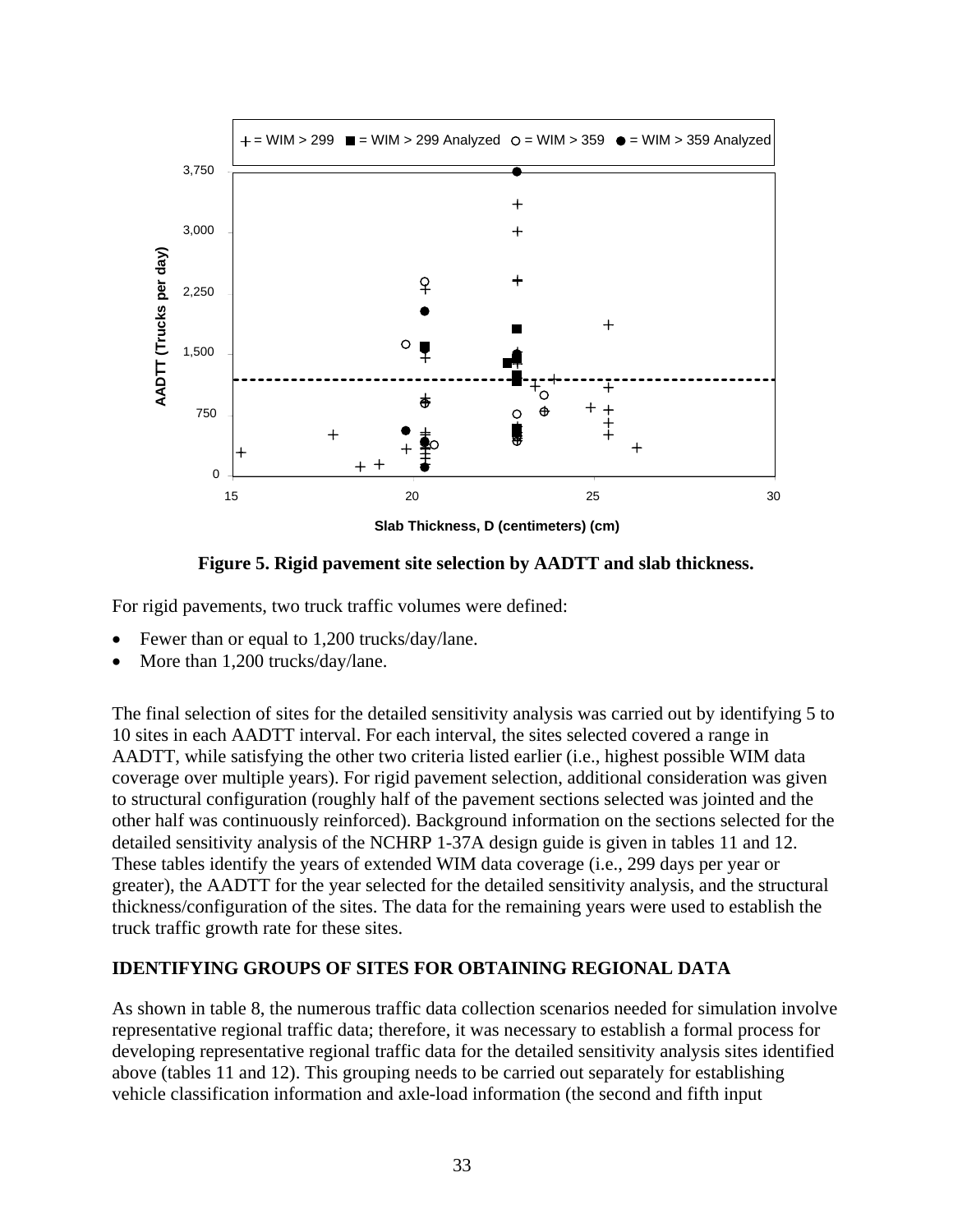Figure 5. Rigid pavement site selection by AADTT and slab thickness.

For rigid pavements, two truck traffic volumes were defined:

- Fewer than or equal to 1,200 trucks/day/lane.
- More than 1,200 trucks/day/lane.

The final selection of sites for the detailed sensitivity analysis was carried out by identifying 5 to 10 sites in each AADTT interval. For each interval, the sites selected covered a range in AADTT, while satisfying the other two criteria listed earlier (i.e., highest possible WIM data coverage over multiple years). For rigid pavement selection, additional consideration was given to structural configuration (roughly half of the pavement sections selected was jointed and the other half was continuously reinforced). Background information on the sections selected for the detailed sensitivity analysis of the NCHRP 1-37A design guide is given in tables 11 and 12. These tables identify the years of extended WIM data coverage (i.e., 299 days per year or greater), the AADTT for the year selected for the detailed sensitivity analysis, and the structural thickness/configuration of the sites. The data for the remaining years were used to establish the truck traffic growth rate for these sites.

## IDENTIFYING GROUPS OF SITES FOR OBTAINING REGIONAL DATA

As shown in table 8, the numerous traffic data collection scenarios needed for simulation involve representative regional traffic data; therefore, it was necessary to establish a formal process for developing representative regional traffic data for the detailed sensitivity analysis sites identified above (tables 11 and 12). This grouping needs to be carried out separately for establishing vehicle classification information and axle-load information (the second and fifth input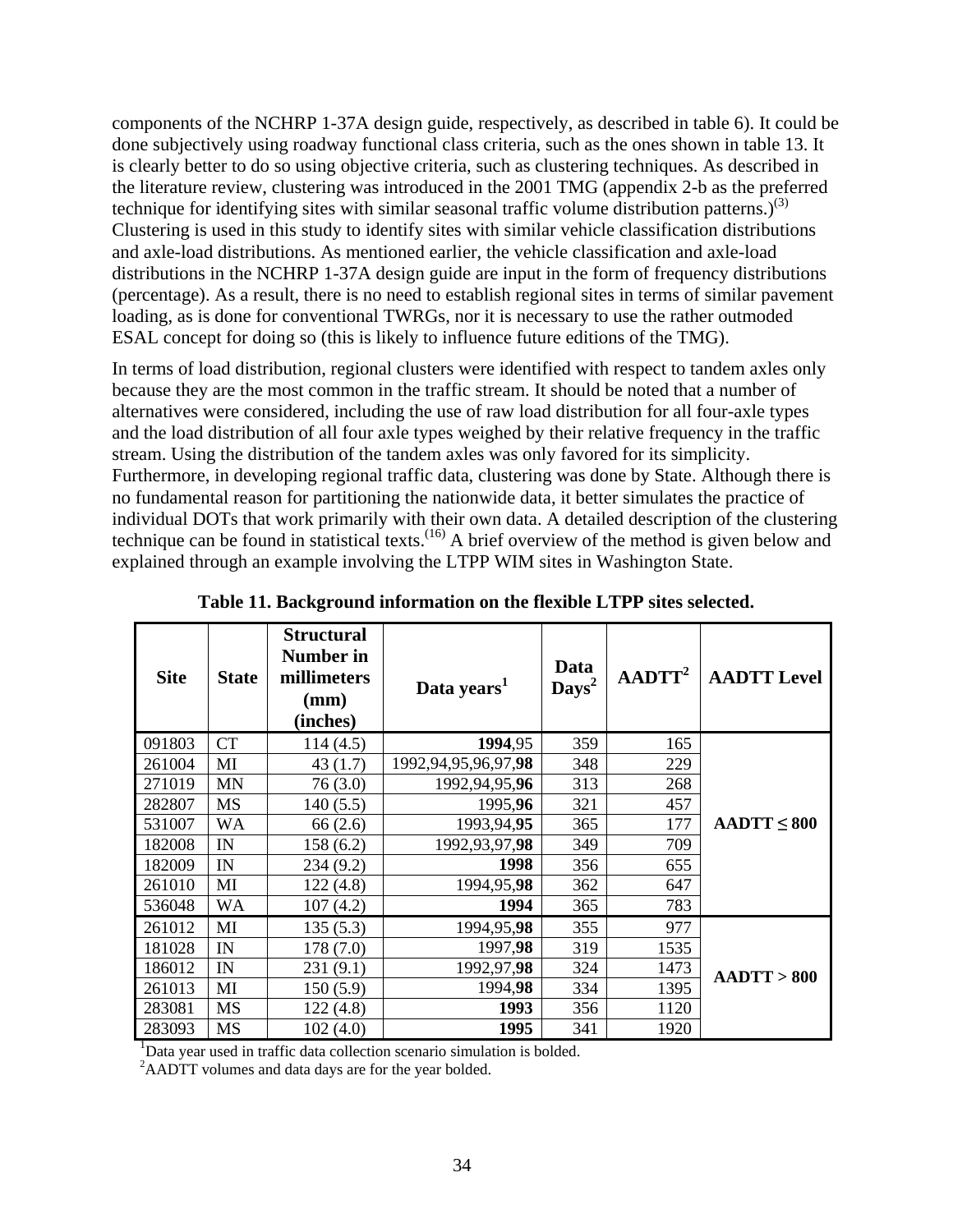components of the NCHRP 1-37A design guide, respectively, as described in table 6). It could be done subjectively using roadway functional class criteria, such as the ones shown in table 13. It is clearly better to do so using objective criteria, such as clustering techniques. As described in the literature review, clustering was introduced in the 2001 TMG (appendix 2-b as the preferred technique for identifying sites with similar seasonal traffic volume distribution patterns.)[(3)] Clustering is used in this study to identify sites with similar vehicle classification distributions and axle-load distributions. As mentioned earlier, the vehicle classification and axle-load distributions in the NCHRP 1-37A design guide are input in the form of frequency distributions (percentage). As a result, there is no need to establish regional sites in terms of similar pavement loading, as is done for conventional TWRGs, nor it is necessary to use the rather outmoded ESAL concept for doing so (this is likely to influence future editions of the TMG).

In terms of load distribution, regional clusters were identified with respect to tandem axles only because they are the most common in the traffic stream. It should be noted that a number of alternatives were considered, including the use of raw load distribution for all four-axle types and the load distribution of all four axle types weighed by their relative frequency in the traffic stream. Using the distribution of the tandem axles was only favored for its simplicity. Furthermore, in developing regional traffic data, clustering was done by State. Although there is no fundamental reason for partitioning the nationwide data, it better simulates the practice of individual DOTs that work primarily with their own data. A detailed description of the clustering technique can be found in statistical texts.[(16)] A brief overview of the method is given below and explained through an example involving the LTPP WIM sites in Washington State.

**Table 11. Background information on the flexible LTPP sites selected.**

| Site | State | Structural Number in millimeters (mm) (inches) | Data years[1] | Data Days[2] | AADTT[2] | AADTT Level |
|---|---|---|---|---|---|---|
| 091803 | CT | 114 (4.5) | **1994**,95 | 359 | 165 | AADTT ≤ 800 |
| 261004 | MI | 43 (1.7) | 1992,94,95,96,97,**98** | 348 | 229 | |
| 271019 | MN | 76 (3.0) | 1992,94,95,**96** | 313 | 268 | |
| 282807 | MS | 140 (5.5) | 1995,**96** | 321 | 457 | |
| 531007 | WA | 66 (2.6) | 1993,94,**95** | 365 | 177 | |
| 182008 | IN | 158 (6.2) | 1992,93,97,**98** | 349 | 709 | |
| 182009 | IN | 234 (9.2) | **1998** | 356 | 655 | |
| 261010 | MI | 122 (4.8) | 1994,95,**98** | 362 | 647 | |
| 536048 | WA | 107 (4.2) | **1994** | 365 | 783 | |
| 261012 | MI | 135 (5.3) | 1994,95,**98** | 355 | 977 | AADTT > 800 |
| 181028 | IN | 178 (7.0) | 1997,**98** | 319 | 1535 | |
| 186012 | IN | 231 (9.1) | 1992,97,**98** | 324 | 1473 | |
| 261013 | MI | 150 (5.9) | 1994,**98** | 334 | 1395 | |
| 283081 | MS | 122 (4.8) | **1993** | 356 | 1120 | |
| 283093 | MS | 102 (4.0) | **1995** | 341 | 1920 | |

[1]Data year used in traffic data collection scenario simulation is bolded.
[2]AADTT volumes and data days are for the year bolded.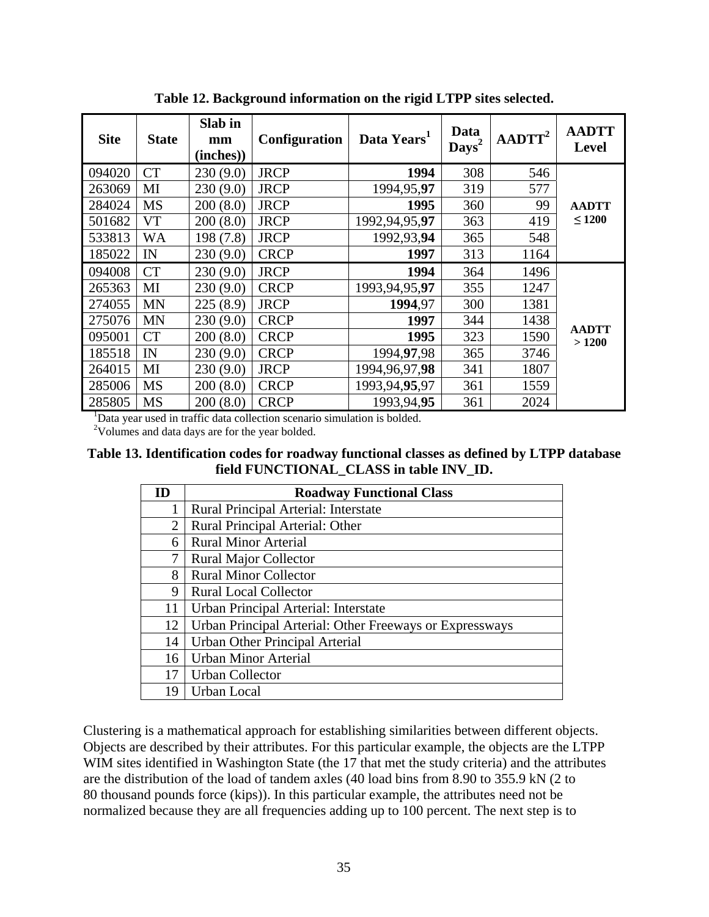**Table 12. Background information on the rigid LTPP sites selected.**

| Site | State | Slab in mm (inches)) | Configuration | Data Years[1] | Data Days[2] | AADTT[2] | AADTT Level |
|---|---|---|---|---|---|---|---|
| 094020 | CT | 230 (9.0) | JRCP | **1994** | 308 | 546 | AADTT ≤ 1200 |
| 263069 | MI | 230 (9.0) | JRCP | 1994,95,**97** | 319 | 577 | |
| 284024 | MS | 200 (8.0) | JRCP | **1995** | 360 | 99 | |
| 501682 | VT | 200 (8.0) | JRCP | 1992,94,95,**97** | 363 | 419 | |
| 533813 | WA | 198 (7.8) | JRCP | 1992,93,**94** | 365 | 548 | |
| 185022 | IN | 230 (9.0) | CRCP | **1997** | 313 | 1164 | |
| 094008 | CT | 230 (9.0) | JRCP | **1994** | 364 | 1496 | AADTT > 1200 |
| 265363 | MI | 230 (9.0) | CRCP | 1993,94,95,**97** | 355 | 1247 | |
| 274055 | MN | 225 (8.9) | JRCP | **1994**,97 | 300 | 1381 | |
| 275076 | MN | 230 (9.0) | CRCP | **1997** | 344 | 1438 | |
| 095001 | CT | 200 (8.0) | CRCP | **1995** | 323 | 1590 | |
| 185518 | IN | 230 (9.0) | CRCP | 1994,**97**,98 | 365 | 3746 | |
| 264015 | MI | 230 (9.0) | JRCP | 1994,96,97,**98** | 341 | 1807 | |
| 285006 | MS | 200 (8.0) | CRCP | 1993,94,**95**,97 | 361 | 1559 | |
| 285805 | MS | 200 (8.0) | CRCP | 1993,94,**95** | 361 | 2024 | |

[1]Data year used in traffic data collection scenario simulation is bolded.
[2]Volumes and data days are for the year bolded.

**Table 13. Identification codes for roadway functional classes as defined by LTPP database field FUNCTIONAL_CLASS in table INV_ID.**

| ID | Roadway Functional Class |
|---|---|
| 1 | Rural Principal Arterial: Interstate |
| 2 | Rural Principal Arterial: Other |
| 6 | Rural Minor Arterial |
| 7 | Rural Major Collector |
| 8 | Rural Minor Collector |
| 9 | Rural Local Collector |
| 11 | Urban Principal Arterial: Interstate |
| 12 | Urban Principal Arterial: Other Freeways or Expressways |
| 14 | Urban Other Principal Arterial |
| 16 | Urban Minor Arterial |
| 17 | Urban Collector |
| 19 | Urban Local |

Clustering is a mathematical approach for establishing similarities between different objects. Objects are described by their attributes. For this particular example, the objects are the LTPP WIM sites identified in Washington State (the 17 that met the study criteria) and the attributes are the distribution of the load of tandem axles (40 load bins from 8.90 to 355.9 kN (2 to 80 thousand pounds force (kips)). In this particular example, the attributes need not be normalized because they are all frequencies adding up to 100 percent. The next step is to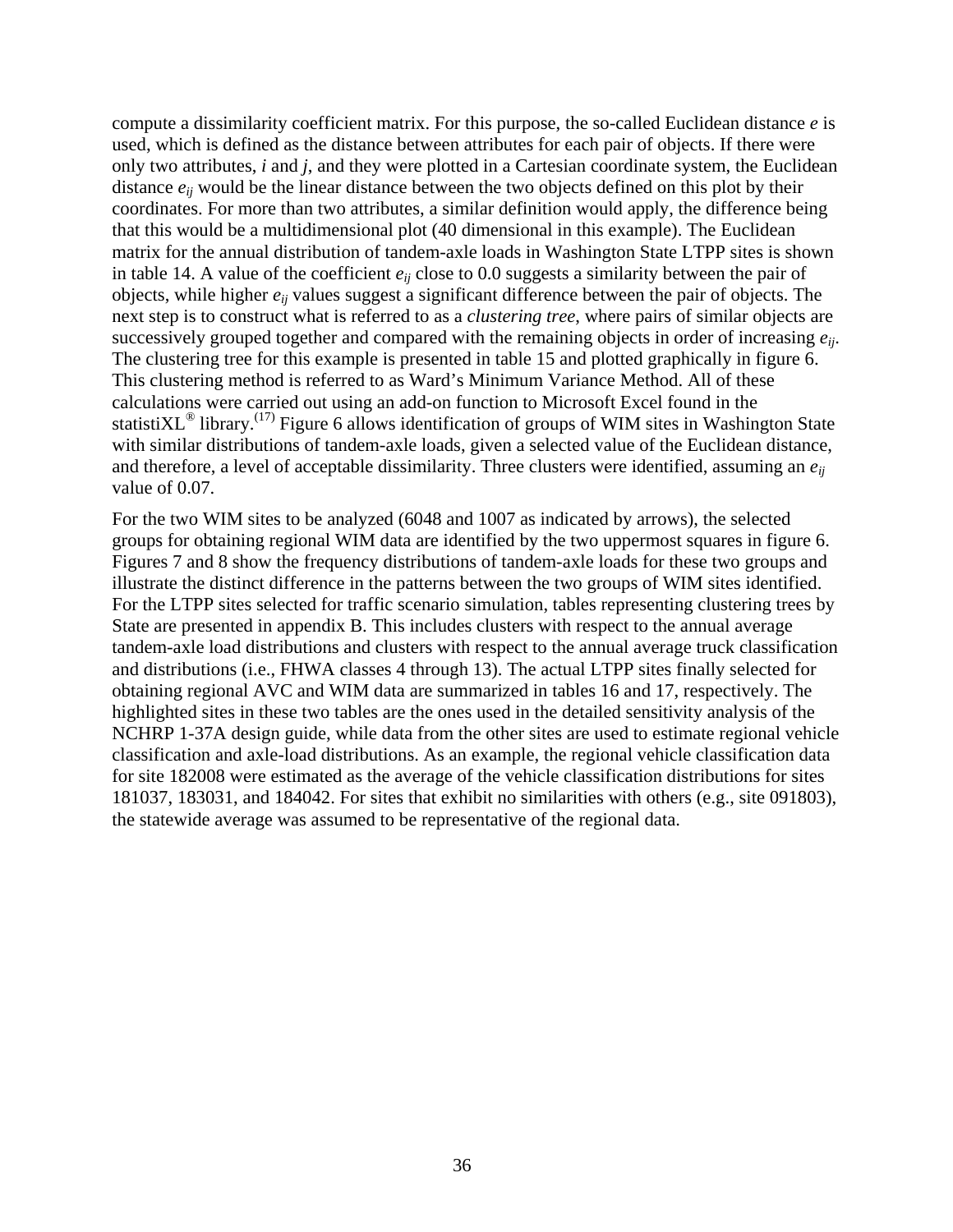compute a dissimilarity coefficient matrix. For this purpose, the so-called Euclidean distance $e$ is used, which is defined as the distance between attributes for each pair of objects. If there were only two attributes, $i$ and $j$, and they were plotted in a Cartesian coordinate system, the Euclidean distance $e_{ij}$ would be the linear distance between the two objects defined on this plot by their coordinates. For more than two attributes, a similar definition would apply, the difference being that this would be a multidimensional plot (40 dimensional in this example). The Euclidean matrix for the annual distribution of tandem-axle loads in Washington State LTPP sites is shown in table 14. A value of the coefficient $e_{ij}$ close to 0.0 suggests a similarity between the pair of objects, while higher $e_{ij}$ values suggest a significant difference between the pair of objects. The next step is to construct what is referred to as a *clustering tree*, where pairs of similar objects are successively grouped together and compared with the remaining objects in order of increasing $e_{ij}$. The clustering tree for this example is presented in table 15 and plotted graphically in figure 6. This clustering method is referred to as Ward's Minimum Variance Method. All of these calculations were carried out using an add-on function to Microsoft Excel found in the statistiXL® library.[17] Figure 6 allows identification of groups of WIM sites in Washington State with similar distributions of tandem-axle loads, given a selected value of the Euclidean distance, and therefore, a level of acceptable dissimilarity. Three clusters were identified, assuming an $e_{ij}$ value of 0.07.

For the two WIM sites to be analyzed (6048 and 1007 as indicated by arrows), the selected groups for obtaining regional WIM data are identified by the two uppermost squares in figure 6. Figures 7 and 8 show the frequency distributions of tandem-axle loads for these two groups and illustrate the distinct difference in the patterns between the two groups of WIM sites identified. For the LTPP sites selected for traffic scenario simulation, tables representing clustering trees by State are presented in appendix B. This includes clusters with respect to the annual average tandem-axle load distributions and clusters with respect to the annual average truck classification and distributions (i.e., FHWA classes 4 through 13). The actual LTPP sites finally selected for obtaining regional AVC and WIM data are summarized in tables 16 and 17, respectively. The highlighted sites in these two tables are the ones used in the detailed sensitivity analysis of the NCHRP 1-37A design guide, while data from the other sites are used to estimate regional vehicle classification and axle-load distributions. As an example, the regional vehicle classification data for site 182008 were estimated as the average of the vehicle classification distributions for sites 181037, 183031, and 184042. For sites that exhibit no similarities with others (e.g., site 091803), the statewide average was assumed to be representative of the regional data.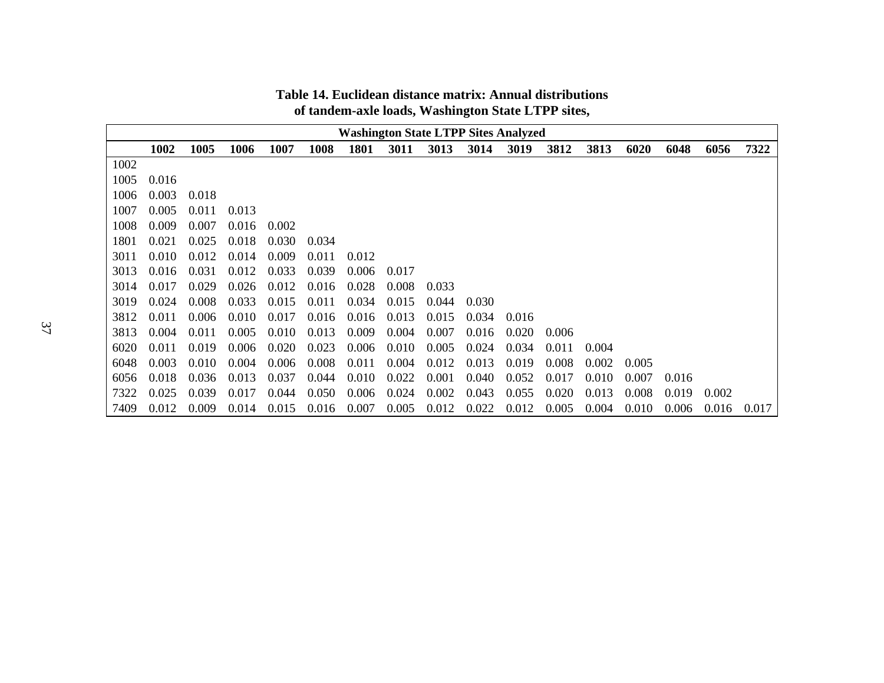**Table 14. Euclidean distance matrix: Annual distributions of tandem-axle loads, Washington State LTPP sites,**

| | Washington State LTPP Sites Analyzed | | | | | | | | | | | | | | | |
|---|---|---|---|---|---|---|---|---|---|---|---|---|---|---|---|---|
| | **1002** | **1005** | **1006** | **1007** | **1008** | **1801** | **3011** | **3013** | **3014** | **3019** | **3812** | **3813** | **6020** | **6048** | **6056** | **7322** |
| 1002 | | | | | | | | | | | | | | | | |
| 1005 | 0.016 | | | | | | | | | | | | | | | |
| 1006 | 0.003 | 0.018 | | | | | | | | | | | | | | |
| 1007 | 0.005 | 0.011 | 0.013 | | | | | | | | | | | | | |
| 1008 | 0.009 | 0.007 | 0.016 | 0.002 | | | | | | | | | | | | |
| 1801 | 0.021 | 0.025 | 0.018 | 0.030 | 0.034 | | | | | | | | | | | |
| 3011 | 0.010 | 0.012 | 0.014 | 0.009 | 0.011 | 0.012 | | | | | | | | | | |
| 3013 | 0.016 | 0.031 | 0.012 | 0.033 | 0.039 | 0.006 | 0.017 | | | | | | | | | |
| 3014 | 0.017 | 0.029 | 0.026 | 0.012 | 0.016 | 0.028 | 0.008 | 0.033 | | | | | | | | |
| 3019 | 0.024 | 0.008 | 0.033 | 0.015 | 0.011 | 0.034 | 0.015 | 0.044 | 0.030 | | | | | | | |
| 3812 | 0.011 | 0.006 | 0.010 | 0.017 | 0.016 | 0.016 | 0.013 | 0.015 | 0.034 | 0.016 | | | | | | |
| 3813 | 0.004 | 0.011 | 0.005 | 0.010 | 0.013 | 0.009 | 0.004 | 0.007 | 0.016 | 0.020 | 0.006 | | | | | |
| 6020 | 0.011 | 0.019 | 0.006 | 0.020 | 0.023 | 0.006 | 0.010 | 0.005 | 0.024 | 0.034 | 0.011 | 0.004 | | | | |
| 6048 | 0.003 | 0.010 | 0.004 | 0.006 | 0.008 | 0.011 | 0.004 | 0.012 | 0.013 | 0.019 | 0.008 | 0.002 | 0.005 | | | |
| 6056 | 0.018 | 0.036 | 0.013 | 0.037 | 0.044 | 0.010 | 0.022 | 0.001 | 0.040 | 0.052 | 0.017 | 0.010 | 0.007 | 0.016 | | |
| 7322 | 0.025 | 0.039 | 0.017 | 0.044 | 0.050 | 0.006 | 0.024 | 0.002 | 0.043 | 0.055 | 0.020 | 0.013 | 0.008 | 0.019 | 0.002 | |
| 7409 | 0.012 | 0.009 | 0.014 | 0.015 | 0.016 | 0.007 | 0.005 | 0.012 | 0.022 | 0.012 | 0.005 | 0.004 | 0.010 | 0.006 | 0.016 | 0.017 |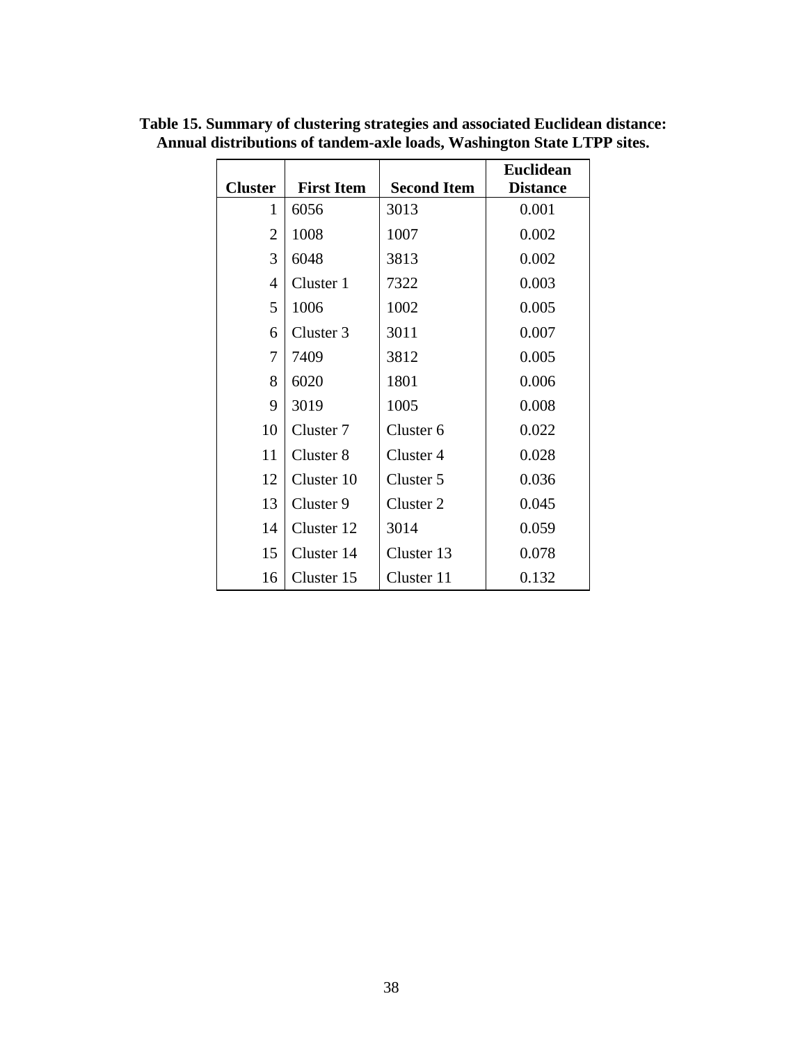**Table 15. Summary of clustering strategies and associated Euclidean distance: Annual distributions of tandem-axle loads, Washington State LTPP sites.**

| Cluster | First Item | Second Item | Euclidean Distance |
|---|---|---|---|
| 1 | 6056 | 3013 | 0.001 |
| 2 | 1008 | 1007 | 0.002 |
| 3 | 6048 | 3813 | 0.002 |
| 4 | Cluster 1 | 7322 | 0.003 |
| 5 | 1006 | 1002 | 0.005 |
| 6 | Cluster 3 | 3011 | 0.007 |
| 7 | 7409 | 3812 | 0.005 |
| 8 | 6020 | 1801 | 0.006 |
| 9 | 3019 | 1005 | 0.008 |
| 10 | Cluster 7 | Cluster 6 | 0.022 |
| 11 | Cluster 8 | Cluster 4 | 0.028 |
| 12 | Cluster 10 | Cluster 5 | 0.036 |
| 13 | Cluster 9 | Cluster 2 | 0.045 |
| 14 | Cluster 12 | 3014 | 0.059 |
| 15 | Cluster 14 | Cluster 13 | 0.078 |
| 16 | Cluster 15 | Cluster 11 | 0.132 |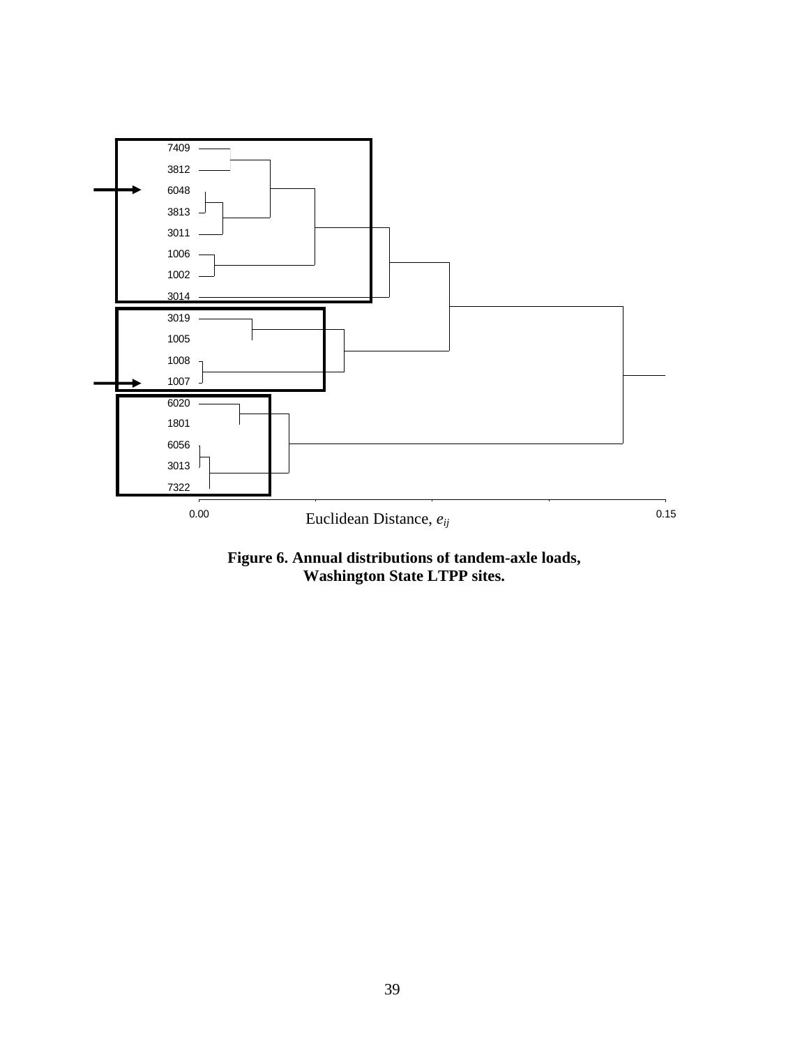7409
3812
6048
3813
3011
1006
1002
3014
3019
1005
1008
1007
6020
1801
6056
3013
7322

0.00 Euclidean Distance, $e_{ij}$ 0.15

**Figure 6. Annual distributions of tandem-axle loads, Washington State LTPP sites.**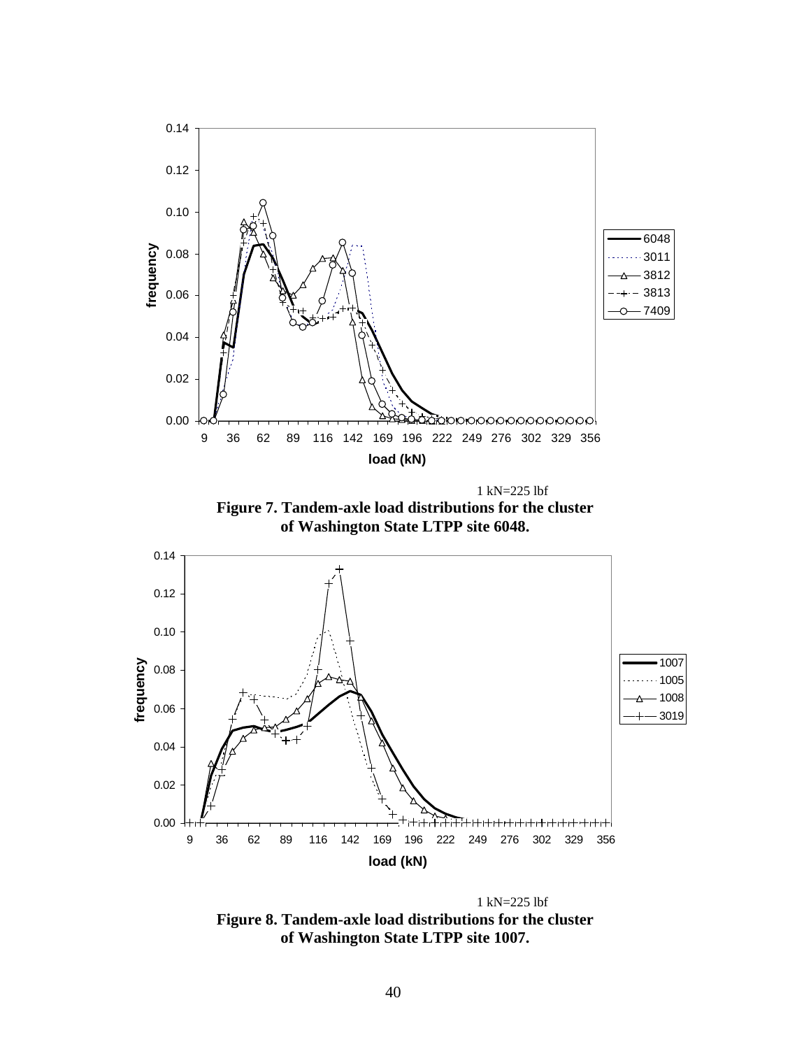1 kN=225 lbf

**Figure 7. Tandem-axle load distributions for the cluster of Washington State LTPP site 6048.**

1 kN=225 lbf

**Figure 8. Tandem-axle load distributions for the cluster of Washington State LTPP site 1007.**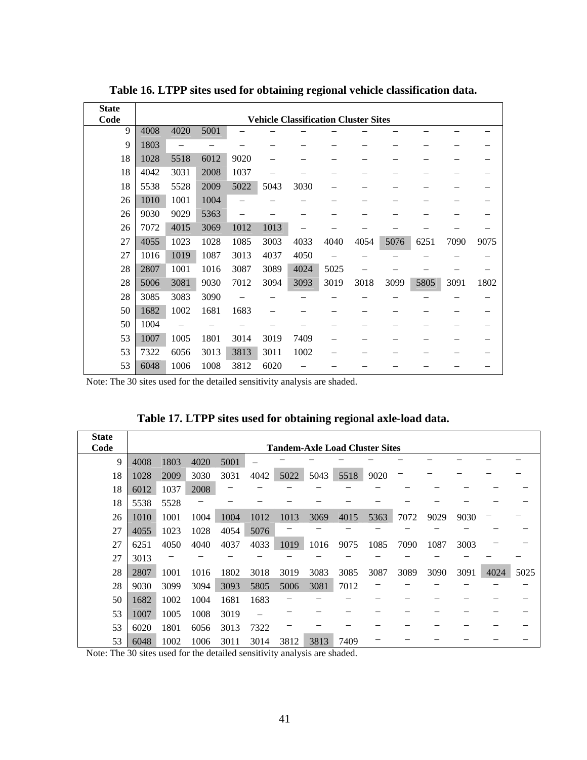**Table 16. LTPP sites used for obtaining regional vehicle classification data.**

| State Code | Vehicle Classification Cluster Sites | | | | | | | | | | | |
|---|---|---|---|---|---|---|---|---|---|---|---|---|
| 9 | 4008 | 4020 | 5001 | – | – | – | – | – | – | – | – | – |
| 9 | 1803 | – | – | – | – | – | – | – | – | – | – | – |
| 18 | 1028 | 5518 | 6012 | 9020 | – | – | – | – | – | – | – | – |
| 18 | 4042 | 3031 | 2008 | 1037 | – | – | – | – | – | – | – | – |
| 18 | 5538 | 5528 | 2009 | 5022 | 5043 | 3030 | – | – | – | – | – | – |
| 26 | 1010 | 1001 | 1004 | – | – | – | – | – | – | – | – | – |
| 26 | 9030 | 9029 | 5363 | – | – | – | – | – | – | – | – | – |
| 26 | 7072 | 4015 | 3069 | 1012 | 1013 | – | – | – | – | – | – | – |
| 27 | 4055 | 1023 | 1028 | 1085 | 3003 | 4033 | 4040 | 4054 | 5076 | 6251 | 7090 | 9075 |
| 27 | 1016 | 1019 | 1087 | 3013 | 4037 | 4050 | – | – | – | – | – | – |
| 28 | 2807 | 1001 | 1016 | 3087 | 3089 | 4024 | 5025 | – | – | – | – | – |
| 28 | 5006 | 3081 | 9030 | 7012 | 3094 | 3093 | 3019 | 3018 | 3099 | 5805 | 3091 | 1802 |
| 28 | 3085 | 3083 | 3090 | – | – | – | – | – | – | – | – | – |
| 50 | 1682 | 1002 | 1681 | 1683 | – | – | – | – | – | – | – | – |
| 50 | 1004 | – | – | – | – | – | – | – | – | – | – | – |
| 53 | 1007 | 1005 | 1801 | 3014 | 3019 | 7409 | – | – | – | – | – | – |
| 53 | 7322 | 6056 | 3013 | 3813 | 3011 | 1002 | – | – | – | – | – | – |
| 53 | 6048 | 1006 | 1008 | 3812 | 6020 | – | – | – | – | – | – | – |

Note: The 30 sites used for the detailed sensitivity analysis are shaded.

**Table 17. LTPP sites used for obtaining regional axle-load data.**

| State Code | Tandem-Axle Load Cluster Sites | | | | | | | | | | | | | |
|---|---|---|---|---|---|---|---|---|---|---|---|---|---|---|
| 9 | 4008 | 1803 | 4020 | 5001 | – | – | – | – | – | – | – | – | – | – |
| 18 | 1028 | 2009 | 3030 | 3031 | 4042 | 5022 | 5043 | 5518 | 9020 | – | – | – | – | – |
| 18 | 6012 | 1037 | 2008 | – | – | – | – | – | – | – | – | – | – | – |
| 18 | 5538 | 5528 | – | – | – | – | – | – | – | – | – | – | – | – |
| 26 | 1010 | 1001 | 1004 | 1004 | 1012 | 1013 | 3069 | 4015 | 5363 | 7072 | 9029 | 9030 | – | – |
| 27 | 4055 | 1023 | 1028 | 4054 | 5076 | – | – | – | – | – | – | – | – | – |
| 27 | 6251 | 4050 | 4040 | 4037 | 4033 | 1019 | 1016 | 9075 | 1085 | 7090 | 1087 | 3003 | – | – |
| 27 | 3013 | – | – | – | – | – | – | – | – | – | – | – | – | – |
| 28 | 2807 | 1001 | 1016 | 1802 | 3018 | 3019 | 3083 | 3085 | 3087 | 3089 | 3090 | 3091 | 4024 | 5025 |
| 28 | 9030 | 3099 | 3094 | 3093 | 5805 | 5006 | 3081 | 7012 | – | – | – | – | – | – |
| 50 | 1682 | 1002 | 1004 | 1681 | 1683 | – | – | – | – | – | – | – | – | – |
| 53 | 1007 | 1005 | 1008 | 3019 | – | – | – | – | – | – | – | – | – | – |
| 53 | 6020 | 1801 | 6056 | 3013 | 7322 | – | – | – | – | – | – | – | – | – |
| 53 | 6048 | 1002 | 1006 | 3011 | 3014 | 3812 | 3813 | 7409 | – | – | – | – | – | – |

Note: The 30 sites used for the detailed sensitivity analysis are shaded.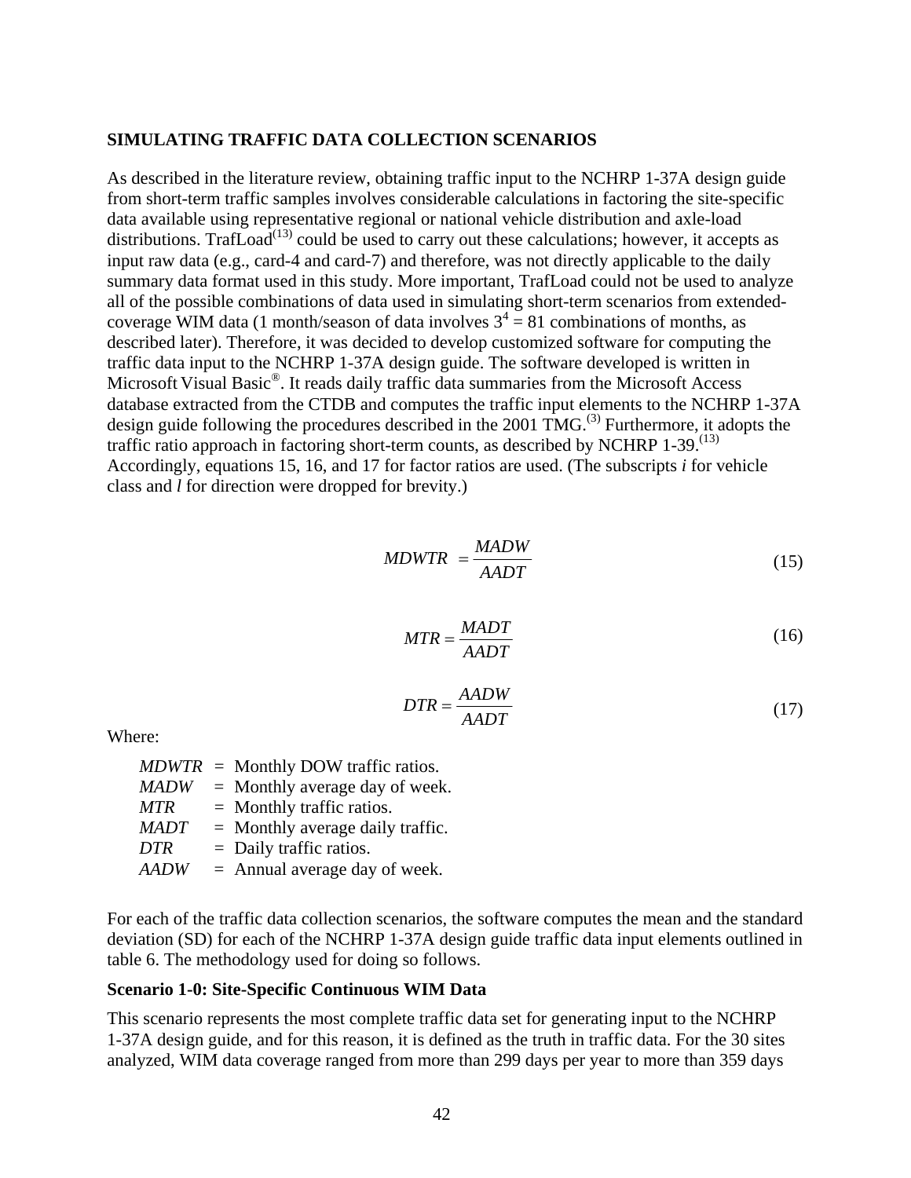## SIMULATING TRAFFIC DATA COLLECTION SCENARIOS

As described in the literature review, obtaining traffic input to the NCHRP 1-37A design guide from short-term traffic samples involves considerable calculations in factoring the site-specific data available using representative regional or national vehicle distribution and axle-load distributions. TrafLoad[13] could be used to carry out these calculations; however, it accepts as input raw data (e.g., card-4 and card-7) and therefore, was not directly applicable to the daily summary data format used in this study. More important, TrafLoad could not be used to analyze all of the possible combinations of data used in simulating short-term scenarios from extended-coverage WIM data (1 month/season of data involves $3^4 = 81$ combinations of months, as described later). Therefore, it was decided to develop customized software for computing the traffic data input to the NCHRP 1-37A design guide. The software developed is written in Microsoft Visual Basic®. It reads daily traffic data summaries from the Microsoft Access database extracted from the CTDB and computes the traffic input elements to the NCHRP 1-37A design guide following the procedures described in the 2001 TMG.[3] Furthermore, it adopts the traffic ratio approach in factoring short-term counts, as described by NCHRP 1-39.[13] Accordingly, equations 15, 16, and 17 for factor ratios are used. (The subscripts *i* for vehicle class and *l* for direction were dropped for brevity.)

$$MDWTR = \frac{MADW}{AADT} \tag{15}$$

$$MTR = \frac{MADT}{AADT} \tag{16}$$

$$DTR = \frac{AADW}{AADT} \tag{17}$$

Where:

- $MDWTR$ = Monthly DOW traffic ratios.
- $MADW$ = Monthly average day of week.
- $MTR$ = Monthly traffic ratios.
- $MADT$ = Monthly average daily traffic.
- $DTR$ = Daily traffic ratios.
- $AADW$ = Annual average day of week.

For each of the traffic data collection scenarios, the software computes the mean and the standard deviation (SD) for each of the NCHRP 1-37A design guide traffic data input elements outlined in table 6. The methodology used for doing so follows.

### Scenario 1-0: Site-Specific Continuous WIM Data

This scenario represents the most complete traffic data set for generating input to the NCHRP 1-37A design guide, and for this reason, it is defined as the truth in traffic data. For the 30 sites analyzed, WIM data coverage ranged from more than 299 days per year to more than 359 days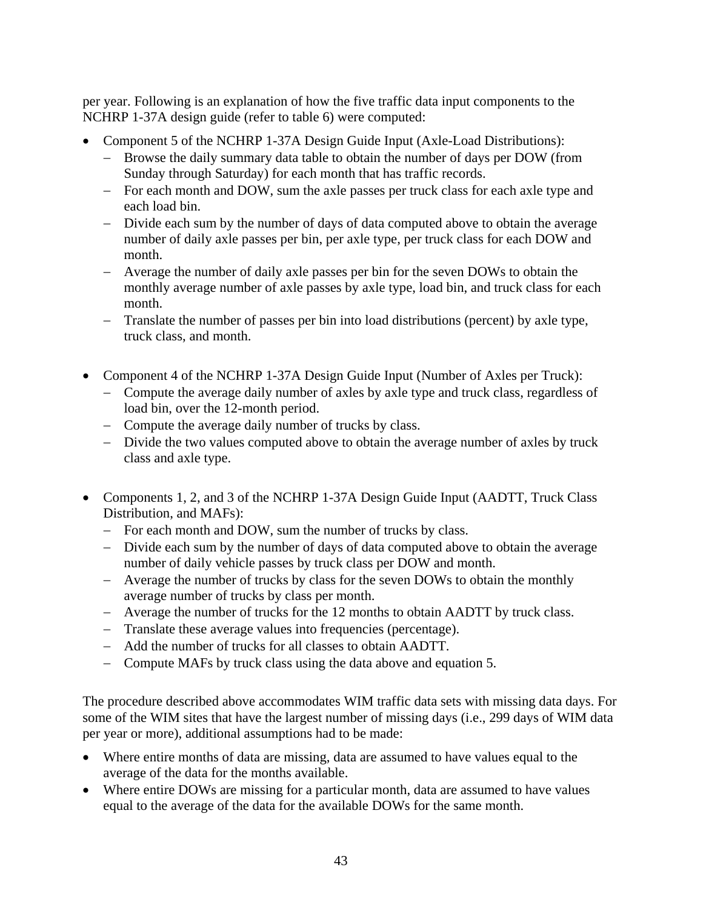per year. Following is an explanation of how the five traffic data input components to the NCHRP 1-37A design guide (refer to table 6) were computed:

- Component 5 of the NCHRP 1-37A Design Guide Input (Axle-Load Distributions):
  - Browse the daily summary data table to obtain the number of days per DOW (from Sunday through Saturday) for each month that has traffic records.
  - For each month and DOW, sum the axle passes per truck class for each axle type and each load bin.
  - Divide each sum by the number of days of data computed above to obtain the average number of daily axle passes per bin, per axle type, per truck class for each DOW and month.
  - Average the number of daily axle passes per bin for the seven DOWs to obtain the monthly average number of axle passes by axle type, load bin, and truck class for each month.
  - Translate the number of passes per bin into load distributions (percent) by axle type, truck class, and month.

- Component 4 of the NCHRP 1-37A Design Guide Input (Number of Axles per Truck):
  - Compute the average daily number of axles by axle type and truck class, regardless of load bin, over the 12-month period.
  - Compute the average daily number of trucks by class.
  - Divide the two values computed above to obtain the average number of axles by truck class and axle type.

- Components 1, 2, and 3 of the NCHRP 1-37A Design Guide Input (AADTT, Truck Class Distribution, and MAFs):
  - For each month and DOW, sum the number of trucks by class.
  - Divide each sum by the number of days of data computed above to obtain the average number of daily vehicle passes by truck class per DOW and month.
  - Average the number of trucks by class for the seven DOWs to obtain the monthly average number of trucks by class per month.
  - Average the number of trucks for the 12 months to obtain AADTT by truck class.
  - Translate these average values into frequencies (percentage).
  - Add the number of trucks for all classes to obtain AADTT.
  - Compute MAFs by truck class using the data above and equation 5.

The procedure described above accommodates WIM traffic data sets with missing data days. For some of the WIM sites that have the largest number of missing days (i.e., 299 days of WIM data per year or more), additional assumptions had to be made:

- Where entire months of data are missing, data are assumed to have values equal to the average of the data for the months available.
- Where entire DOWs are missing for a particular month, data are assumed to have values equal to the average of the data for the available DOWs for the same month.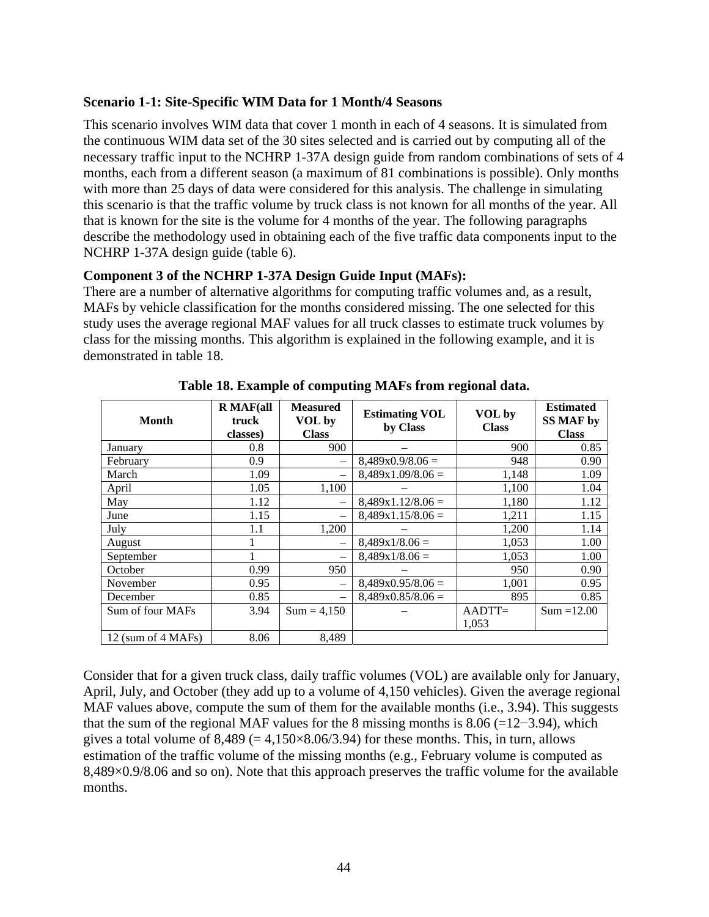**Scenario 1-1: Site-Specific WIM Data for 1 Month/4 Seasons**

This scenario involves WIM data that cover 1 month in each of 4 seasons. It is simulated from the continuous WIM data set of the 30 sites selected and is carried out by computing all of the necessary traffic input to the NCHRP 1-37A design guide from random combinations of sets of 4 months, each from a different season (a maximum of 81 combinations is possible). Only months with more than 25 days of data were considered for this analysis. The challenge in simulating this scenario is that the traffic volume by truck class is not known for all months of the year. All that is known for the site is the volume for 4 months of the year. The following paragraphs describe the methodology used in obtaining each of the five traffic data components input to the NCHRP 1-37A design guide (table 6).

**Component 3 of the NCHRP 1-37A Design Guide Input (MAFs):**
There are a number of alternative algorithms for computing traffic volumes and, as a result, MAFs by vehicle classification for the months considered missing. The one selected for this study uses the average regional MAF values for all truck classes to estimate truck volumes by class for the missing months. This algorithm is explained in the following example, and it is demonstrated in table 18.

**Table 18. Example of computing MAFs from regional data.**

| Month | R MAF(all truck classes) | Measured VOL by Class | Estimating VOL by Class | VOL by Class | Estimated SS MAF by Class |
|---|---|---|---|---|---|
| January | 0.8 | 900 | – | 900 | 0.85 |
| February | 0.9 | – | 8,489x0.9/8.06 = | 948 | 0.90 |
| March | 1.09 | – | 8,489x1.09/8.06 = | 1,148 | 1.09 |
| April | 1.05 | 1,100 | – | 1,100 | 1.04 |
| May | 1.12 | – | 8,489x1.12/8.06 = | 1,180 | 1.12 |
| June | 1.15 | – | 8,489x1.15/8.06 = | 1,211 | 1.15 |
| July | 1.1 | 1,200 | – | 1,200 | 1.14 |
| August | 1 | – | 8,489x1/8.06 = | 1,053 | 1.00 |
| September | 1 | – | 8,489x1/8.06 = | 1,053 | 1.00 |
| October | 0.99 | 950 | – | 950 | 0.90 |
| November | 0.95 | – | 8,489x0.95/8.06 = | 1,001 | 0.95 |
| December | 0.85 | – | 8,489x0.85/8.06 = | 895 | 0.85 |
| Sum of four MAFs | 3.94 | Sum = 4,150 | – | AADTT= 1,053 | Sum =12.00 |
| 12 (sum of 4 MAFs) | 8.06 | 8,489 | | | |

Consider that for a given truck class, daily traffic volumes (VOL) are available only for January, April, July, and October (they add up to a volume of 4,150 vehicles). Given the average regional MAF values above, compute the sum of them for the available months (i.e., 3.94). This suggests that the sum of the regional MAF values for the 8 missing months is 8.06 (=12−3.94), which gives a total volume of 8,489 (= 4,150×8.06/3.94) for these months. This, in turn, allows estimation of the traffic volume of the missing months (e.g., February volume is computed as 8,489×0.9/8.06 and so on). Note that this approach preserves the traffic volume for the available months.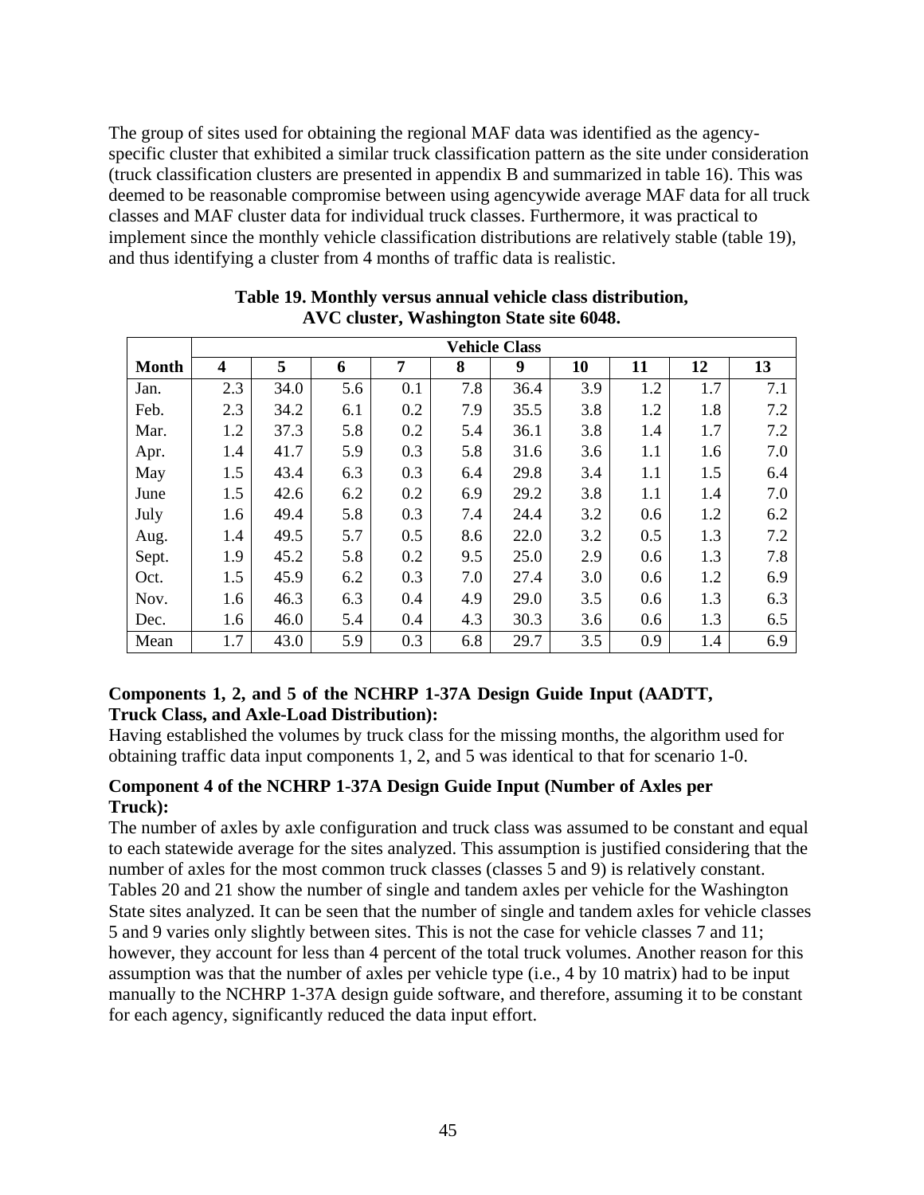The group of sites used for obtaining the regional MAF data was identified as the agency-specific cluster that exhibited a similar truck classification pattern as the site under consideration (truck classification clusters are presented in appendix B and summarized in table 16). This was deemed to be reasonable compromise between using agencywide average MAF data for all truck classes and MAF cluster data for individual truck classes. Furthermore, it was practical to implement since the monthly vehicle classification distributions are relatively stable (table 19), and thus identifying a cluster from 4 months of traffic data is realistic.

**Table 19. Monthly versus annual vehicle class distribution, AVC cluster, Washington State site 6048.**

| | Vehicle Class | | | | | | | | | |
|---|---|---|---|---|---|---|---|---|---|---|
| **Month** | **4** | **5** | **6** | **7** | **8** | **9** | **10** | **11** | **12** | **13** |
| Jan. | 2.3 | 34.0 | 5.6 | 0.1 | 7.8 | 36.4 | 3.9 | 1.2 | 1.7 | 7.1 |
| Feb. | 2.3 | 34.2 | 6.1 | 0.2 | 7.9 | 35.5 | 3.8 | 1.2 | 1.8 | 7.2 |
| Mar. | 1.2 | 37.3 | 5.8 | 0.2 | 5.4 | 36.1 | 3.8 | 1.4 | 1.7 | 7.2 |
| Apr. | 1.4 | 41.7 | 5.9 | 0.3 | 5.8 | 31.6 | 3.6 | 1.1 | 1.6 | 7.0 |
| May | 1.5 | 43.4 | 6.3 | 0.3 | 6.4 | 29.8 | 3.4 | 1.1 | 1.5 | 6.4 |
| June | 1.5 | 42.6 | 6.2 | 0.2 | 6.9 | 29.2 | 3.8 | 1.1 | 1.4 | 7.0 |
| July | 1.6 | 49.4 | 5.8 | 0.3 | 7.4 | 24.4 | 3.2 | 0.6 | 1.2 | 6.2 |
| Aug. | 1.4 | 49.5 | 5.7 | 0.5 | 8.6 | 22.0 | 3.2 | 0.5 | 1.3 | 7.2 |
| Sept. | 1.9 | 45.2 | 5.8 | 0.2 | 9.5 | 25.0 | 2.9 | 0.6 | 1.3 | 7.8 |
| Oct. | 1.5 | 45.9 | 6.2 | 0.3 | 7.0 | 27.4 | 3.0 | 0.6 | 1.2 | 6.9 |
| Nov. | 1.6 | 46.3 | 6.3 | 0.4 | 4.9 | 29.0 | 3.5 | 0.6 | 1.3 | 6.3 |
| Dec. | 1.6 | 46.0 | 5.4 | 0.4 | 4.3 | 30.3 | 3.6 | 0.6 | 1.3 | 6.5 |
| Mean | 1.7 | 43.0 | 5.9 | 0.3 | 6.8 | 29.7 | 3.5 | 0.9 | 1.4 | 6.9 |

**Components 1, 2, and 5 of the NCHRP 1-37A Design Guide Input (AADTT, Truck Class, and Axle-Load Distribution):**

Having established the volumes by truck class for the missing months, the algorithm used for obtaining traffic data input components 1, 2, and 5 was identical to that for scenario 1-0.

**Component 4 of the NCHRP 1-37A Design Guide Input (Number of Axles per Truck):**

The number of axles by axle configuration and truck class was assumed to be constant and equal to each statewide average for the sites analyzed. This assumption is justified considering that the number of axles for the most common truck classes (classes 5 and 9) is relatively constant. Tables 20 and 21 show the number of single and tandem axles per vehicle for the Washington State sites analyzed. It can be seen that the number of single and tandem axles for vehicle classes 5 and 9 varies only slightly between sites. This is not the case for vehicle classes 7 and 11; however, they account for less than 4 percent of the total truck volumes. Another reason for this assumption was that the number of axles per vehicle type (i.e., 4 by 10 matrix) had to be input manually to the NCHRP 1-37A design guide software, and therefore, assuming it to be constant for each agency, significantly reduced the data input effort.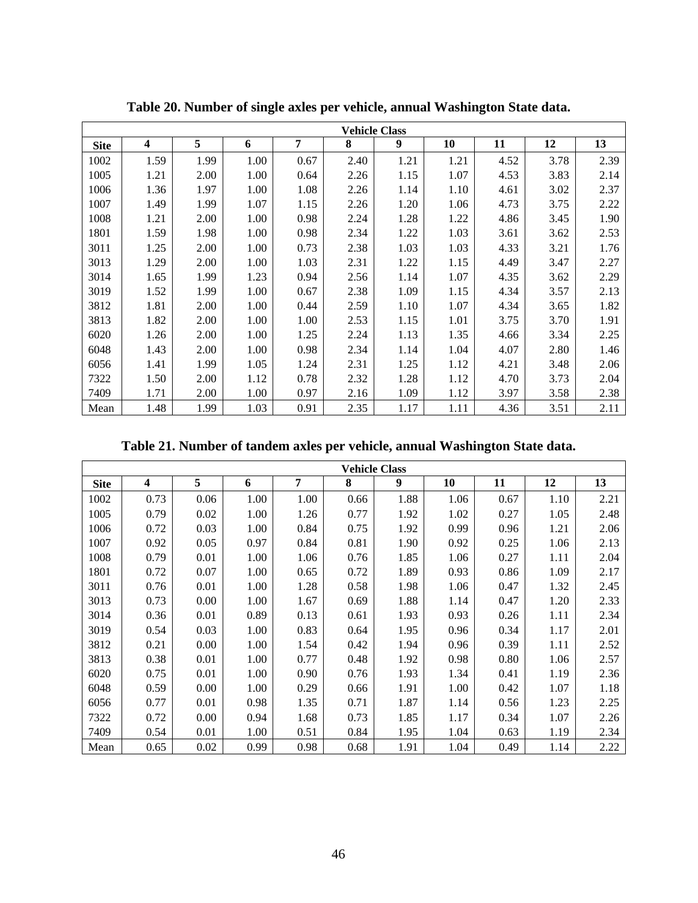**Table 20. Number of single axles per vehicle, annual Washington State data.**

| | Vehicle Class | | | | | | | | | |
|---|---|---|---|---|---|---|---|---|---|---|
| **Site** | **4** | **5** | **6** | **7** | **8** | **9** | **10** | **11** | **12** | **13** |
| 1002 | 1.59 | 1.99 | 1.00 | 0.67 | 2.40 | 1.21 | 1.21 | 4.52 | 3.78 | 2.39 |
| 1005 | 1.21 | 2.00 | 1.00 | 0.64 | 2.26 | 1.15 | 1.07 | 4.53 | 3.83 | 2.14 |
| 1006 | 1.36 | 1.97 | 1.00 | 1.08 | 2.26 | 1.14 | 1.10 | 4.61 | 3.02 | 2.37 |
| 1007 | 1.49 | 1.99 | 1.07 | 1.15 | 2.26 | 1.20 | 1.06 | 4.73 | 3.75 | 2.22 |
| 1008 | 1.21 | 2.00 | 1.00 | 0.98 | 2.24 | 1.28 | 1.22 | 4.86 | 3.45 | 1.90 |
| 1801 | 1.59 | 1.98 | 1.00 | 0.98 | 2.34 | 1.22 | 1.03 | 3.61 | 3.62 | 2.53 |
| 3011 | 1.25 | 2.00 | 1.00 | 0.73 | 2.38 | 1.03 | 1.03 | 4.33 | 3.21 | 1.76 |
| 3013 | 1.29 | 2.00 | 1.00 | 1.03 | 2.31 | 1.22 | 1.15 | 4.49 | 3.47 | 2.27 |
| 3014 | 1.65 | 1.99 | 1.23 | 0.94 | 2.56 | 1.14 | 1.07 | 4.35 | 3.62 | 2.29 |
| 3019 | 1.52 | 1.99 | 1.00 | 0.67 | 2.38 | 1.09 | 1.15 | 4.34 | 3.57 | 2.13 |
| 3812 | 1.81 | 2.00 | 1.00 | 0.44 | 2.59 | 1.10 | 1.07 | 4.34 | 3.65 | 1.82 |
| 3813 | 1.82 | 2.00 | 1.00 | 1.00 | 2.53 | 1.15 | 1.01 | 3.75 | 3.70 | 1.91 |
| 6020 | 1.26 | 2.00 | 1.00 | 1.25 | 2.24 | 1.13 | 1.35 | 4.66 | 3.34 | 2.25 |
| 6048 | 1.43 | 2.00 | 1.00 | 0.98 | 2.34 | 1.14 | 1.04 | 4.07 | 2.80 | 1.46 |
| 6056 | 1.41 | 1.99 | 1.05 | 1.24 | 2.31 | 1.25 | 1.12 | 4.21 | 3.48 | 2.06 |
| 7322 | 1.50 | 2.00 | 1.12 | 0.78 | 2.32 | 1.28 | 1.12 | 4.70 | 3.73 | 2.04 |
| 7409 | 1.71 | 2.00 | 1.00 | 0.97 | 2.16 | 1.09 | 1.12 | 3.97 | 3.58 | 2.38 |
| Mean | 1.48 | 1.99 | 1.03 | 0.91 | 2.35 | 1.17 | 1.11 | 4.36 | 3.51 | 2.11 |

**Table 21. Number of tandem axles per vehicle, annual Washington State data.**

| | Vehicle Class | | | | | | | | | |
|---|---|---|---|---|---|---|---|---|---|---|
| **Site** | **4** | **5** | **6** | **7** | **8** | **9** | **10** | **11** | **12** | **13** |
| 1002 | 0.73 | 0.06 | 1.00 | 1.00 | 0.66 | 1.88 | 1.06 | 0.67 | 1.10 | 2.21 |
| 1005 | 0.79 | 0.02 | 1.00 | 1.26 | 0.77 | 1.92 | 1.02 | 0.27 | 1.05 | 2.48 |
| 1006 | 0.72 | 0.03 | 1.00 | 0.84 | 0.75 | 1.92 | 0.99 | 0.96 | 1.21 | 2.06 |
| 1007 | 0.92 | 0.05 | 0.97 | 0.84 | 0.81 | 1.90 | 0.92 | 0.25 | 1.06 | 2.13 |
| 1008 | 0.79 | 0.01 | 1.00 | 1.06 | 0.76 | 1.85 | 1.06 | 0.27 | 1.11 | 2.04 |
| 1801 | 0.72 | 0.07 | 1.00 | 0.65 | 0.72 | 1.89 | 0.93 | 0.86 | 1.09 | 2.17 |
| 3011 | 0.76 | 0.01 | 1.00 | 1.28 | 0.58 | 1.98 | 1.06 | 0.47 | 1.32 | 2.45 |
| 3013 | 0.73 | 0.00 | 1.00 | 1.67 | 0.69 | 1.88 | 1.14 | 0.47 | 1.20 | 2.33 |
| 3014 | 0.36 | 0.01 | 0.89 | 0.13 | 0.61 | 1.93 | 0.93 | 0.26 | 1.11 | 2.34 |
| 3019 | 0.54 | 0.03 | 1.00 | 0.83 | 0.64 | 1.95 | 0.96 | 0.34 | 1.17 | 2.01 |
| 3812 | 0.21 | 0.00 | 1.00 | 1.54 | 0.42 | 1.94 | 0.96 | 0.39 | 1.11 | 2.52 |
| 3813 | 0.38 | 0.01 | 1.00 | 0.77 | 0.48 | 1.92 | 0.98 | 0.80 | 1.06 | 2.57 |
| 6020 | 0.75 | 0.01 | 1.00 | 0.90 | 0.76 | 1.93 | 1.34 | 0.41 | 1.19 | 2.36 |
| 6048 | 0.59 | 0.00 | 1.00 | 0.29 | 0.66 | 1.91 | 1.00 | 0.42 | 1.07 | 1.18 |
| 6056 | 0.77 | 0.01 | 0.98 | 1.35 | 0.71 | 1.87 | 1.14 | 0.56 | 1.23 | 2.25 |
| 7322 | 0.72 | 0.00 | 0.94 | 1.68 | 0.73 | 1.85 | 1.17 | 0.34 | 1.07 | 2.26 |
| 7409 | 0.54 | 0.01 | 1.00 | 0.51 | 0.84 | 1.95 | 1.04 | 0.63 | 1.19 | 2.34 |
| Mean | 0.65 | 0.02 | 0.99 | 0.98 | 0.68 | 1.91 | 1.04 | 0.49 | 1.14 | 2.22 |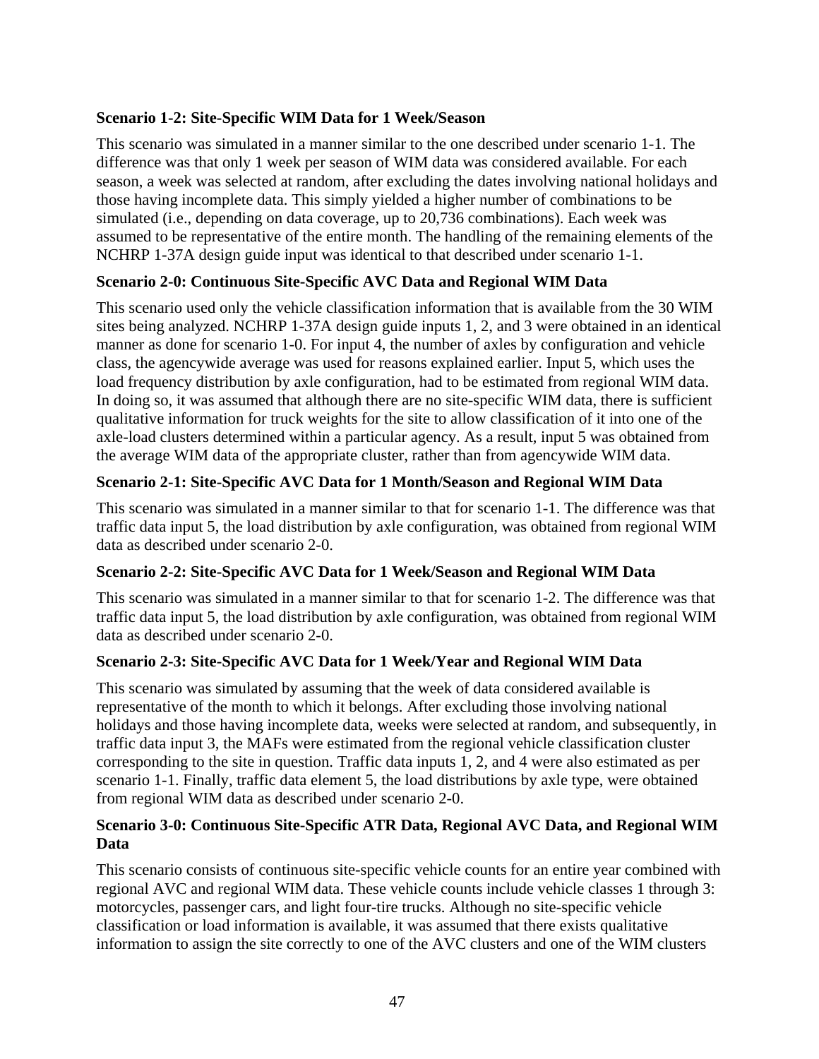**Scenario 1-2: Site-Specific WIM Data for 1 Week/Season**

This scenario was simulated in a manner similar to the one described under scenario 1-1. The difference was that only 1 week per season of WIM data was considered available. For each season, a week was selected at random, after excluding the dates involving national holidays and those having incomplete data. This simply yielded a higher number of combinations to be simulated (i.e., depending on data coverage, up to 20,736 combinations). Each week was assumed to be representative of the entire month. The handling of the remaining elements of the NCHRP 1-37A design guide input was identical to that described under scenario 1-1.

**Scenario 2-0: Continuous Site-Specific AVC Data and Regional WIM Data**

This scenario used only the vehicle classification information that is available from the 30 WIM sites being analyzed. NCHRP 1-37A design guide inputs 1, 2, and 3 were obtained in an identical manner as done for scenario 1-0. For input 4, the number of axles by configuration and vehicle class, the agencywide average was used for reasons explained earlier. Input 5, which uses the load frequency distribution by axle configuration, had to be estimated from regional WIM data. In doing so, it was assumed that although there are no site-specific WIM data, there is sufficient qualitative information for truck weights for the site to allow classification of it into one of the axle-load clusters determined within a particular agency. As a result, input 5 was obtained from the average WIM data of the appropriate cluster, rather than from agencywide WIM data.

**Scenario 2-1: Site-Specific AVC Data for 1 Month/Season and Regional WIM Data**

This scenario was simulated in a manner similar to that for scenario 1-1. The difference was that traffic data input 5, the load distribution by axle configuration, was obtained from regional WIM data as described under scenario 2-0.

**Scenario 2-2: Site-Specific AVC Data for 1 Week/Season and Regional WIM Data**

This scenario was simulated in a manner similar to that for scenario 1-2. The difference was that traffic data input 5, the load distribution by axle configuration, was obtained from regional WIM data as described under scenario 2-0.

**Scenario 2-3: Site-Specific AVC Data for 1 Week/Year and Regional WIM Data**

This scenario was simulated by assuming that the week of data considered available is representative of the month to which it belongs. After excluding those involving national holidays and those having incomplete data, weeks were selected at random, and subsequently, in traffic data input 3, the MAFs were estimated from the regional vehicle classification cluster corresponding to the site in question. Traffic data inputs 1, 2, and 4 were also estimated as per scenario 1-1. Finally, traffic data element 5, the load distributions by axle type, were obtained from regional WIM data as described under scenario 2-0.

**Scenario 3-0: Continuous Site-Specific ATR Data, Regional AVC Data, and Regional WIM Data**

This scenario consists of continuous site-specific vehicle counts for an entire year combined with regional AVC and regional WIM data. These vehicle counts include vehicle classes 1 through 3: motorcycles, passenger cars, and light four-tire trucks. Although no site-specific vehicle classification or load information is available, it was assumed that there exists qualitative information to assign the site correctly to one of the AVC clusters and one of the WIM clusters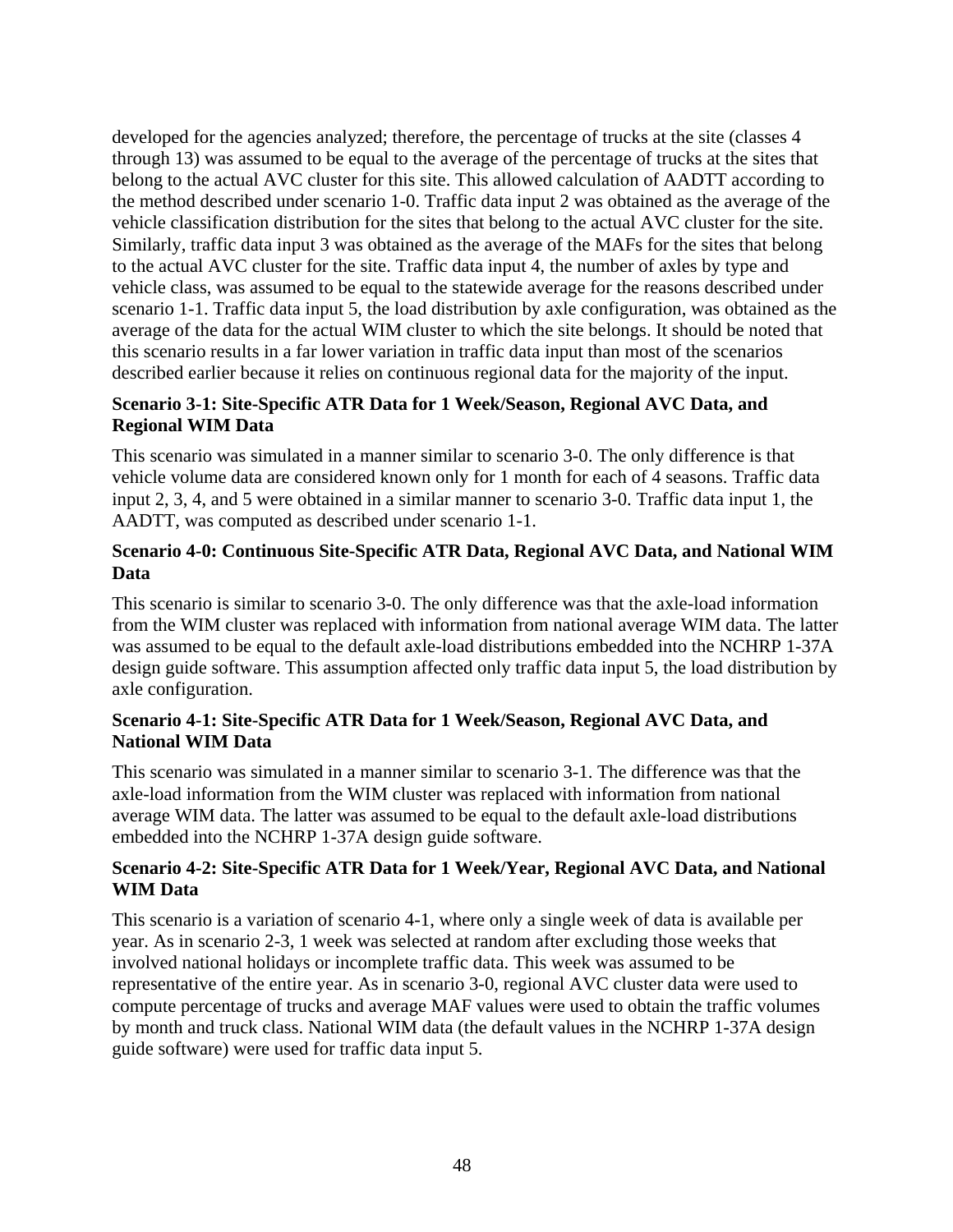developed for the agencies analyzed; therefore, the percentage of trucks at the site (classes 4 through 13) was assumed to be equal to the average of the percentage of trucks at the sites that belong to the actual AVC cluster for this site. This allowed calculation of AADTT according to the method described under scenario 1-0. Traffic data input 2 was obtained as the average of the vehicle classification distribution for the sites that belong to the actual AVC cluster for the site. Similarly, traffic data input 3 was obtained as the average of the MAFs for the sites that belong to the actual AVC cluster for the site. Traffic data input 4, the number of axles by type and vehicle class, was assumed to be equal to the statewide average for the reasons described under scenario 1-1. Traffic data input 5, the load distribution by axle configuration, was obtained as the average of the data for the actual WIM cluster to which the site belongs. It should be noted that this scenario results in a far lower variation in traffic data input than most of the scenarios described earlier because it relies on continuous regional data for the majority of the input.

#### Scenario 3-1: Site-Specific ATR Data for 1 Week/Season, Regional AVC Data, and Regional WIM Data

This scenario was simulated in a manner similar to scenario 3-0. The only difference is that vehicle volume data are considered known only for 1 month for each of 4 seasons. Traffic data input 2, 3, 4, and 5 were obtained in a similar manner to scenario 3-0. Traffic data input 1, the AADTT, was computed as described under scenario 1-1.

#### Scenario 4-0: Continuous Site-Specific ATR Data, Regional AVC Data, and National WIM Data

This scenario is similar to scenario 3-0. The only difference was that the axle-load information from the WIM cluster was replaced with information from national average WIM data. The latter was assumed to be equal to the default axle-load distributions embedded into the NCHRP 1-37A design guide software. This assumption affected only traffic data input 5, the load distribution by axle configuration.

#### Scenario 4-1: Site-Specific ATR Data for 1 Week/Season, Regional AVC Data, and National WIM Data

This scenario was simulated in a manner similar to scenario 3-1. The difference was that the axle-load information from the WIM cluster was replaced with information from national average WIM data. The latter was assumed to be equal to the default axle-load distributions embedded into the NCHRP 1-37A design guide software.

#### Scenario 4-2: Site-Specific ATR Data for 1 Week/Year, Regional AVC Data, and National WIM Data

This scenario is a variation of scenario 4-1, where only a single week of data is available per year. As in scenario 2-3, 1 week was selected at random after excluding those weeks that involved national holidays or incomplete traffic data. This week was assumed to be representative of the entire year. As in scenario 3-0, regional AVC cluster data were used to compute percentage of trucks and average MAF values were used to obtain the traffic volumes by month and truck class. National WIM data (the default values in the NCHRP 1-37A design guide software) were used for traffic data input 5.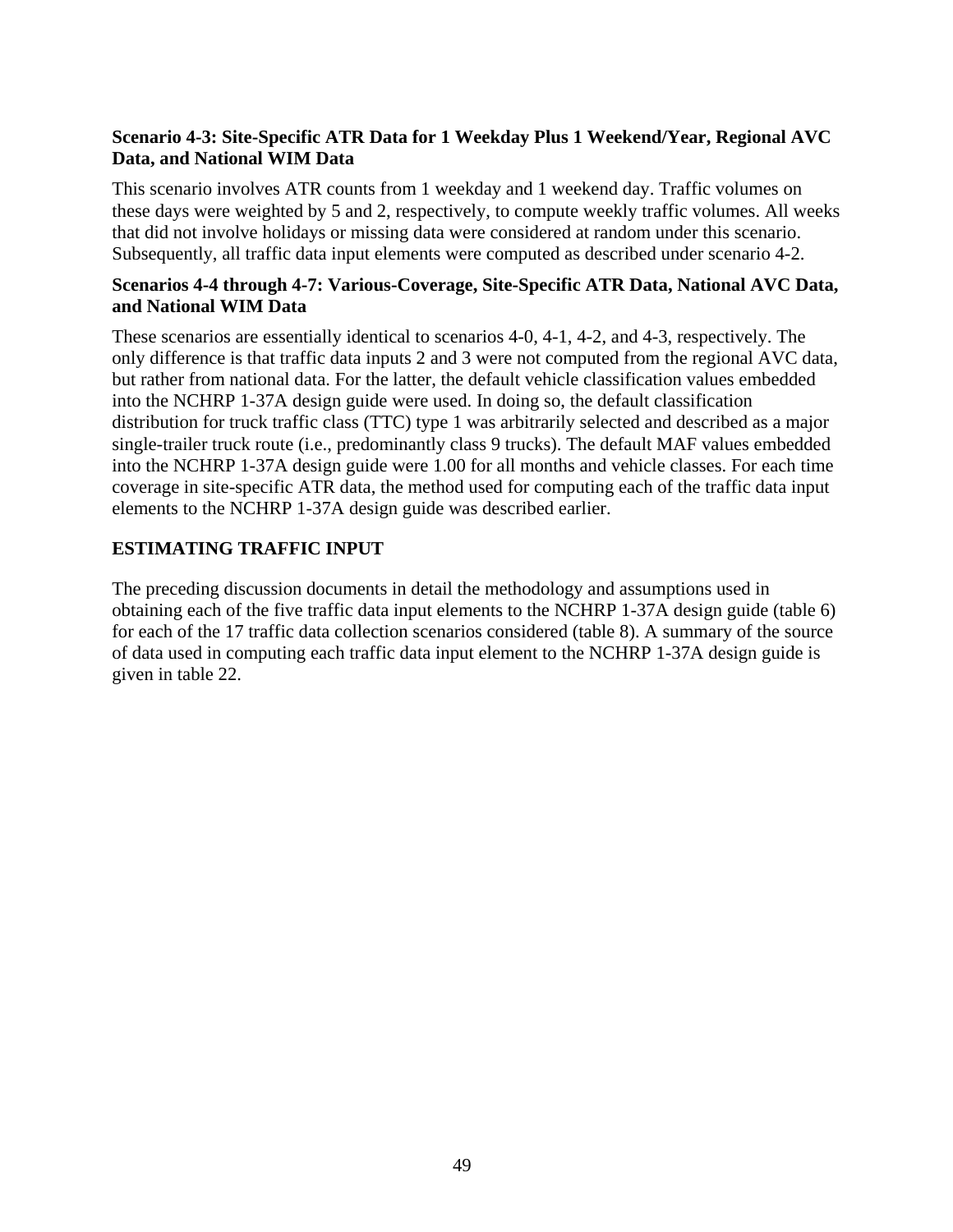**Scenario 4-3: Site-Specific ATR Data for 1 Weekday Plus 1 Weekend/Year, Regional AVC Data, and National WIM Data**

This scenario involves ATR counts from 1 weekday and 1 weekend day. Traffic volumes on these days were weighted by 5 and 2, respectively, to compute weekly traffic volumes. All weeks that did not involve holidays or missing data were considered at random under this scenario. Subsequently, all traffic data input elements were computed as described under scenario 4-2.

**Scenarios 4-4 through 4-7: Various-Coverage, Site-Specific ATR Data, National AVC Data, and National WIM Data**

These scenarios are essentially identical to scenarios 4-0, 4-1, 4-2, and 4-3, respectively. The only difference is that traffic data inputs 2 and 3 were not computed from the regional AVC data, but rather from national data. For the latter, the default vehicle classification values embedded into the NCHRP 1-37A design guide were used. In doing so, the default classification distribution for truck traffic class (TTC) type 1 was arbitrarily selected and described as a major single-trailer truck route (i.e., predominantly class 9 trucks). The default MAF values embedded into the NCHRP 1-37A design guide were 1.00 for all months and vehicle classes. For each time coverage in site-specific ATR data, the method used for computing each of the traffic data input elements to the NCHRP 1-37A design guide was described earlier.

## ESTIMATING TRAFFIC INPUT

The preceding discussion documents in detail the methodology and assumptions used in obtaining each of the five traffic data input elements to the NCHRP 1-37A design guide (table 6) for each of the 17 traffic data collection scenarios considered (table 8). A summary of the source of data used in computing each traffic data input element to the NCHRP 1-37A design guide is given in table 22.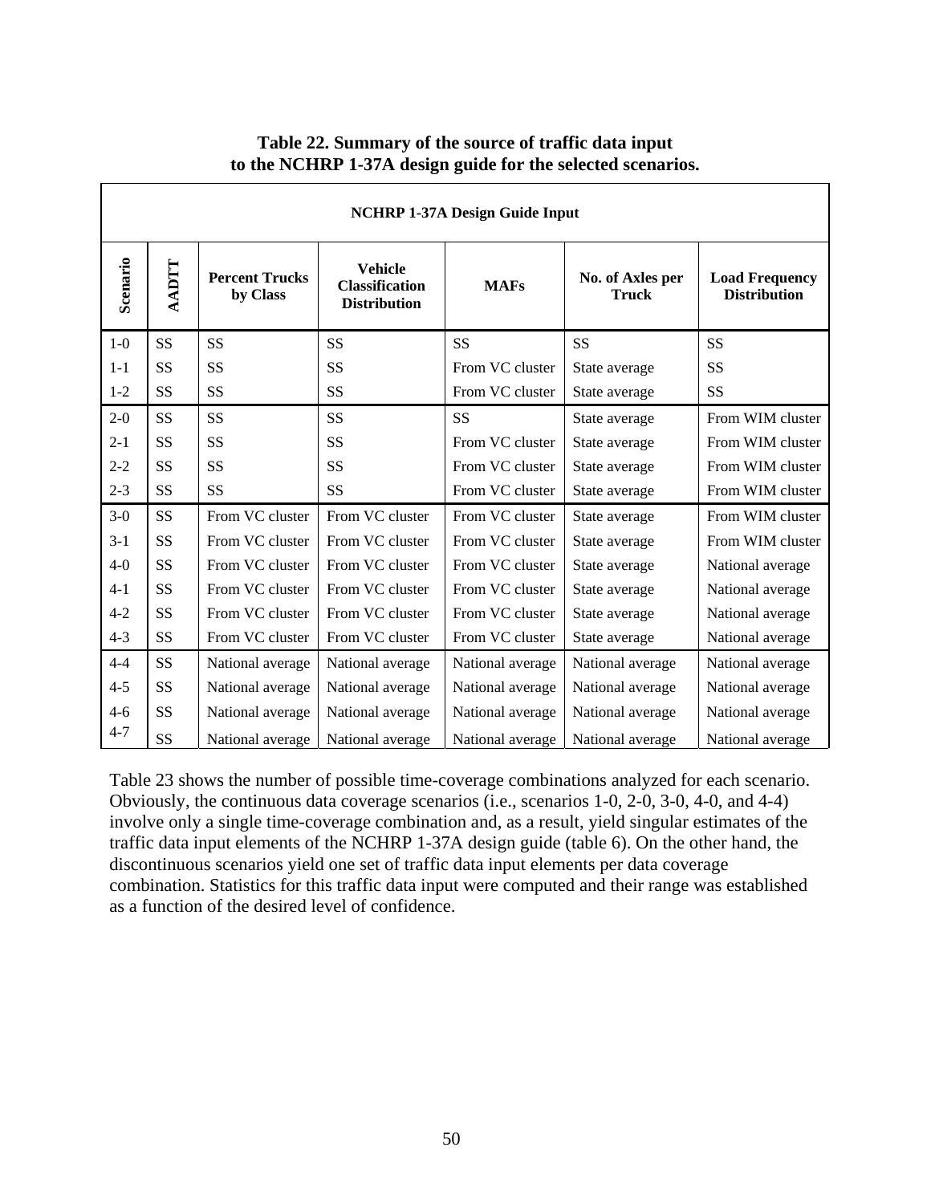**Table 22. Summary of the source of traffic data input to the NCHRP 1-37A design guide for the selected scenarios.**

| NCHRP 1-37A Design Guide Input | | | | | | |
|---|---|---|---|---|---|---|
| Scenario | AADTT | Percent Trucks by Class | Vehicle Classification Distribution | MAFs | No. of Axles per Truck | Load Frequency Distribution |
| 1-0 | SS | SS | SS | SS | SS | SS |
| 1-1 | SS | SS | SS | From VC cluster | State average | SS |
| 1-2 | SS | SS | SS | From VC cluster | State average | SS |
| 2-0 | SS | SS | SS | SS | State average | From WIM cluster |
| 2-1 | SS | SS | SS | From VC cluster | State average | From WIM cluster |
| 2-2 | SS | SS | SS | From VC cluster | State average | From WIM cluster |
| 2-3 | SS | SS | SS | From VC cluster | State average | From WIM cluster |
| 3-0 | SS | From VC cluster | From VC cluster | From VC cluster | State average | From WIM cluster |
| 3-1 | SS | From VC cluster | From VC cluster | From VC cluster | State average | From WIM cluster |
| 4-0 | SS | From VC cluster | From VC cluster | From VC cluster | State average | National average |
| 4-1 | SS | From VC cluster | From VC cluster | From VC cluster | State average | National average |
| 4-2 | SS | From VC cluster | From VC cluster | From VC cluster | State average | National average |
| 4-3 | SS | From VC cluster | From VC cluster | From VC cluster | State average | National average |
| 4-4 | SS | National average | National average | National average | National average | National average |
| 4-5 | SS | National average | National average | National average | National average | National average |
| 4-6 | SS | National average | National average | National average | National average | National average |
| 4-7 | SS | National average | National average | National average | National average | National average |

Table 23 shows the number of possible time-coverage combinations analyzed for each scenario. Obviously, the continuous data coverage scenarios (i.e., scenarios 1-0, 2-0, 3-0, 4-0, and 4-4) involve only a single time-coverage combination and, as a result, yield singular estimates of the traffic data input elements of the NCHRP 1-37A design guide (table 6). On the other hand, the discontinuous scenarios yield one set of traffic data input elements per data coverage combination. Statistics for this traffic data input were computed and their range was established as a function of the desired level of confidence.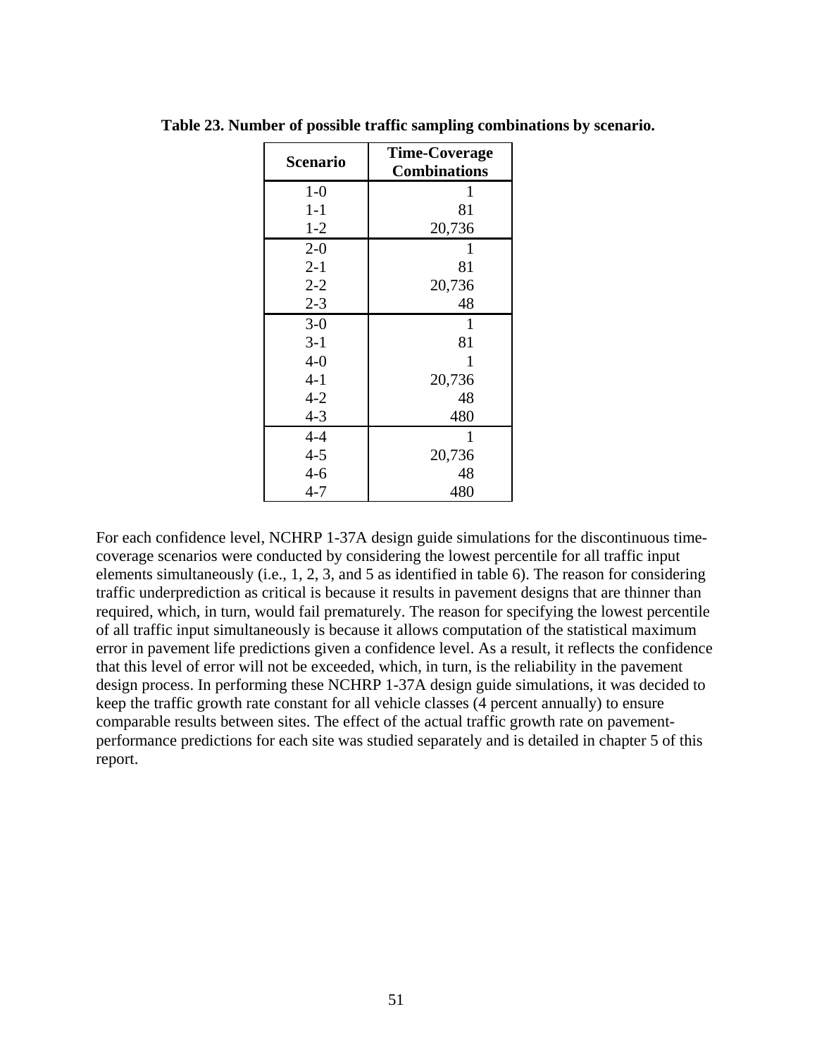**Table 23. Number of possible traffic sampling combinations by scenario.**

| Scenario | Time-Coverage Combinations |
|---|---|
| 1-0 | 1 |
| 1-1 | 81 |
| 1-2 | 20,736 |
| 2-0 | 1 |
| 2-1 | 81 |
| 2-2 | 20,736 |
| 2-3 | 48 |
| 3-0 | 1 |
| 3-1 | 81 |
| 4-0 | 1 |
| 4-1 | 20,736 |
| 4-2 | 48 |
| 4-3 | 480 |
| 4-4 | 1 |
| 4-5 | 20,736 |
| 4-6 | 48 |
| 4-7 | 480 |

For each confidence level, NCHRP 1-37A design guide simulations for the discontinuous time-coverage scenarios were conducted by considering the lowest percentile for all traffic input elements simultaneously (i.e., 1, 2, 3, and 5 as identified in table 6). The reason for considering traffic underprediction as critical is because it results in pavement designs that are thinner than required, which, in turn, would fail prematurely. The reason for specifying the lowest percentile of all traffic input simultaneously is because it allows computation of the statistical maximum error in pavement life predictions given a confidence level. As a result, it reflects the confidence that this level of error will not be exceeded, which, in turn, is the reliability in the pavement design process. In performing these NCHRP 1-37A design guide simulations, it was decided to keep the traffic growth rate constant for all vehicle classes (4 percent annually) to ensure comparable results between sites. The effect of the actual traffic growth rate on pavement-performance predictions for each site was studied separately and is detailed in chapter 5 of this report.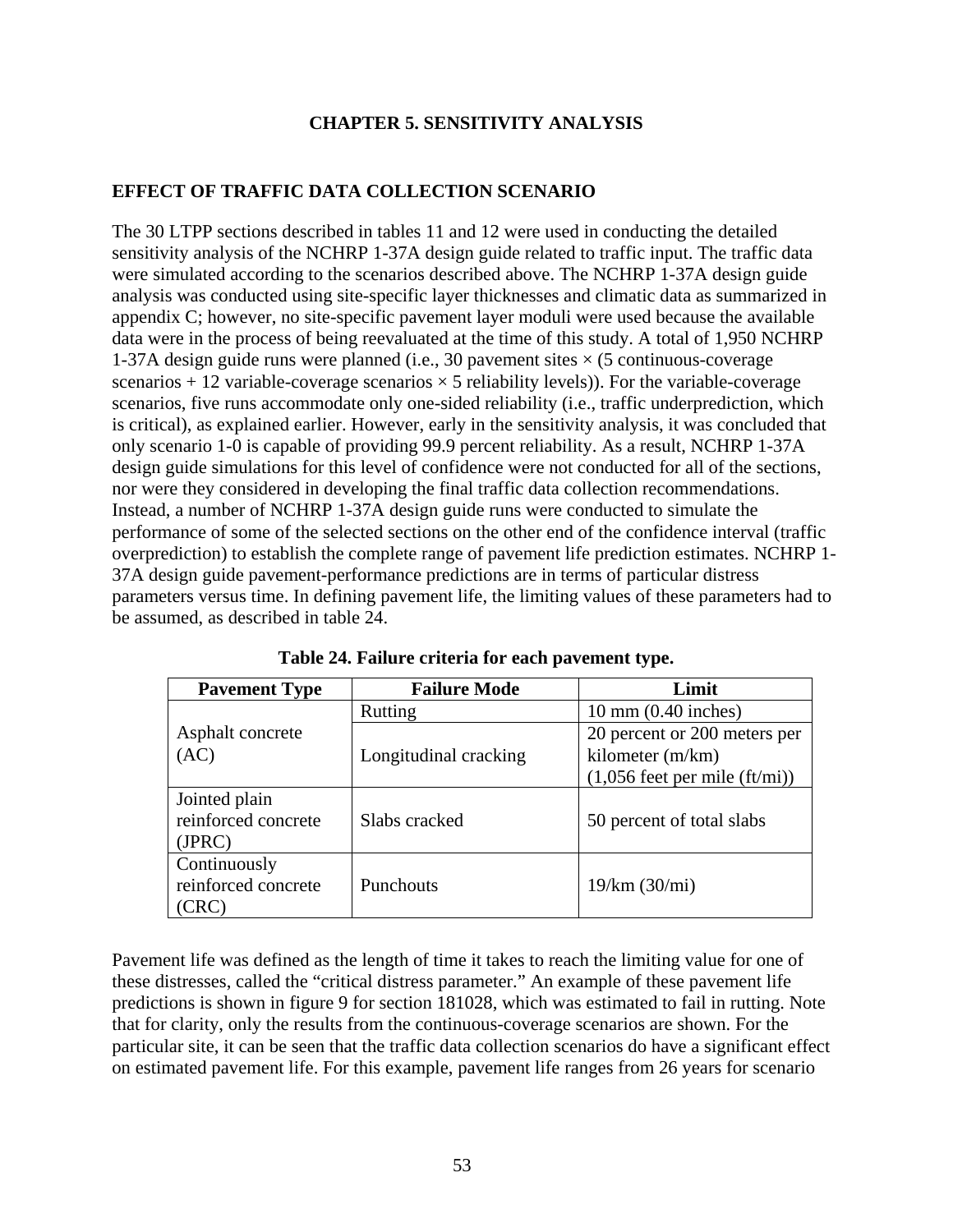# CHAPTER 5. SENSITIVITY ANALYSIS

## EFFECT OF TRAFFIC DATA COLLECTION SCENARIO

The 30 LTPP sections described in tables 11 and 12 were used in conducting the detailed sensitivity analysis of the NCHRP 1-37A design guide related to traffic input. The traffic data were simulated according to the scenarios described above. The NCHRP 1-37A design guide analysis was conducted using site-specific layer thicknesses and climatic data as summarized in appendix C; however, no site-specific pavement layer moduli were used because the available data were in the process of being reevaluated at the time of this study. A total of 1,950 NCHRP 1-37A design guide runs were planned (i.e., 30 pavement sites × (5 continuous-coverage scenarios + 12 variable-coverage scenarios × 5 reliability levels)). For the variable-coverage scenarios, five runs accommodate only one-sided reliability (i.e., traffic underprediction, which is critical), as explained earlier. However, early in the sensitivity analysis, it was concluded that only scenario 1-0 is capable of providing 99.9 percent reliability. As a result, NCHRP 1-37A design guide simulations for this level of confidence were not conducted for all of the sections, nor were they considered in developing the final traffic data collection recommendations. Instead, a number of NCHRP 1-37A design guide runs were conducted to simulate the performance of some of the selected sections on the other end of the confidence interval (traffic overprediction) to establish the complete range of pavement life prediction estimates. NCHRP 1-37A design guide pavement-performance predictions are in terms of particular distress parameters versus time. In defining pavement life, the limiting values of these parameters had to be assumed, as described in table 24.

**Table 24. Failure criteria for each pavement type.**

| Pavement Type | Failure Mode | Limit |
|---|---|---|
| Asphalt concrete (AC) | Rutting | 10 mm (0.40 inches) |
| | Longitudinal cracking | 20 percent or 200 meters per kilometer (m/km) (1,056 feet per mile (ft/mi)) |
| Jointed plain reinforced concrete (JPRC) | Slabs cracked | 50 percent of total slabs |
| Continuously reinforced concrete (CRC) | Punchouts | 19/km (30/mi) |

Pavement life was defined as the length of time it takes to reach the limiting value for one of these distresses, called the "critical distress parameter." An example of these pavement life predictions is shown in figure 9 for section 181028, which was estimated to fail in rutting. Note that for clarity, only the results from the continuous-coverage scenarios are shown. For the particular site, it can be seen that the traffic data collection scenarios do have a significant effect on estimated pavement life. For this example, pavement life ranges from 26 years for scenario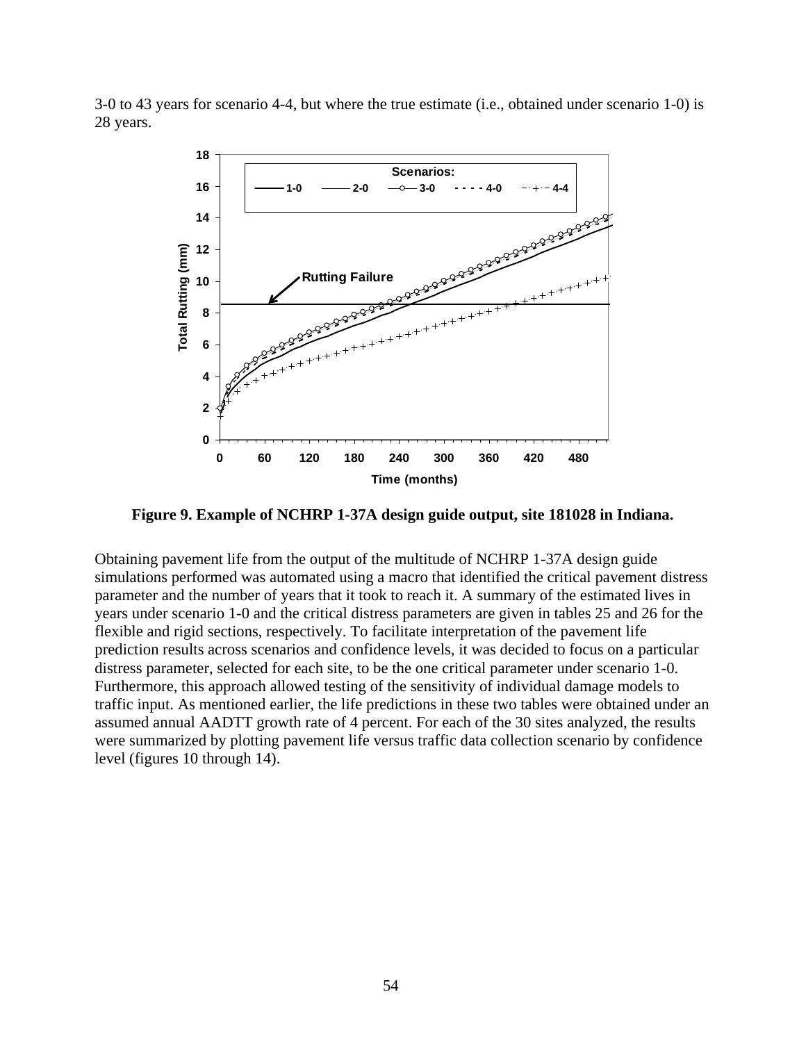3-0 to 43 years for scenario 4-4, but where the true estimate (i.e., obtained under scenario 1-0) is 28 years.

**Figure 9. Example of NCHRP 1-37A design guide output, site 181028 in Indiana.**

Obtaining pavement life from the output of the multitude of NCHRP 1-37A design guide simulations performed was automated using a macro that identified the critical pavement distress parameter and the number of years that it took to reach it. A summary of the estimated lives in years under scenario 1-0 and the critical distress parameters are given in tables 25 and 26 for the flexible and rigid sections, respectively. To facilitate interpretation of the pavement life prediction results across scenarios and confidence levels, it was decided to focus on a particular distress parameter, selected for each site, to be the one critical parameter under scenario 1-0. Furthermore, this approach allowed testing of the sensitivity of individual damage models to traffic input. As mentioned earlier, the life predictions in these two tables were obtained under an assumed annual AADTT growth rate of 4 percent. For each of the 30 sites analyzed, the results were summarized by plotting pavement life versus traffic data collection scenario by confidence level (figures 10 through 14).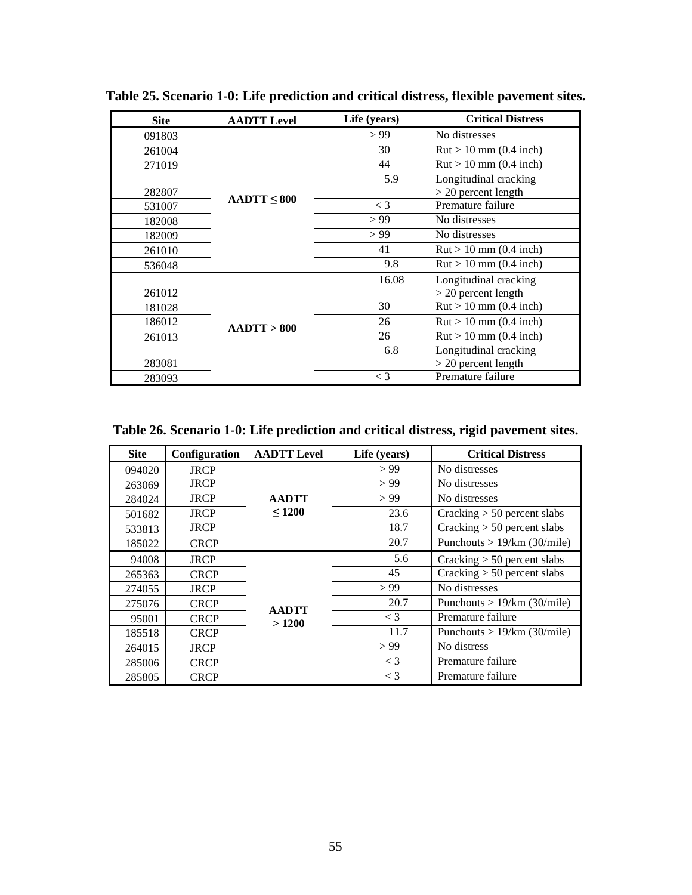**Table 25. Scenario 1-0: Life prediction and critical distress, flexible pavement sites.**

| Site | AADTT Level | Life (years) | Critical Distress |
|---|---|---|---|
| 091803 | AADTT ≤ 800 | > 99 | No distresses |
| 261004 | | 30 | Rut > 10 mm (0.4 inch) |
| 271019 | | 44 | Rut > 10 mm (0.4 inch) |
| 282807 | | 5.9 | Longitudinal cracking > 20 percent length |
| 531007 | | < 3 | Premature failure |
| 182008 | | > 99 | No distresses |
| 182009 | | > 99 | No distresses |
| 261010 | | 41 | Rut > 10 mm (0.4 inch) |
| 536048 | | 9.8 | Rut > 10 mm (0.4 inch) |
| 261012 | AADTT > 800 | 16.08 | Longitudinal cracking > 20 percent length |
| 181028 | | 30 | Rut > 10 mm (0.4 inch) |
| 186012 | | 26 | Rut > 10 mm (0.4 inch) |
| 261013 | | 26 | Rut > 10 mm (0.4 inch) |
| 283081 | | 6.8 | Longitudinal cracking > 20 percent length |
| 283093 | | < 3 | Premature failure |

**Table 26. Scenario 1-0: Life prediction and critical distress, rigid pavement sites.**

| Site | Configuration | AADTT Level | Life (years) | Critical Distress |
|---|---|---|---|---|
| 094020 | JRCP | AADTT ≤ 1200 | > 99 | No distresses |
| 263069 | JRCP | | > 99 | No distresses |
| 284024 | JRCP | | > 99 | No distresses |
| 501682 | JRCP | | 23.6 | Cracking > 50 percent slabs |
| 533813 | JRCP | | 18.7 | Cracking > 50 percent slabs |
| 185022 | CRCP | | 20.7 | Punchouts > 19/km (30/mile) |
| 94008 | JRCP | AADTT > 1200 | 5.6 | Cracking > 50 percent slabs |
| 265363 | CRCP | | 45 | Cracking > 50 percent slabs |
| 274055 | JRCP | | > 99 | No distresses |
| 275076 | CRCP | | 20.7 | Punchouts > 19/km (30/mile) |
| 95001 | CRCP | | < 3 | Premature failure |
| 185518 | CRCP | | 11.7 | Punchouts > 19/km (30/mile) |
| 264015 | JRCP | | > 99 | No distress |
| 285006 | CRCP | | < 3 | Premature failure |
| 285805 | CRCP | | < 3 | Premature failure |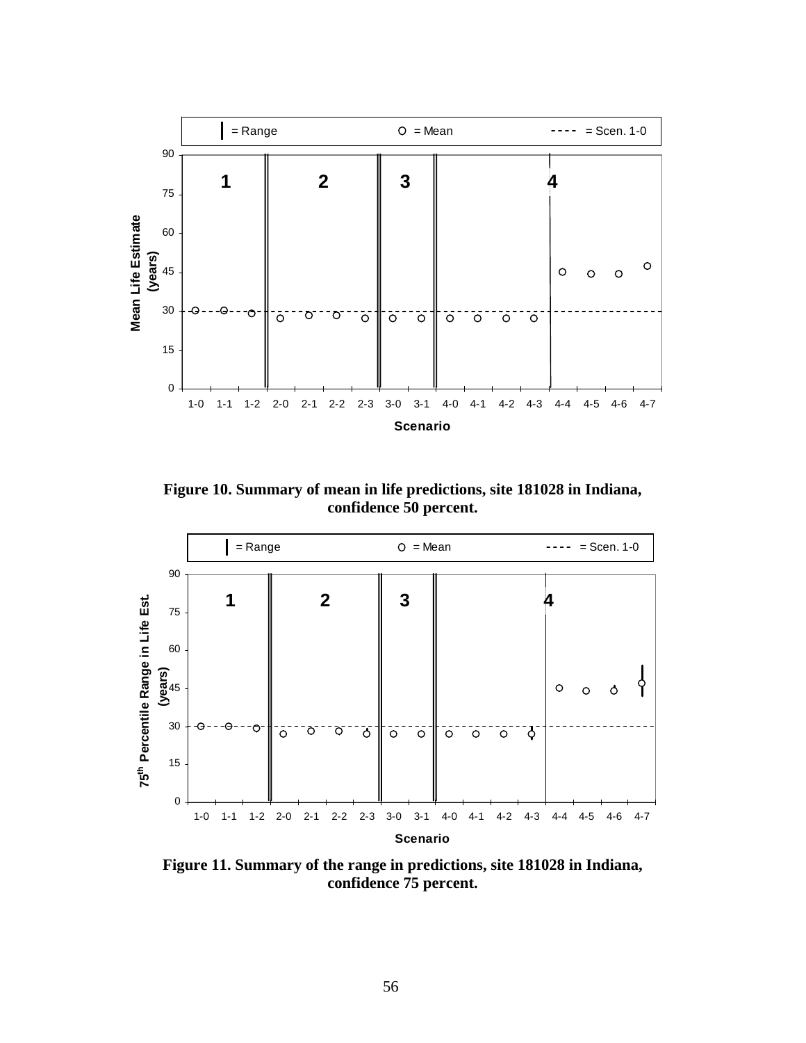**Figure 10. Summary of mean in life predictions, site 181028 in Indiana, confidence 50 percent.**

**Figure 11. Summary of the range in predictions, site 181028 in Indiana, confidence 75 percent.**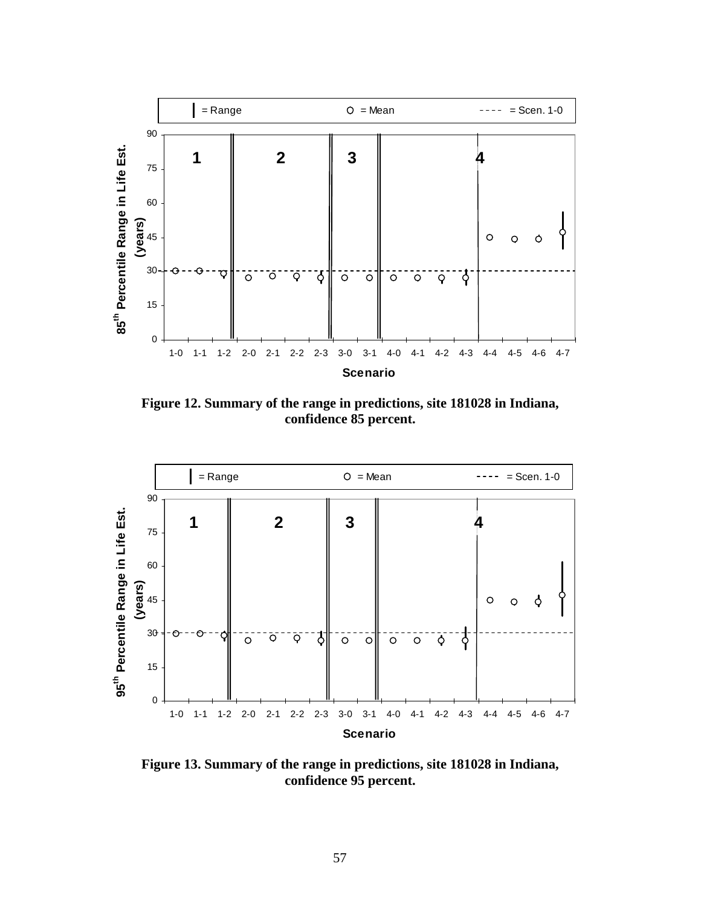Figure 12. Summary of the range in predictions, site 181028 in Indiana, confidence 85 percent.

Figure 13. Summary of the range in predictions, site 181028 in Indiana, confidence 95 percent.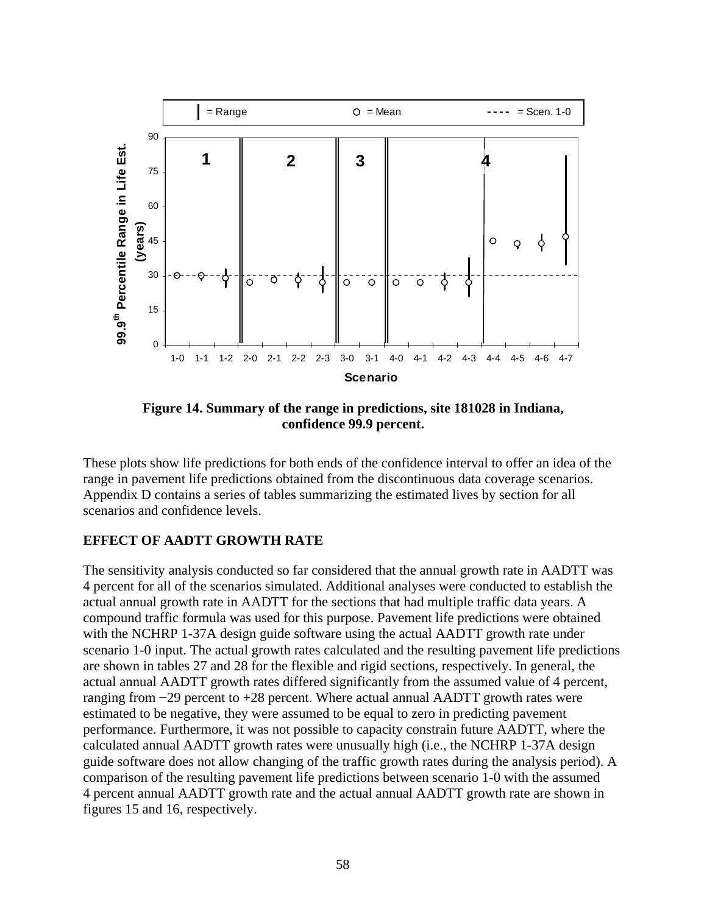**Figure 14. Summary of the range in predictions, site 181028 in Indiana, confidence 99.9 percent.**

These plots show life predictions for both ends of the confidence interval to offer an idea of the range in pavement life predictions obtained from the discontinuous data coverage scenarios. Appendix D contains a series of tables summarizing the estimated lives by section for all scenarios and confidence levels.

## EFFECT OF AADTT GROWTH RATE

The sensitivity analysis conducted so far considered that the annual growth rate in AADTT was 4 percent for all of the scenarios simulated. Additional analyses were conducted to establish the actual annual growth rate in AADTT for the sections that had multiple traffic data years. A compound traffic formula was used for this purpose. Pavement life predictions were obtained with the NCHRP 1-37A design guide software using the actual AADTT growth rate under scenario 1-0 input. The actual growth rates calculated and the resulting pavement life predictions are shown in tables 27 and 28 for the flexible and rigid sections, respectively. In general, the actual annual AADTT growth rates differed significantly from the assumed value of 4 percent, ranging from −29 percent to +28 percent. Where actual annual AADTT growth rates were estimated to be negative, they were assumed to be equal to zero in predicting pavement performance. Furthermore, it was not possible to capacity constrain future AADTT, where the calculated annual AADTT growth rates were unusually high (i.e., the NCHRP 1-37A design guide software does not allow changing of the traffic growth rates during the analysis period). A comparison of the resulting pavement life predictions between scenario 1-0 with the assumed 4 percent annual AADTT growth rate and the actual annual AADTT growth rate are shown in figures 15 and 16, respectively.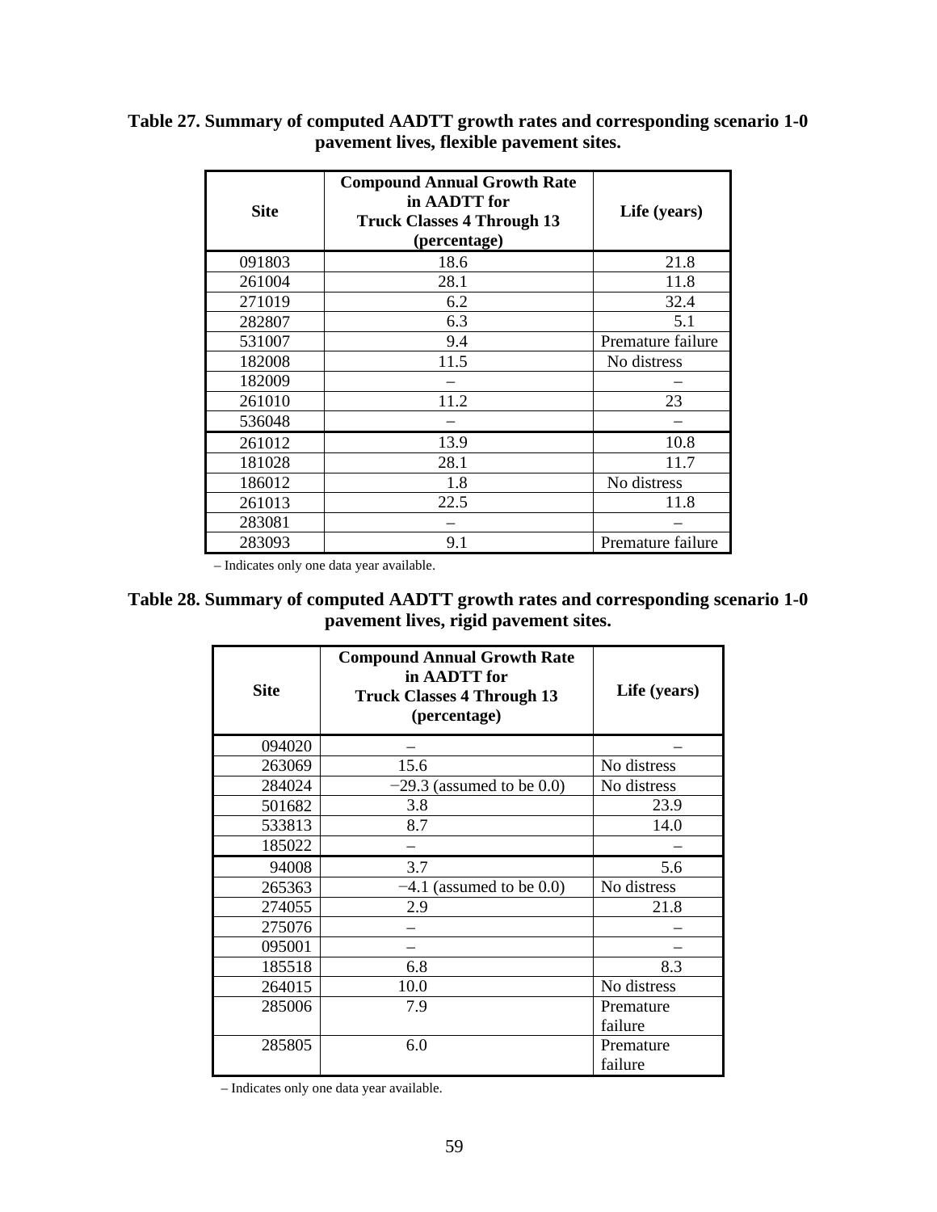**Table 27. Summary of computed AADTT growth rates and corresponding scenario 1-0 pavement lives, flexible pavement sites.**

| Site | Compound Annual Growth Rate in AADTT for Truck Classes 4 Through 13 (percentage) | Life (years) |
|---|---|---|
| 091803 | 18.6 | 21.8 |
| 261004 | 28.1 | 11.8 |
| 271019 | 6.2 | 32.4 |
| 282807 | 6.3 | 5.1 |
| 531007 | 9.4 | Premature failure |
| 182008 | 11.5 | No distress |
| 182009 | – | – |
| 261010 | 11.2 | 23 |
| 536048 | – | – |
| 261012 | 13.9 | 10.8 |
| 181028 | 28.1 | 11.7 |
| 186012 | 1.8 | No distress |
| 261013 | 22.5 | 11.8 |
| 283081 | – | – |
| 283093 | 9.1 | Premature failure |

– Indicates only one data year available.

**Table 28. Summary of computed AADTT growth rates and corresponding scenario 1-0 pavement lives, rigid pavement sites.**

| Site | Compound Annual Growth Rate in AADTT for Truck Classes 4 Through 13 (percentage) | Life (years) |
|---|---|---|
| 094020 | – | – |
| 263069 | 15.6 | No distress |
| 284024 | −29.3 (assumed to be 0.0) | No distress |
| 501682 | 3.8 | 23.9 |
| 533813 | 8.7 | 14.0 |
| 185022 | – | – |
| 94008 | 3.7 | 5.6 |
| 265363 | −4.1 (assumed to be 0.0) | No distress |
| 274055 | 2.9 | 21.8 |
| 275076 | – | – |
| 095001 | – | – |
| 185518 | 6.8 | 8.3 |
| 264015 | 10.0 | No distress |
| 285006 | 7.9 | Premature failure |
| 285805 | 6.0 | Premature failure |

– Indicates only one data year available.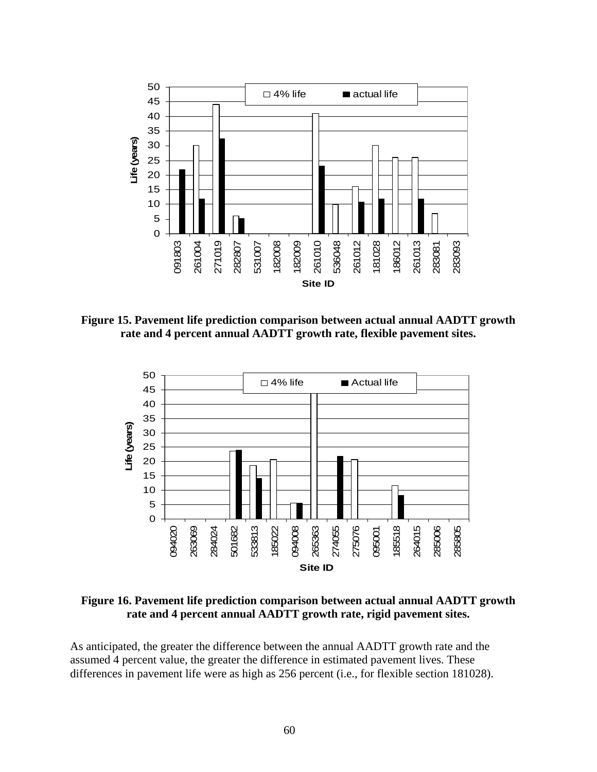**Figure 15. Pavement life prediction comparison between actual annual AADTT growth rate and 4 percent annual AADTT growth rate, flexible pavement sites.**

**Figure 16. Pavement life prediction comparison between actual annual AADTT growth rate and 4 percent annual AADTT growth rate, rigid pavement sites.**

As anticipated, the greater the difference between the annual AADTT growth rate and the assumed 4 percent value, the greater the difference in estimated pavement lives. These differences in pavement life were as high as 256 percent (i.e., for flexible section 181028).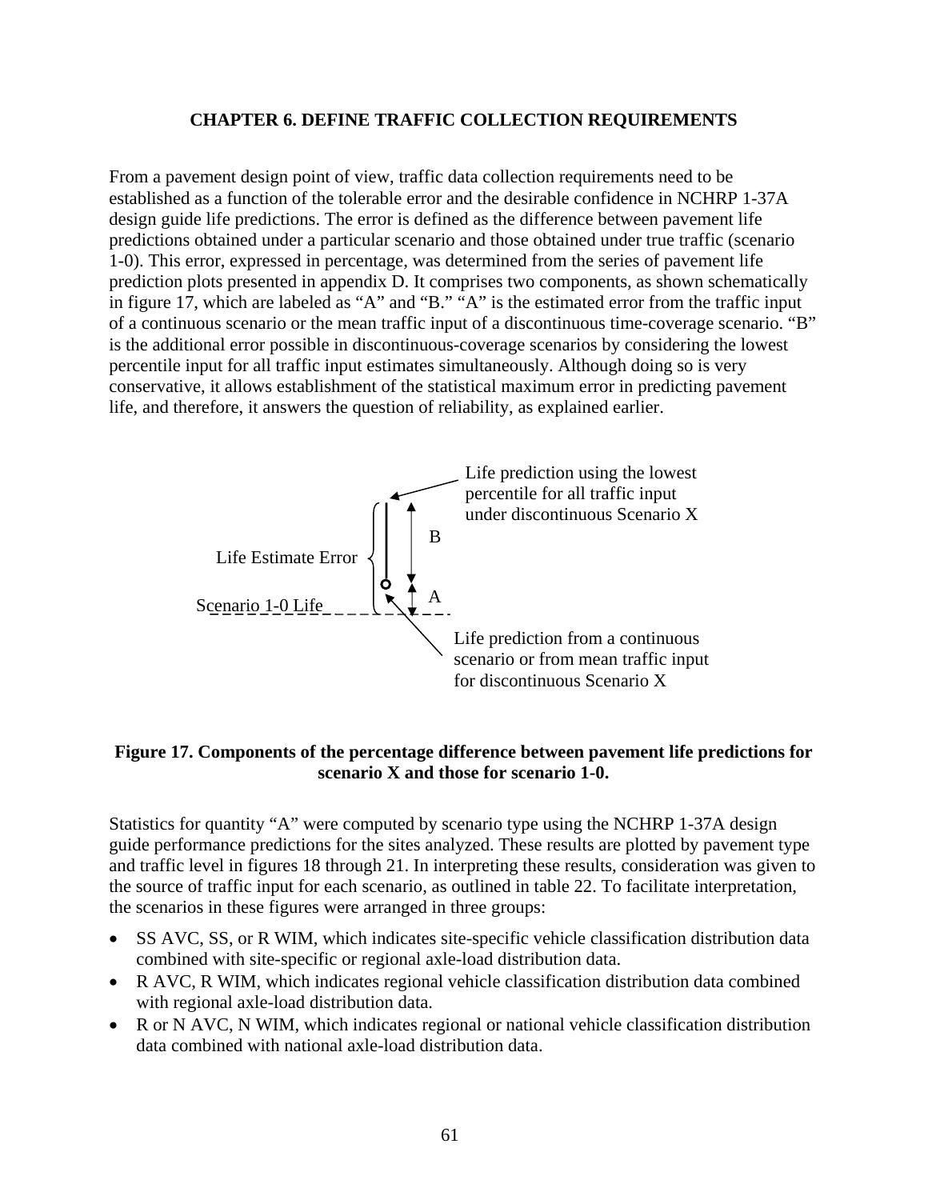# CHAPTER 6. DEFINE TRAFFIC COLLECTION REQUIREMENTS

From a pavement design point of view, traffic data collection requirements need to be established as a function of the tolerable error and the desirable confidence in NCHRP 1-37A design guide life predictions. The error is defined as the difference between pavement life predictions obtained under a particular scenario and those obtained under true traffic (scenario 1-0). This error, expressed in percentage, was determined from the series of pavement life prediction plots presented in appendix D. It comprises two components, as shown schematically in figure 17, which are labeled as "A" and "B." "A" is the estimated error from the traffic input of a continuous scenario or the mean traffic input of a discontinuous time-coverage scenario. "B" is the additional error possible in discontinuous-coverage scenarios by considering the lowest percentile input for all traffic input estimates simultaneously. Although doing so is very conservative, it allows establishment of the statistical maximum error in predicting pavement life, and therefore, it answers the question of reliability, as explained earlier.

Life prediction using the lowest percentile for all traffic input under discontinuous Scenario X

B

Life Estimate Error

A

Scenario 1-0 Life

Life prediction from a continuous scenario or from mean traffic input for discontinuous Scenario X

**Figure 17. Components of the percentage difference between pavement life predictions for scenario X and those for scenario 1-0.**

Statistics for quantity "A" were computed by scenario type using the NCHRP 1-37A design guide performance predictions for the sites analyzed. These results are plotted by pavement type and traffic level in figures 18 through 21. In interpreting these results, consideration was given to the source of traffic input for each scenario, as outlined in table 22. To facilitate interpretation, the scenarios in these figures were arranged in three groups:

- SS AVC, SS, or R WIM, which indicates site-specific vehicle classification distribution data combined with site-specific or regional axle-load distribution data.
- R AVC, R WIM, which indicates regional vehicle classification distribution data combined with regional axle-load distribution data.
- R or N AVC, N WIM, which indicates regional or national vehicle classification distribution data combined with national axle-load distribution data.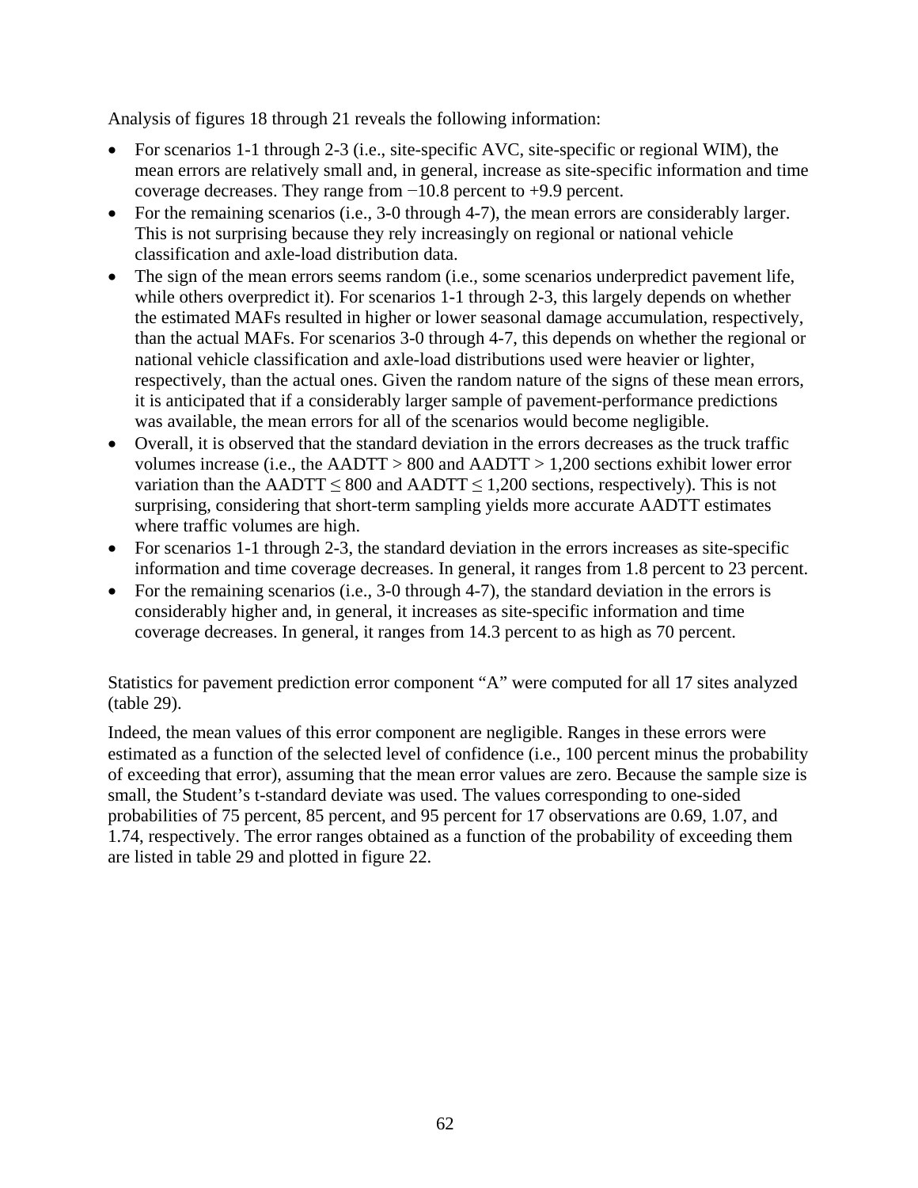Analysis of figures 18 through 21 reveals the following information:

- For scenarios 1-1 through 2-3 (i.e., site-specific AVC, site-specific or regional WIM), the mean errors are relatively small and, in general, increase as site-specific information and time coverage decreases. They range from −10.8 percent to +9.9 percent.
- For the remaining scenarios (i.e., 3-0 through 4-7), the mean errors are considerably larger. This is not surprising because they rely increasingly on regional or national vehicle classification and axle-load distribution data.
- The sign of the mean errors seems random (i.e., some scenarios underpredict pavement life, while others overpredict it). For scenarios 1-1 through 2-3, this largely depends on whether the estimated MAFs resulted in higher or lower seasonal damage accumulation, respectively, than the actual MAFs. For scenarios 3-0 through 4-7, this depends on whether the regional or national vehicle classification and axle-load distributions used were heavier or lighter, respectively, than the actual ones. Given the random nature of the signs of these mean errors, it is anticipated that if a considerably larger sample of pavement-performance predictions was available, the mean errors for all of the scenarios would become negligible.
- Overall, it is observed that the standard deviation in the errors decreases as the truck traffic volumes increase (i.e., the AADTT > 800 and AADTT > 1,200 sections exhibit lower error variation than the AADTT ≤ 800 and AADTT ≤ 1,200 sections, respectively). This is not surprising, considering that short-term sampling yields more accurate AADTT estimates where traffic volumes are high.
- For scenarios 1-1 through 2-3, the standard deviation in the errors increases as site-specific information and time coverage decreases. In general, it ranges from 1.8 percent to 23 percent.
- For the remaining scenarios (i.e., 3-0 through 4-7), the standard deviation in the errors is considerably higher and, in general, it increases as site-specific information and time coverage decreases. In general, it ranges from 14.3 percent to as high as 70 percent.

Statistics for pavement prediction error component "A" were computed for all 17 sites analyzed (table 29).

Indeed, the mean values of this error component are negligible. Ranges in these errors were estimated as a function of the selected level of confidence (i.e., 100 percent minus the probability of exceeding that error), assuming that the mean error values are zero. Because the sample size is small, the Student's t-standard deviate was used. The values corresponding to one-sided probabilities of 75 percent, 85 percent, and 95 percent for 17 observations are 0.69, 1.07, and 1.74, respectively. The error ranges obtained as a function of the probability of exceeding them are listed in table 29 and plotted in figure 22.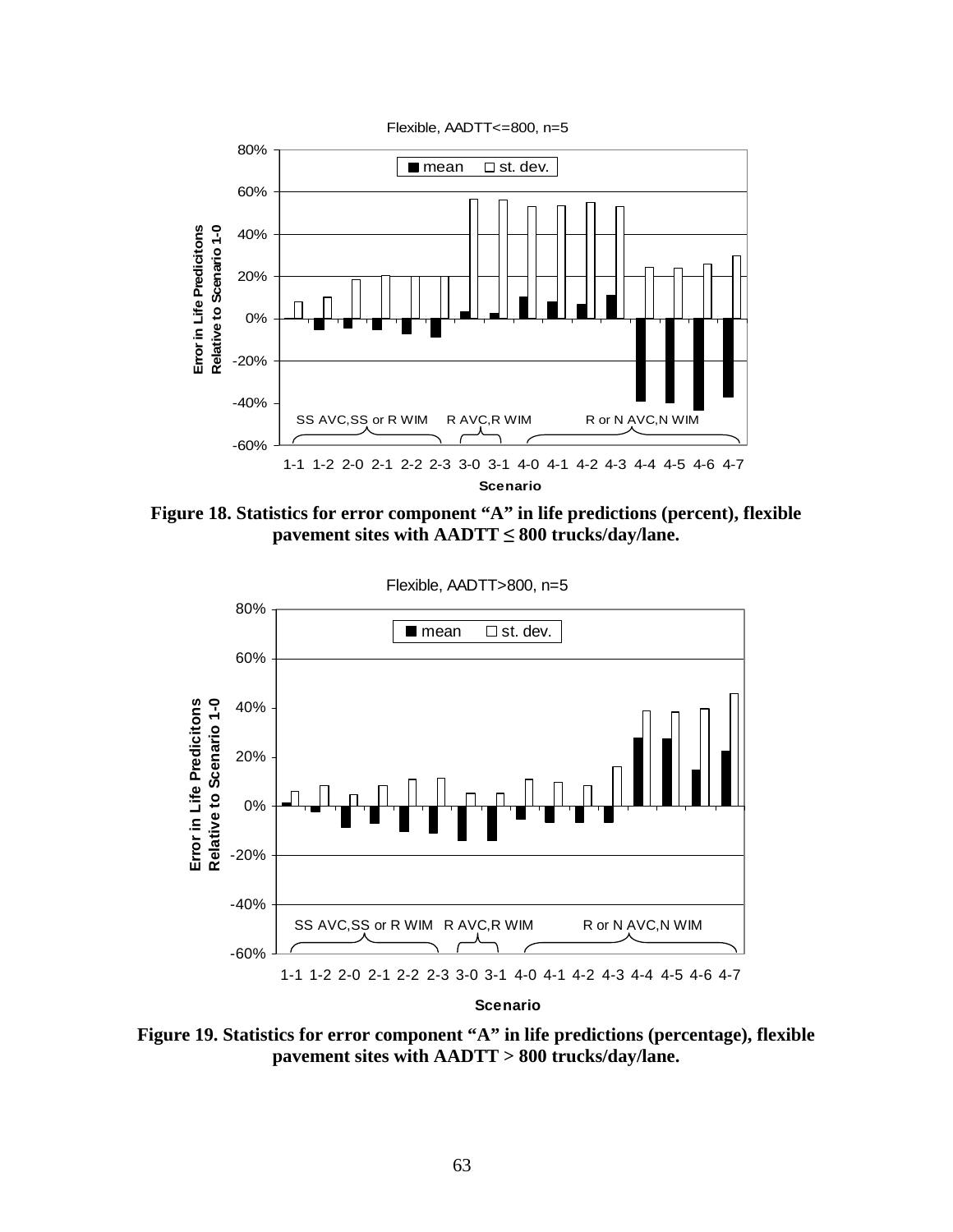Figure 18. Statistics for error component "A" in life predictions (percent), flexible pavement sites with AADTT ≤ 800 trucks/day/lane.

Figure 19. Statistics for error component "A" in life predictions (percentage), flexible pavement sites with AADTT > 800 trucks/day/lane.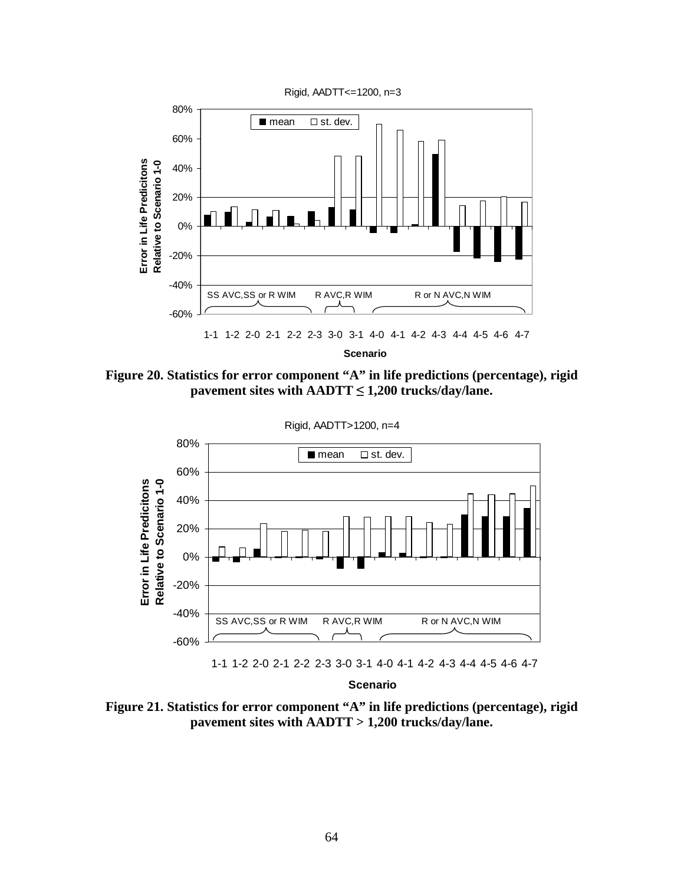Rigid, AADTT<=1200, n=3

Figure 20. Statistics for error component "A" in life predictions (percentage), rigid pavement sites with AADTT ≤ 1,200 trucks/day/lane.

Rigid, AADTT>1200, n=4

Figure 21. Statistics for error component "A" in life predictions (percentage), rigid pavement sites with AADTT > 1,200 trucks/day/lane.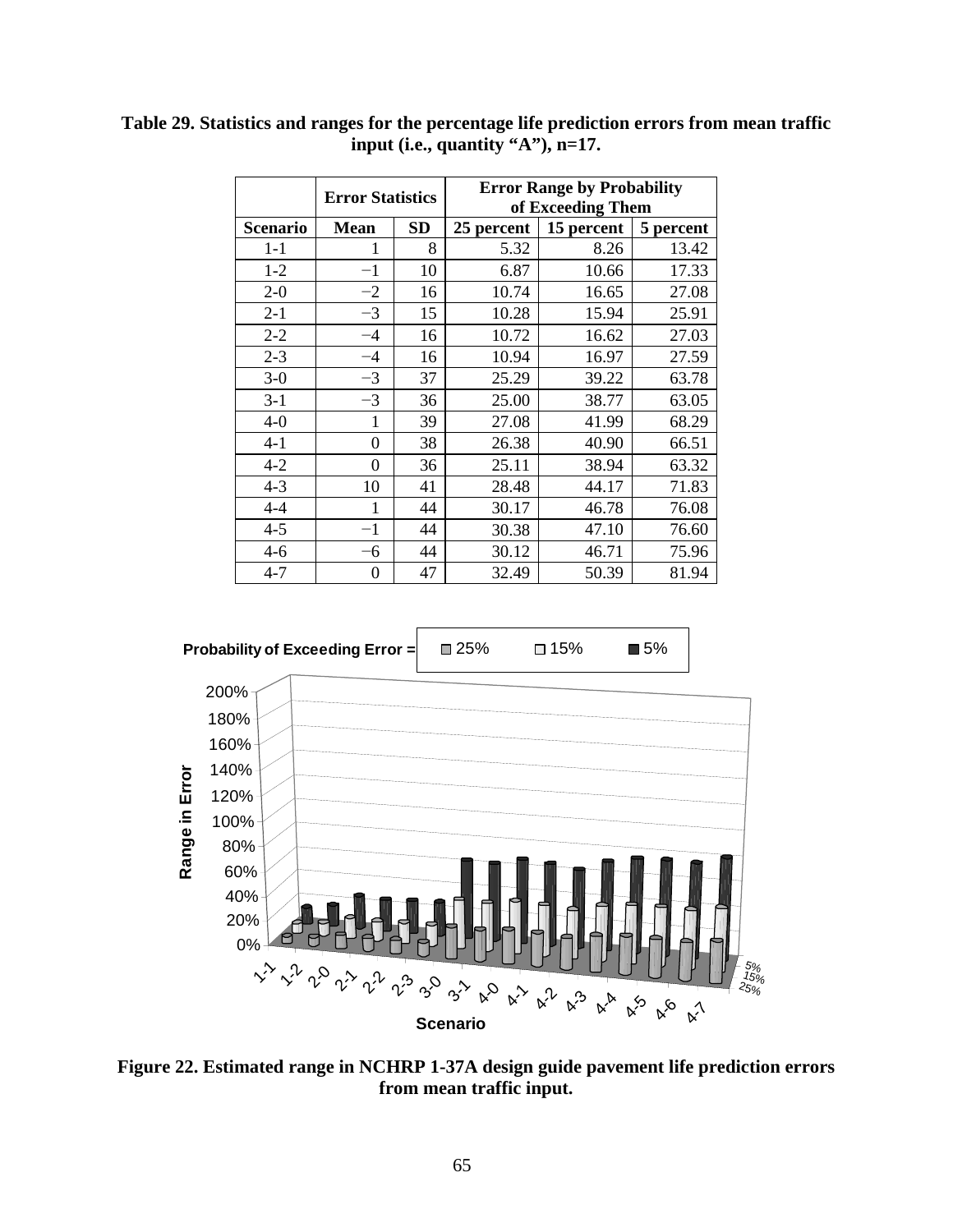**Table 29. Statistics and ranges for the percentage life prediction errors from mean traffic input (i.e., quantity "A"), n=17.**

| | Error Statistics | | Error Range by Probability of Exceeding Them | | |
|---|---|---|---|---|---|
| **Scenario** | **Mean** | **SD** | **25 percent** | **15 percent** | **5 percent** |
| 1-1 | 1 | 8 | 5.32 | 8.26 | 13.42 |
| 1-2 | −1 | 10 | 6.87 | 10.66 | 17.33 |
| 2-0 | −2 | 16 | 10.74 | 16.65 | 27.08 |
| 2-1 | −3 | 15 | 10.28 | 15.94 | 25.91 |
| 2-2 | −4 | 16 | 10.72 | 16.62 | 27.03 |
| 2-3 | −4 | 16 | 10.94 | 16.97 | 27.59 |
| 3-0 | −3 | 37 | 25.29 | 39.22 | 63.78 |
| 3-1 | −3 | 36 | 25.00 | 38.77 | 63.05 |
| 4-0 | 1 | 39 | 27.08 | 41.99 | 68.29 |
| 4-1 | 0 | 38 | 26.38 | 40.90 | 66.51 |
| 4-2 | 0 | 36 | 25.11 | 38.94 | 63.32 |
| 4-3 | 10 | 41 | 28.48 | 44.17 | 71.83 |
| 4-4 | 1 | 44 | 30.17 | 46.78 | 76.08 |
| 4-5 | −1 | 44 | 30.38 | 47.10 | 76.60 |
| 4-6 | −6 | 44 | 30.12 | 46.71 | 75.96 |
| 4-7 | 0 | 47 | 32.49 | 50.39 | 81.94 |

**Figure 22. Estimated range in NCHRP 1-37A design guide pavement life prediction errors from mean traffic input.**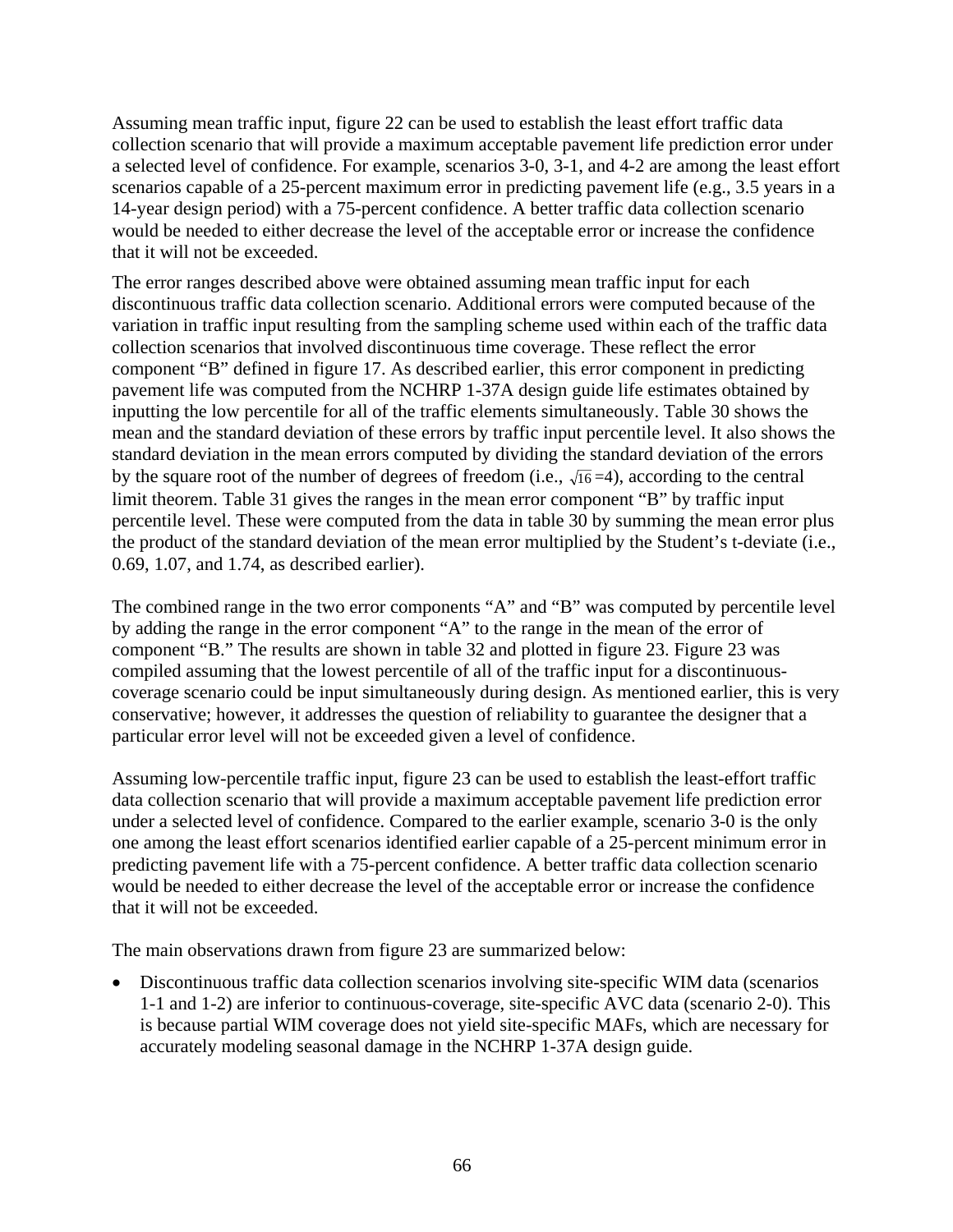Assuming mean traffic input, figure 22 can be used to establish the least effort traffic data collection scenario that will provide a maximum acceptable pavement life prediction error under a selected level of confidence. For example, scenarios 3-0, 3-1, and 4-2 are among the least effort scenarios capable of a 25-percent maximum error in predicting pavement life (e.g., 3.5 years in a 14-year design period) with a 75-percent confidence. A better traffic data collection scenario would be needed to either decrease the level of the acceptable error or increase the confidence that it will not be exceeded.

The error ranges described above were obtained assuming mean traffic input for each discontinuous traffic data collection scenario. Additional errors were computed because of the variation in traffic input resulting from the sampling scheme used within each of the traffic data collection scenarios that involved discontinuous time coverage. These reflect the error component "B" defined in figure 17. As described earlier, this error component in predicting pavement life was computed from the NCHRP 1-37A design guide life estimates obtained by inputting the low percentile for all of the traffic elements simultaneously. Table 30 shows the mean and the standard deviation of these errors by traffic input percentile level. It also shows the standard deviation in the mean errors computed by dividing the standard deviation of the errors by the square root of the number of degrees of freedom (i.e., $\sqrt{16}=4$), according to the central limit theorem. Table 31 gives the ranges in the mean error component "B" by traffic input percentile level. These were computed from the data in table 30 by summing the mean error plus the product of the standard deviation of the mean error multiplied by the Student's t-deviate (i.e., 0.69, 1.07, and 1.74, as described earlier).

The combined range in the two error components "A" and "B" was computed by percentile level by adding the range in the error component "A" to the range in the mean of the error of component "B." The results are shown in table 32 and plotted in figure 23. Figure 23 was compiled assuming that the lowest percentile of all of the traffic input for a discontinuous-coverage scenario could be input simultaneously during design. As mentioned earlier, this is very conservative; however, it addresses the question of reliability to guarantee the designer that a particular error level will not be exceeded given a level of confidence.

Assuming low-percentile traffic input, figure 23 can be used to establish the least-effort traffic data collection scenario that will provide a maximum acceptable pavement life prediction error under a selected level of confidence. Compared to the earlier example, scenario 3-0 is the only one among the least effort scenarios identified earlier capable of a 25-percent minimum error in predicting pavement life with a 75-percent confidence. A better traffic data collection scenario would be needed to either decrease the level of the acceptable error or increase the confidence that it will not be exceeded.

The main observations drawn from figure 23 are summarized below:

- Discontinuous traffic data collection scenarios involving site-specific WIM data (scenarios 1-1 and 1-2) are inferior to continuous-coverage, site-specific AVC data (scenario 2-0). This is because partial WIM coverage does not yield site-specific MAFs, which are necessary for accurately modeling seasonal damage in the NCHRP 1-37A design guide.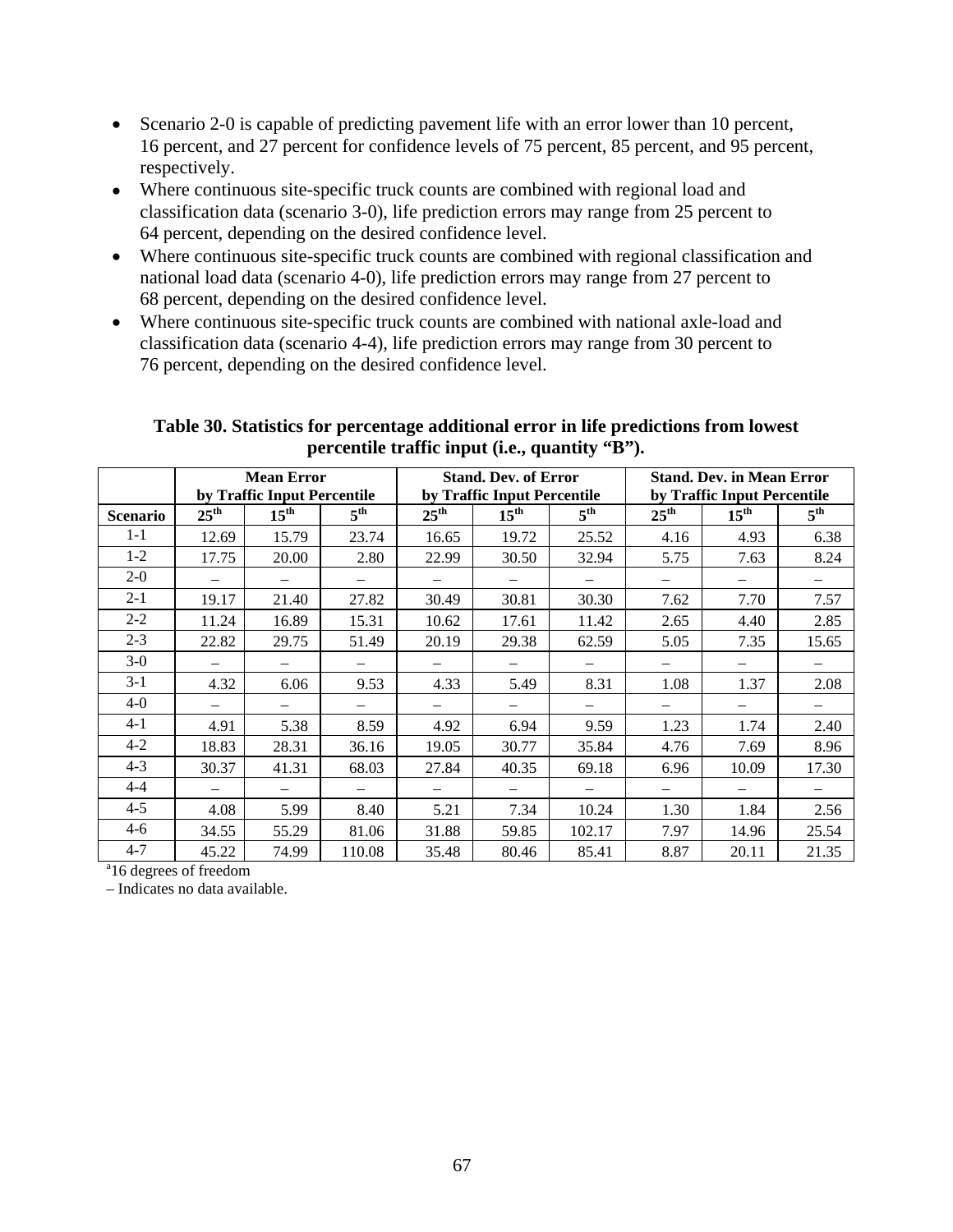- Scenario 2-0 is capable of predicting pavement life with an error lower than 10 percent, 16 percent, and 27 percent for confidence levels of 75 percent, 85 percent, and 95 percent, respectively.
- Where continuous site-specific truck counts are combined with regional load and classification data (scenario 3-0), life prediction errors may range from 25 percent to 64 percent, depending on the desired confidence level.
- Where continuous site-specific truck counts are combined with regional classification and national load data (scenario 4-0), life prediction errors may range from 27 percent to 68 percent, depending on the desired confidence level.
- Where continuous site-specific truck counts are combined with national axle-load and classification data (scenario 4-4), life prediction errors may range from 30 percent to 76 percent, depending on the desired confidence level.

**Table 30. Statistics for percentage additional error in life predictions from lowest percentile traffic input (i.e., quantity "B").**

| | Mean Error by Traffic Input Percentile | | | Stand. Dev. of Error by Traffic Input Percentile | | | Stand. Dev. in Mean Error by Traffic Input Percentile | | |
|---|---|---|---|---|---|---|---|---|---|
| **Scenario** | **25th** | **15th** | **5th** | **25th** | **15th** | **5th** | **25th** | **15th** | **5th** |
| 1-1 | 12.69 | 15.79 | 23.74 | 16.65 | 19.72 | 25.52 | 4.16 | 4.93 | 6.38 |
| 1-2 | 17.75 | 20.00 | 2.80 | 22.99 | 30.50 | 32.94 | 5.75 | 7.63 | 8.24 |
| 2-0 | – | – | – | – | – | – | – | – | – |
| 2-1 | 19.17 | 21.40 | 27.82 | 30.49 | 30.81 | 30.30 | 7.62 | 7.70 | 7.57 |
| 2-2 | 11.24 | 16.89 | 15.31 | 10.62 | 17.61 | 11.42 | 2.65 | 4.40 | 2.85 |
| 2-3 | 22.82 | 29.75 | 51.49 | 20.19 | 29.38 | 62.59 | 5.05 | 7.35 | 15.65 |
| 3-0 | – | – | – | – | – | – | – | – | – |
| 3-1 | 4.32 | 6.06 | 9.53 | 4.33 | 5.49 | 8.31 | 1.08 | 1.37 | 2.08 |
| 4-0 | – | – | – | – | – | – | – | – | – |
| 4-1 | 4.91 | 5.38 | 8.59 | 4.92 | 6.94 | 9.59 | 1.23 | 1.74 | 2.40 |
| 4-2 | 18.83 | 28.31 | 36.16 | 19.05 | 30.77 | 35.84 | 4.76 | 7.69 | 8.96 |
| 4-3 | 30.37 | 41.31 | 68.03 | 27.84 | 40.35 | 69.18 | 6.96 | 10.09 | 17.30 |
| 4-4 | – | – | – | – | – | – | – | – | – |
| 4-5 | 4.08 | 5.99 | 8.40 | 5.21 | 7.34 | 10.24 | 1.30 | 1.84 | 2.56 |
| 4-6 | 34.55 | 55.29 | 81.06 | 31.88 | 59.85 | 102.17 | 7.97 | 14.96 | 25.54 |
| 4-7 | 45.22 | 74.99 | 110.08 | 35.48 | 80.46 | 85.41 | 8.87 | 20.11 | 21.35 |

[a]16 degrees of freedom

– Indicates no data available.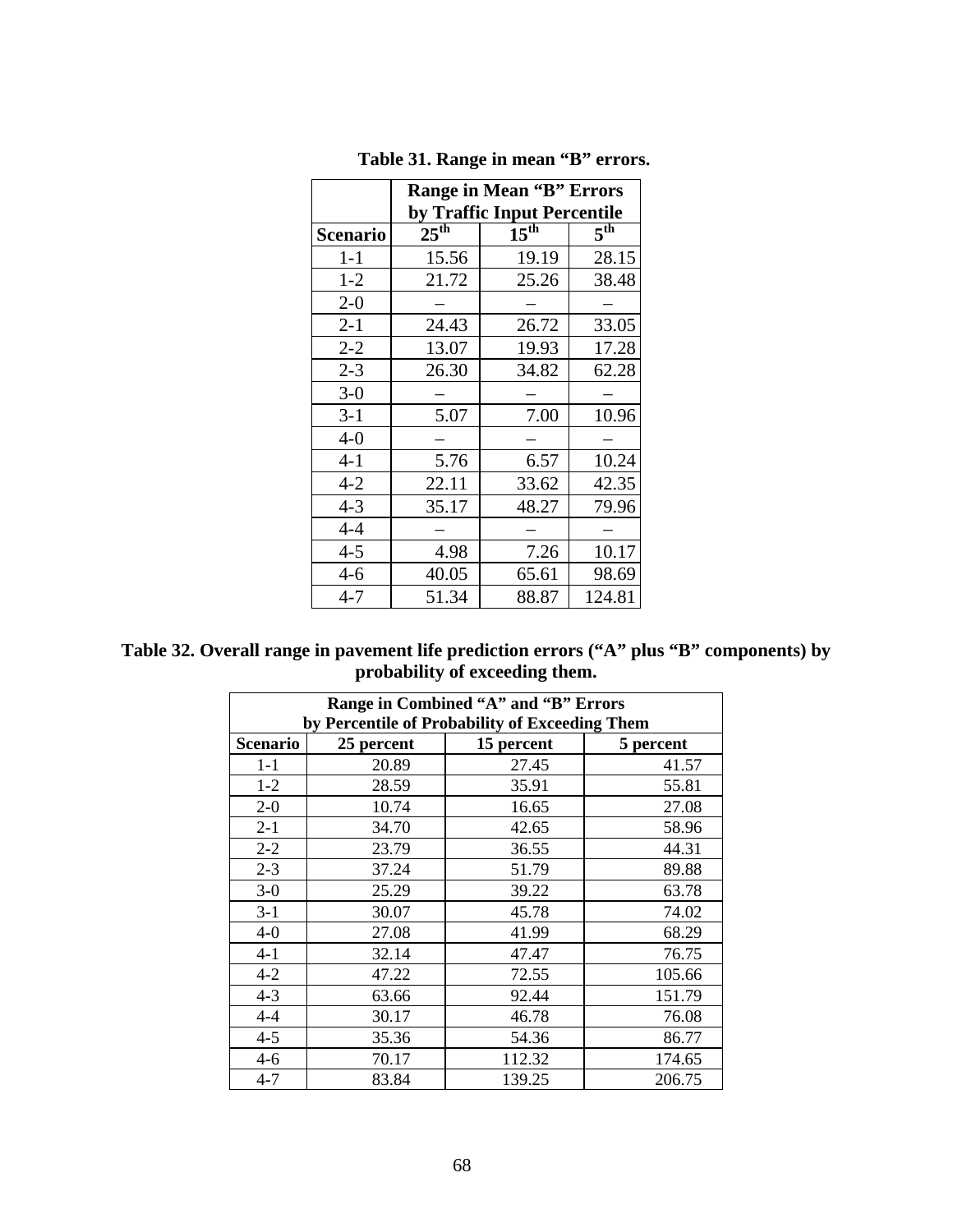**Table 31. Range in mean "B" errors.**

| | Range in Mean "B" Errors by Traffic Input Percentile | | |
|---|---|---|---|
| Scenario | 25th | 15th | 5th |
| 1-1 | 15.56 | 19.19 | 28.15 |
| 1-2 | 21.72 | 25.26 | 38.48 |
| 2-0 | – | – | – |
| 2-1 | 24.43 | 26.72 | 33.05 |
| 2-2 | 13.07 | 19.93 | 17.28 |
| 2-3 | 26.30 | 34.82 | 62.28 |
| 3-0 | – | – | – |
| 3-1 | 5.07 | 7.00 | 10.96 |
| 4-0 | – | – | – |
| 4-1 | 5.76 | 6.57 | 10.24 |
| 4-2 | 22.11 | 33.62 | 42.35 |
| 4-3 | 35.17 | 48.27 | 79.96 |
| 4-4 | – | – | – |
| 4-5 | 4.98 | 7.26 | 10.17 |
| 4-6 | 40.05 | 65.61 | 98.69 |
| 4-7 | 51.34 | 88.87 | 124.81 |

**Table 32. Overall range in pavement life prediction errors ("A" plus "B" components) by probability of exceeding them.**

| Range in Combined "A" and "B" Errors by Percentile of Probability of Exceeding Them | | | |
|---|---|---|---|
| Scenario | 25 percent | 15 percent | 5 percent |
| 1-1 | 20.89 | 27.45 | 41.57 |
| 1-2 | 28.59 | 35.91 | 55.81 |
| 2-0 | 10.74 | 16.65 | 27.08 |
| 2-1 | 34.70 | 42.65 | 58.96 |
| 2-2 | 23.79 | 36.55 | 44.31 |
| 2-3 | 37.24 | 51.79 | 89.88 |
| 3-0 | 25.29 | 39.22 | 63.78 |
| 3-1 | 30.07 | 45.78 | 74.02 |
| 4-0 | 27.08 | 41.99 | 68.29 |
| 4-1 | 32.14 | 47.47 | 76.75 |
| 4-2 | 47.22 | 72.55 | 105.66 |
| 4-3 | 63.66 | 92.44 | 151.79 |
| 4-4 | 30.17 | 46.78 | 76.08 |
| 4-5 | 35.36 | 54.36 | 86.77 |
| 4-6 | 70.17 | 112.32 | 174.65 |
| 4-7 | 83.84 | 139.25 | 206.75 |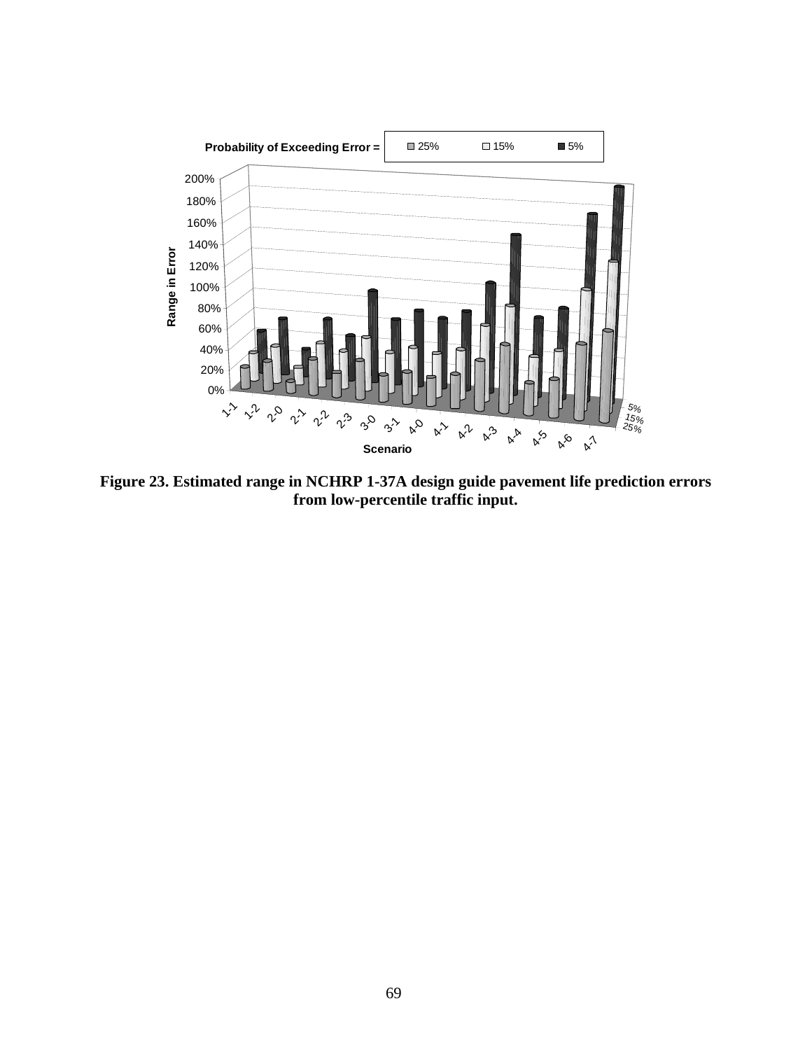**Figure 23. Estimated range in NCHRP 1-37A design guide pavement life prediction errors from low-percentile traffic input.**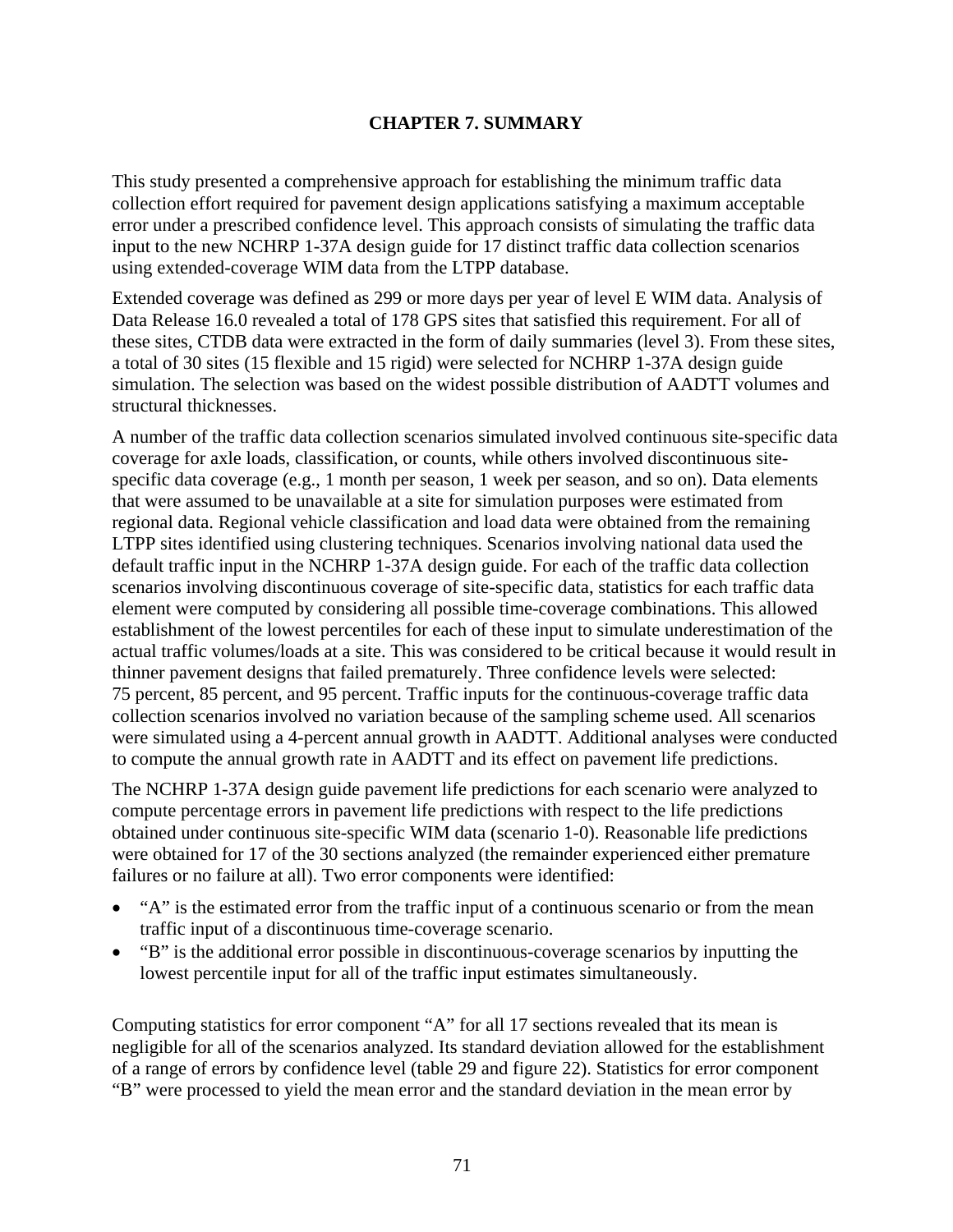# CHAPTER 7. SUMMARY

This study presented a comprehensive approach for establishing the minimum traffic data collection effort required for pavement design applications satisfying a maximum acceptable error under a prescribed confidence level. This approach consists of simulating the traffic data input to the new NCHRP 1-37A design guide for 17 distinct traffic data collection scenarios using extended-coverage WIM data from the LTPP database.

Extended coverage was defined as 299 or more days per year of level E WIM data. Analysis of Data Release 16.0 revealed a total of 178 GPS sites that satisfied this requirement. For all of these sites, CTDB data were extracted in the form of daily summaries (level 3). From these sites, a total of 30 sites (15 flexible and 15 rigid) were selected for NCHRP 1-37A design guide simulation. The selection was based on the widest possible distribution of AADTT volumes and structural thicknesses.

A number of the traffic data collection scenarios simulated involved continuous site-specific data coverage for axle loads, classification, or counts, while others involved discontinuous site-specific data coverage (e.g., 1 month per season, 1 week per season, and so on). Data elements that were assumed to be unavailable at a site for simulation purposes were estimated from regional data. Regional vehicle classification and load data were obtained from the remaining LTPP sites identified using clustering techniques. Scenarios involving national data used the default traffic input in the NCHRP 1-37A design guide. For each of the traffic data collection scenarios involving discontinuous coverage of site-specific data, statistics for each traffic data element were computed by considering all possible time-coverage combinations. This allowed establishment of the lowest percentiles for each of these input to simulate underestimation of the actual traffic volumes/loads at a site. This was considered to be critical because it would result in thinner pavement designs that failed prematurely. Three confidence levels were selected: 75 percent, 85 percent, and 95 percent. Traffic inputs for the continuous-coverage traffic data collection scenarios involved no variation because of the sampling scheme used. All scenarios were simulated using a 4-percent annual growth in AADTT. Additional analyses were conducted to compute the annual growth rate in AADTT and its effect on pavement life predictions.

The NCHRP 1-37A design guide pavement life predictions for each scenario were analyzed to compute percentage errors in pavement life predictions with respect to the life predictions obtained under continuous site-specific WIM data (scenario 1-0). Reasonable life predictions were obtained for 17 of the 30 sections analyzed (the remainder experienced either premature failures or no failure at all). Two error components were identified:

- "A" is the estimated error from the traffic input of a continuous scenario or from the mean traffic input of a discontinuous time-coverage scenario.
- "B" is the additional error possible in discontinuous-coverage scenarios by inputting the lowest percentile input for all of the traffic input estimates simultaneously.

Computing statistics for error component "A" for all 17 sections revealed that its mean is negligible for all of the scenarios analyzed. Its standard deviation allowed for the establishment of a range of errors by confidence level (table 29 and figure 22). Statistics for error component "B" were processed to yield the mean error and the standard deviation in the mean error by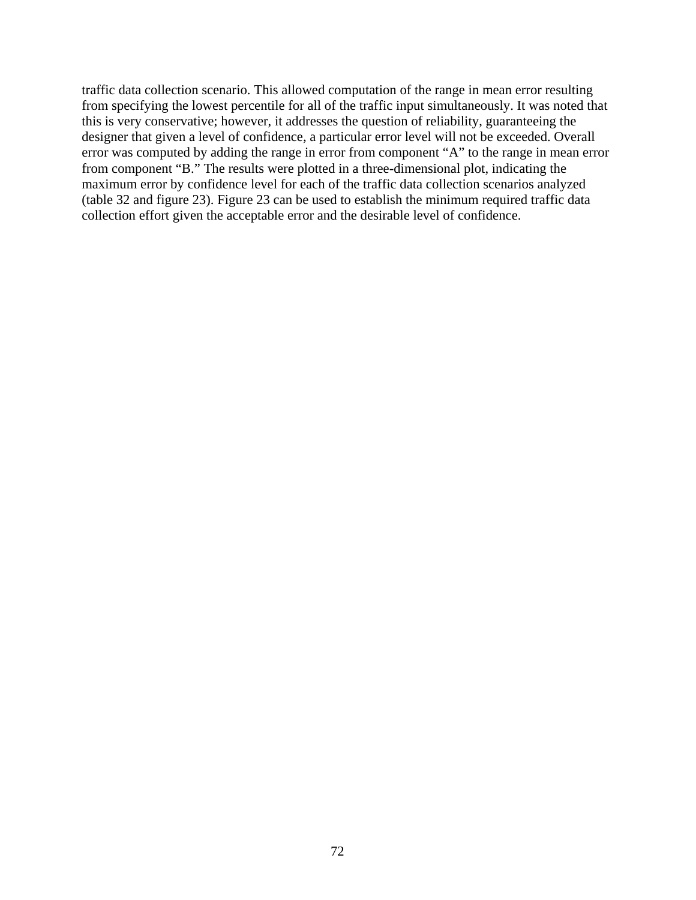traffic data collection scenario. This allowed computation of the range in mean error resulting from specifying the lowest percentile for all of the traffic input simultaneously. It was noted that this is very conservative; however, it addresses the question of reliability, guaranteeing the designer that given a level of confidence, a particular error level will not be exceeded. Overall error was computed by adding the range in error from component "A" to the range in mean error from component "B." The results were plotted in a three-dimensional plot, indicating the maximum error by confidence level for each of the traffic data collection scenarios analyzed (table 32 and figure 23). Figure 23 can be used to establish the minimum required traffic data collection effort given the acceptable error and the desirable level of confidence.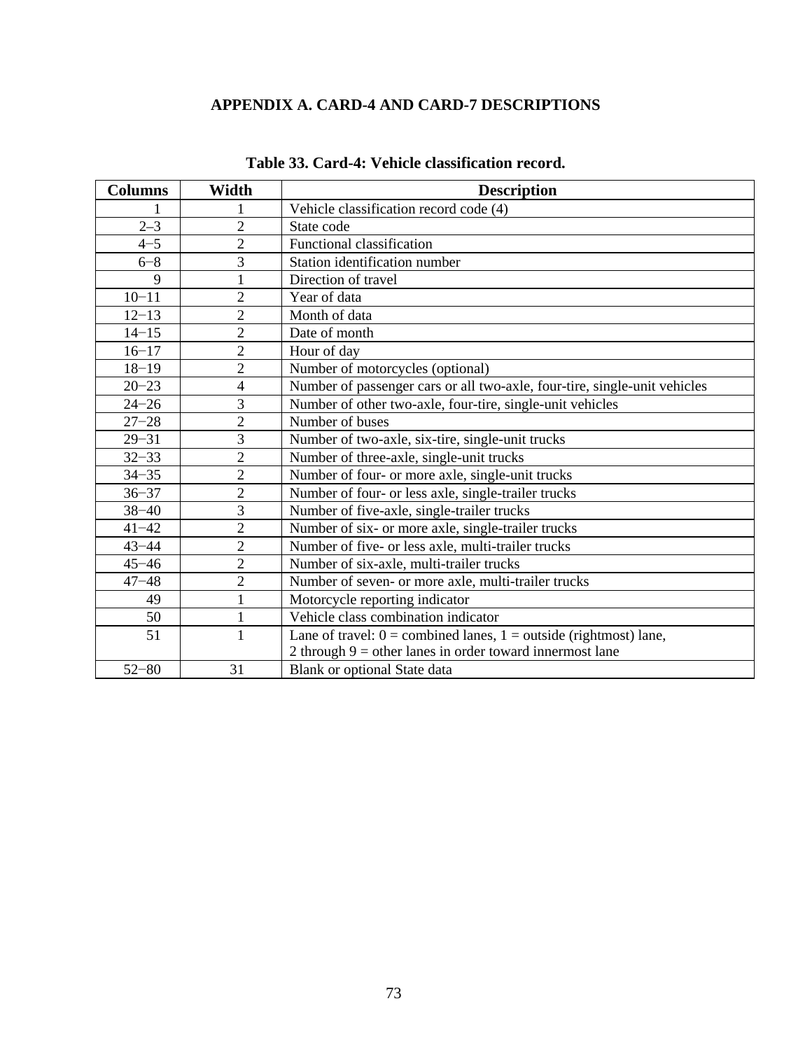# APPENDIX A. CARD-4 AND CARD-7 DESCRIPTIONS

**Table 33. Card-4: Vehicle classification record.**

| Columns | Width | Description |
|---|---|---|
| 1 | 1 | Vehicle classification record code (4) |
| 2–3 | 2 | State code |
| 4−5 | 2 | Functional classification |
| 6−8 | 3 | Station identification number |
| 9 | 1 | Direction of travel |
| 10−11 | 2 | Year of data |
| 12−13 | 2 | Month of data |
| 14−15 | 2 | Date of month |
| 16−17 | 2 | Hour of day |
| 18−19 | 2 | Number of motorcycles (optional) |
| 20−23 | 4 | Number of passenger cars or all two-axle, four-tire, single-unit vehicles |
| 24−26 | 3 | Number of other two-axle, four-tire, single-unit vehicles |
| 27−28 | 2 | Number of buses |
| 29−31 | 3 | Number of two-axle, six-tire, single-unit trucks |
| 32−33 | 2 | Number of three-axle, single-unit trucks |
| 34−35 | 2 | Number of four- or more axle, single-unit trucks |
| 36−37 | 2 | Number of four- or less axle, single-trailer trucks |
| 38−40 | 3 | Number of five-axle, single-trailer trucks |
| 41−42 | 2 | Number of six- or more axle, single-trailer trucks |
| 43−44 | 2 | Number of five- or less axle, multi-trailer trucks |
| 45−46 | 2 | Number of six-axle, multi-trailer trucks |
| 47−48 | 2 | Number of seven- or more axle, multi-trailer trucks |
| 49 | 1 | Motorcycle reporting indicator |
| 50 | 1 | Vehicle class combination indicator |
| 51 | 1 | Lane of travel: 0 = combined lanes, 1 = outside (rightmost) lane, 2 through 9 = other lanes in order toward innermost lane |
| 52−80 | 31 | Blank or optional State data |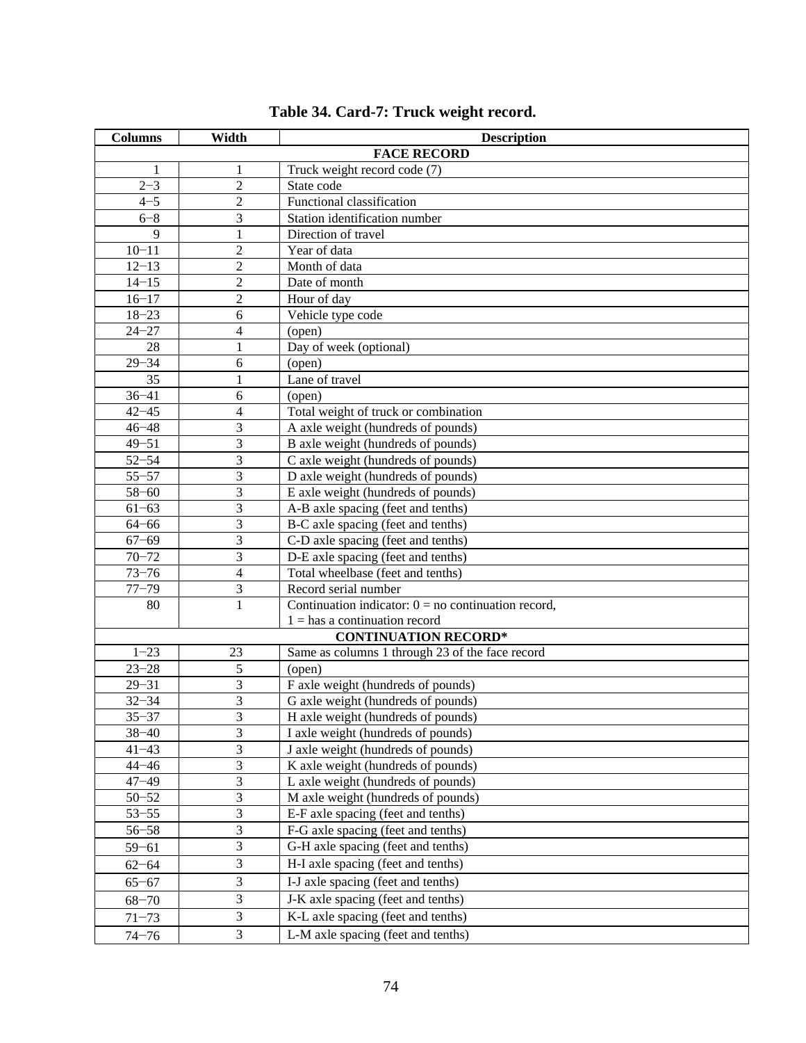# Table 34. Card-7: Truck weight record.

| Columns | Width | Description |
|---|---|---|
| **FACE RECORD** | | |
| 1 | 1 | Truck weight record code (7) |
| 2−3 | 2 | State code |
| 4−5 | 2 | Functional classification |
| 6−8 | 3 | Station identification number |
| 9 | 1 | Direction of travel |
| 10−11 | 2 | Year of data |
| 12−13 | 2 | Month of data |
| 14−15 | 2 | Date of month |
| 16−17 | 2 | Hour of day |
| 18−23 | 6 | Vehicle type code |
| 24−27 | 4 | (open) |
| 28 | 1 | Day of week (optional) |
| 29−34 | 6 | (open) |
| 35 | 1 | Lane of travel |
| 36−41 | 6 | (open) |
| 42−45 | 4 | Total weight of truck or combination |
| 46−48 | 3 | A axle weight (hundreds of pounds) |
| 49−51 | 3 | B axle weight (hundreds of pounds) |
| 52−54 | 3 | C axle weight (hundreds of pounds) |
| 55−57 | 3 | D axle weight (hundreds of pounds) |
| 58−60 | 3 | E axle weight (hundreds of pounds) |
| 61−63 | 3 | A-B axle spacing (feet and tenths) |
| 64−66 | 3 | B-C axle spacing (feet and tenths) |
| 67−69 | 3 | C-D axle spacing (feet and tenths) |
| 70−72 | 3 | D-E axle spacing (feet and tenths) |
| 73−76 | 4 | Total wheelbase (feet and tenths) |
| 77−79 | 3 | Record serial number |
| 80 | 1 | Continuation indicator: 0 = no continuation record, 1 = has a continuation record |
| **CONTINUATION RECORD*** | | |
| 1−23 | 23 | Same as columns 1 through 23 of the face record |
| 23−28 | 5 | (open) |
| 29−31 | 3 | F axle weight (hundreds of pounds) |
| 32−34 | 3 | G axle weight (hundreds of pounds) |
| 35−37 | 3 | H axle weight (hundreds of pounds) |
| 38−40 | 3 | I axle weight (hundreds of pounds) |
| 41−43 | 3 | J axle weight (hundreds of pounds) |
| 44−46 | 3 | K axle weight (hundreds of pounds) |
| 47−49 | 3 | L axle weight (hundreds of pounds) |
| 50−52 | 3 | M axle weight (hundreds of pounds) |
| 53−55 | 3 | E-F axle spacing (feet and tenths) |
| 56−58 | 3 | F-G axle spacing (feet and tenths) |
| 59−61 | 3 | G-H axle spacing (feet and tenths) |
| 62−64 | 3 | H-I axle spacing (feet and tenths) |
| 65−67 | 3 | I-J axle spacing (feet and tenths) |
| 68−70 | 3 | J-K axle spacing (feet and tenths) |
| 71−73 | 3 | K-L axle spacing (feet and tenths) |
| 74−76 | 3 | L-M axle spacing (feet and tenths) |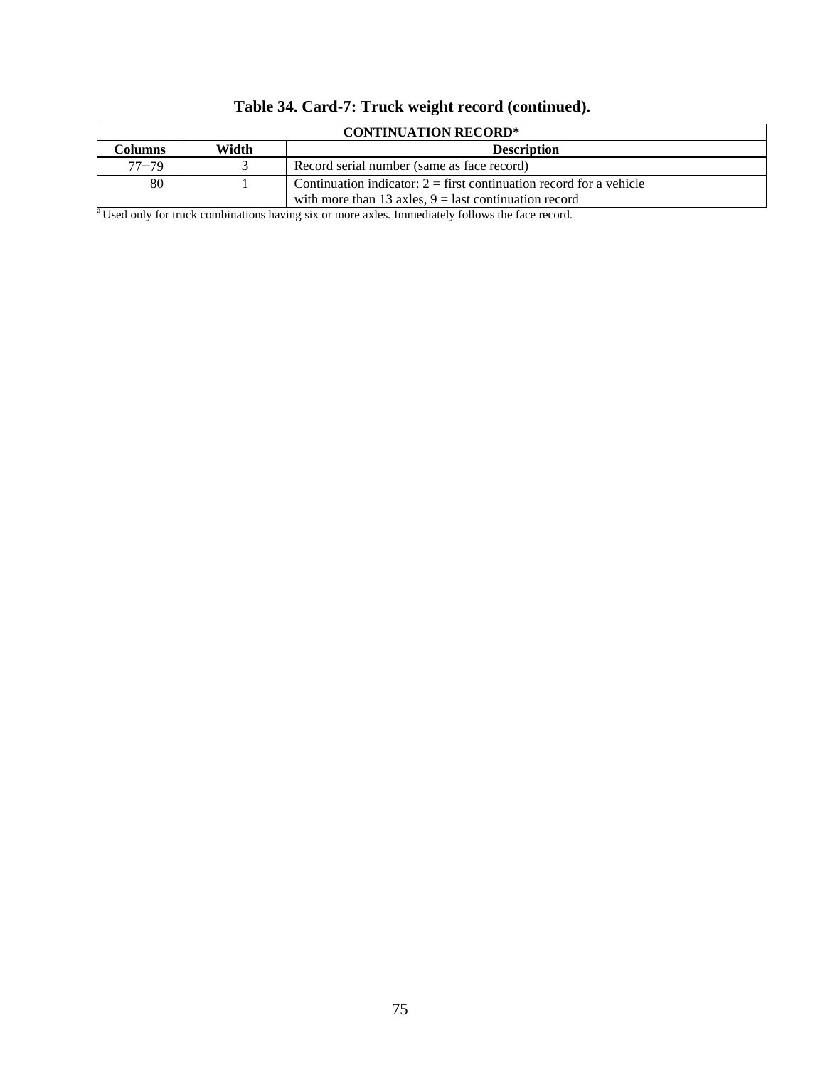**Table 34. Card-7: Truck weight record (continued).**

| CONTINUATION RECORD* | | |
|---|---|---|
| **Columns** | **Width** | **Description** |
| 77−79 | 3 | Record serial number (same as face record) |
| 80 | 1 | Continuation indicator: 2 = first continuation record for a vehicle with more than 13 axles, 9 = last continuation record |

[a] Used only for truck combinations having six or more axles. Immediately follows the face record.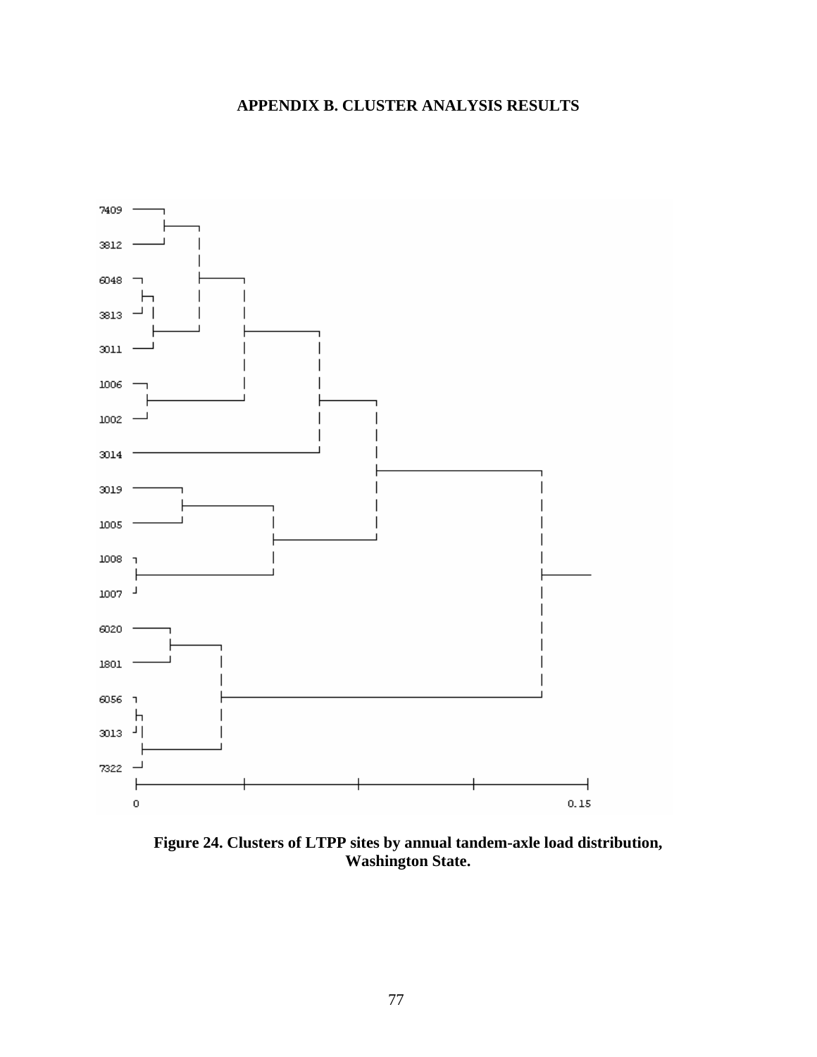# APPENDIX B. CLUSTER ANALYSIS RESULTS

Figure 24. Clusters of LTPP sites by annual tandem-axle load distribution, Washington State.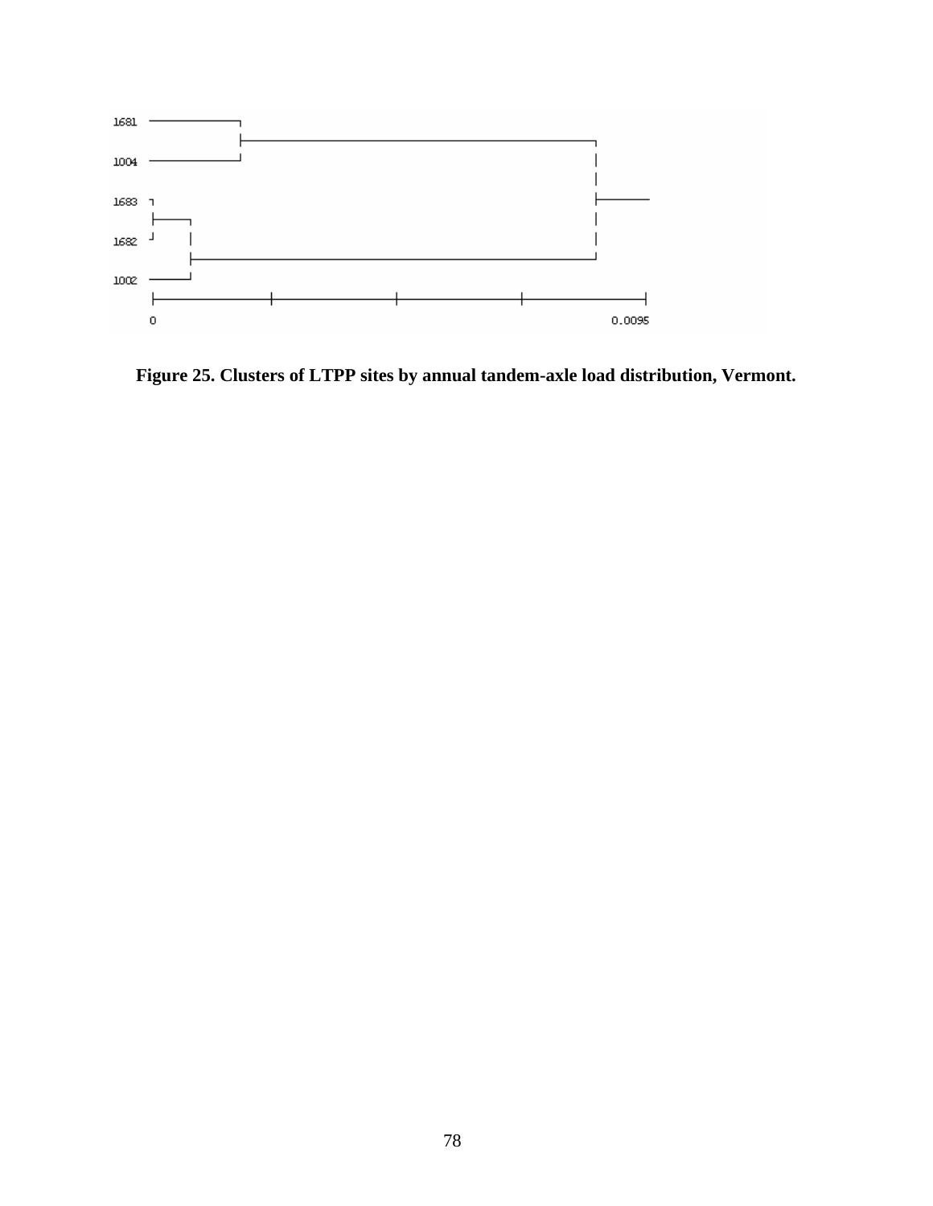1681

1004

1683

1682

1002

0 0.0095

**Figure 25. Clusters of LTPP sites by annual tandem-axle load distribution, Vermont.**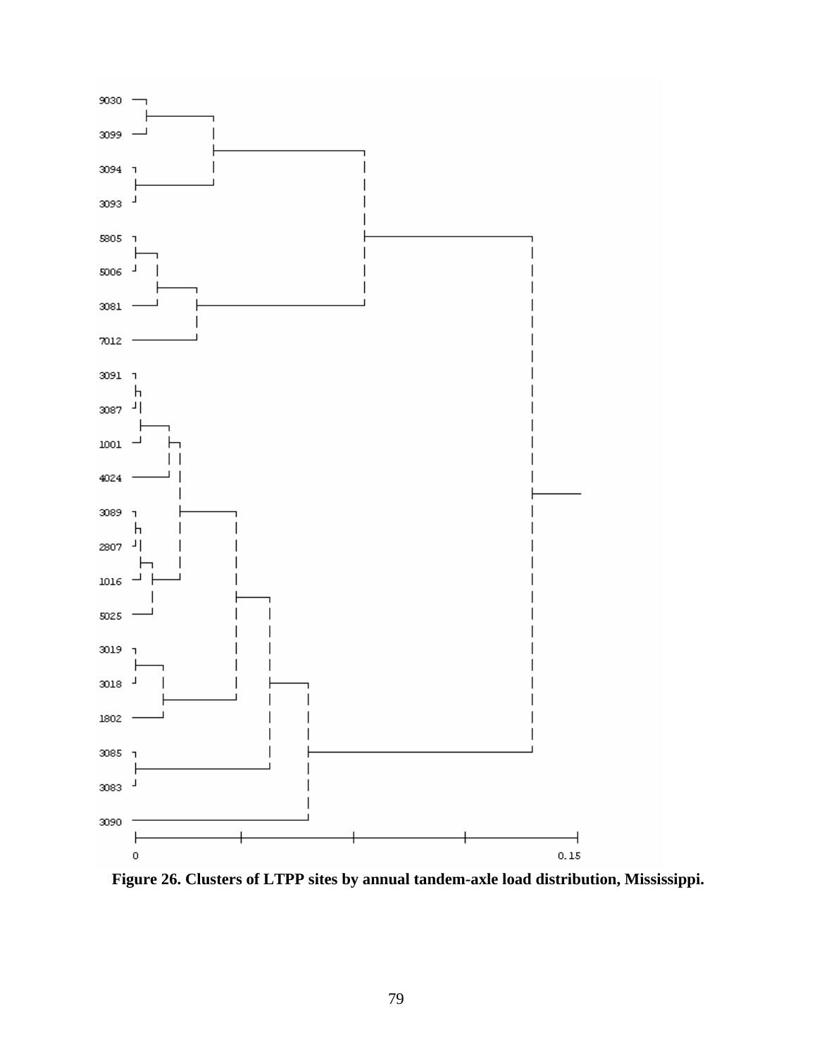9030

3099

3094

3093

5805

5006

3081

7012

3091

3087

1001

4024

3089

2807

1016

5025

3019

3018

1802

3085

3083

3090

0 0.15

**Figure 26. Clusters of LTPP sites by annual tandem-axle load distribution, Mississippi.**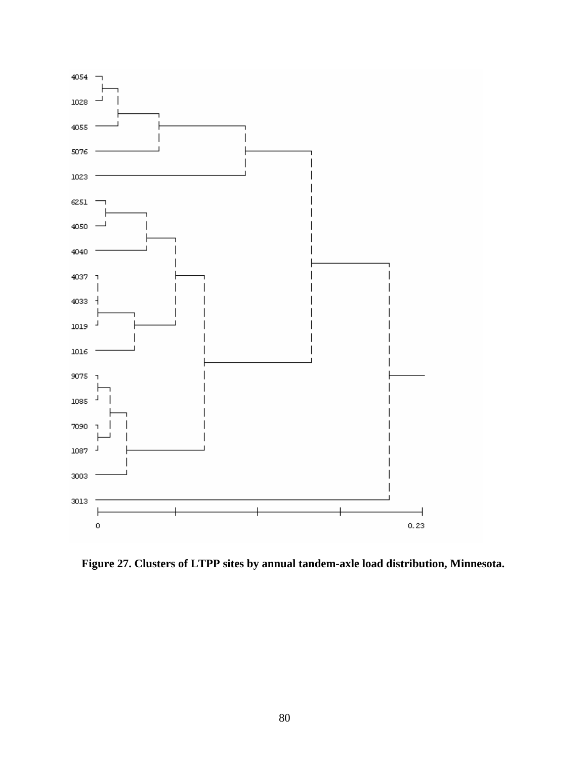4054

1028

4055

5076

1023

6251

4050

4040

4037

4033

1019

1016

9075

1085

7090

1087

3003

3013

0 0.23

**Figure 27. Clusters of LTPP sites by annual tandem-axle load distribution, Minnesota.**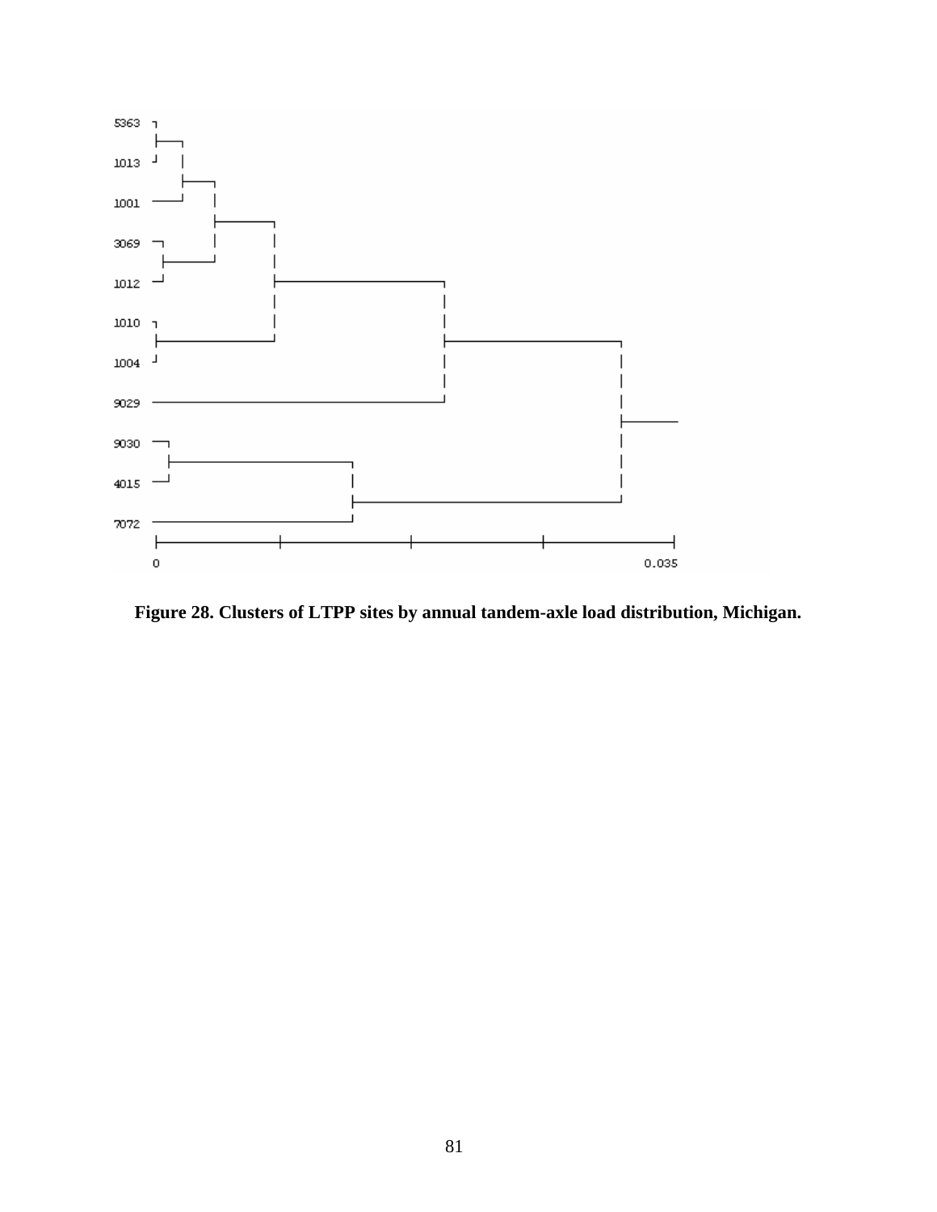**Figure 28. Clusters of LTPP sites by annual tandem-axle load distribution, Michigan.**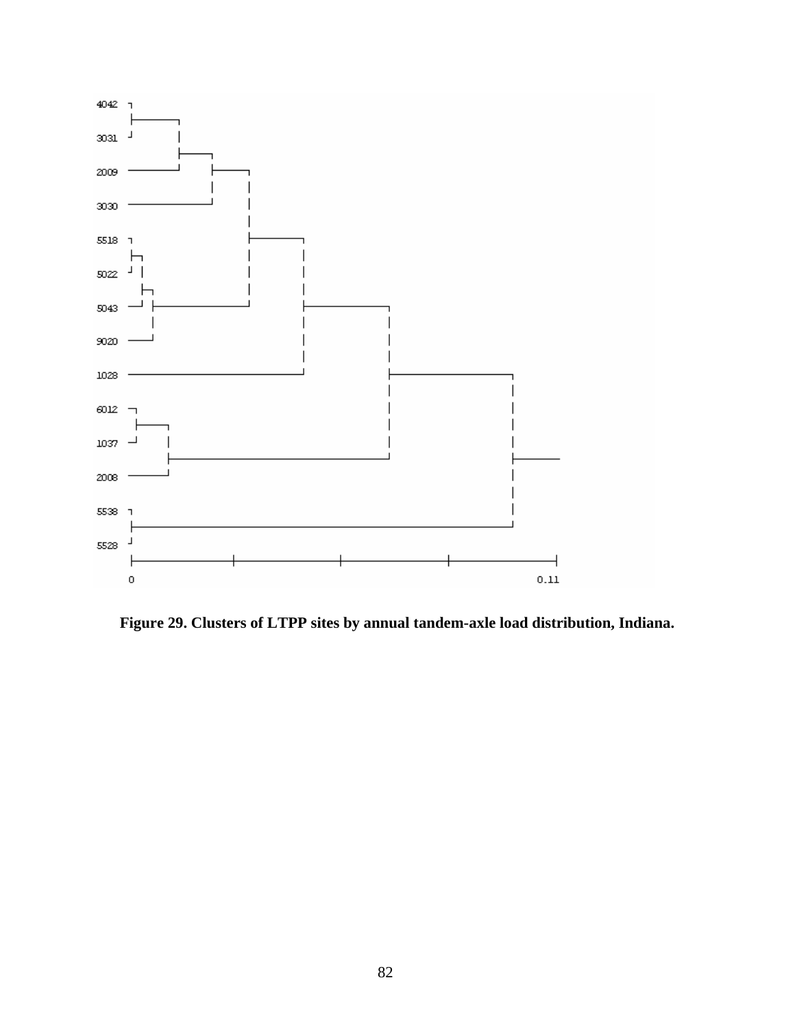**Figure 29. Clusters of LTPP sites by annual tandem-axle load distribution, Indiana.**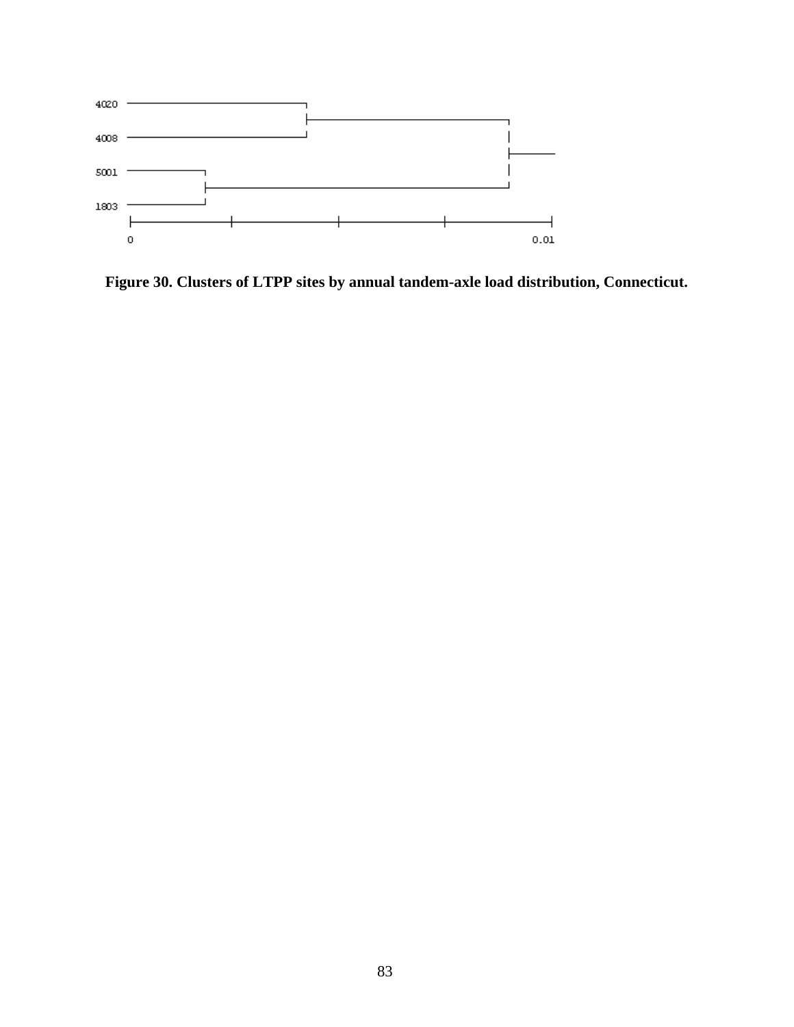Figure 30. Clusters of LTPP sites by annual tandem-axle load distribution, Connecticut.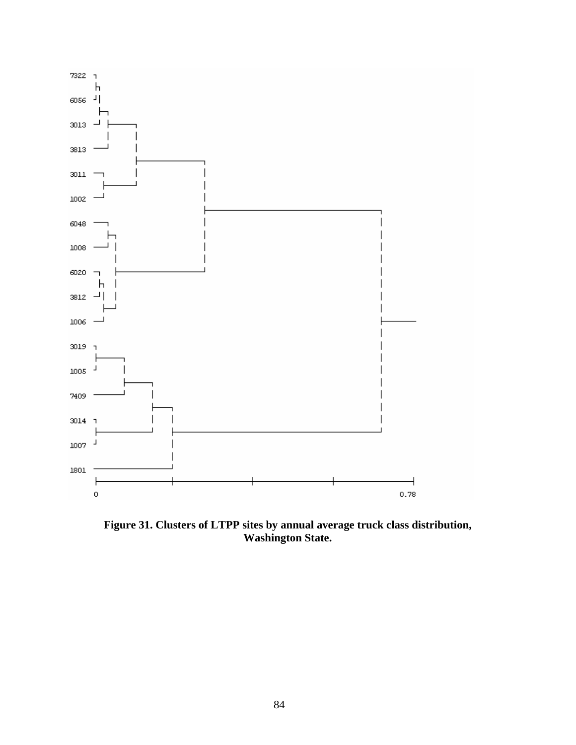**Figure 31. Clusters of LTPP sites by annual average truck class distribution, Washington State.**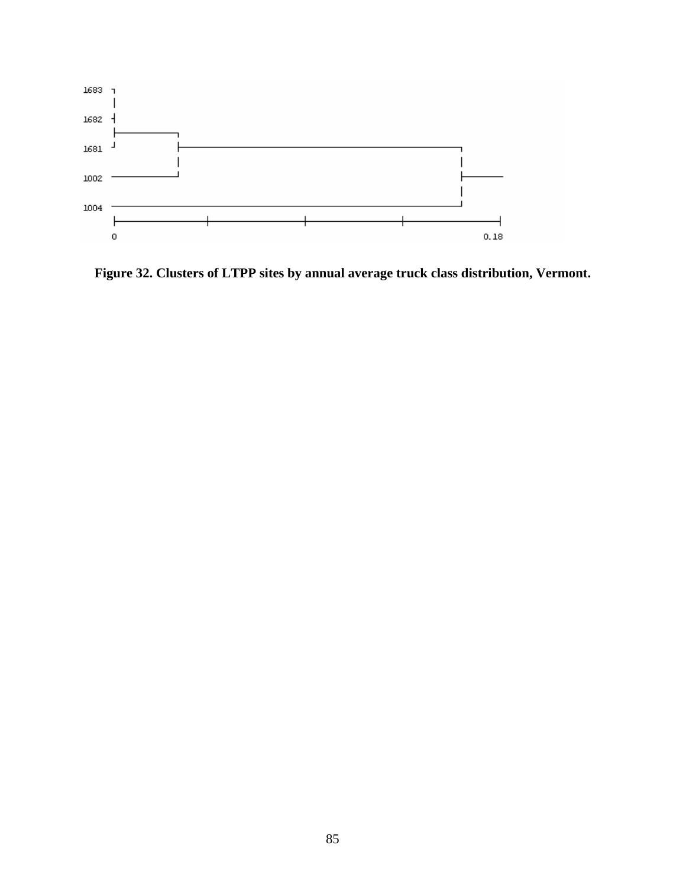Figure 32. Clusters of LTPP sites by annual average truck class distribution, Vermont.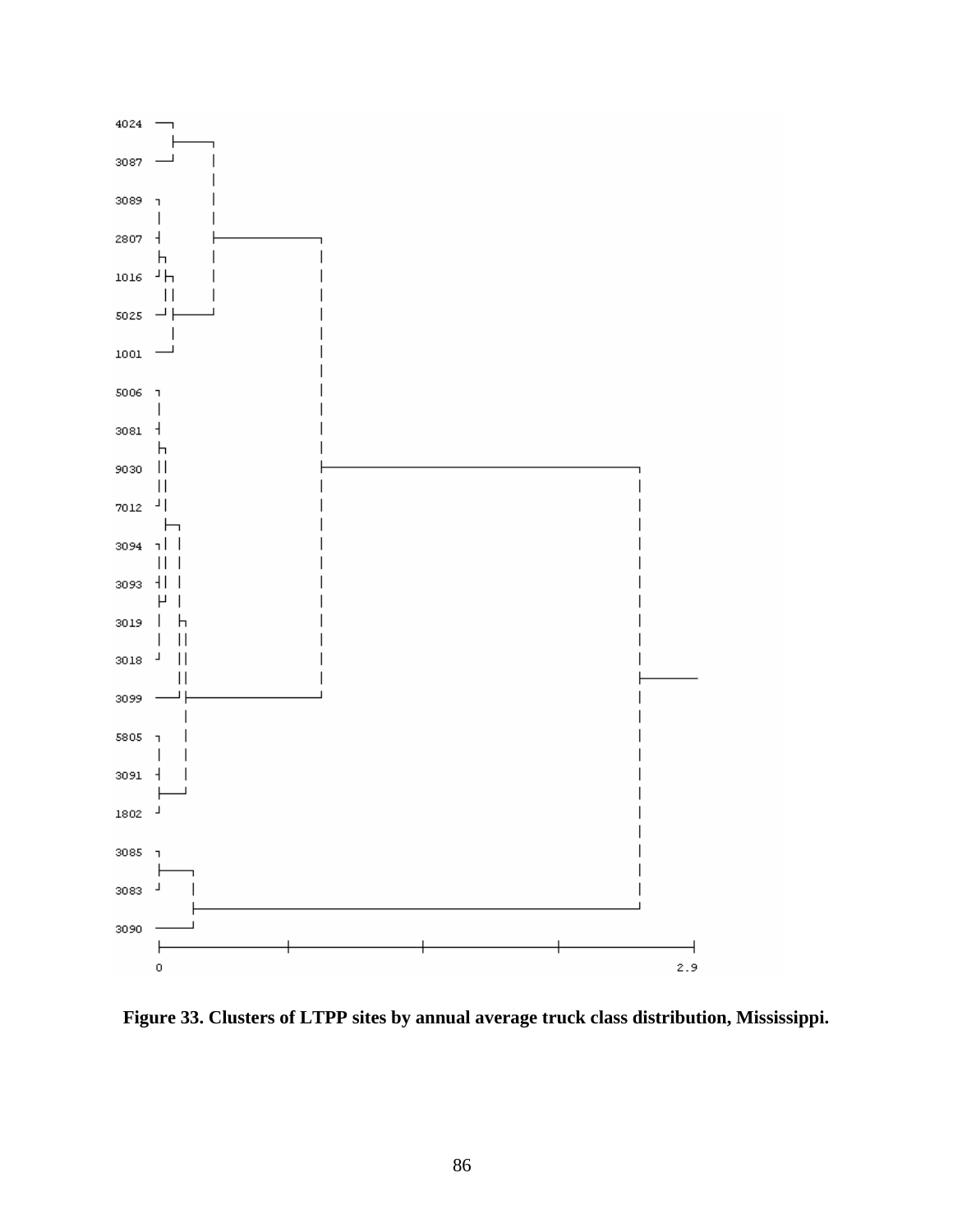**Figure 33. Clusters of LTPP sites by annual average truck class distribution, Mississippi.**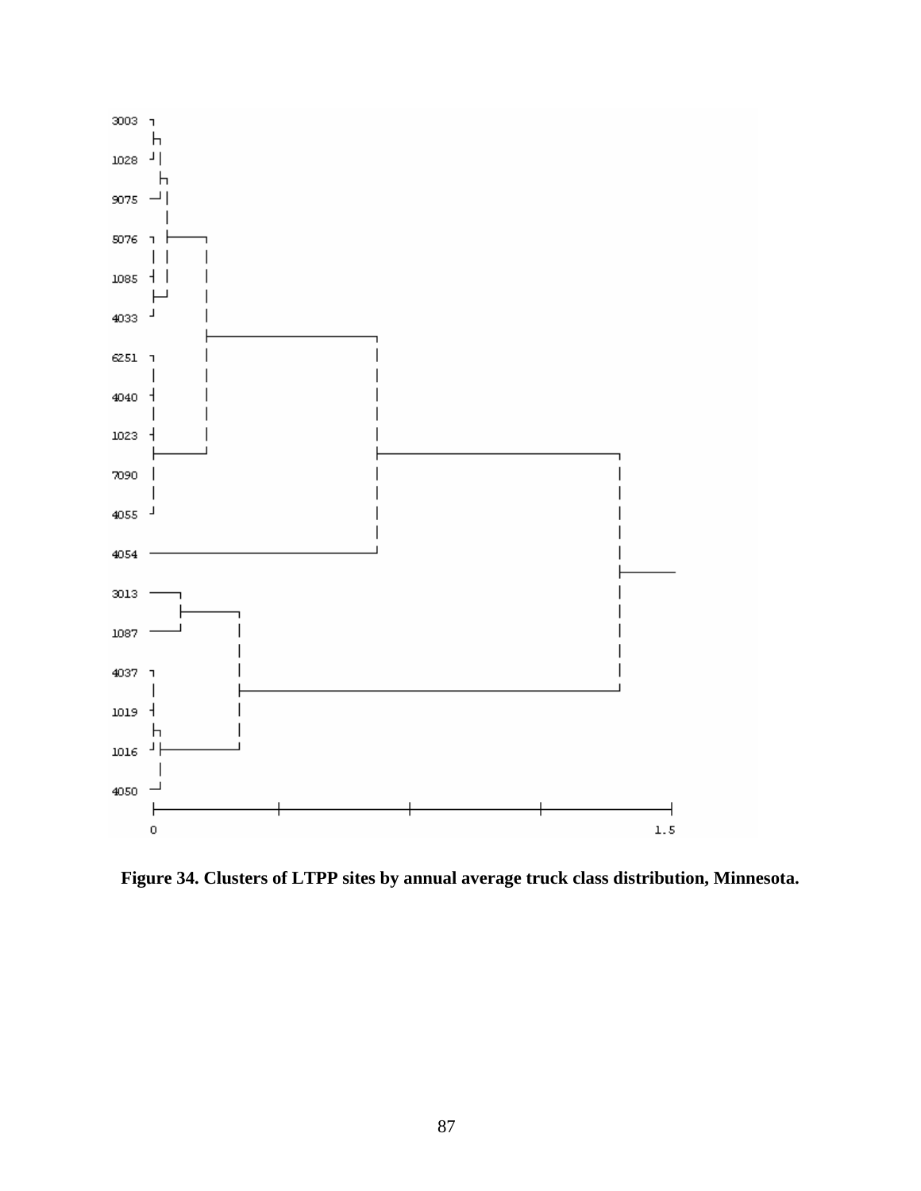3003
1028
9075
5076
1085
4033
6251
4040
1023
7090
4055
4054
3013
1087
4037
1019
1016
4050

0 1.5

**Figure 34. Clusters of LTPP sites by annual average truck class distribution, Minnesota.**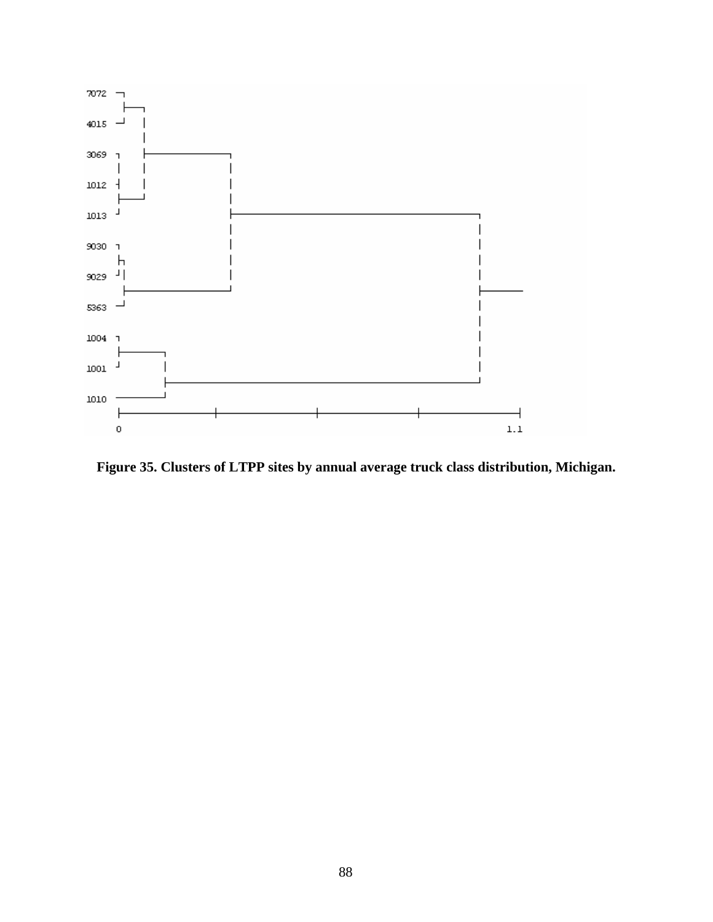Figure 35. Clusters of LTPP sites by annual average truck class distribution, Michigan.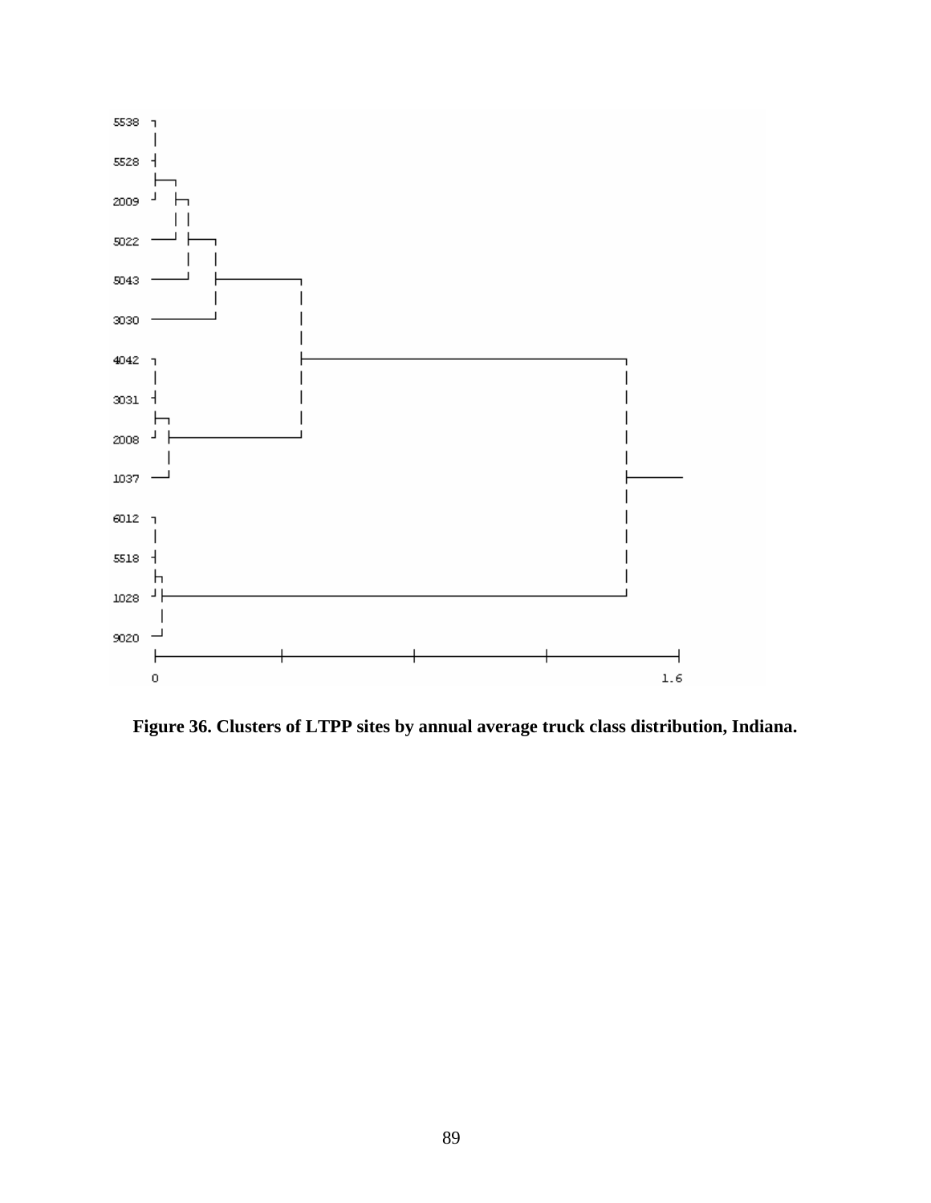5538

5528

2009

5022

5043

3030

4042

3031

2008

1037

6012

5518

1028

9020

0

1.6

**Figure 36. Clusters of LTPP sites by annual average truck class distribution, Indiana.**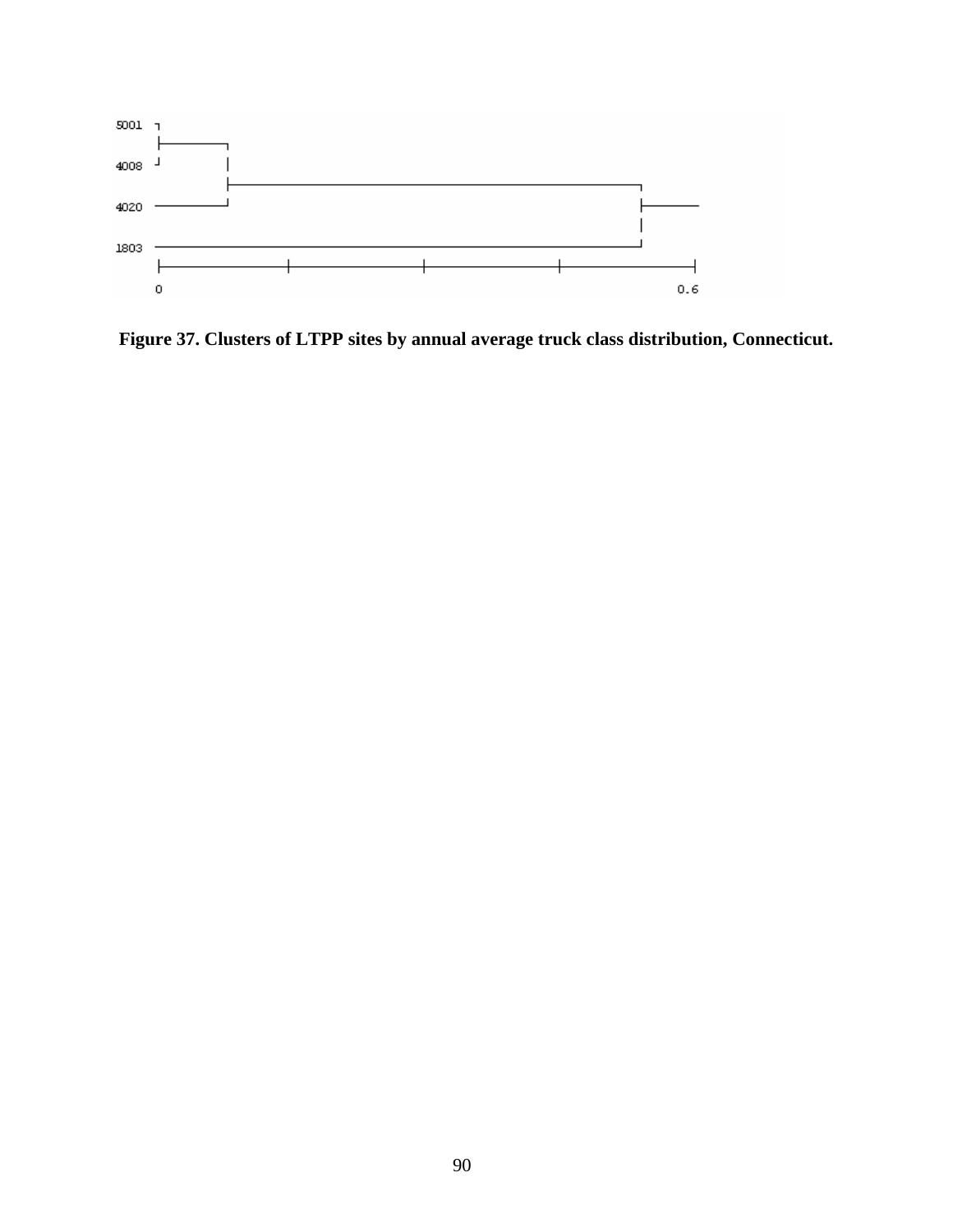**Figure 37. Clusters of LTPP sites by annual average truck class distribution, Connecticut.**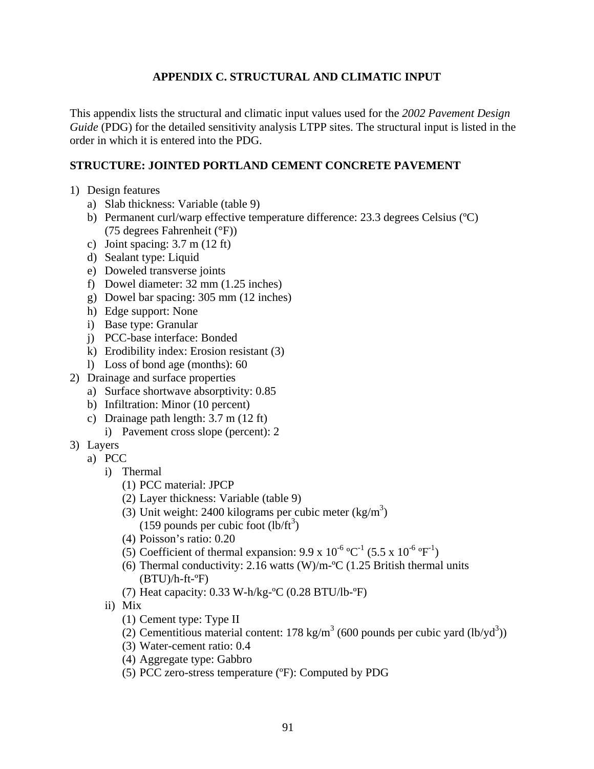# APPENDIX C. STRUCTURAL AND CLIMATIC INPUT

This appendix lists the structural and climatic input values used for the *2002 Pavement Design Guide* (PDG) for the detailed sensitivity analysis LTPP sites. The structural input is listed in the order in which it is entered into the PDG.

## STRUCTURE: JOINTED PORTLAND CEMENT CONCRETE PAVEMENT

1) Design features
   a) Slab thickness: Variable (table 9)
   b) Permanent curl/warp effective temperature difference: 23.3 degrees Celsius (ºC) (75 degrees Fahrenheit (°F))
   c) Joint spacing: 3.7 m (12 ft)
   d) Sealant type: Liquid
   e) Doweled transverse joints
   f) Dowel diameter: 32 mm (1.25 inches)
   g) Dowel bar spacing: 305 mm (12 inches)
   h) Edge support: None
   i) Base type: Granular
   j) PCC-base interface: Bonded
   k) Erodibility index: Erosion resistant (3)
   l) Loss of bond age (months): 60
2) Drainage and surface properties
   a) Surface shortwave absorptivity: 0.85
   b) Infiltration: Minor (10 percent)
   c) Drainage path length: 3.7 m (12 ft)
      i) Pavement cross slope (percent): 2
3) Layers
   a) PCC
      i) Thermal
         (1) PCC material: JPCP
         (2) Layer thickness: Variable (table 9)
         (3) Unit weight: 2400 kilograms per cubic meter ($kg/m^3$) (159 pounds per cubic foot ($lb/ft^3$))
         (4) Poisson's ratio: 0.20
         (5) Coefficient of thermal expansion: $9.9 \times 10^{-6}$ $^{\circ}C^{-1}$ ($5.5 \times 10^{-6}$ $^{\circ}F^{-1}$)
         (6) Thermal conductivity: 2.16 watts (W)/m-ºC (1.25 British thermal units (BTU)/h-ft-ºF)
         (7) Heat capacity: 0.33 W-h/kg-ºC (0.28 BTU/lb-ºF)
      ii) Mix
         (1) Cement type: Type II
         (2) Cementitious material content: 178 $kg/m^3$ (600 pounds per cubic yard ($lb/yd^3$))
         (3) Water-cement ratio: 0.4
         (4) Aggregate type: Gabbro
         (5) PCC zero-stress temperature (ºF): Computed by PDG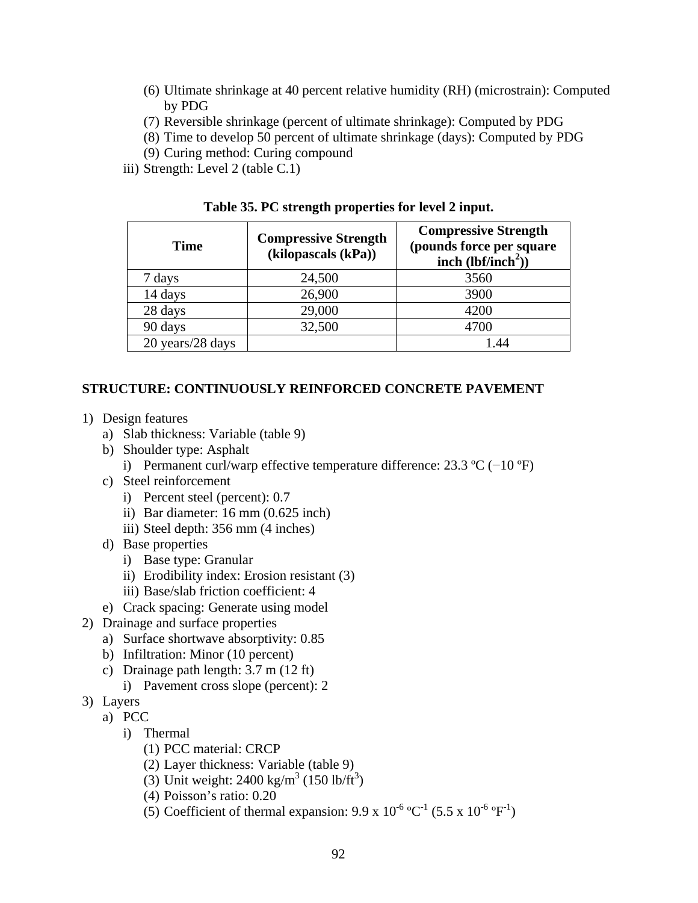(6) Ultimate shrinkage at 40 percent relative humidity (RH) (microstrain): Computed by PDG
(7) Reversible shrinkage (percent of ultimate shrinkage): Computed by PDG
(8) Time to develop 50 percent of ultimate shrinkage (days): Computed by PDG
(9) Curing method: Curing compound

iii) Strength: Level 2 (table C.1)

**Table 35. PC strength properties for level 2 input.**

| Time | Compressive Strength (kilopascals (kPa)) | Compressive Strength (pounds force per square inch (lbf/inch$^2$)) |
|---|---|---|
| 7 days | 24,500 | 3560 |
| 14 days | 26,900 | 3900 |
| 28 days | 29,000 | 4200 |
| 90 days | 32,500 | 4700 |
| 20 years/28 days | | 1.44 |

**STRUCTURE: CONTINUOUSLY REINFORCED CONCRETE PAVEMENT**

1) Design features
   a) Slab thickness: Variable (table 9)
   b) Shoulder type: Asphalt
      i) Permanent curl/warp effective temperature difference: 23.3 ºC (−10 ºF)
   c) Steel reinforcement
      i) Percent steel (percent): 0.7
      ii) Bar diameter: 16 mm (0.625 inch)
      iii) Steel depth: 356 mm (4 inches)
   d) Base properties
      i) Base type: Granular
      ii) Erodibility index: Erosion resistant (3)
      iii) Base/slab friction coefficient: 4
   e) Crack spacing: Generate using model
2) Drainage and surface properties
   a) Surface shortwave absorptivity: 0.85
   b) Infiltration: Minor (10 percent)
   c) Drainage path length: 3.7 m (12 ft)
      i) Pavement cross slope (percent): 2
3) Layers
   a) PCC
      i) Thermal
         (1) PCC material: CRCP
         (2) Layer thickness: Variable (table 9)
         (3) Unit weight: 2400 kg/m$^3$ (150 lb/ft$^3$)
         (4) Poisson's ratio: 0.20
         (5) Coefficient of thermal expansion: $9.9 \times 10^{-6}$ ºC$^{-1}$ ($5.5 \times 10^{-6}$ ºF$^{-1}$)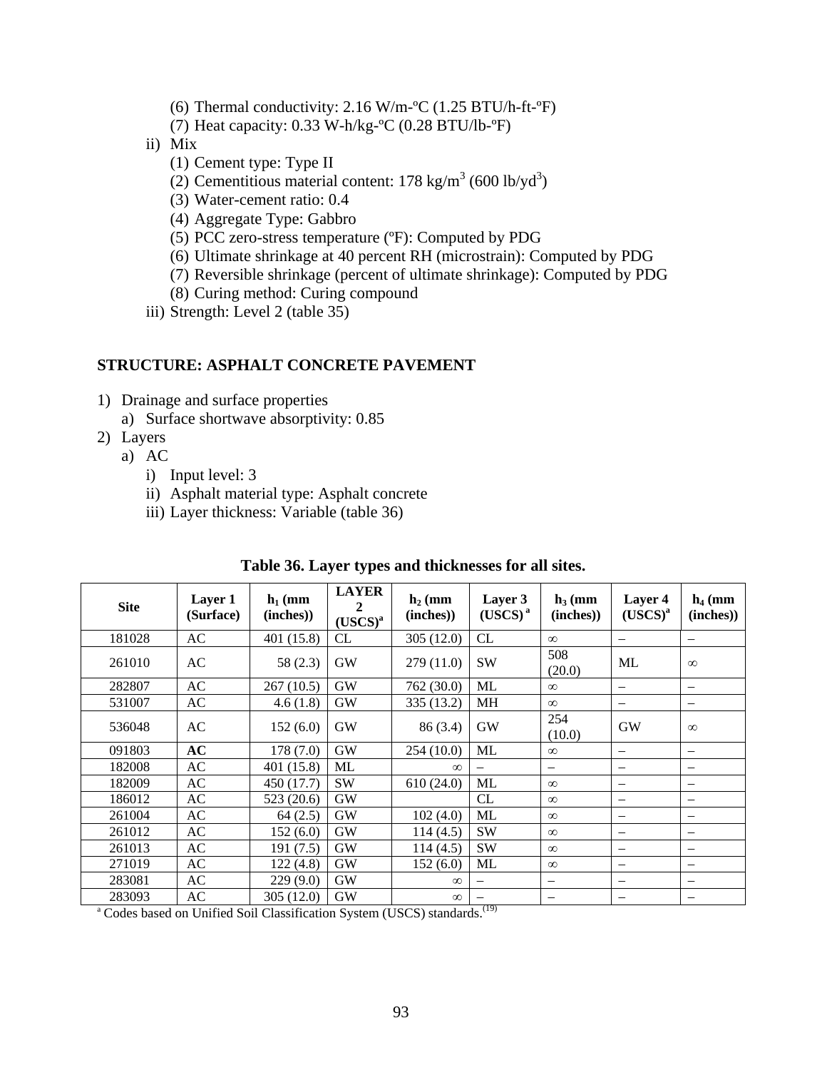(6) Thermal conductivity: 2.16 W/m-ºC (1.25 BTU/h-ft-ºF)

(7) Heat capacity: 0.33 W-h/kg-ºC (0.28 BTU/lb-ºF)

ii) Mix

(1) Cement type: Type II

(2) Cementitious material content: 178 kg/m$^3$ (600 lb/yd$^3$)

(3) Water-cement ratio: 0.4

(4) Aggregate Type: Gabbro

(5) PCC zero-stress temperature (ºF): Computed by PDG

(6) Ultimate shrinkage at 40 percent RH (microstrain): Computed by PDG

(7) Reversible shrinkage (percent of ultimate shrinkage): Computed by PDG

(8) Curing method: Curing compound

iii) Strength: Level 2 (table 35)

## STRUCTURE: ASPHALT CONCRETE PAVEMENT

1) Drainage and surface properties
   a) Surface shortwave absorptivity: 0.85
2) Layers
   a) AC
      i) Input level: 3
      ii) Asphalt material type: Asphalt concrete
      iii) Layer thickness: Variable (table 36)

**Table 36. Layer types and thicknesses for all sites.**

| Site | Layer 1 (Surface) | $h_1$ (mm (inches)) | LAYER 2 (USCS)[a] | $h_2$ (mm (inches)) | Layer 3 (USCS)[a] | $h_3$ (mm (inches)) | Layer 4 (USCS)[a] | $h_4$ (mm (inches)) |
|---|---|---|---|---|---|---|---|---|
| 181028 | AC | 401 (15.8) | CL | 305 (12.0) | CL | $\infty$ | – | – |
| 261010 | AC | 58 (2.3) | GW | 279 (11.0) | SW | 508 (20.0) | ML | $\infty$ |
| 282807 | AC | 267 (10.5) | GW | 762 (30.0) | ML | $\infty$ | – | – |
| 531007 | AC | 4.6 (1.8) | GW | 335 (13.2) | MH | $\infty$ | – | – |
| 536048 | AC | 152 (6.0) | GW | 86 (3.4) | GW | 254 (10.0) | GW | $\infty$ |
| 091803 | **AC** | 178 (7.0) | GW | 254 (10.0) | ML | $\infty$ | – | – |
| 182008 | AC | 401 (15.8) | ML | $\infty$ | – | – | – | – |
| 182009 | AC | 450 (17.7) | SW | 610 (24.0) | ML | $\infty$ | – | – |
| 186012 | AC | 523 (20.6) | GW | | CL | $\infty$ | – | – |
| 261004 | AC | 64 (2.5) | GW | 102 (4.0) | ML | $\infty$ | – | – |
| 261012 | AC | 152 (6.0) | GW | 114 (4.5) | SW | $\infty$ | – | – |
| 261013 | AC | 191 (7.5) | GW | 114 (4.5) | SW | $\infty$ | – | – |
| 271019 | AC | 122 (4.8) | GW | 152 (6.0) | ML | $\infty$ | – | – |
| 283081 | AC | 229 (9.0) | GW | $\infty$ | – | – | – | – |
| 283093 | AC | 305 (12.0) | GW | $\infty$ | – | – | – | – |

[a] Codes based on Unified Soil Classification System (USCS) standards.[19]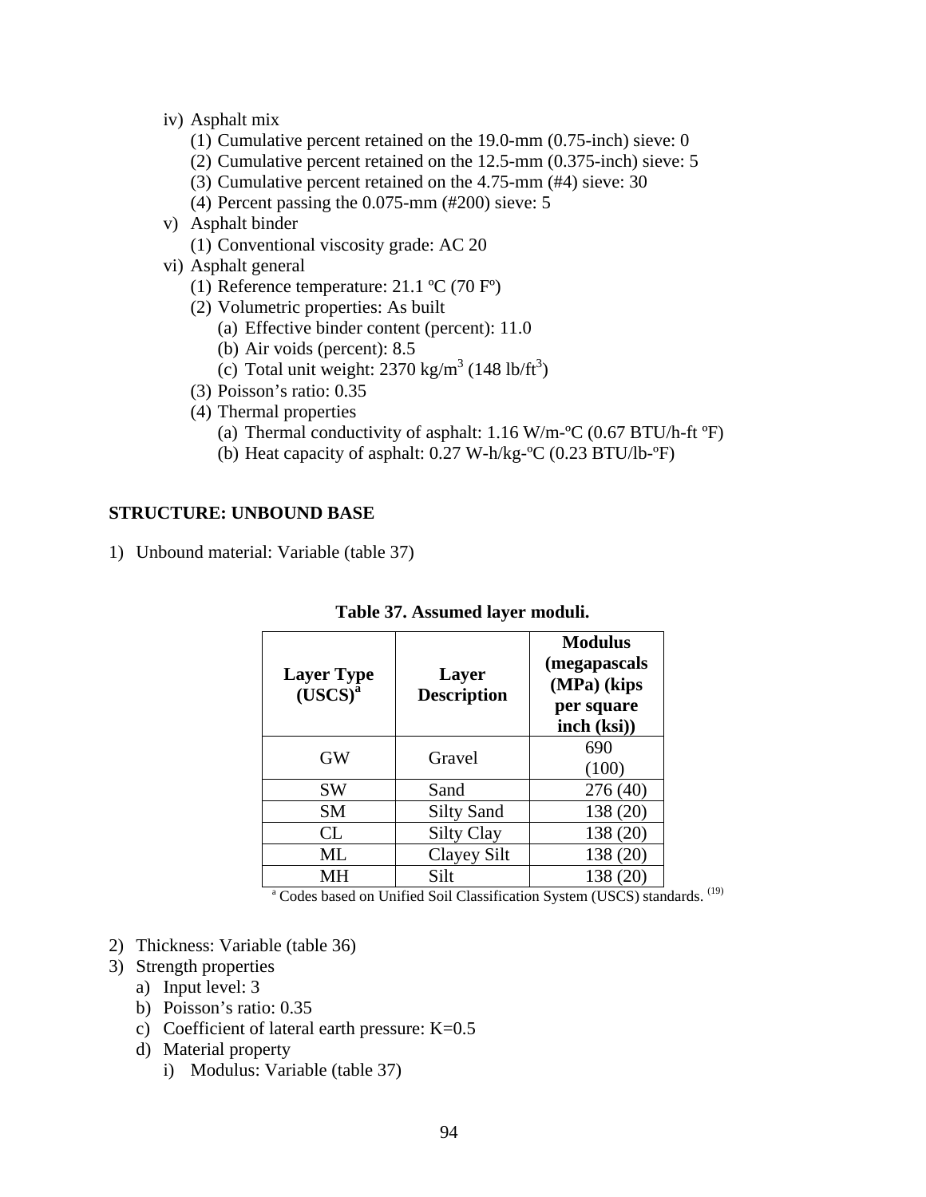- iv) Asphalt mix
  - (1) Cumulative percent retained on the 19.0-mm (0.75-inch) sieve: 0
  - (2) Cumulative percent retained on the 12.5-mm (0.375-inch) sieve: 5
  - (3) Cumulative percent retained on the 4.75-mm (#4) sieve: 30
  - (4) Percent passing the 0.075-mm (#200) sieve: 5
- v) Asphalt binder
  - (1) Conventional viscosity grade: AC 20
- vi) Asphalt general
  - (1) Reference temperature: 21.1 ºC (70 Fº)
  - (2) Volumetric properties: As built
    - (a) Effective binder content (percent): 11.0
    - (b) Air voids (percent): 8.5
    - (c) Total unit weight: 2370 kg/m$^3$ (148 lb/ft$^3$)
  - (3) Poisson's ratio: 0.35
  - (4) Thermal properties
    - (a) Thermal conductivity of asphalt: 1.16 W/m-ºC (0.67 BTU/h-ft ºF)
    - (b) Heat capacity of asphalt: 0.27 W-h/kg-ºC (0.23 BTU/lb-ºF)

**STRUCTURE: UNBOUND BASE**

1) Unbound material: Variable (table 37)

**Table 37. Assumed layer moduli.**

| Layer Type (USCS)[a] | Layer Description | Modulus (megapascals (MPa) (kips per square inch (ksi)) |
|---|---|---|
| GW | Gravel | 690 (100) |
| SW | Sand | 276 (40) |
| SM | Silty Sand | 138 (20) |
| CL | Silty Clay | 138 (20) |
| ML | Clayey Silt | 138 (20) |
| MH | Silt | 138 (20) |

[a] Codes based on Unified Soil Classification System (USCS) standards. (19)

2) Thickness: Variable (table 36)
3) Strength properties
   - a) Input level: 3
   - b) Poisson's ratio: 0.35
   - c) Coefficient of lateral earth pressure: K=0.5
   - d) Material property
     - i) Modulus: Variable (table 37)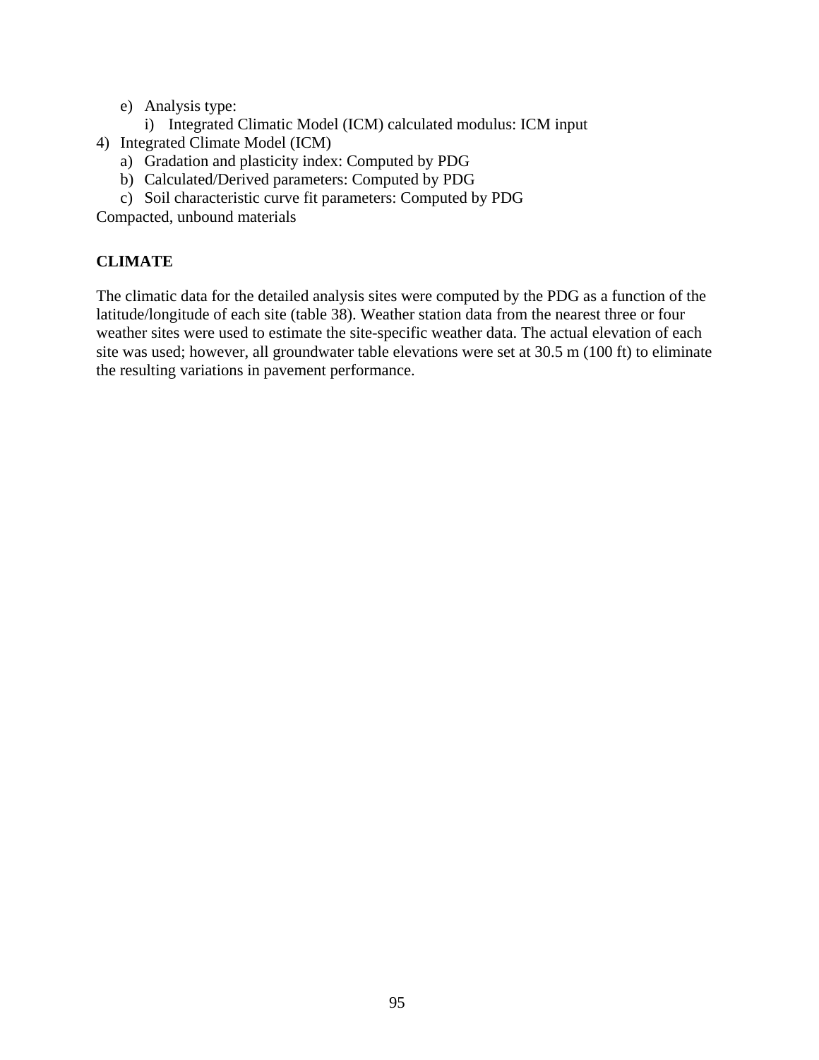e) Analysis type:
   i) Integrated Climatic Model (ICM) calculated modulus: ICM input

4) Integrated Climate Model (ICM)
   a) Gradation and plasticity index: Computed by PDG
   b) Calculated/Derived parameters: Computed by PDG
   c) Soil characteristic curve fit parameters: Computed by PDG

Compacted, unbound materials

## CLIMATE

The climatic data for the detailed analysis sites were computed by the PDG as a function of the latitude/longitude of each site (table 38). Weather station data from the nearest three or four weather sites were used to estimate the site-specific weather data. The actual elevation of each site was used; however, all groundwater table elevations were set at 30.5 m (100 ft) to eliminate the resulting variations in pavement performance.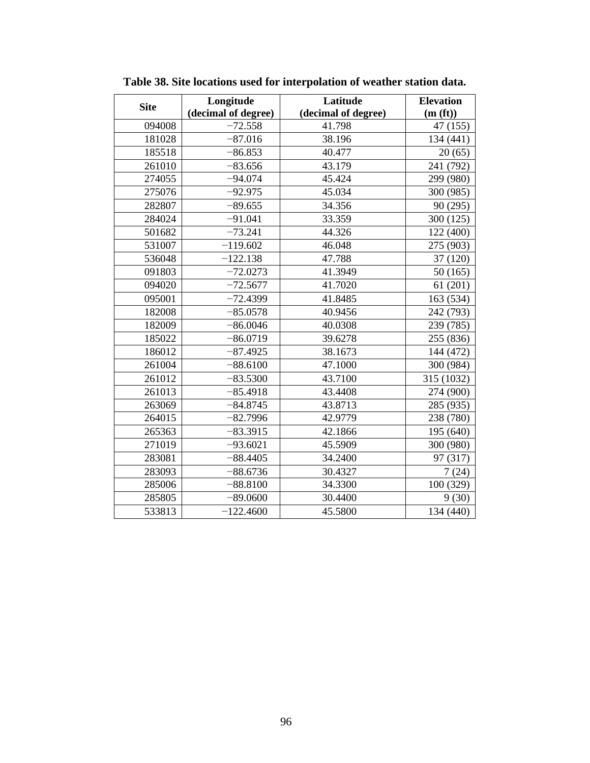**Table 38. Site locations used for interpolation of weather station data.**

| Site | Longitude (decimal of degree) | Latitude (decimal of degree) | Elevation (m (ft)) |
|---|---|---|---|
| 094008 | −72.558 | 41.798 | 47 (155) |
| 181028 | −87.016 | 38.196 | 134 (441) |
| 185518 | −86.853 | 40.477 | 20 (65) |
| 261010 | −83.656 | 43.179 | 241 (792) |
| 274055 | −94.074 | 45.424 | 299 (980) |
| 275076 | −92.975 | 45.034 | 300 (985) |
| 282807 | −89.655 | 34.356 | 90 (295) |
| 284024 | −91.041 | 33.359 | 300 (125) |
| 501682 | −73.241 | 44.326 | 122 (400) |
| 531007 | −119.602 | 46.048 | 275 (903) |
| 536048 | −122.138 | 47.788 | 37 (120) |
| 091803 | −72.0273 | 41.3949 | 50 (165) |
| 094020 | −72.5677 | 41.7020 | 61 (201) |
| 095001 | −72.4399 | 41.8485 | 163 (534) |
| 182008 | −85.0578 | 40.9456 | 242 (793) |
| 182009 | −86.0046 | 40.0308 | 239 (785) |
| 185022 | −86.0719 | 39.6278 | 255 (836) |
| 186012 | −87.4925 | 38.1673 | 144 (472) |
| 261004 | −88.6100 | 47.1000 | 300 (984) |
| 261012 | −83.5300 | 43.7100 | 315 (1032) |
| 261013 | −85.4918 | 43.4408 | 274 (900) |
| 263069 | −84.8745 | 43.8713 | 285 (935) |
| 264015 | −82.7996 | 42.9779 | 238 (780) |
| 265363 | −83.3915 | 42.1866 | 195 (640) |
| 271019 | −93.6021 | 45.5909 | 300 (980) |
| 283081 | −88.4405 | 34.2400 | 97 (317) |
| 283093 | −88.6736 | 30.4327 | 7 (24) |
| 285006 | −88.8100 | 34.3300 | 100 (329) |
| 285805 | −89.0600 | 30.4400 | 9 (30) |
| 533813 | −122.4600 | 45.5800 | 134 (440) |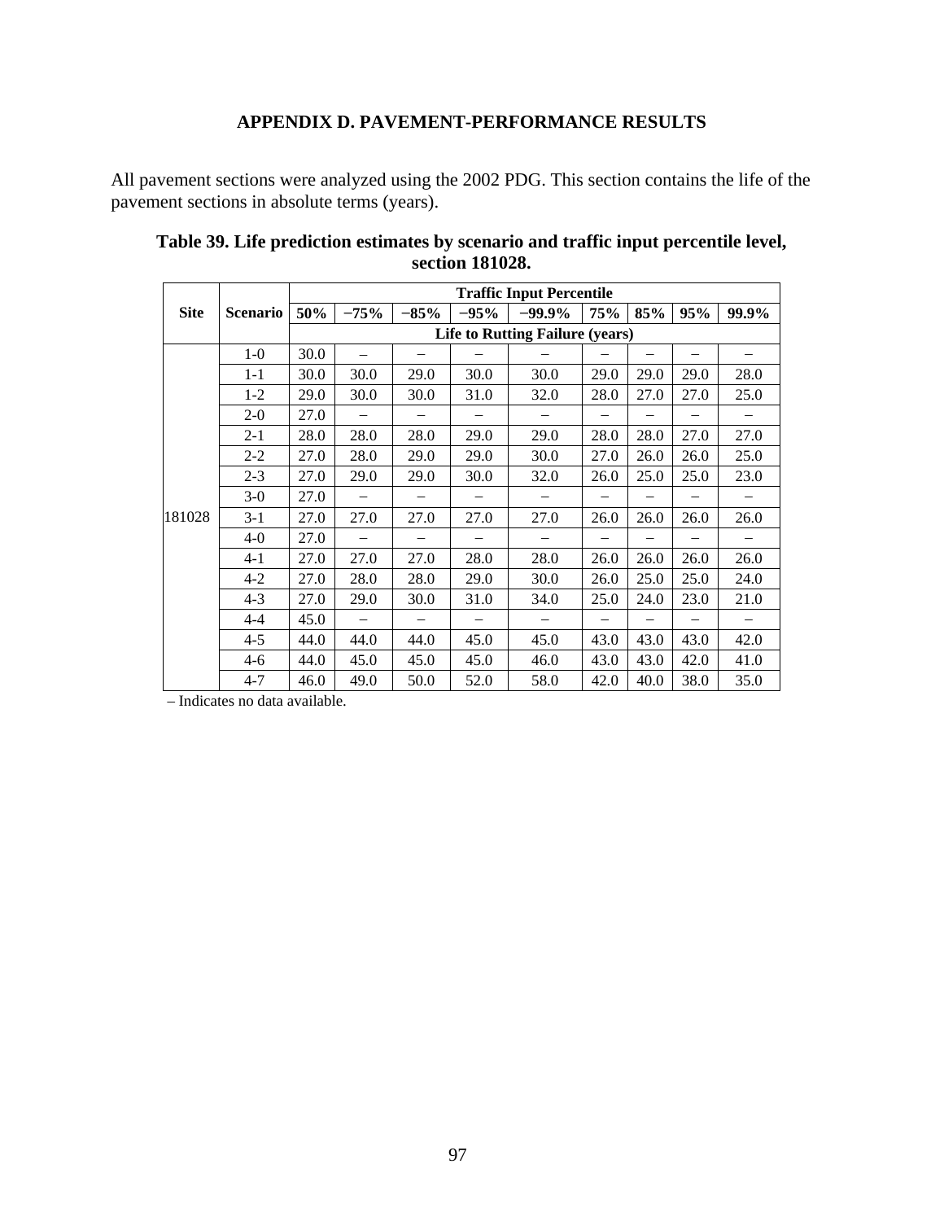# APPENDIX D. PAVEMENT-PERFORMANCE RESULTS

All pavement sections were analyzed using the 2002 PDG. This section contains the life of the pavement sections in absolute terms (years).

**Table 39. Life prediction estimates by scenario and traffic input percentile level, section 181028.**

| Site | Scenario | Traffic Input Percentile | | | | | | | | |
|---|---|---|---|---|---|---|---|---|---|---|
| | | 50% | −75% | −85% | −95% | −99.9% | 75% | 85% | 95% | 99.9% |
| | | Life to Rutting Failure (years) | | | | | | | | |
| 181028 | 1-0 | 30.0 | – | – | – | – | – | – | – | – |
| | 1-1 | 30.0 | 30.0 | 29.0 | 30.0 | 30.0 | 29.0 | 29.0 | 29.0 | 28.0 |
| | 1-2 | 29.0 | 30.0 | 30.0 | 31.0 | 32.0 | 28.0 | 27.0 | 27.0 | 25.0 |
| | 2-0 | 27.0 | – | – | – | – | – | – | – | – |
| | 2-1 | 28.0 | 28.0 | 28.0 | 29.0 | 29.0 | 28.0 | 28.0 | 27.0 | 27.0 |
| | 2-2 | 27.0 | 28.0 | 29.0 | 29.0 | 30.0 | 27.0 | 26.0 | 26.0 | 25.0 |
| | 2-3 | 27.0 | 29.0 | 29.0 | 30.0 | 32.0 | 26.0 | 25.0 | 25.0 | 23.0 |
| | 3-0 | 27.0 | – | – | – | – | – | – | – | – |
| | 3-1 | 27.0 | 27.0 | 27.0 | 27.0 | 27.0 | 26.0 | 26.0 | 26.0 | 26.0 |
| | 4-0 | 27.0 | – | – | – | – | – | – | – | – |
| | 4-1 | 27.0 | 27.0 | 27.0 | 28.0 | 28.0 | 26.0 | 26.0 | 26.0 | 26.0 |
| | 4-2 | 27.0 | 28.0 | 28.0 | 29.0 | 30.0 | 26.0 | 25.0 | 25.0 | 24.0 |
| | 4-3 | 27.0 | 29.0 | 30.0 | 31.0 | 34.0 | 25.0 | 24.0 | 23.0 | 21.0 |
| | 4-4 | 45.0 | – | – | – | – | – | – | – | – |
| | 4-5 | 44.0 | 44.0 | 44.0 | 45.0 | 45.0 | 43.0 | 43.0 | 43.0 | 42.0 |
| | 4-6 | 44.0 | 45.0 | 45.0 | 45.0 | 46.0 | 43.0 | 43.0 | 42.0 | 41.0 |
| | 4-7 | 46.0 | 49.0 | 50.0 | 52.0 | 58.0 | 42.0 | 40.0 | 38.0 | 35.0 |

– Indicates no data available.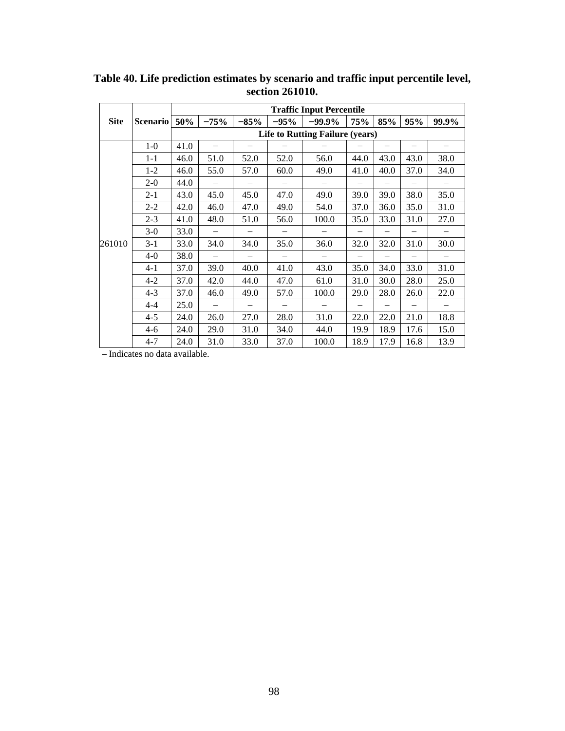**Table 40. Life prediction estimates by scenario and traffic input percentile level, section 261010.**

| Site | Scenario | Traffic Input Percentile | | | | | | | | |
|---|---|---|---|---|---|---|---|---|---|---|
| | | 50% | −75% | −85% | −95% | −99.9% | 75% | 85% | 95% | 99.9% |
| | | Life to Rutting Failure (years) | | | | | | | | |
| 261010 | 1-0 | 41.0 | – | – | – | – | – | – | – | – |
| | 1-1 | 46.0 | 51.0 | 52.0 | 52.0 | 56.0 | 44.0 | 43.0 | 43.0 | 38.0 |
| | 1-2 | 46.0 | 55.0 | 57.0 | 60.0 | 49.0 | 41.0 | 40.0 | 37.0 | 34.0 |
| | 2-0 | 44.0 | – | – | – | – | – | – | – | – |
| | 2-1 | 43.0 | 45.0 | 45.0 | 47.0 | 49.0 | 39.0 | 39.0 | 38.0 | 35.0 |
| | 2-2 | 42.0 | 46.0 | 47.0 | 49.0 | 54.0 | 37.0 | 36.0 | 35.0 | 31.0 |
| | 2-3 | 41.0 | 48.0 | 51.0 | 56.0 | 100.0 | 35.0 | 33.0 | 31.0 | 27.0 |
| | 3-0 | 33.0 | – | – | – | – | – | – | – | – |
| | 3-1 | 33.0 | 34.0 | 34.0 | 35.0 | 36.0 | 32.0 | 32.0 | 31.0 | 30.0 |
| | 4-0 | 38.0 | – | – | – | – | – | – | – | – |
| | 4-1 | 37.0 | 39.0 | 40.0 | 41.0 | 43.0 | 35.0 | 34.0 | 33.0 | 31.0 |
| | 4-2 | 37.0 | 42.0 | 44.0 | 47.0 | 61.0 | 31.0 | 30.0 | 28.0 | 25.0 |
| | 4-3 | 37.0 | 46.0 | 49.0 | 57.0 | 100.0 | 29.0 | 28.0 | 26.0 | 22.0 |
| | 4-4 | 25.0 | – | – | – | – | – | – | – | – |
| | 4-5 | 24.0 | 26.0 | 27.0 | 28.0 | 31.0 | 22.0 | 22.0 | 21.0 | 18.8 |
| | 4-6 | 24.0 | 29.0 | 31.0 | 34.0 | 44.0 | 19.9 | 18.9 | 17.6 | 15.0 |
| | 4-7 | 24.0 | 31.0 | 33.0 | 37.0 | 100.0 | 18.9 | 17.9 | 16.8 | 13.9 |

– Indicates no data available.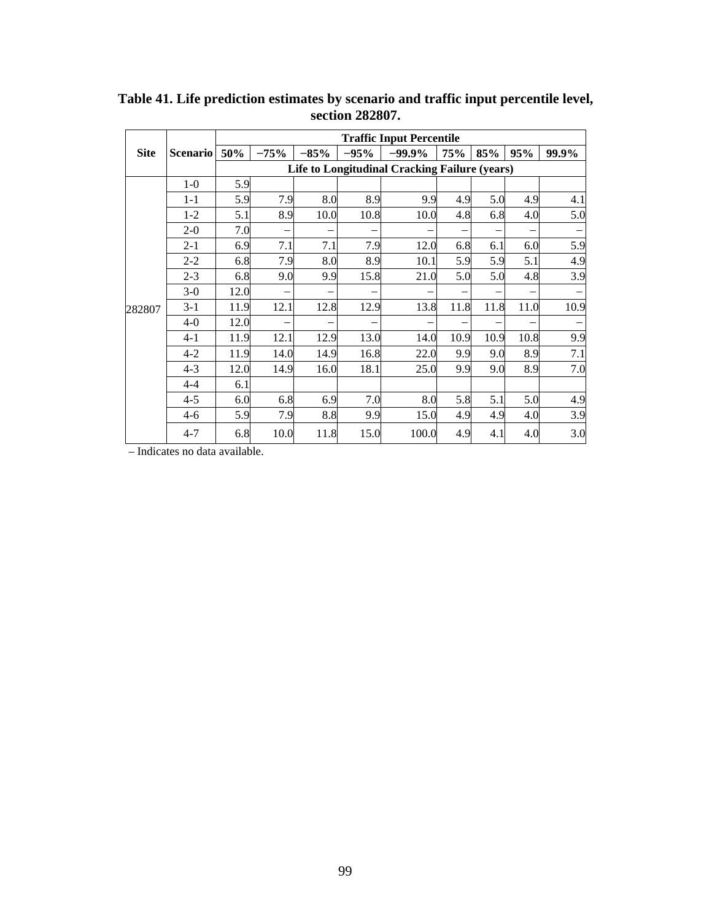**Table 41. Life prediction estimates by scenario and traffic input percentile level, section 282807.**

| Site | Scenario | Traffic Input Percentile | | | | | | | | |
|---|---|---|---|---|---|---|---|---|---|---|
| | | 50% | −75% | −85% | −95% | −99.9% | 75% | 85% | 95% | 99.9% |
| | | Life to Longitudinal Cracking Failure (years) | | | | | | | | |
| 282807 | 1-0 | 5.9 | | | | | | | | |
| | 1-1 | 5.9 | 7.9 | 8.0 | 8.9 | 9.9 | 4.9 | 5.0 | 4.9 | 4.1 |
| | 1-2 | 5.1 | 8.9 | 10.0 | 10.8 | 10.0 | 4.8 | 6.8 | 4.0 | 5.0 |
| | 2-0 | 7.0 | – | – | – | – | – | – | – | – |
| | 2-1 | 6.9 | 7.1 | 7.1 | 7.9 | 12.0 | 6.8 | 6.1 | 6.0 | 5.9 |
| | 2-2 | 6.8 | 7.9 | 8.0 | 8.9 | 10.1 | 5.9 | 5.9 | 5.1 | 4.9 |
| | 2-3 | 6.8 | 9.0 | 9.9 | 15.8 | 21.0 | 5.0 | 5.0 | 4.8 | 3.9 |
| | 3-0 | 12.0 | – | – | – | – | – | – | – | – |
| | 3-1 | 11.9 | 12.1 | 12.8 | 12.9 | 13.8 | 11.8 | 11.8 | 11.0 | 10.9 |
| | 4-0 | 12.0 | – | – | – | – | – | – | – | – |
| | 4-1 | 11.9 | 12.1 | 12.9 | 13.0 | 14.0 | 10.9 | 10.9 | 10.8 | 9.9 |
| | 4-2 | 11.9 | 14.0 | 14.9 | 16.8 | 22.0 | 9.9 | 9.0 | 8.9 | 7.1 |
| | 4-3 | 12.0 | 14.9 | 16.0 | 18.1 | 25.0 | 9.9 | 9.0 | 8.9 | 7.0 |
| | 4-4 | 6.1 | | | | | | | | |
| | 4-5 | 6.0 | 6.8 | 6.9 | 7.0 | 8.0 | 5.8 | 5.1 | 5.0 | 4.9 |
| | 4-6 | 5.9 | 7.9 | 8.8 | 9.9 | 15.0 | 4.9 | 4.9 | 4.0 | 3.9 |
| | 4-7 | 6.8 | 10.0 | 11.8 | 15.0 | 100.0 | 4.9 | 4.1 | 4.0 | 3.0 |

– Indicates no data available.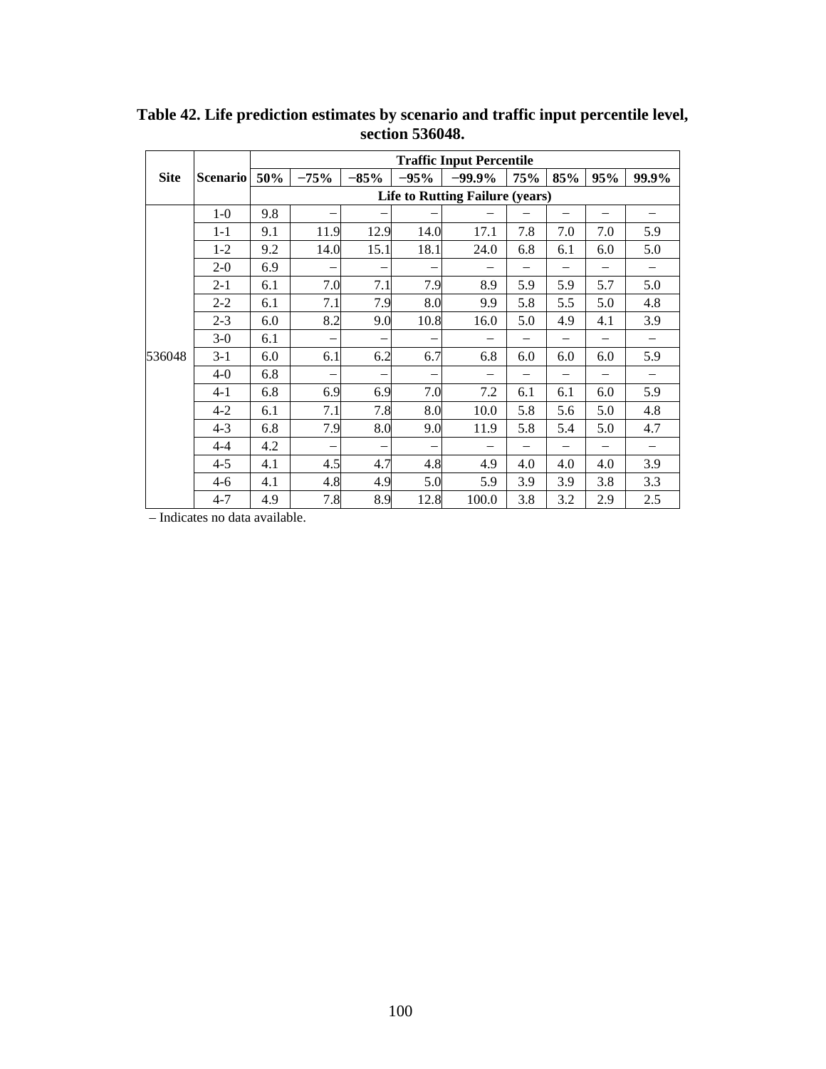**Table 42. Life prediction estimates by scenario and traffic input percentile level, section 536048.**

| Site | Scenario | Traffic Input Percentile | | | | | | | | |
|---|---|---|---|---|---|---|---|---|---|---|
| | | 50% | −75% | −85% | −95% | −99.9% | 75% | 85% | 95% | 99.9% |
| | | Life to Rutting Failure (years) | | | | | | | | |
| 536048 | 1-0 | 9.8 | – | – | – | – | – | – | – | – |
| | 1-1 | 9.1 | 11.9 | 12.9 | 14.0 | 17.1 | 7.8 | 7.0 | 7.0 | 5.9 |
| | 1-2 | 9.2 | 14.0 | 15.1 | 18.1 | 24.0 | 6.8 | 6.1 | 6.0 | 5.0 |
| | 2-0 | 6.9 | – | – | – | – | – | – | – | – |
| | 2-1 | 6.1 | 7.0 | 7.1 | 7.9 | 8.9 | 5.9 | 5.9 | 5.7 | 5.0 |
| | 2-2 | 6.1 | 7.1 | 7.9 | 8.0 | 9.9 | 5.8 | 5.5 | 5.0 | 4.8 |
| | 2-3 | 6.0 | 8.2 | 9.0 | 10.8 | 16.0 | 5.0 | 4.9 | 4.1 | 3.9 |
| | 3-0 | 6.1 | – | – | – | – | – | – | – | – |
| | 3-1 | 6.0 | 6.1 | 6.2 | 6.7 | 6.8 | 6.0 | 6.0 | 6.0 | 5.9 |
| | 4-0 | 6.8 | – | – | – | – | – | – | – | – |
| | 4-1 | 6.8 | 6.9 | 6.9 | 7.0 | 7.2 | 6.1 | 6.1 | 6.0 | 5.9 |
| | 4-2 | 6.1 | 7.1 | 7.8 | 8.0 | 10.0 | 5.8 | 5.6 | 5.0 | 4.8 |
| | 4-3 | 6.8 | 7.9 | 8.0 | 9.0 | 11.9 | 5.8 | 5.4 | 5.0 | 4.7 |
| | 4-4 | 4.2 | – | – | – | – | – | – | – | – |
| | 4-5 | 4.1 | 4.5 | 4.7 | 4.8 | 4.9 | 4.0 | 4.0 | 4.0 | 3.9 |
| | 4-6 | 4.1 | 4.8 | 4.9 | 5.0 | 5.9 | 3.9 | 3.9 | 3.8 | 3.3 |
| | 4-7 | 4.9 | 7.8 | 8.9 | 12.8 | 100.0 | 3.8 | 3.2 | 2.9 | 2.5 |

– Indicates no data available.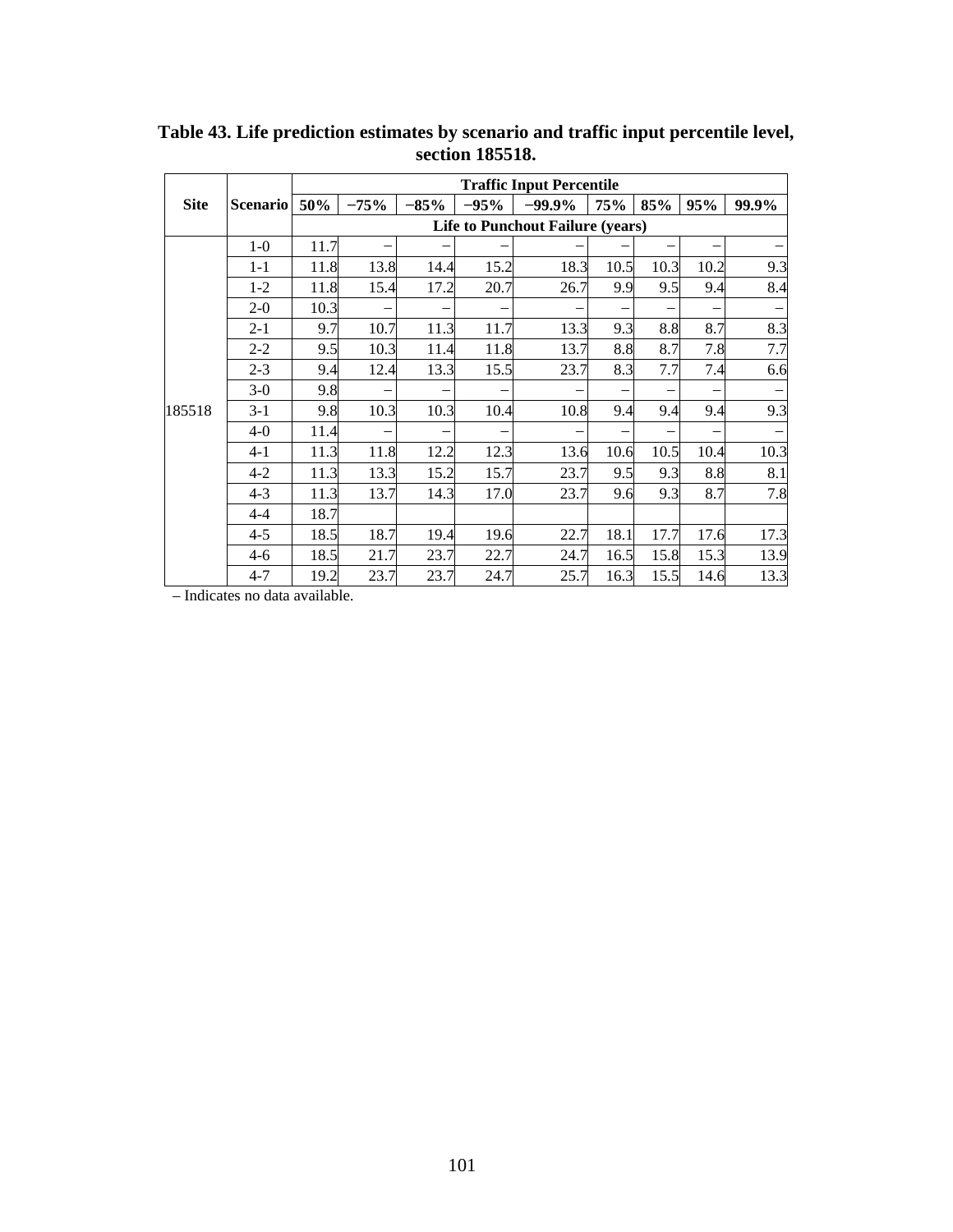**Table 43. Life prediction estimates by scenario and traffic input percentile level, section 185518.**

| Site | Scenario | Traffic Input Percentile | | | | | | | | |
|---|---|---|---|---|---|---|---|---|---|---|
| | | 50% | −75% | −85% | −95% | −99.9% | 75% | 85% | 95% | 99.9% |
| | | Life to Punchout Failure (years) | | | | | | | | |
| 185518 | 1-0 | 11.7 | – | – | – | – | – | – | – | – |
| | 1-1 | 11.8 | 13.8 | 14.4 | 15.2 | 18.3 | 10.5 | 10.3 | 10.2 | 9.3 |
| | 1-2 | 11.8 | 15.4 | 17.2 | 20.7 | 26.7 | 9.9 | 9.5 | 9.4 | 8.4 |
| | 2-0 | 10.3 | – | – | – | – | – | – | – | – |
| | 2-1 | 9.7 | 10.7 | 11.3 | 11.7 | 13.3 | 9.3 | 8.8 | 8.7 | 8.3 |
| | 2-2 | 9.5 | 10.3 | 11.4 | 11.8 | 13.7 | 8.8 | 8.7 | 7.8 | 7.7 |
| | 2-3 | 9.4 | 12.4 | 13.3 | 15.5 | 23.7 | 8.3 | 7.7 | 7.4 | 6.6 |
| | 3-0 | 9.8 | – | – | – | – | – | – | – | – |
| | 3-1 | 9.8 | 10.3 | 10.3 | 10.4 | 10.8 | 9.4 | 9.4 | 9.4 | 9.3 |
| | 4-0 | 11.4 | – | – | – | – | – | – | – | – |
| | 4-1 | 11.3 | 11.8 | 12.2 | 12.3 | 13.6 | 10.6 | 10.5 | 10.4 | 10.3 |
| | 4-2 | 11.3 | 13.3 | 15.2 | 15.7 | 23.7 | 9.5 | 9.3 | 8.8 | 8.1 |
| | 4-3 | 11.3 | 13.7 | 14.3 | 17.0 | 23.7 | 9.6 | 9.3 | 8.7 | 7.8 |
| | 4-4 | 18.7 | | | | | | | | |
| | 4-5 | 18.5 | 18.7 | 19.4 | 19.6 | 22.7 | 18.1 | 17.7 | 17.6 | 17.3 |
| | 4-6 | 18.5 | 21.7 | 23.7 | 22.7 | 24.7 | 16.5 | 15.8 | 15.3 | 13.9 |
| | 4-7 | 19.2 | 23.7 | 23.7 | 24.7 | 25.7 | 16.3 | 15.5 | 14.6 | 13.3 |

– Indicates no data available.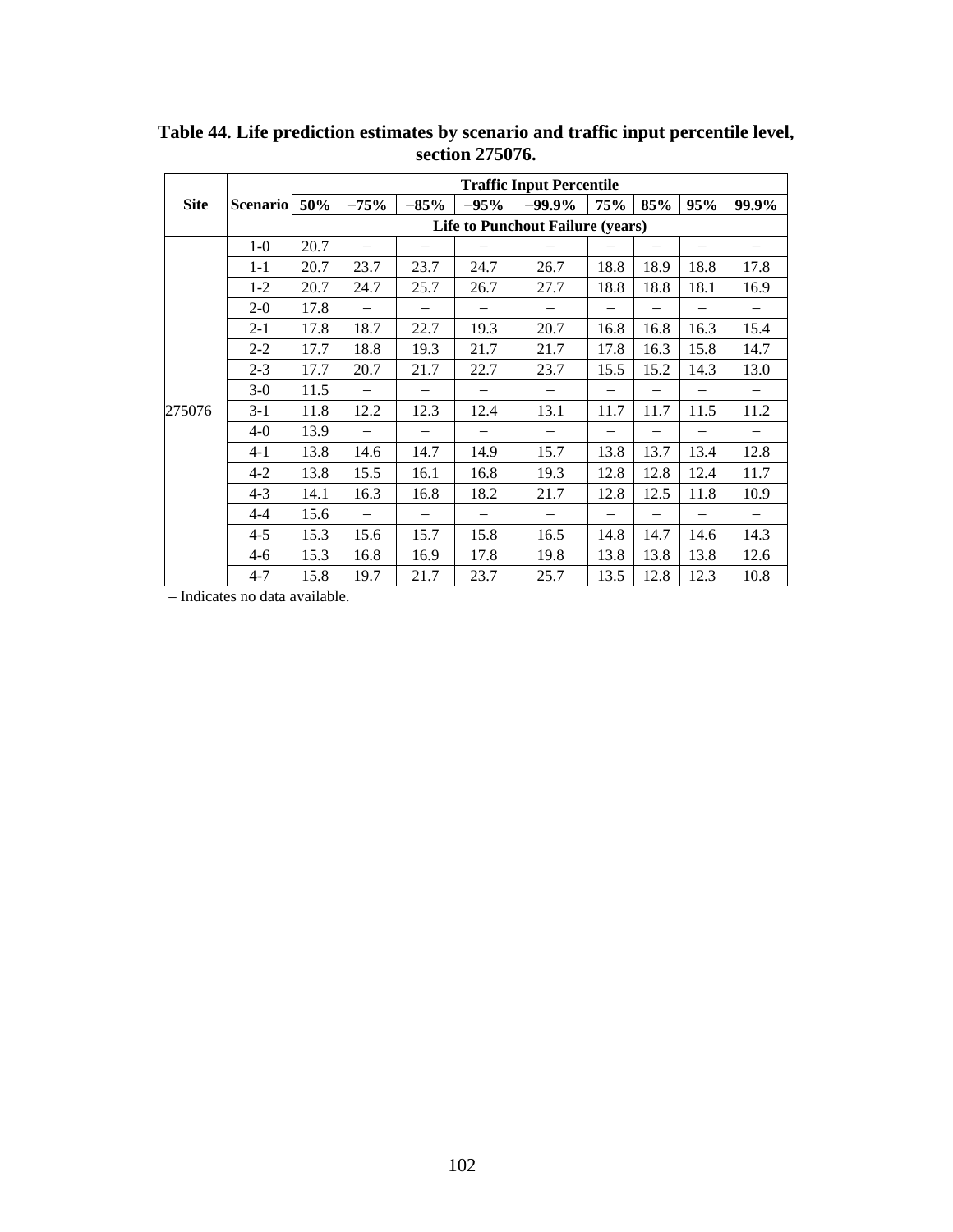**Table 44. Life prediction estimates by scenario and traffic input percentile level, section 275076.**

| Site | Scenario | Traffic Input Percentile | | | | | | | | |
|---|---|---|---|---|---|---|---|---|---|---|
| | | 50% | −75% | −85% | −95% | −99.9% | 75% | 85% | 95% | 99.9% |
| | | Life to Punchout Failure (years) | | | | | | | | |
| 275076 | 1-0 | 20.7 | – | – | – | – | – | – | – | – |
| | 1-1 | 20.7 | 23.7 | 23.7 | 24.7 | 26.7 | 18.8 | 18.9 | 18.8 | 17.8 |
| | 1-2 | 20.7 | 24.7 | 25.7 | 26.7 | 27.7 | 18.8 | 18.8 | 18.1 | 16.9 |
| | 2-0 | 17.8 | – | – | – | – | – | – | – | – |
| | 2-1 | 17.8 | 18.7 | 22.7 | 19.3 | 20.7 | 16.8 | 16.8 | 16.3 | 15.4 |
| | 2-2 | 17.7 | 18.8 | 19.3 | 21.7 | 21.7 | 17.8 | 16.3 | 15.8 | 14.7 |
| | 2-3 | 17.7 | 20.7 | 21.7 | 22.7 | 23.7 | 15.5 | 15.2 | 14.3 | 13.0 |
| | 3-0 | 11.5 | – | – | – | – | – | – | – | – |
| | 3-1 | 11.8 | 12.2 | 12.3 | 12.4 | 13.1 | 11.7 | 11.7 | 11.5 | 11.2 |
| | 4-0 | 13.9 | – | – | – | – | – | – | – | – |
| | 4-1 | 13.8 | 14.6 | 14.7 | 14.9 | 15.7 | 13.8 | 13.7 | 13.4 | 12.8 |
| | 4-2 | 13.8 | 15.5 | 16.1 | 16.8 | 19.3 | 12.8 | 12.8 | 12.4 | 11.7 |
| | 4-3 | 14.1 | 16.3 | 16.8 | 18.2 | 21.7 | 12.8 | 12.5 | 11.8 | 10.9 |
| | 4-4 | 15.6 | – | – | – | – | – | – | – | – |
| | 4-5 | 15.3 | 15.6 | 15.7 | 15.8 | 16.5 | 14.8 | 14.7 | 14.6 | 14.3 |
| | 4-6 | 15.3 | 16.8 | 16.9 | 17.8 | 19.8 | 13.8 | 13.8 | 13.8 | 12.6 |
| | 4-7 | 15.8 | 19.7 | 21.7 | 23.7 | 25.7 | 13.5 | 12.8 | 12.3 | 10.8 |

– Indicates no data available.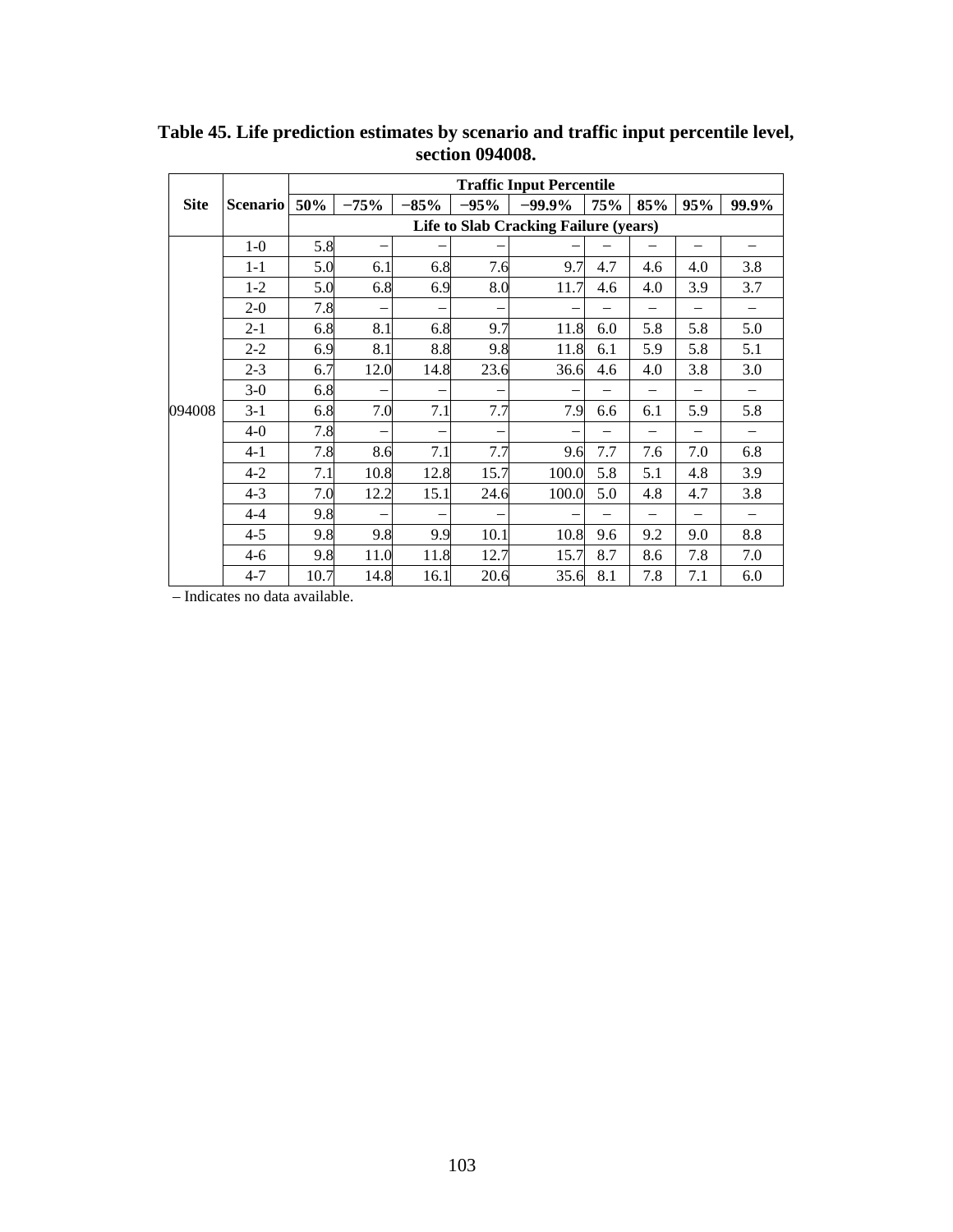**Table 45. Life prediction estimates by scenario and traffic input percentile level, section 094008.**

| Site | Scenario | Traffic Input Percentile | | | | | | | | |
|---|---|---|---|---|---|---|---|---|---|---|
| | | 50% | −75% | −85% | −95% | −99.9% | 75% | 85% | 95% | 99.9% |
| | | Life to Slab Cracking Failure (years) | | | | | | | | |
| 094008 | 1-0 | 5.8 | – | – | – | – | – | – | – | – |
| | 1-1 | 5.0 | 6.1 | 6.8 | 7.6 | 9.7 | 4.7 | 4.6 | 4.0 | 3.8 |
| | 1-2 | 5.0 | 6.8 | 6.9 | 8.0 | 11.7 | 4.6 | 4.0 | 3.9 | 3.7 |
| | 2-0 | 7.8 | – | – | – | – | – | – | – | – |
| | 2-1 | 6.8 | 8.1 | 6.8 | 9.7 | 11.8 | 6.0 | 5.8 | 5.8 | 5.0 |
| | 2-2 | 6.9 | 8.1 | 8.8 | 9.8 | 11.8 | 6.1 | 5.9 | 5.8 | 5.1 |
| | 2-3 | 6.7 | 12.0 | 14.8 | 23.6 | 36.6 | 4.6 | 4.0 | 3.8 | 3.0 |
| | 3-0 | 6.8 | – | – | – | – | – | – | – | – |
| | 3-1 | 6.8 | 7.0 | 7.1 | 7.7 | 7.9 | 6.6 | 6.1 | 5.9 | 5.8 |
| | 4-0 | 7.8 | – | – | – | – | – | – | – | – |
| | 4-1 | 7.8 | 8.6 | 7.1 | 7.7 | 9.6 | 7.7 | 7.6 | 7.0 | 6.8 |
| | 4-2 | 7.1 | 10.8 | 12.8 | 15.7 | 100.0 | 5.8 | 5.1 | 4.8 | 3.9 |
| | 4-3 | 7.0 | 12.2 | 15.1 | 24.6 | 100.0 | 5.0 | 4.8 | 4.7 | 3.8 |
| | 4-4 | 9.8 | – | – | – | – | – | – | – | – |
| | 4-5 | 9.8 | 9.8 | 9.9 | 10.1 | 10.8 | 9.6 | 9.2 | 9.0 | 8.8 |
| | 4-6 | 9.8 | 11.0 | 11.8 | 12.7 | 15.7 | 8.7 | 8.6 | 7.8 | 7.0 |
| | 4-7 | 10.7 | 14.8 | 16.1 | 20.6 | 35.6 | 8.1 | 7.8 | 7.1 | 6.0 |

– Indicates no data available.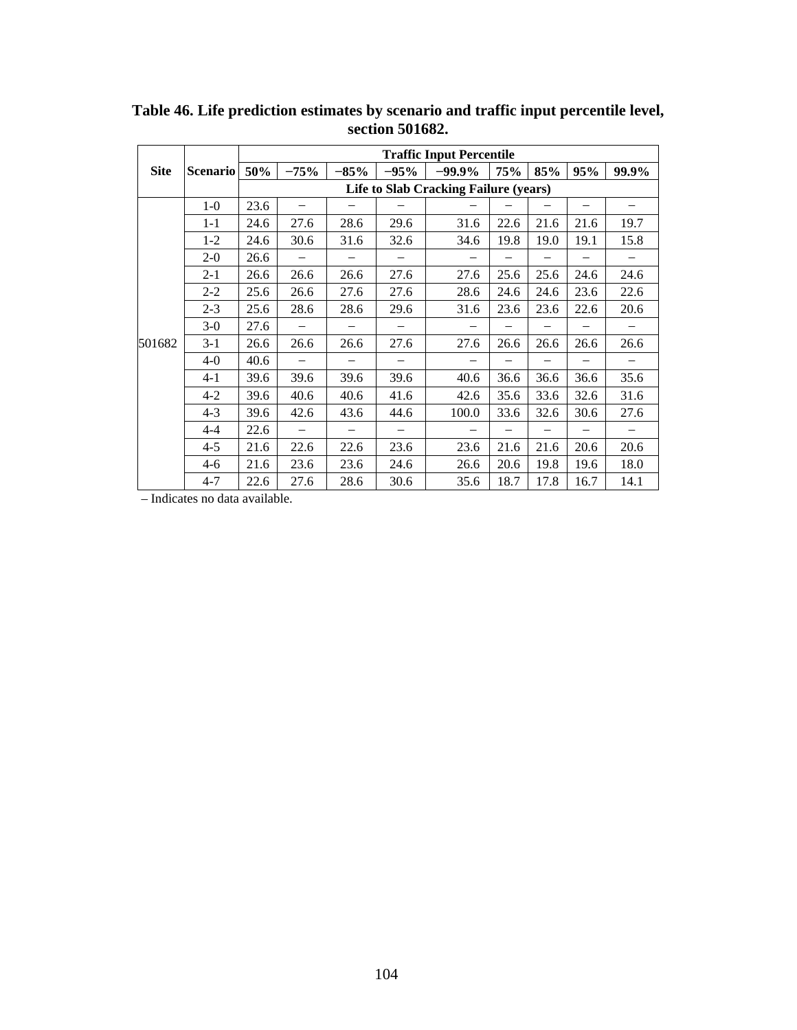**Table 46. Life prediction estimates by scenario and traffic input percentile level, section 501682.**

| Site | Scenario | Traffic Input Percentile | | | | | | | | |
|---|---|---|---|---|---|---|---|---|---|---|
| | | 50% | −75% | −85% | −95% | −99.9% | 75% | 85% | 95% | 99.9% |
| | | Life to Slab Cracking Failure (years) | | | | | | | | |
| 501682 | 1-0 | 23.6 | – | – | – | – | – | – | – | – |
| | 1-1 | 24.6 | 27.6 | 28.6 | 29.6 | 31.6 | 22.6 | 21.6 | 21.6 | 19.7 |
| | 1-2 | 24.6 | 30.6 | 31.6 | 32.6 | 34.6 | 19.8 | 19.0 | 19.1 | 15.8 |
| | 2-0 | 26.6 | – | – | – | – | – | – | – | – |
| | 2-1 | 26.6 | 26.6 | 26.6 | 27.6 | 27.6 | 25.6 | 25.6 | 24.6 | 24.6 |
| | 2-2 | 25.6 | 26.6 | 27.6 | 27.6 | 28.6 | 24.6 | 24.6 | 23.6 | 22.6 |
| | 2-3 | 25.6 | 28.6 | 28.6 | 29.6 | 31.6 | 23.6 | 23.6 | 22.6 | 20.6 |
| | 3-0 | 27.6 | – | – | – | – | – | – | – | – |
| | 3-1 | 26.6 | 26.6 | 26.6 | 27.6 | 27.6 | 26.6 | 26.6 | 26.6 | 26.6 |
| | 4-0 | 40.6 | – | – | – | – | – | – | – | – |
| | 4-1 | 39.6 | 39.6 | 39.6 | 39.6 | 40.6 | 36.6 | 36.6 | 36.6 | 35.6 |
| | 4-2 | 39.6 | 40.6 | 40.6 | 41.6 | 42.6 | 35.6 | 33.6 | 32.6 | 31.6 |
| | 4-3 | 39.6 | 42.6 | 43.6 | 44.6 | 100.0 | 33.6 | 32.6 | 30.6 | 27.6 |
| | 4-4 | 22.6 | – | – | – | – | – | – | – | – |
| | 4-5 | 21.6 | 22.6 | 22.6 | 23.6 | 23.6 | 21.6 | 21.6 | 20.6 | 20.6 |
| | 4-6 | 21.6 | 23.6 | 23.6 | 24.6 | 26.6 | 20.6 | 19.8 | 19.6 | 18.0 |
| | 4-7 | 22.6 | 27.6 | 28.6 | 30.6 | 35.6 | 18.7 | 17.8 | 16.7 | 14.1 |

– Indicates no data available.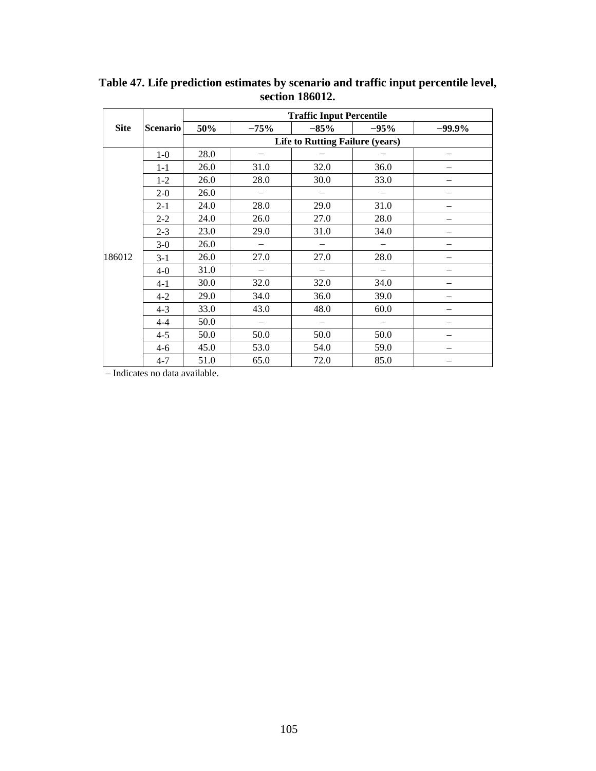**Table 47. Life prediction estimates by scenario and traffic input percentile level, section 186012.**

| Site | Scenario | Traffic Input Percentile | | | | |
|---|---|---|---|---|---|---|
| | | 50% | −75% | −85% | −95% | −99.9% |
| | | Life to Rutting Failure (years) | | | | |
| 186012 | 1-0 | 28.0 | – | – | – | – |
| | 1-1 | 26.0 | 31.0 | 32.0 | 36.0 | – |
| | 1-2 | 26.0 | 28.0 | 30.0 | 33.0 | – |
| | 2-0 | 26.0 | – | – | – | – |
| | 2-1 | 24.0 | 28.0 | 29.0 | 31.0 | – |
| | 2-2 | 24.0 | 26.0 | 27.0 | 28.0 | – |
| | 2-3 | 23.0 | 29.0 | 31.0 | 34.0 | – |
| | 3-0 | 26.0 | – | – | – | – |
| | 3-1 | 26.0 | 27.0 | 27.0 | 28.0 | – |
| | 4-0 | 31.0 | – | – | – | – |
| | 4-1 | 30.0 | 32.0 | 32.0 | 34.0 | – |
| | 4-2 | 29.0 | 34.0 | 36.0 | 39.0 | – |
| | 4-3 | 33.0 | 43.0 | 48.0 | 60.0 | – |
| | 4-4 | 50.0 | – | – | – | – |
| | 4-5 | 50.0 | 50.0 | 50.0 | 50.0 | – |
| | 4-6 | 45.0 | 53.0 | 54.0 | 59.0 | – |
| | 4-7 | 51.0 | 65.0 | 72.0 | 85.0 | – |

– Indicates no data available.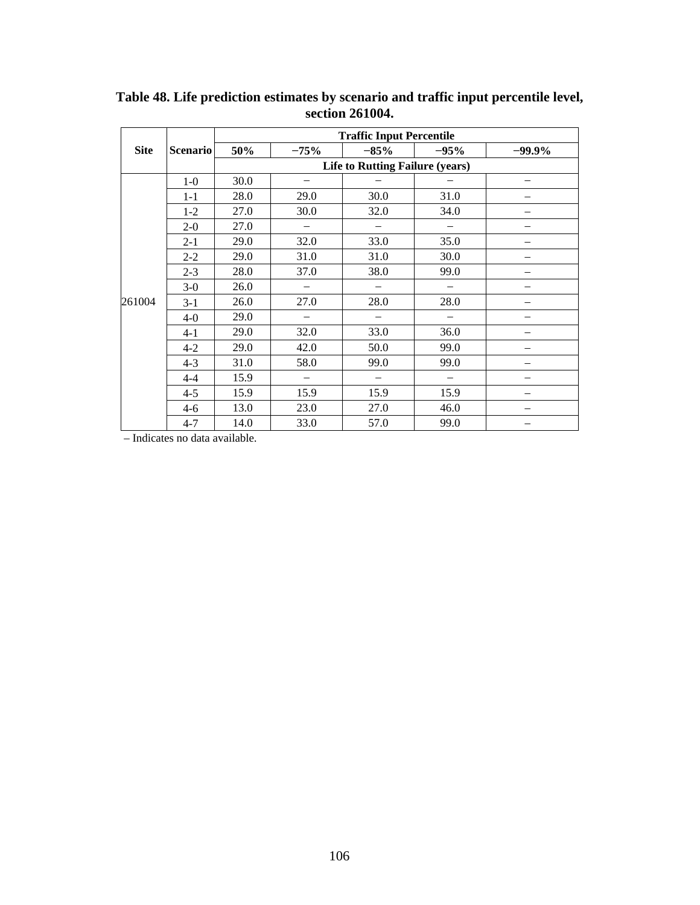**Table 48. Life prediction estimates by scenario and traffic input percentile level, section 261004.**

| Site | Scenario | Traffic Input Percentile | | | | |
|---|---|---|---|---|---|---|
| | | 50% | −75% | −85% | −95% | −99.9% |
| | | Life to Rutting Failure (years) | | | | |
| 261004 | 1-0 | 30.0 | – | – | – | – |
| | 1-1 | 28.0 | 29.0 | 30.0 | 31.0 | – |
| | 1-2 | 27.0 | 30.0 | 32.0 | 34.0 | – |
| | 2-0 | 27.0 | – | – | – | – |
| | 2-1 | 29.0 | 32.0 | 33.0 | 35.0 | – |
| | 2-2 | 29.0 | 31.0 | 31.0 | 30.0 | – |
| | 2-3 | 28.0 | 37.0 | 38.0 | 99.0 | – |
| | 3-0 | 26.0 | – | – | – | – |
| | 3-1 | 26.0 | 27.0 | 28.0 | 28.0 | – |
| | 4-0 | 29.0 | – | – | – | – |
| | 4-1 | 29.0 | 32.0 | 33.0 | 36.0 | – |
| | 4-2 | 29.0 | 42.0 | 50.0 | 99.0 | – |
| | 4-3 | 31.0 | 58.0 | 99.0 | 99.0 | – |
| | 4-4 | 15.9 | – | – | – | – |
| | 4-5 | 15.9 | 15.9 | 15.9 | 15.9 | – |
| | 4-6 | 13.0 | 23.0 | 27.0 | 46.0 | – |
| | 4-7 | 14.0 | 33.0 | 57.0 | 99.0 | – |

– Indicates no data available.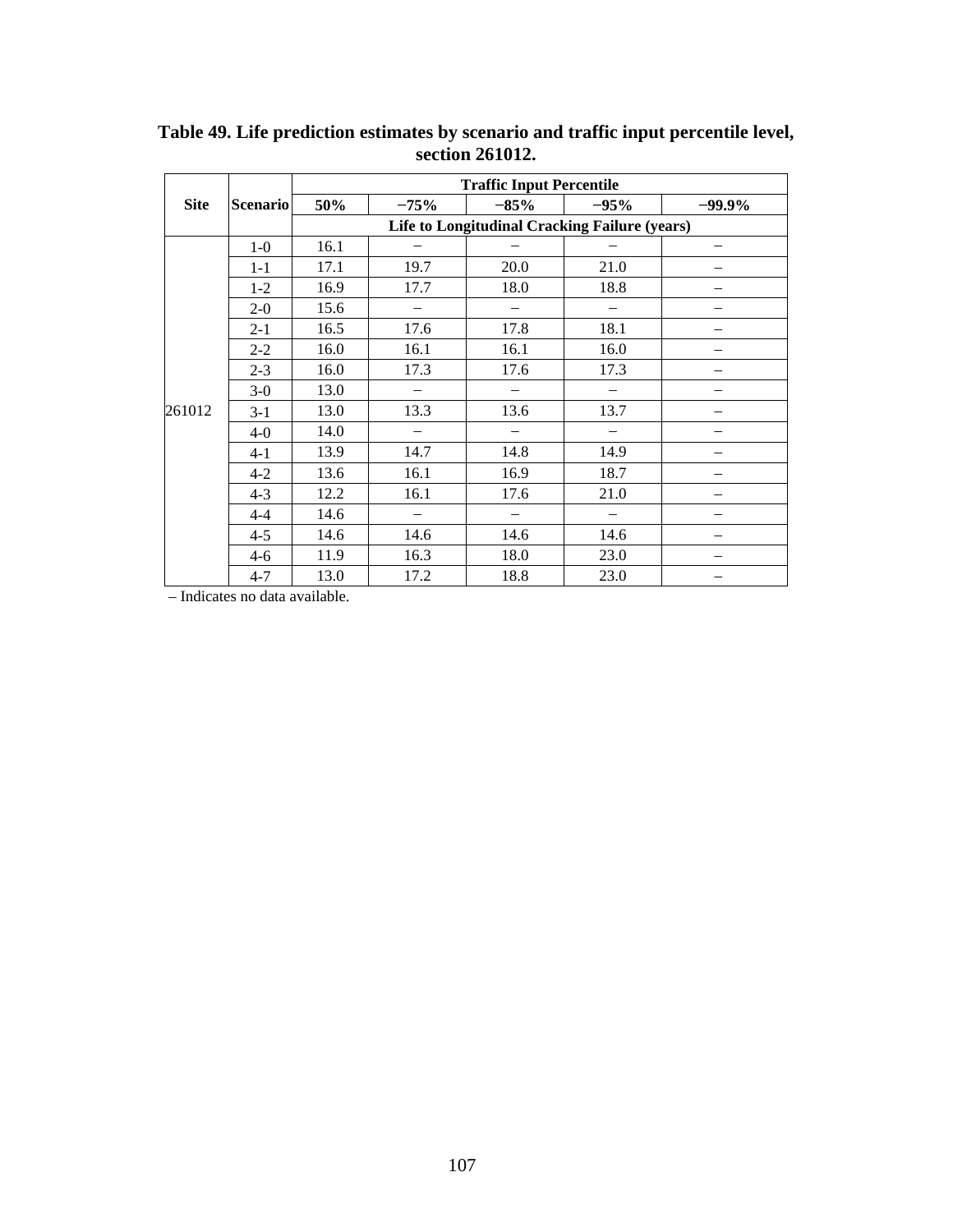**Table 49. Life prediction estimates by scenario and traffic input percentile level, section 261012.**

| Site | Scenario | Traffic Input Percentile | | | | |
|---|---|---|---|---|---|---|
| | | 50% | −75% | −85% | −95% | −99.9% |
| | | Life to Longitudinal Cracking Failure (years) | | | | |
| 261012 | 1-0 | 16.1 | – | – | – | – |
| | 1-1 | 17.1 | 19.7 | 20.0 | 21.0 | – |
| | 1-2 | 16.9 | 17.7 | 18.0 | 18.8 | – |
| | 2-0 | 15.6 | – | – | – | – |
| | 2-1 | 16.5 | 17.6 | 17.8 | 18.1 | – |
| | 2-2 | 16.0 | 16.1 | 16.1 | 16.0 | – |
| | 2-3 | 16.0 | 17.3 | 17.6 | 17.3 | – |
| | 3-0 | 13.0 | – | – | – | – |
| | 3-1 | 13.0 | 13.3 | 13.6 | 13.7 | – |
| | 4-0 | 14.0 | – | – | – | – |
| | 4-1 | 13.9 | 14.7 | 14.8 | 14.9 | – |
| | 4-2 | 13.6 | 16.1 | 16.9 | 18.7 | – |
| | 4-3 | 12.2 | 16.1 | 17.6 | 21.0 | – |
| | 4-4 | 14.6 | – | – | – | – |
| | 4-5 | 14.6 | 14.6 | 14.6 | 14.6 | – |
| | 4-6 | 11.9 | 16.3 | 18.0 | 23.0 | – |
| | 4-7 | 13.0 | 17.2 | 18.8 | 23.0 | – |

– Indicates no data available.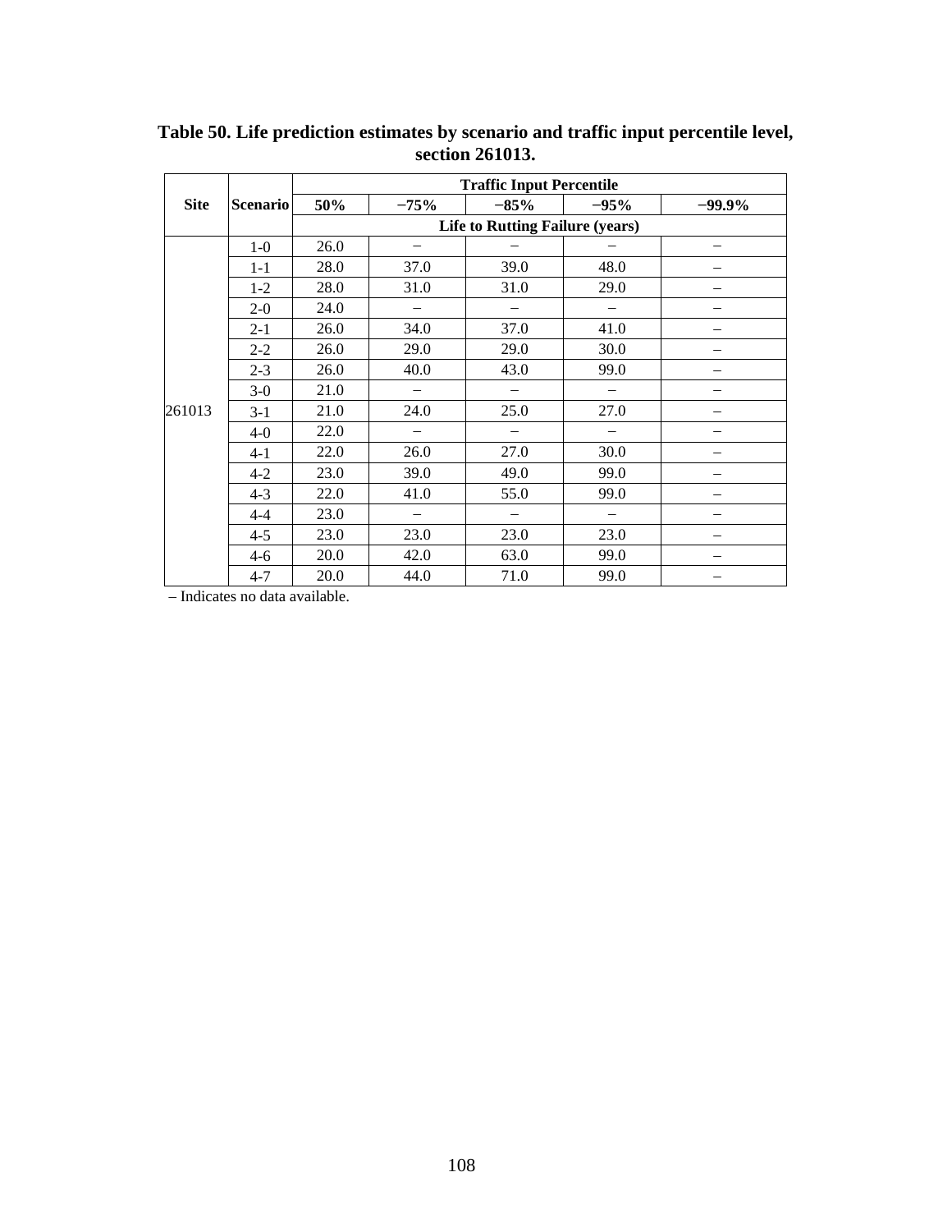**Table 50. Life prediction estimates by scenario and traffic input percentile level, section 261013.**

| Site | Scenario | Traffic Input Percentile | | | | |
|---|---|---|---|---|---|---|
| | | 50% | −75% | −85% | −95% | −99.9% |
| | | Life to Rutting Failure (years) | | | | |
| 261013 | 1-0 | 26.0 | – | – | – | – |
| | 1-1 | 28.0 | 37.0 | 39.0 | 48.0 | – |
| | 1-2 | 28.0 | 31.0 | 31.0 | 29.0 | – |
| | 2-0 | 24.0 | – | – | – | – |
| | 2-1 | 26.0 | 34.0 | 37.0 | 41.0 | – |
| | 2-2 | 26.0 | 29.0 | 29.0 | 30.0 | – |
| | 2-3 | 26.0 | 40.0 | 43.0 | 99.0 | – |
| | 3-0 | 21.0 | – | – | – | – |
| | 3-1 | 21.0 | 24.0 | 25.0 | 27.0 | – |
| | 4-0 | 22.0 | – | – | – | – |
| | 4-1 | 22.0 | 26.0 | 27.0 | 30.0 | – |
| | 4-2 | 23.0 | 39.0 | 49.0 | 99.0 | – |
| | 4-3 | 22.0 | 41.0 | 55.0 | 99.0 | – |
| | 4-4 | 23.0 | – | – | – | – |
| | 4-5 | 23.0 | 23.0 | 23.0 | 23.0 | – |
| | 4-6 | 20.0 | 42.0 | 63.0 | 99.0 | – |
| | 4-7 | 20.0 | 44.0 | 71.0 | 99.0 | – |

– Indicates no data available.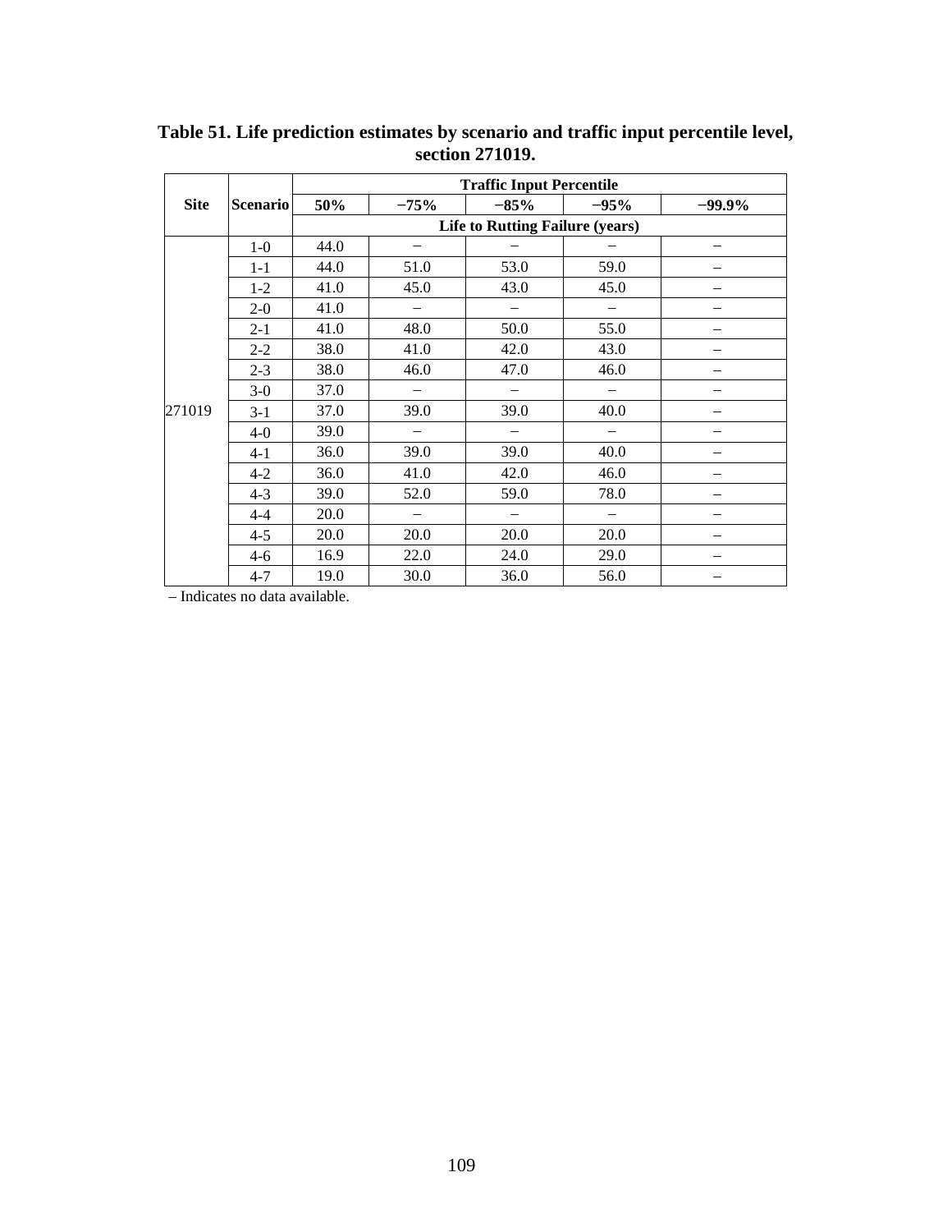**Table 51. Life prediction estimates by scenario and traffic input percentile level, section 271019.**

| Site | Scenario | Traffic Input Percentile | | | | |
|---|---|---|---|---|---|---|
| | | 50% | −75% | −85% | −95% | −99.9% |
| | | Life to Rutting Failure (years) | | | | |
| 271019 | 1-0 | 44.0 | – | – | – | – |
| | 1-1 | 44.0 | 51.0 | 53.0 | 59.0 | – |
| | 1-2 | 41.0 | 45.0 | 43.0 | 45.0 | – |
| | 2-0 | 41.0 | – | – | – | – |
| | 2-1 | 41.0 | 48.0 | 50.0 | 55.0 | – |
| | 2-2 | 38.0 | 41.0 | 42.0 | 43.0 | – |
| | 2-3 | 38.0 | 46.0 | 47.0 | 46.0 | – |
| | 3-0 | 37.0 | – | – | – | – |
| | 3-1 | 37.0 | 39.0 | 39.0 | 40.0 | – |
| | 4-0 | 39.0 | – | – | – | – |
| | 4-1 | 36.0 | 39.0 | 39.0 | 40.0 | – |
| | 4-2 | 36.0 | 41.0 | 42.0 | 46.0 | – |
| | 4-3 | 39.0 | 52.0 | 59.0 | 78.0 | – |
| | 4-4 | 20.0 | – | – | – | – |
| | 4-5 | 20.0 | 20.0 | 20.0 | 20.0 | – |
| | 4-6 | 16.9 | 22.0 | 24.0 | 29.0 | – |
| | 4-7 | 19.0 | 30.0 | 36.0 | 56.0 | – |

– Indicates no data available.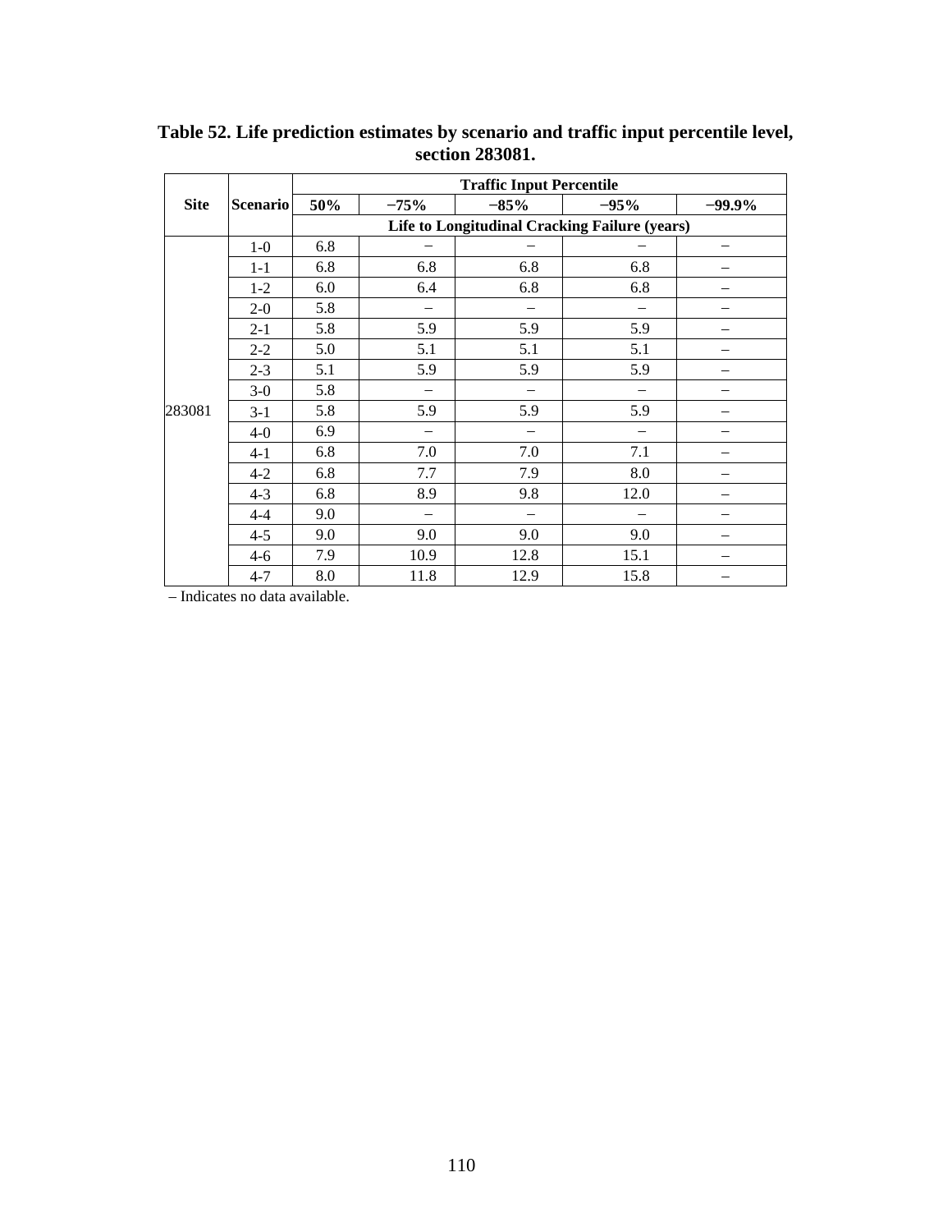**Table 52. Life prediction estimates by scenario and traffic input percentile level, section 283081.**

| Site | Scenario | Traffic Input Percentile | | | | |
|---|---|---|---|---|---|---|
| | | 50% | −75% | −85% | −95% | −99.9% |
| | | Life to Longitudinal Cracking Failure (years) | | | | |
| 283081 | 1-0 | 6.8 | – | – | – | – |
| | 1-1 | 6.8 | 6.8 | 6.8 | 6.8 | – |
| | 1-2 | 6.0 | 6.4 | 6.8 | 6.8 | – |
| | 2-0 | 5.8 | – | – | – | – |
| | 2-1 | 5.8 | 5.9 | 5.9 | 5.9 | – |
| | 2-2 | 5.0 | 5.1 | 5.1 | 5.1 | – |
| | 2-3 | 5.1 | 5.9 | 5.9 | 5.9 | – |
| | 3-0 | 5.8 | – | – | – | – |
| | 3-1 | 5.8 | 5.9 | 5.9 | 5.9 | – |
| | 4-0 | 6.9 | – | – | – | – |
| | 4-1 | 6.8 | 7.0 | 7.0 | 7.1 | – |
| | 4-2 | 6.8 | 7.7 | 7.9 | 8.0 | – |
| | 4-3 | 6.8 | 8.9 | 9.8 | 12.0 | – |
| | 4-4 | 9.0 | – | – | – | – |
| | 4-5 | 9.0 | 9.0 | 9.0 | 9.0 | – |
| | 4-6 | 7.9 | 10.9 | 12.8 | 15.1 | – |
| | 4-7 | 8.0 | 11.8 | 12.9 | 15.8 | – |

– Indicates no data available.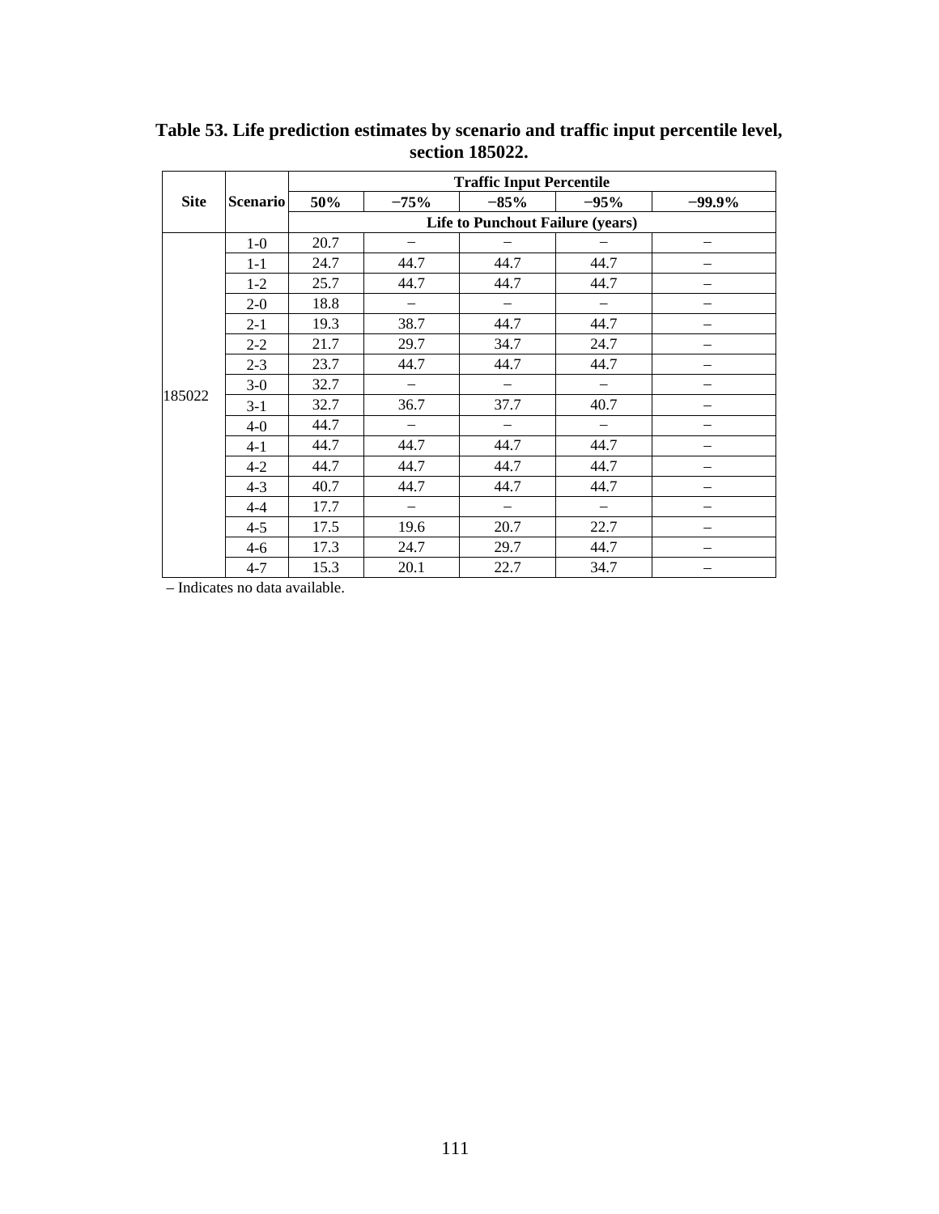**Table 53. Life prediction estimates by scenario and traffic input percentile level, section 185022.**

| Site | Scenario | Traffic Input Percentile | | | | |
|---|---|---|---|---|---|---|
| | | 50% | −75% | −85% | −95% | −99.9% |
| | | Life to Punchout Failure (years) | | | | |
| 185022 | 1-0 | 20.7 | – | – | – | – |
| | 1-1 | 24.7 | 44.7 | 44.7 | 44.7 | – |
| | 1-2 | 25.7 | 44.7 | 44.7 | 44.7 | – |
| | 2-0 | 18.8 | – | – | – | – |
| | 2-1 | 19.3 | 38.7 | 44.7 | 44.7 | – |
| | 2-2 | 21.7 | 29.7 | 34.7 | 24.7 | – |
| | 2-3 | 23.7 | 44.7 | 44.7 | 44.7 | – |
| | 3-0 | 32.7 | – | – | – | – |
| | 3-1 | 32.7 | 36.7 | 37.7 | 40.7 | – |
| | 4-0 | 44.7 | – | – | – | – |
| | 4-1 | 44.7 | 44.7 | 44.7 | 44.7 | – |
| | 4-2 | 44.7 | 44.7 | 44.7 | 44.7 | – |
| | 4-3 | 40.7 | 44.7 | 44.7 | 44.7 | – |
| | 4-4 | 17.7 | – | – | – | – |
| | 4-5 | 17.5 | 19.6 | 20.7 | 22.7 | – |
| | 4-6 | 17.3 | 24.7 | 29.7 | 44.7 | – |
| | 4-7 | 15.3 | 20.1 | 22.7 | 34.7 | – |

– Indicates no data available.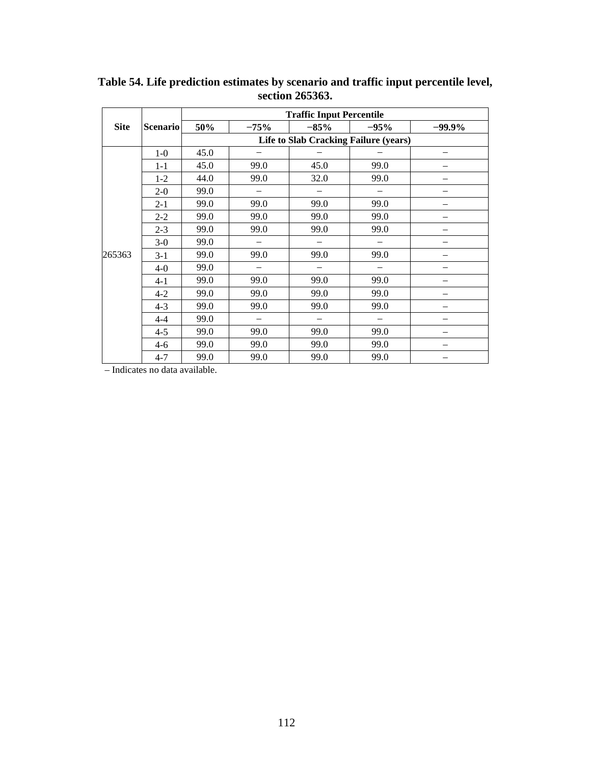**Table 54. Life prediction estimates by scenario and traffic input percentile level, section 265363.**

| Site | Scenario | Traffic Input Percentile | | | | |
|---|---|---|---|---|---|---|
| | | 50% | −75% | −85% | −95% | −99.9% |
| | | Life to Slab Cracking Failure (years) | | | | |
| 265363 | 1-0 | 45.0 | – | – | – | – |
| | 1-1 | 45.0 | 99.0 | 45.0 | 99.0 | – |
| | 1-2 | 44.0 | 99.0 | 32.0 | 99.0 | – |
| | 2-0 | 99.0 | – | – | – | – |
| | 2-1 | 99.0 | 99.0 | 99.0 | 99.0 | – |
| | 2-2 | 99.0 | 99.0 | 99.0 | 99.0 | – |
| | 2-3 | 99.0 | 99.0 | 99.0 | 99.0 | – |
| | 3-0 | 99.0 | – | – | – | – |
| | 3-1 | 99.0 | 99.0 | 99.0 | 99.0 | – |
| | 4-0 | 99.0 | – | – | – | – |
| | 4-1 | 99.0 | 99.0 | 99.0 | 99.0 | – |
| | 4-2 | 99.0 | 99.0 | 99.0 | 99.0 | – |
| | 4-3 | 99.0 | 99.0 | 99.0 | 99.0 | – |
| | 4-4 | 99.0 | – | – | – | – |
| | 4-5 | 99.0 | 99.0 | 99.0 | 99.0 | – |
| | 4-6 | 99.0 | 99.0 | 99.0 | 99.0 | – |
| | 4-7 | 99.0 | 99.0 | 99.0 | 99.0 | – |

– Indicates no data available.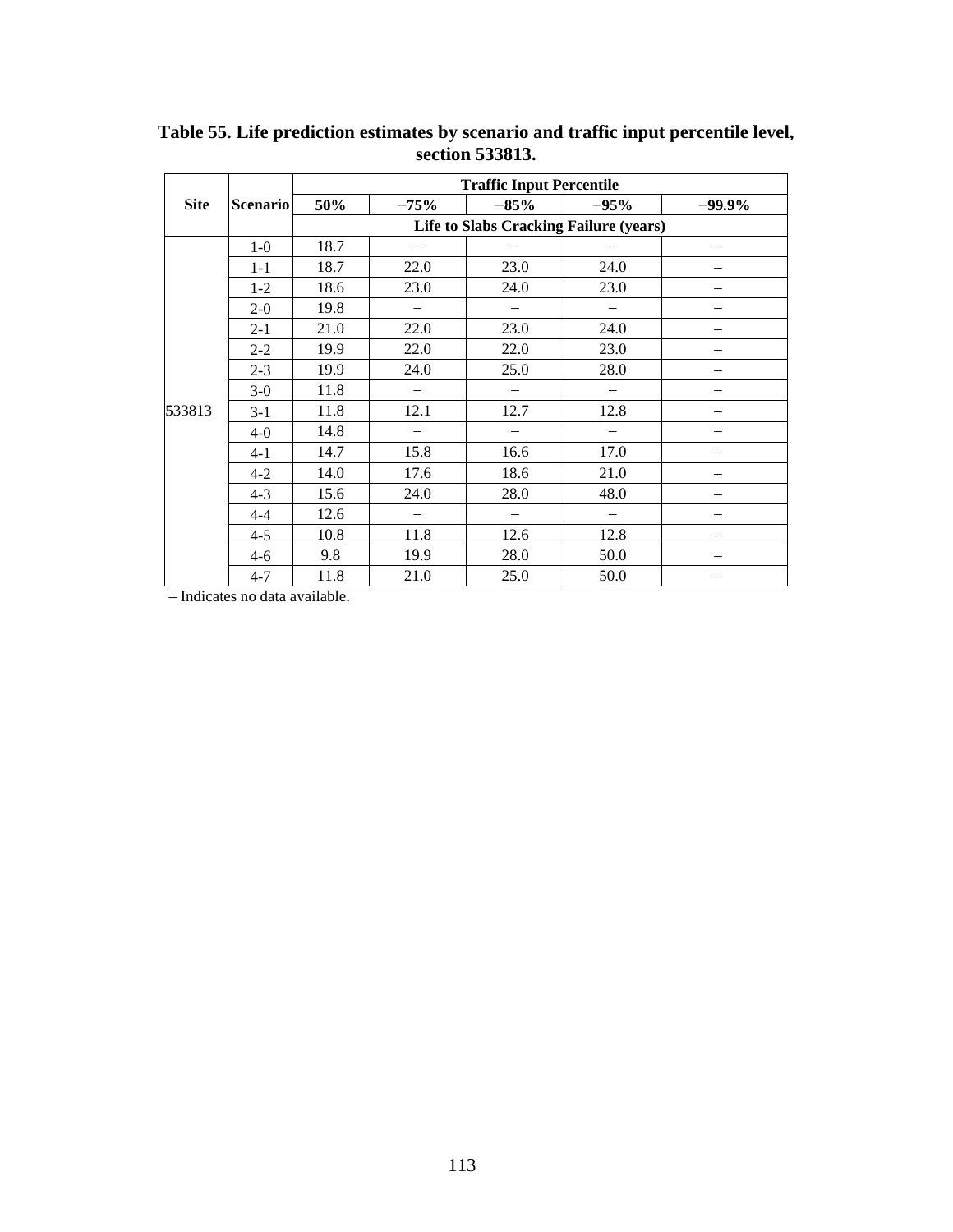**Table 55. Life prediction estimates by scenario and traffic input percentile level, section 533813.**

| Site | Scenario | Traffic Input Percentile | | | | |
|---|---|---|---|---|---|---|
| | | 50% | −75% | −85% | −95% | −99.9% |
| | | Life to Slabs Cracking Failure (years) | | | | |
| 533813 | 1-0 | 18.7 | – | – | – | – |
| | 1-1 | 18.7 | 22.0 | 23.0 | 24.0 | – |
| | 1-2 | 18.6 | 23.0 | 24.0 | 23.0 | – |
| | 2-0 | 19.8 | – | – | – | – |
| | 2-1 | 21.0 | 22.0 | 23.0 | 24.0 | – |
| | 2-2 | 19.9 | 22.0 | 22.0 | 23.0 | – |
| | 2-3 | 19.9 | 24.0 | 25.0 | 28.0 | – |
| | 3-0 | 11.8 | – | – | – | – |
| | 3-1 | 11.8 | 12.1 | 12.7 | 12.8 | – |
| | 4-0 | 14.8 | – | – | – | – |
| | 4-1 | 14.7 | 15.8 | 16.6 | 17.0 | – |
| | 4-2 | 14.0 | 17.6 | 18.6 | 21.0 | – |
| | 4-3 | 15.6 | 24.0 | 28.0 | 48.0 | – |
| | 4-4 | 12.6 | – | – | – | – |
| | 4-5 | 10.8 | 11.8 | 12.6 | 12.8 | – |
| | 4-6 | 9.8 | 19.9 | 28.0 | 50.0 | – |
| | 4-7 | 11.8 | 21.0 | 25.0 | 50.0 | – |

– Indicates no data available.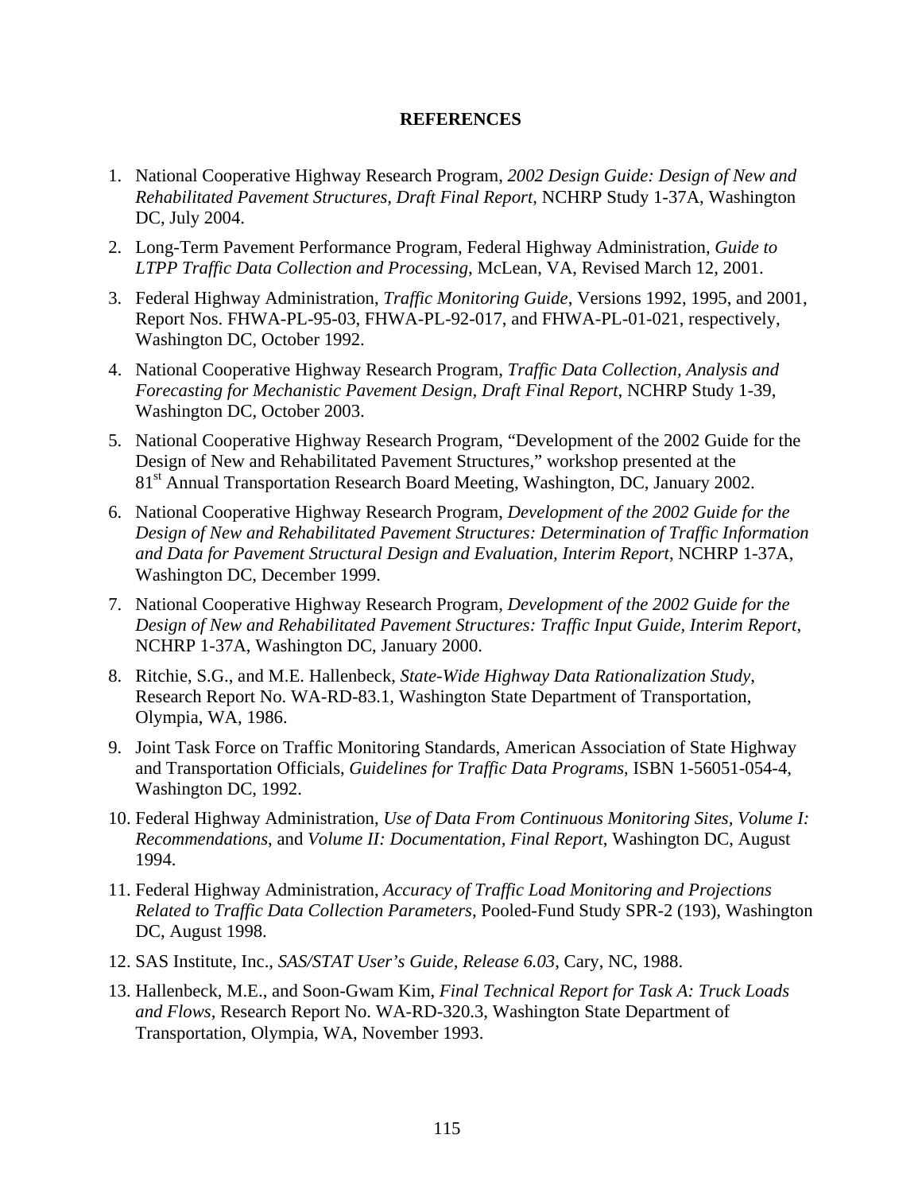# REFERENCES

1. National Cooperative Highway Research Program, *2002 Design Guide: Design of New and Rehabilitated Pavement Structures, Draft Final Report*, NCHRP Study 1-37A, Washington DC, July 2004.
2. Long-Term Pavement Performance Program, Federal Highway Administration, *Guide to LTPP Traffic Data Collection and Processing*, McLean, VA, Revised March 12, 2001.
3. Federal Highway Administration, *Traffic Monitoring Guide*, Versions 1992, 1995, and 2001, Report Nos. FHWA-PL-95-03, FHWA-PL-92-017, and FHWA-PL-01-021, respectively, Washington DC, October 1992.
4. National Cooperative Highway Research Program, *Traffic Data Collection, Analysis and Forecasting for Mechanistic Pavement Design, Draft Final Report*, NCHRP Study 1-39, Washington DC, October 2003.
5. National Cooperative Highway Research Program, "Development of the 2002 Guide for the Design of New and Rehabilitated Pavement Structures," workshop presented at the 81st Annual Transportation Research Board Meeting, Washington, DC, January 2002.
6. National Cooperative Highway Research Program, *Development of the 2002 Guide for the Design of New and Rehabilitated Pavement Structures: Determination of Traffic Information and Data for Pavement Structural Design and Evaluation, Interim Report*, NCHRP 1-37A, Washington DC, December 1999.
7. National Cooperative Highway Research Program, *Development of the 2002 Guide for the Design of New and Rehabilitated Pavement Structures: Traffic Input Guide, Interim Report*, NCHRP 1-37A, Washington DC, January 2000.
8. Ritchie, S.G., and M.E. Hallenbeck, *State-Wide Highway Data Rationalization Study*, Research Report No. WA-RD-83.1, Washington State Department of Transportation, Olympia, WA, 1986.
9. Joint Task Force on Traffic Monitoring Standards, American Association of State Highway and Transportation Officials, *Guidelines for Traffic Data Programs*, ISBN 1-56051-054-4, Washington DC, 1992.
10. Federal Highway Administration, *Use of Data From Continuous Monitoring Sites, Volume I: Recommendations*, and *Volume II: Documentation, Final Report*, Washington DC, August 1994.
11. Federal Highway Administration, *Accuracy of Traffic Load Monitoring and Projections Related to Traffic Data Collection Parameters*, Pooled-Fund Study SPR-2 (193), Washington DC, August 1998.
12. SAS Institute, Inc., *SAS/STAT User's Guide, Release 6.03*, Cary, NC, 1988.
13. Hallenbeck, M.E., and Soon-Gwam Kim, *Final Technical Report for Task A: Truck Loads and Flows*, Research Report No. WA-RD-320.3, Washington State Department of Transportation, Olympia, WA, November 1993.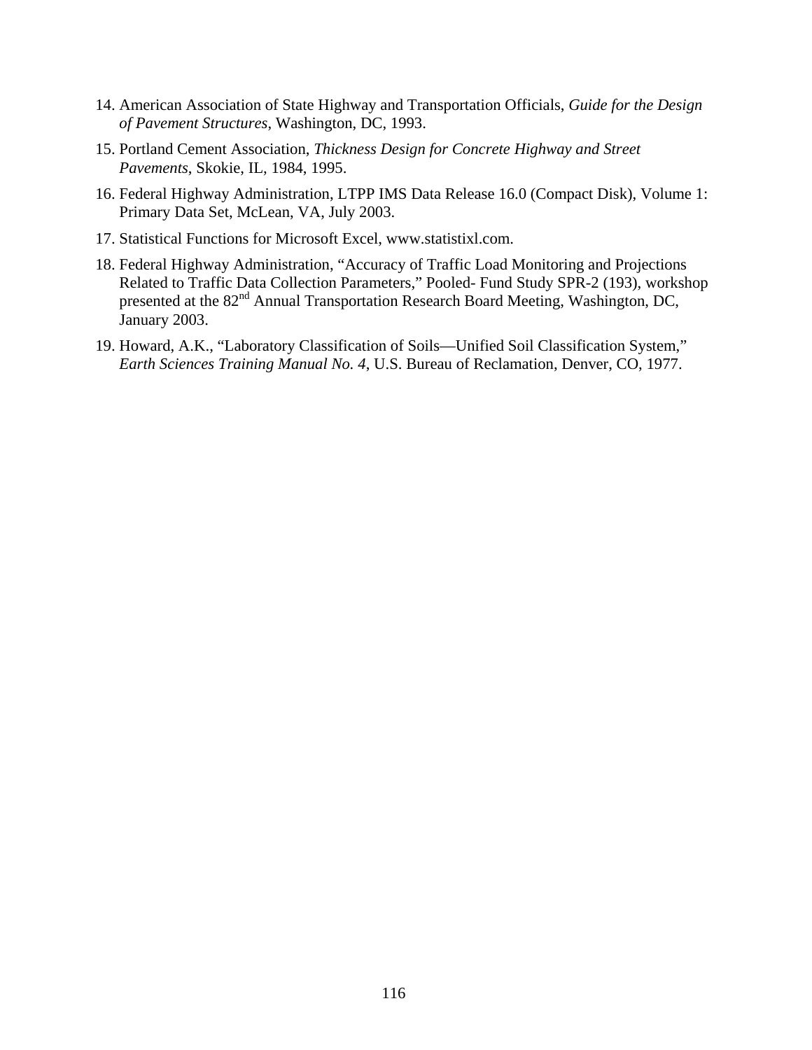14. American Association of State Highway and Transportation Officials, *Guide for the Design of Pavement Structures*, Washington, DC, 1993.

15. Portland Cement Association, *Thickness Design for Concrete Highway and Street Pavements*, Skokie, IL, 1984, 1995.

16. Federal Highway Administration, LTPP IMS Data Release 16.0 (Compact Disk), Volume 1: Primary Data Set, McLean, VA, July 2003.

17. Statistical Functions for Microsoft Excel, www.statistixl.com.

18. Federal Highway Administration, "Accuracy of Traffic Load Monitoring and Projections Related to Traffic Data Collection Parameters," Pooled- Fund Study SPR-2 (193), workshop presented at the 82nd Annual Transportation Research Board Meeting, Washington, DC, January 2003.

19. Howard, A.K., "Laboratory Classification of Soils—Unified Soil Classification System," *Earth Sciences Training Manual No. 4*, U.S. Bureau of Reclamation, Denver, CO, 1977.